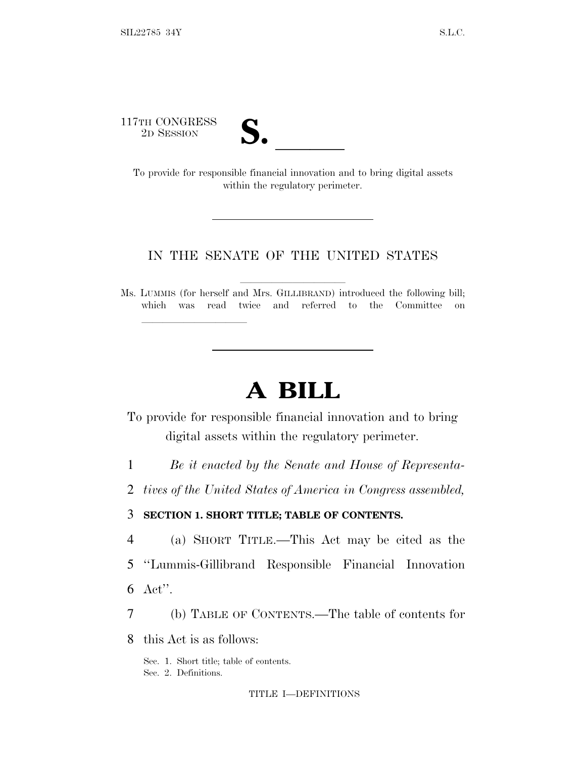117TH CONGRESS
2D SESSION

**S. \_\_\_\_\_\_**

To provide for responsible financial innovation and to bring digital assets within the regulatory perimeter.

---

IN THE SENATE OF THE UNITED STATES

Ms. LUMMIS (for herself and Mrs. GILLIBRAND) introduced the following bill; which was read twice and referred to the Committee on \_\_\_\_\_\_\_\_\_\_\_\_\_\_\_\_

---

# A BILL

To provide for responsible financial innovation and to bring digital assets within the regulatory perimeter.

1 *Be it enacted by the Senate and House of Representa-*
2 *tives of the United States of America in Congress assembled,*

3 **SECTION 1. SHORT TITLE; TABLE OF CONTENTS.**

4 (a) SHORT TITLE.—This Act may be cited as the
5 "Lummis-Gillibrand Responsible Financial Innovation
6 Act".

7 (b) TABLE OF CONTENTS.—The table of contents for
8 this Act is as follows:

Sec. 1. Short title; table of contents.
Sec. 2. Definitions.

TITLE I—DEFINITIONS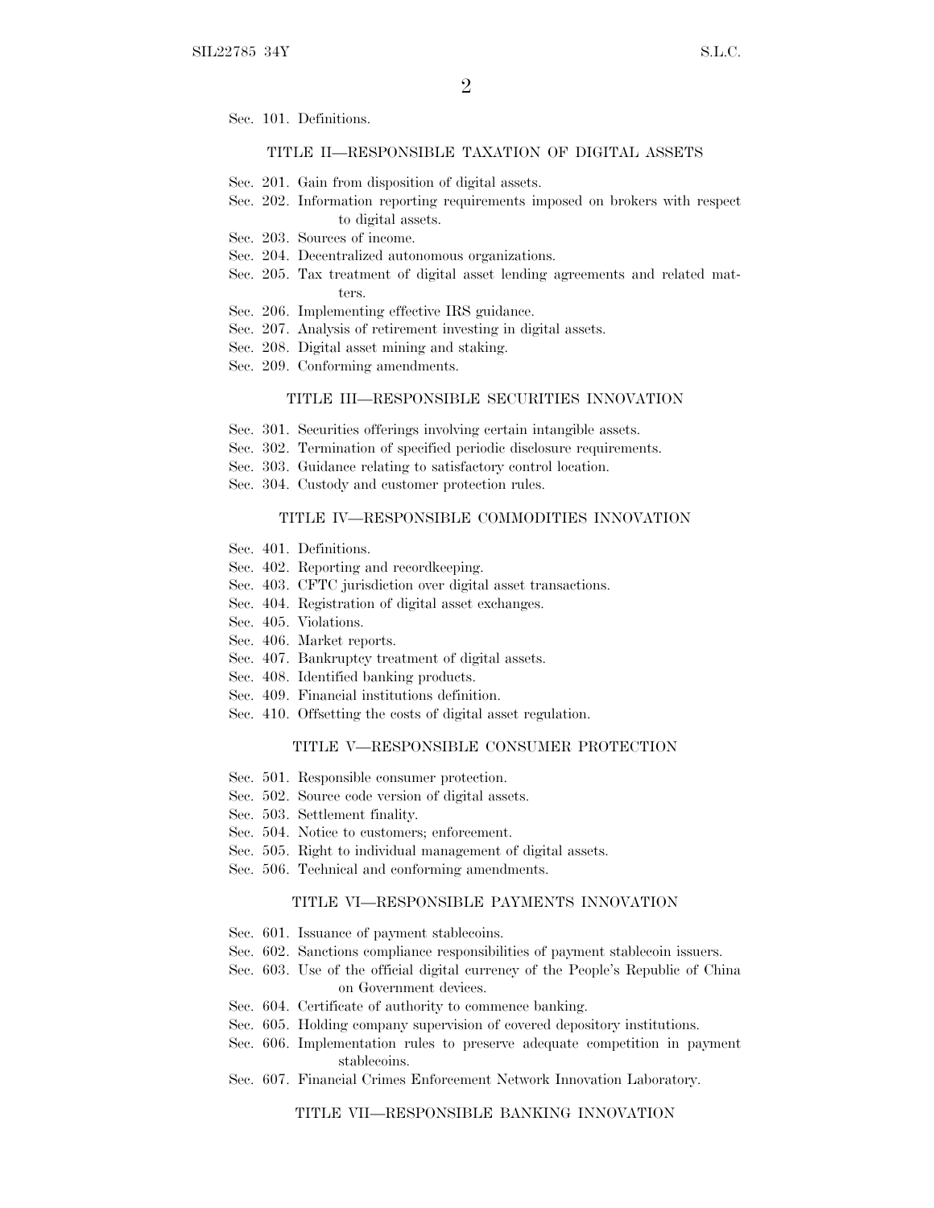Sec. 101. Definitions.

### TITLE II—RESPONSIBLE TAXATION OF DIGITAL ASSETS

Sec. 201. Gain from disposition of digital assets.
Sec. 202. Information reporting requirements imposed on brokers with respect to digital assets.
Sec. 203. Sources of income.
Sec. 204. Decentralized autonomous organizations.
Sec. 205. Tax treatment of digital asset lending agreements and related matters.
Sec. 206. Implementing effective IRS guidance.
Sec. 207. Analysis of retirement investing in digital assets.
Sec. 208. Digital asset mining and staking.
Sec. 209. Conforming amendments.

### TITLE III—RESPONSIBLE SECURITIES INNOVATION

Sec. 301. Securities offerings involving certain intangible assets.
Sec. 302. Termination of specified periodic disclosure requirements.
Sec. 303. Guidance relating to satisfactory control location.
Sec. 304. Custody and customer protection rules.

### TITLE IV—RESPONSIBLE COMMODITIES INNOVATION

Sec. 401. Definitions.
Sec. 402. Reporting and recordkeeping.
Sec. 403. CFTC jurisdiction over digital asset transactions.
Sec. 404. Registration of digital asset exchanges.
Sec. 405. Violations.
Sec. 406. Market reports.
Sec. 407. Bankruptcy treatment of digital assets.
Sec. 408. Identified banking products.
Sec. 409. Financial institutions definition.
Sec. 410. Offsetting the costs of digital asset regulation.

### TITLE V—RESPONSIBLE CONSUMER PROTECTION

Sec. 501. Responsible consumer protection.
Sec. 502. Source code version of digital assets.
Sec. 503. Settlement finality.
Sec. 504. Notice to customers; enforcement.
Sec. 505. Right to individual management of digital assets.
Sec. 506. Technical and conforming amendments.

### TITLE VI—RESPONSIBLE PAYMENTS INNOVATION

Sec. 601. Issuance of payment stablecoins.
Sec. 602. Sanctions compliance responsibilities of payment stablecoin issuers.
Sec. 603. Use of the official digital currency of the People's Republic of China on Government devices.
Sec. 604. Certificate of authority to commence banking.
Sec. 605. Holding company supervision of covered depository institutions.
Sec. 606. Implementation rules to preserve adequate competition in payment stablecoins.
Sec. 607. Financial Crimes Enforcement Network Innovation Laboratory.

### TITLE VII—RESPONSIBLE BANKING INNOVATION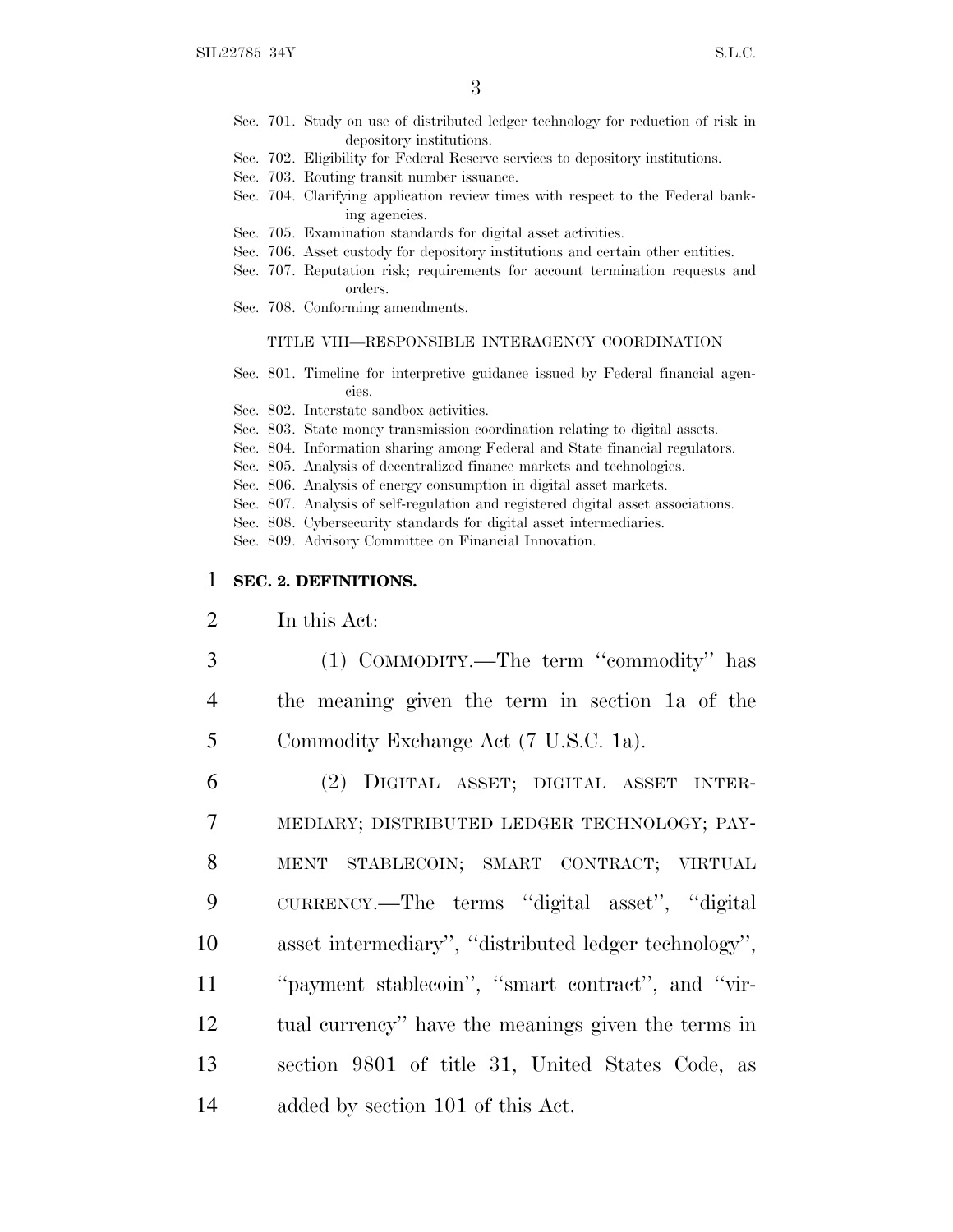Sec. 701. Study on use of distributed ledger technology for reduction of risk in depository institutions.
Sec. 702. Eligibility for Federal Reserve services to depository institutions.
Sec. 703. Routing transit number issuance.
Sec. 704. Clarifying application review times with respect to the Federal banking agencies.
Sec. 705. Examination standards for digital asset activities.
Sec. 706. Asset custody for depository institutions and certain other entities.
Sec. 707. Reputation risk; requirements for account termination requests and orders.
Sec. 708. Conforming amendments.

TITLE VIII—RESPONSIBLE INTERAGENCY COORDINATION

Sec. 801. Timeline for interpretive guidance issued by Federal financial agencies.
Sec. 802. Interstate sandbox activities.
Sec. 803. State money transmission coordination relating to digital assets.
Sec. 804. Information sharing among Federal and State financial regulators.
Sec. 805. Analysis of decentralized finance markets and technologies.
Sec. 806. Analysis of energy consumption in digital asset markets.
Sec. 807. Analysis of self-regulation and registered digital asset associations.
Sec. 808. Cybersecurity standards for digital asset intermediaries.
Sec. 809. Advisory Committee on Financial Innovation.

**SEC. 2. DEFINITIONS.**

In this Act:

(1) COMMODITY.—The term ''commodity'' has the meaning given the term in section 1a of the Commodity Exchange Act (7 U.S.C. 1a).

(2) DIGITAL ASSET; DIGITAL ASSET INTERMEDIARY; DISTRIBUTED LEDGER TECHNOLOGY; PAYMENT STABLECOIN; SMART CONTRACT; VIRTUAL CURRENCY.—The terms ''digital asset'', ''digital asset intermediary'', ''distributed ledger technology'', ''payment stablecoin'', ''smart contract'', and ''virtual currency'' have the meanings given the terms in section 9801 of title 31, United States Code, as added by section 101 of this Act.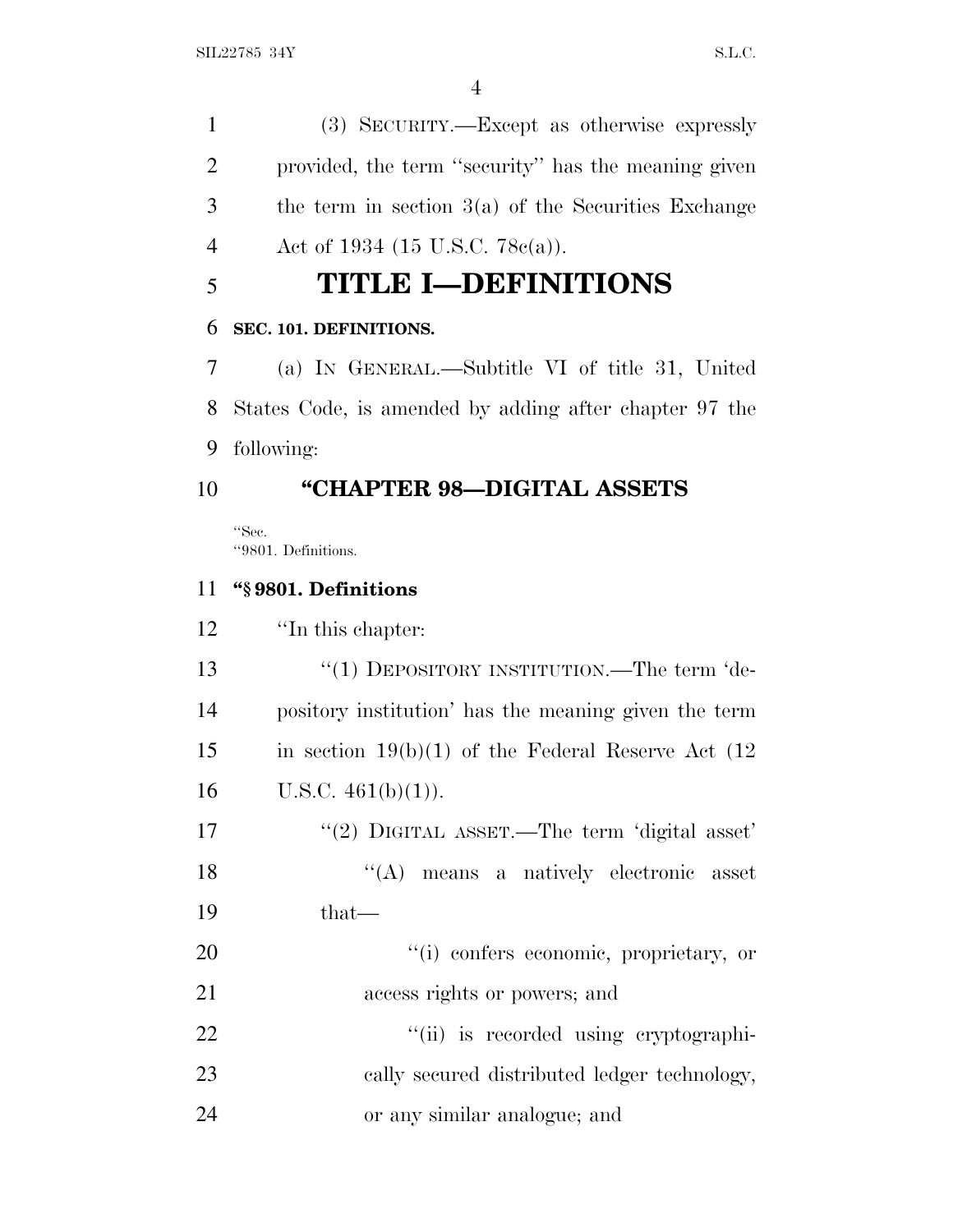(3) SECURITY.—Except as otherwise expressly provided, the term ''security'' has the meaning given the term in section 3(a) of the Securities Exchange Act of 1934 (15 U.S.C. 78c(a)).

# TITLE I—DEFINITIONS

**SEC. 101. DEFINITIONS.**

(a) IN GENERAL.—Subtitle VI of title 31, United States Code, is amended by adding after chapter 97 the following:

## ''CHAPTER 98—DIGITAL ASSETS

''Sec.
''9801. Definitions.

**''§ 9801. Definitions**

''In this chapter:

''(1) DEPOSITORY INSTITUTION.—The term 'depository institution' has the meaning given the term in section 19(b)(1) of the Federal Reserve Act (12 U.S.C. 461(b)(1)).

''(2) DIGITAL ASSET.—The term 'digital asset'

''(A) means a natively electronic asset that—

''(i) confers economic, proprietary, or access rights or powers; and

''(ii) is recorded using cryptographically secured distributed ledger technology, or any similar analogue; and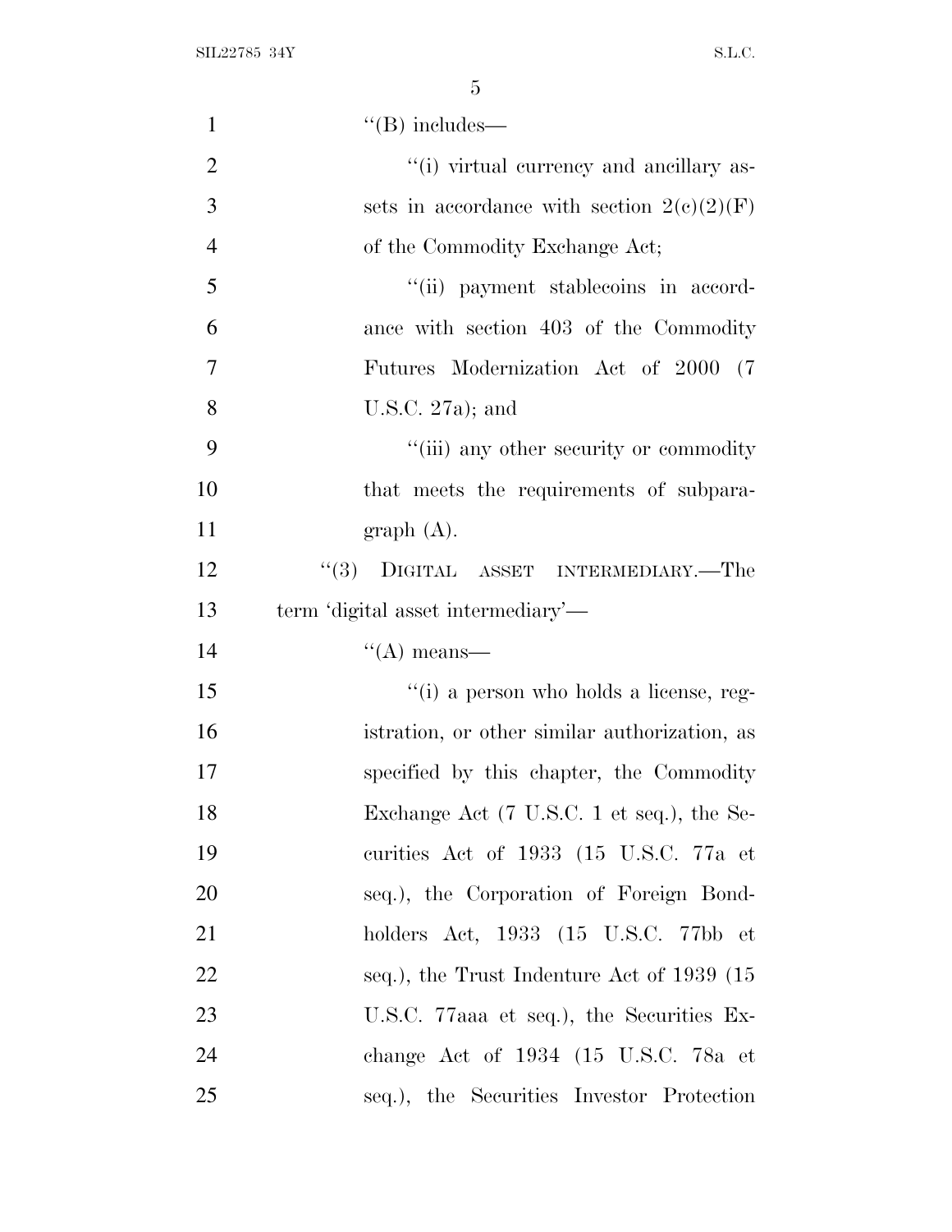''(B) includes—

''(i) virtual currency and ancillary assets in accordance with section 2(c)(2)(F) of the Commodity Exchange Act;

''(ii) payment stablecoins in accordance with section 403 of the Commodity Futures Modernization Act of 2000 (7 U.S.C. 27a); and

''(iii) any other security or commodity that meets the requirements of subparagraph (A).

''(3) DIGITAL ASSET INTERMEDIARY.—The term 'digital asset intermediary'—

''(A) means—

''(i) a person who holds a license, registration, or other similar authorization, as specified by this chapter, the Commodity Exchange Act (7 U.S.C. 1 et seq.), the Securities Act of 1933 (15 U.S.C. 77a et seq.), the Corporation of Foreign Bondholders Act, 1933 (15 U.S.C. 77bb et seq.), the Trust Indenture Act of 1939 (15 U.S.C. 77aaa et seq.), the Securities Exchange Act of 1934 (15 U.S.C. 78a et seq.), the Securities Investor Protection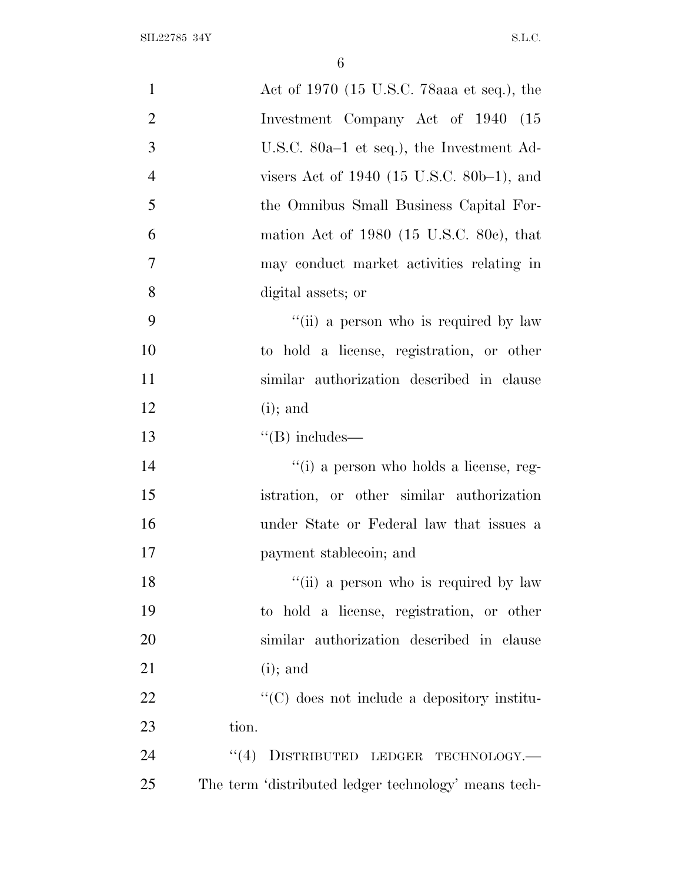Act of 1970 (15 U.S.C. 78aaa et seq.), the Investment Company Act of 1940 (15 U.S.C. 80a–1 et seq.), the Investment Advisers Act of 1940 (15 U.S.C. 80b–1), and the Omnibus Small Business Capital Formation Act of 1980 (15 U.S.C. 80c), that may conduct market activities relating in digital assets; or

"(ii) a person who is required by law to hold a license, registration, or other similar authorization described in clause (i); and

"(B) includes—

"(i) a person who holds a license, registration, or other similar authorization under State or Federal law that issues a payment stablecoin; and

"(ii) a person who is required by law to hold a license, registration, or other similar authorization described in clause (i); and

"(C) does not include a depository institution.

"(4) DISTRIBUTED LEDGER TECHNOLOGY.—The term 'distributed ledger technology' means tech-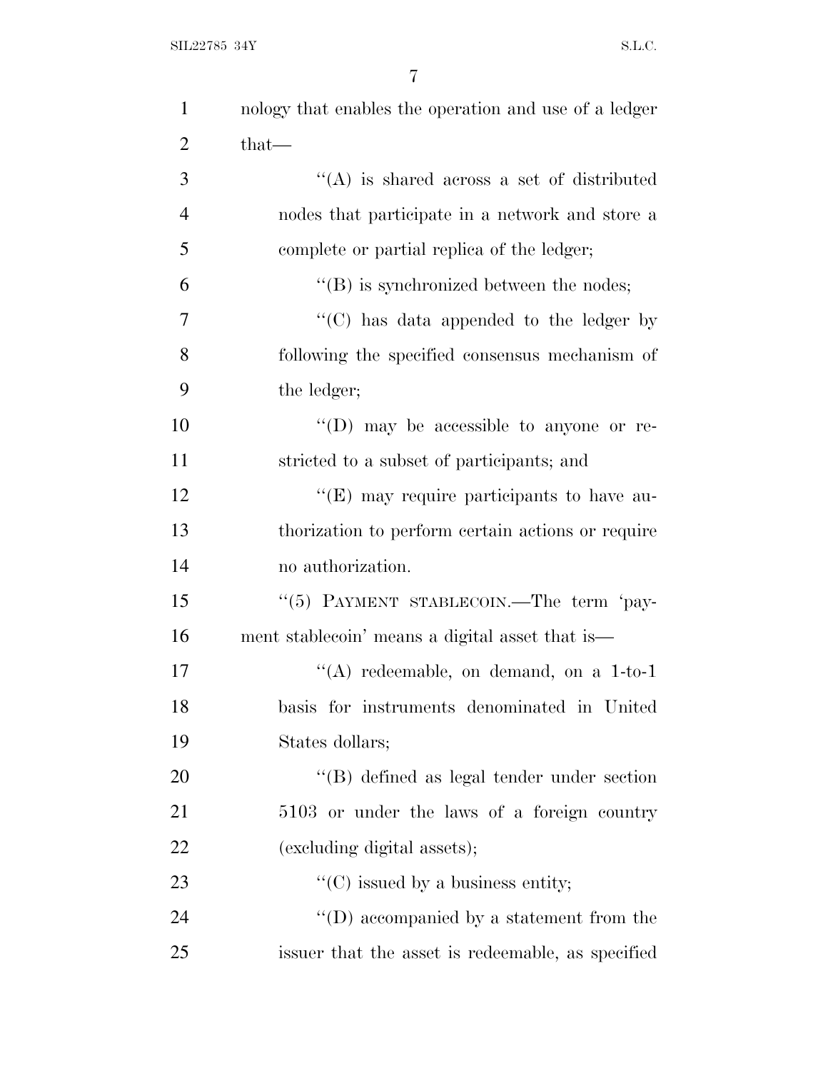nology that enables the operation and use of a ledger that—

''(A) is shared across a set of distributed nodes that participate in a network and store a complete or partial replica of the ledger;

''(B) is synchronized between the nodes;

''(C) has data appended to the ledger by following the specified consensus mechanism of the ledger;

''(D) may be accessible to anyone or restricted to a subset of participants; and

''(E) may require participants to have authorization to perform certain actions or require no authorization.

''(5) PAYMENT STABLECOIN.—The term 'payment stablecoin' means a digital asset that is—

''(A) redeemable, on demand, on a 1-to-1 basis for instruments denominated in United States dollars;

''(B) defined as legal tender under section 5103 or under the laws of a foreign country (excluding digital assets);

''(C) issued by a business entity;

''(D) accompanied by a statement from the issuer that the asset is redeemable, as specified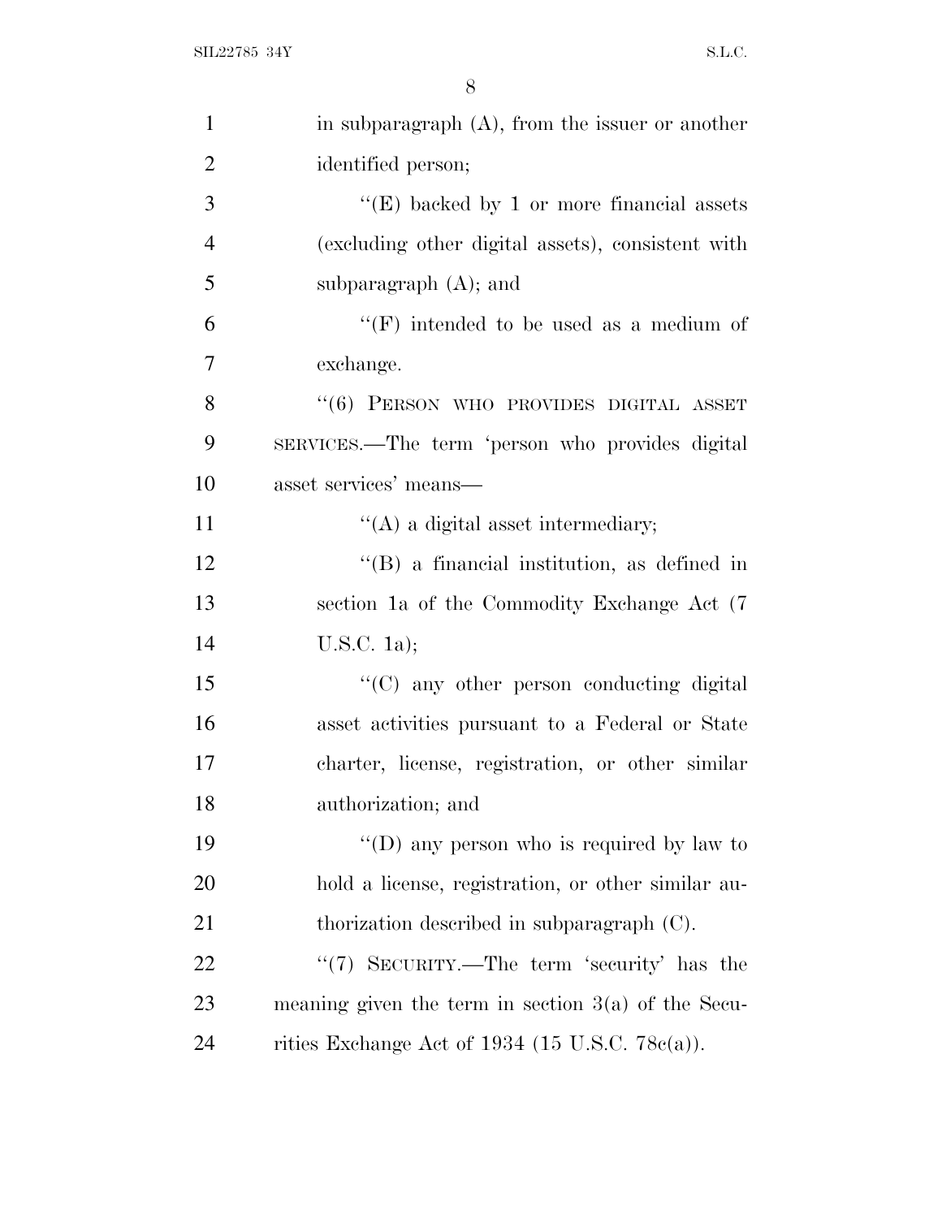in subparagraph (A), from the issuer or another identified person;

''(E) backed by 1 or more financial assets (excluding other digital assets), consistent with subparagraph (A); and

''(F) intended to be used as a medium of exchange.

''(6) PERSON WHO PROVIDES DIGITAL ASSET SERVICES.—The term 'person who provides digital asset services' means—

''(A) a digital asset intermediary;

''(B) a financial institution, as defined in section 1a of the Commodity Exchange Act (7 U.S.C. 1a);

''(C) any other person conducting digital asset activities pursuant to a Federal or State charter, license, registration, or other similar authorization; and

''(D) any person who is required by law to hold a license, registration, or other similar authorization described in subparagraph (C).

''(7) SECURITY.—The term 'security' has the meaning given the term in section 3(a) of the Securities Exchange Act of 1934 (15 U.S.C. 78c(a)).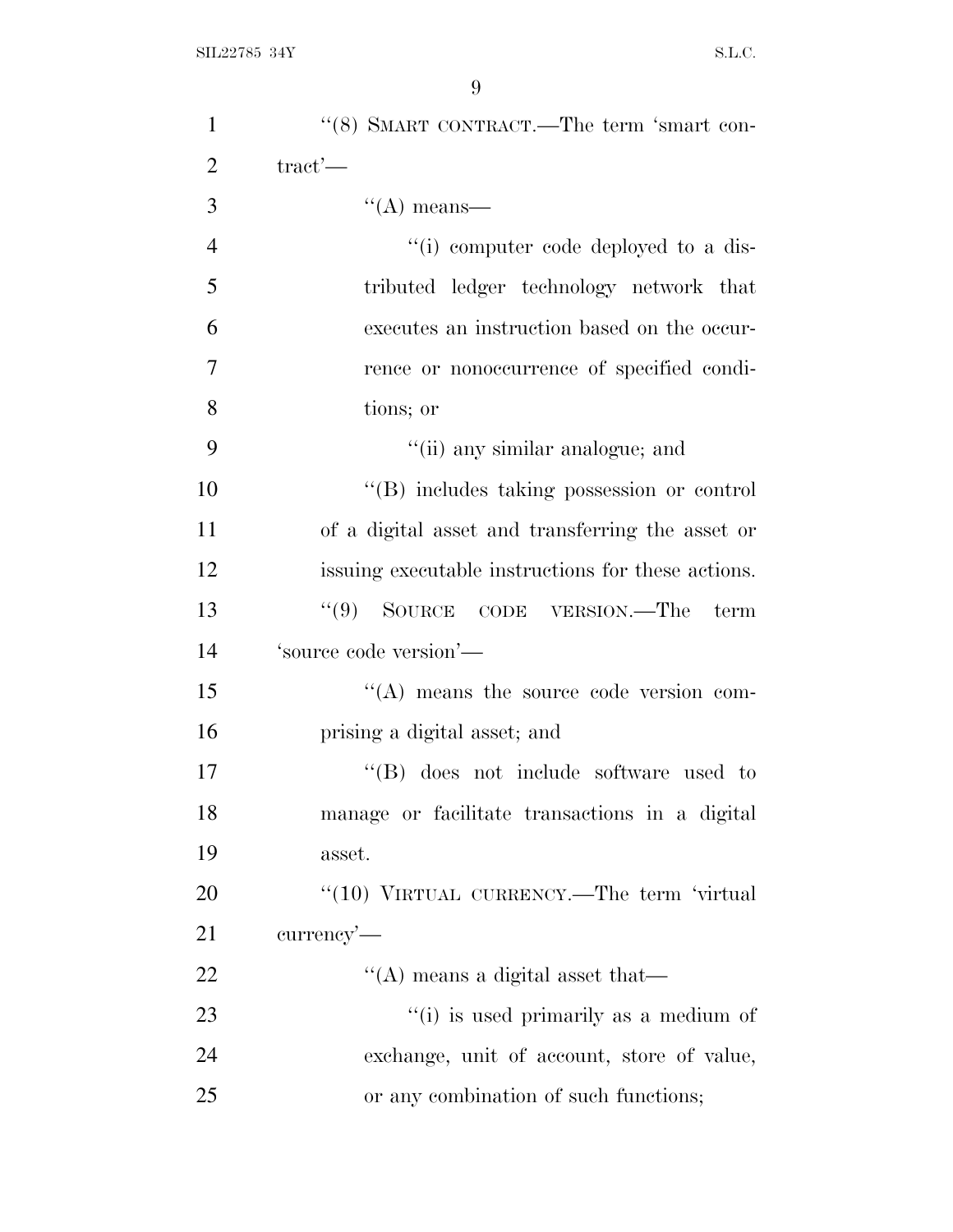''(8) SMART CONTRACT.—The term 'smart contract'—

''(A) means—

''(i) computer code deployed to a distributed ledger technology network that executes an instruction based on the occurrence or nonoccurrence of specified conditions; or

''(ii) any similar analogue; and

''(B) includes taking possession or control of a digital asset and transferring the asset or issuing executable instructions for these actions.

''(9) SOURCE CODE VERSION.—The term 'source code version'—

''(A) means the source code version comprising a digital asset; and

''(B) does not include software used to manage or facilitate transactions in a digital asset.

''(10) VIRTUAL CURRENCY.—The term 'virtual currency'—

''(A) means a digital asset that—

''(i) is used primarily as a medium of exchange, unit of account, store of value, or any combination of such functions;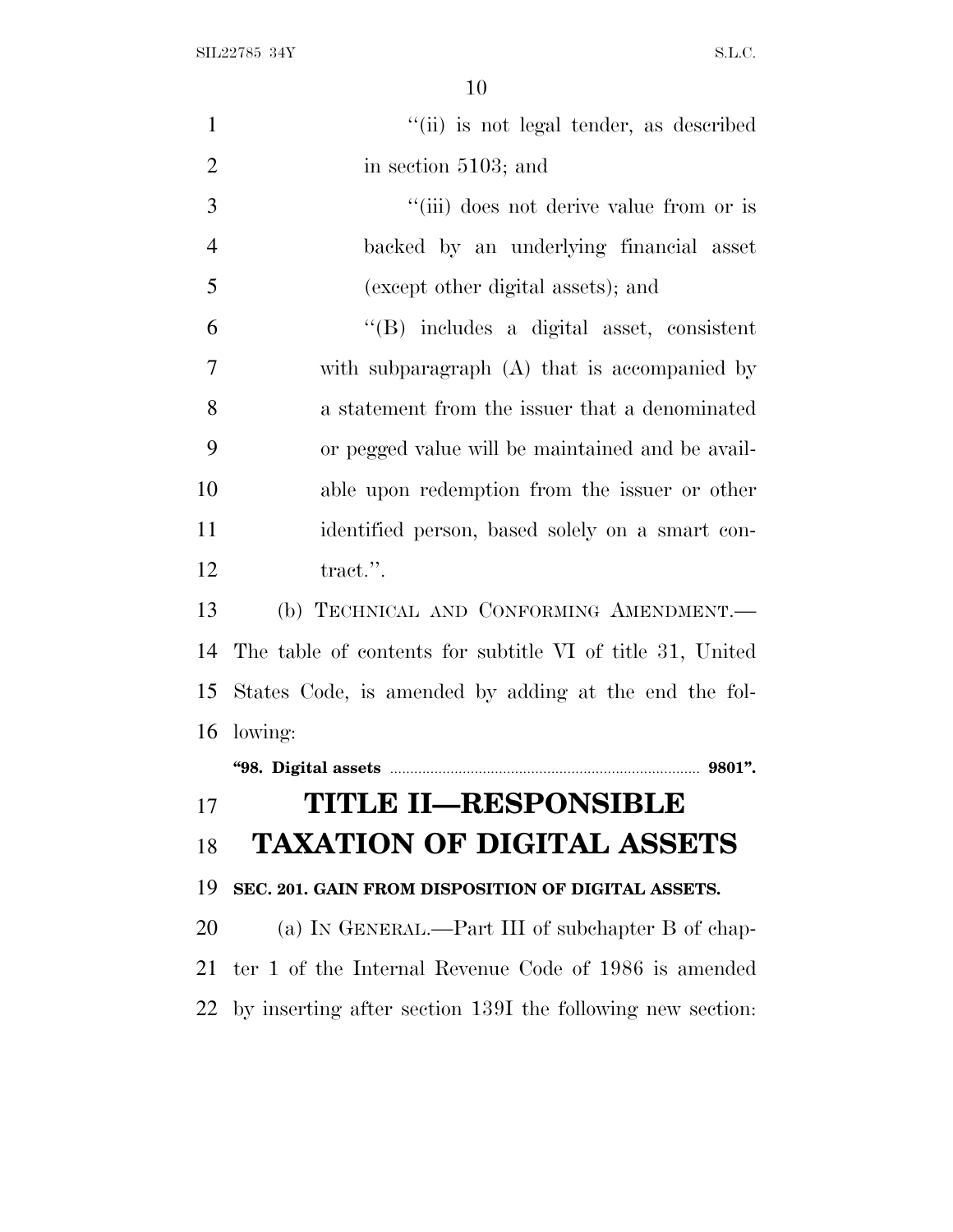"(ii) is not legal tender, as described in section 5103; and

"(iii) does not derive value from or is backed by an underlying financial asset (except other digital assets); and

"(B) includes a digital asset, consistent with subparagraph (A) that is accompanied by a statement from the issuer that a denominated or pegged value will be maintained and be available upon redemption from the issuer or other identified person, based solely on a smart contract.".

(b) TECHNICAL AND CONFORMING AMENDMENT.—The table of contents for subtitle VI of title 31, United States Code, is amended by adding at the end the following:

**"98. Digital assets ..................... 9801".**

# TITLE II—RESPONSIBLE TAXATION OF DIGITAL ASSETS

**SEC. 201. GAIN FROM DISPOSITION OF DIGITAL ASSETS.**

(a) IN GENERAL.—Part III of subchapter B of chapter 1 of the Internal Revenue Code of 1986 is amended by inserting after section 139I the following new section: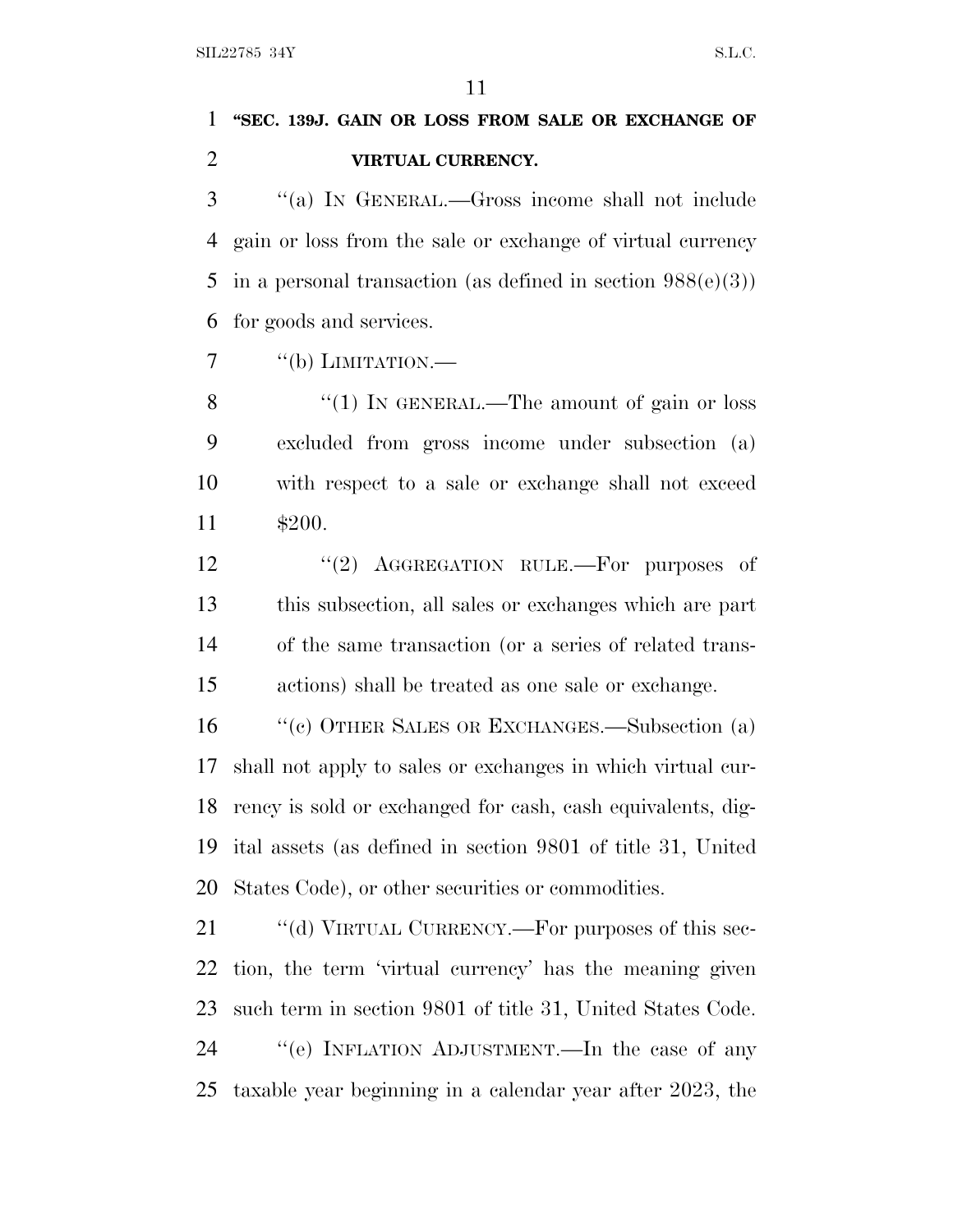**"SEC. 139J. GAIN OR LOSS FROM SALE OR EXCHANGE OF VIRTUAL CURRENCY.**

"(a) IN GENERAL.—Gross income shall not include gain or loss from the sale or exchange of virtual currency in a personal transaction (as defined in section 988(e)(3)) for goods and services.

"(b) LIMITATION.—

"(1) IN GENERAL.—The amount of gain or loss excluded from gross income under subsection (a) with respect to a sale or exchange shall not exceed $200.

"(2) AGGREGATION RULE.—For purposes of this subsection, all sales or exchanges which are part of the same transaction (or a series of related transactions) shall be treated as one sale or exchange.

"(c) OTHER SALES OR EXCHANGES.—Subsection (a) shall not apply to sales or exchanges in which virtual currency is sold or exchanged for cash, cash equivalents, digital assets (as defined in section 9801 of title 31, United States Code), or other securities or commodities.

"(d) VIRTUAL CURRENCY.—For purposes of this section, the term 'virtual currency' has the meaning given such term in section 9801 of title 31, United States Code.

"(e) INFLATION ADJUSTMENT.—In the case of any taxable year beginning in a calendar year after 2023, the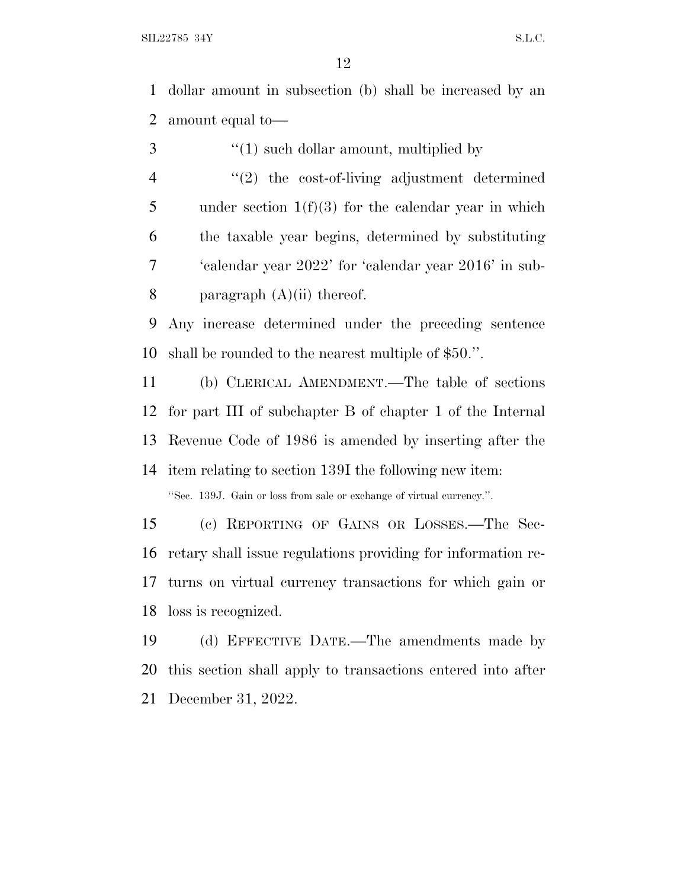dollar amount in subsection (b) shall be increased by an amount equal to—

"(1) such dollar amount, multiplied by

"(2) the cost-of-living adjustment determined under section 1(f)(3) for the calendar year in which the taxable year begins, determined by substituting 'calendar year 2022' for 'calendar year 2016' in subparagraph (A)(ii) thereof.

Any increase determined under the preceding sentence shall be rounded to the nearest multiple of $50.".

(b) CLERICAL AMENDMENT.—The table of sections for part III of subchapter B of chapter 1 of the Internal Revenue Code of 1986 is amended by inserting after the item relating to section 139I the following new item:

"Sec. 139J. Gain or loss from sale or exchange of virtual currency.".

(c) REPORTING OF GAINS OR LOSSES.—The Secretary shall issue regulations providing for information returns on virtual currency transactions for which gain or loss is recognized.

(d) EFFECTIVE DATE.—The amendments made by this section shall apply to transactions entered into after December 31, 2022.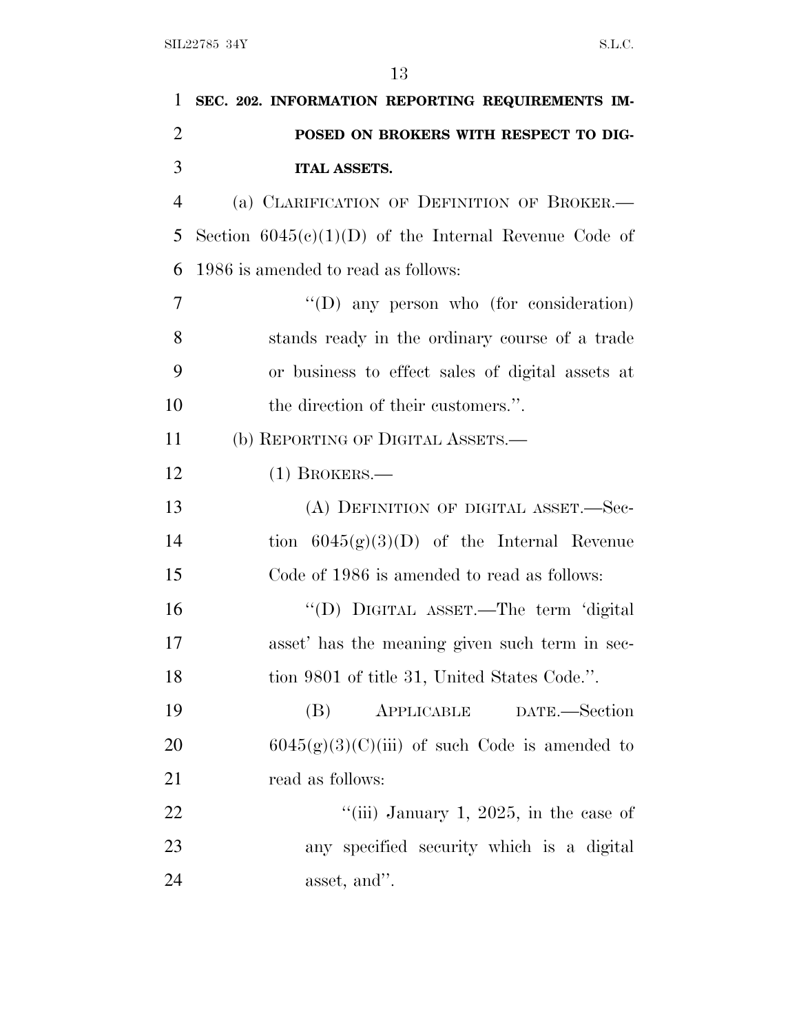**SEC. 202. INFORMATION REPORTING REQUIREMENTS IMPOSED ON BROKERS WITH RESPECT TO DIGITAL ASSETS.**

(a) CLARIFICATION OF DEFINITION OF BROKER.—Section 6045(c)(1)(D) of the Internal Revenue Code of 1986 is amended to read as follows:

"(D) any person who (for consideration) stands ready in the ordinary course of a trade or business to effect sales of digital assets at the direction of their customers.".

(b) REPORTING OF DIGITAL ASSETS.—

(1) BROKERS.—

(A) DEFINITION OF DIGITAL ASSET.—Section 6045(g)(3)(D) of the Internal Revenue Code of 1986 is amended to read as follows:

"(D) DIGITAL ASSET.—The term 'digital asset' has the meaning given such term in section 9801 of title 31, United States Code.".

(B) APPLICABLE DATE.—Section 6045(g)(3)(C)(iii) of such Code is amended to read as follows:

"(iii) January 1, 2025, in the case of any specified security which is a digital asset, and".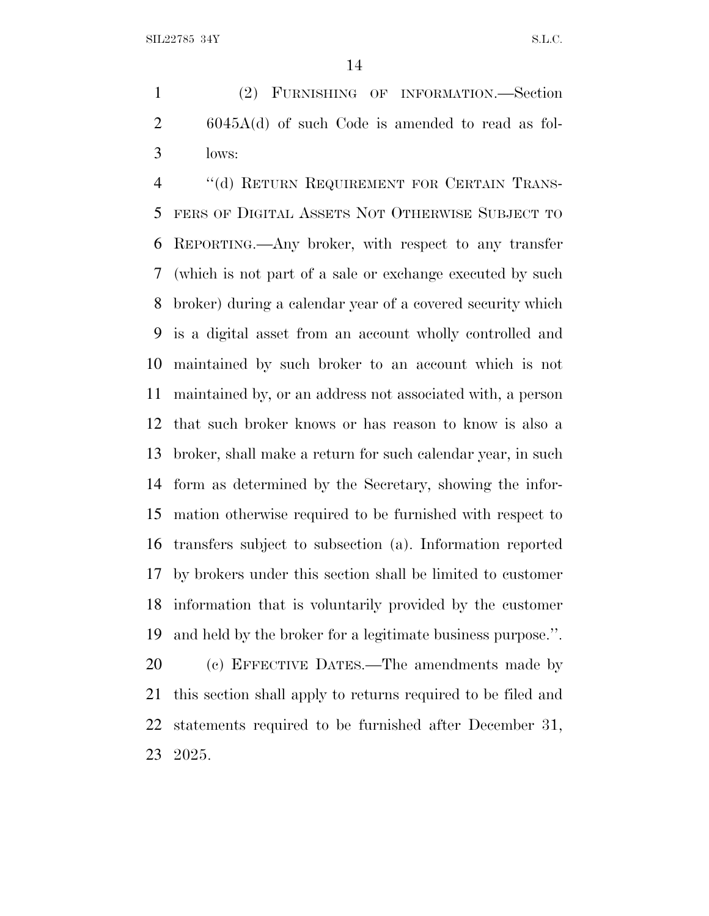(2) FURNISHING OF INFORMATION.—Section 6045A(d) of such Code is amended to read as follows:

"(d) RETURN REQUIREMENT FOR CERTAIN TRANSFERS OF DIGITAL ASSETS NOT OTHERWISE SUBJECT TO REPORTING.—Any broker, with respect to any transfer (which is not part of a sale or exchange executed by such broker) during a calendar year of a covered security which is a digital asset from an account wholly controlled and maintained by such broker to an account which is not maintained by, or an address not associated with, a person that such broker knows or has reason to know is also a broker, shall make a return for such calendar year, in such form as determined by the Secretary, showing the information otherwise required to be furnished with respect to transfers subject to subsection (a). Information reported by brokers under this section shall be limited to customer information that is voluntarily provided by the customer and held by the broker for a legitimate business purpose.".

(c) EFFECTIVE DATES.—The amendments made by this section shall apply to returns required to be filed and statements required to be furnished after December 31, 2025.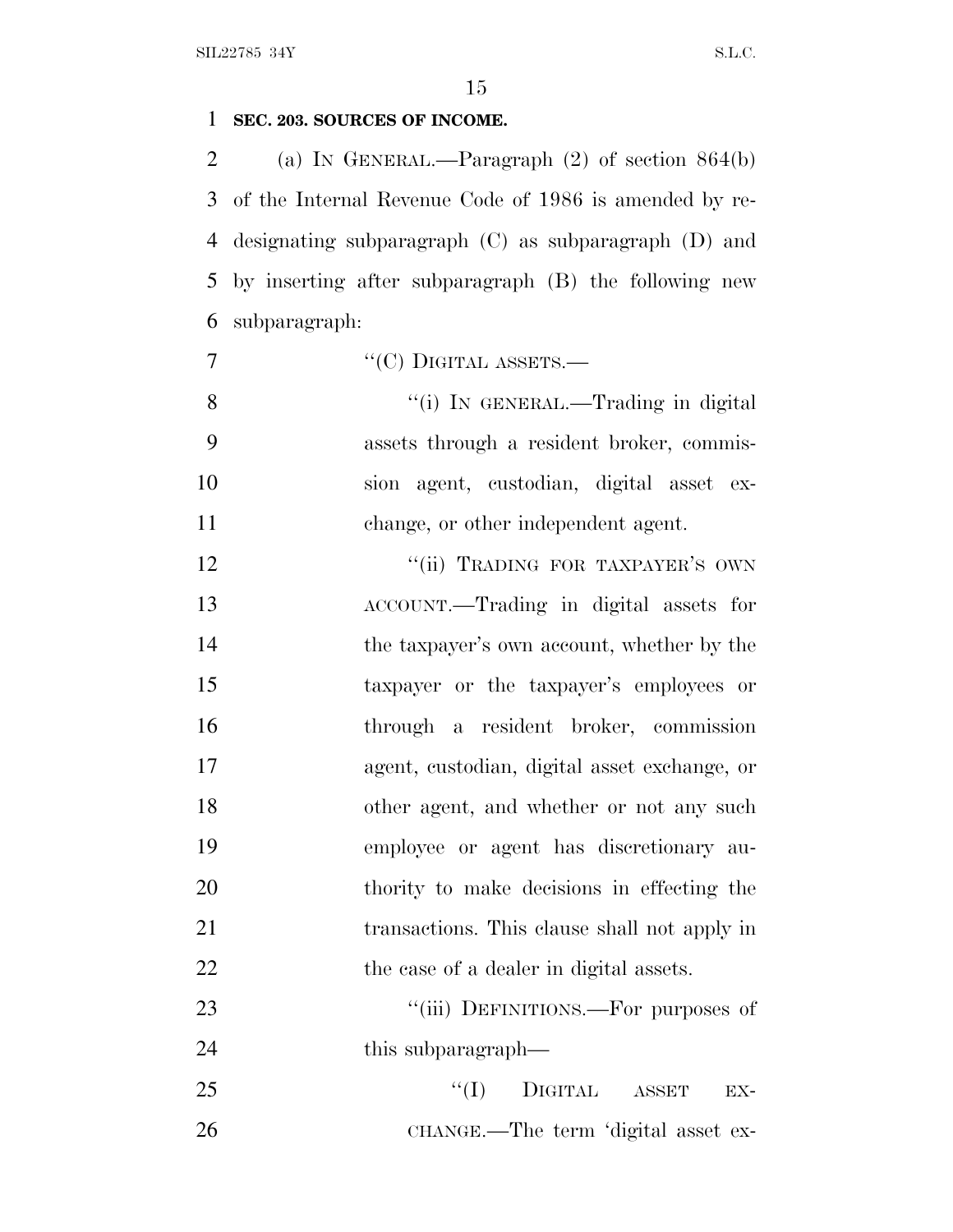**SEC. 203. SOURCES OF INCOME.**

(a) IN GENERAL.—Paragraph (2) of section 864(b) of the Internal Revenue Code of 1986 is amended by redesignating subparagraph (C) as subparagraph (D) and by inserting after subparagraph (B) the following new subparagraph:

"(C) DIGITAL ASSETS.—

"(i) IN GENERAL.—Trading in digital assets through a resident broker, commission agent, custodian, digital asset exchange, or other independent agent.

"(ii) TRADING FOR TAXPAYER'S OWN ACCOUNT.—Trading in digital assets for the taxpayer's own account, whether by the taxpayer or the taxpayer's employees or through a resident broker, commission agent, custodian, digital asset exchange, or other agent, and whether or not any such employee or agent has discretionary authority to make decisions in effecting the transactions. This clause shall not apply in the case of a dealer in digital assets.

"(iii) DEFINITIONS.—For purposes of this subparagraph—

"(I) DIGITAL ASSET EXCHANGE.—The term 'digital asset ex-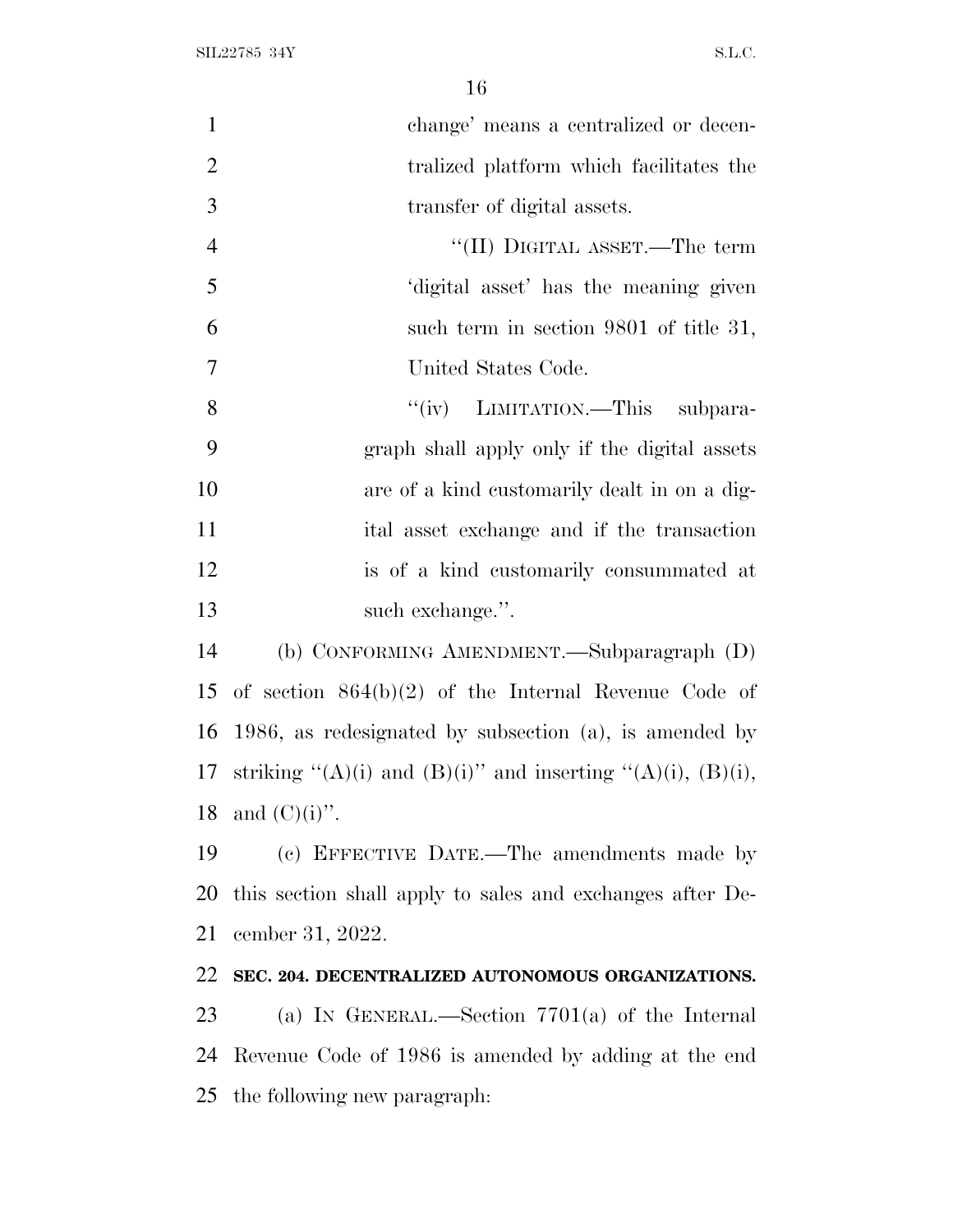change' means a centralized or decentralized platform which facilitates the transfer of digital assets.

"(II) DIGITAL ASSET.—The term 'digital asset' has the meaning given such term in section 9801 of title 31, United States Code.

"(iv) LIMITATION.—This subparagraph shall apply only if the digital assets are of a kind customarily dealt in on a digital asset exchange and if the transaction is of a kind customarily consummated at such exchange.".

(b) CONFORMING AMENDMENT.—Subparagraph (D) of section 864(b)(2) of the Internal Revenue Code of 1986, as redesignated by subsection (a), is amended by striking "(A)(i) and (B)(i)" and inserting "(A)(i), (B)(i), and (C)(i)".

(c) EFFECTIVE DATE.—The amendments made by this section shall apply to sales and exchanges after December 31, 2022.

**SEC. 204. DECENTRALIZED AUTONOMOUS ORGANIZATIONS.**

(a) IN GENERAL.—Section 7701(a) of the Internal Revenue Code of 1986 is amended by adding at the end the following new paragraph: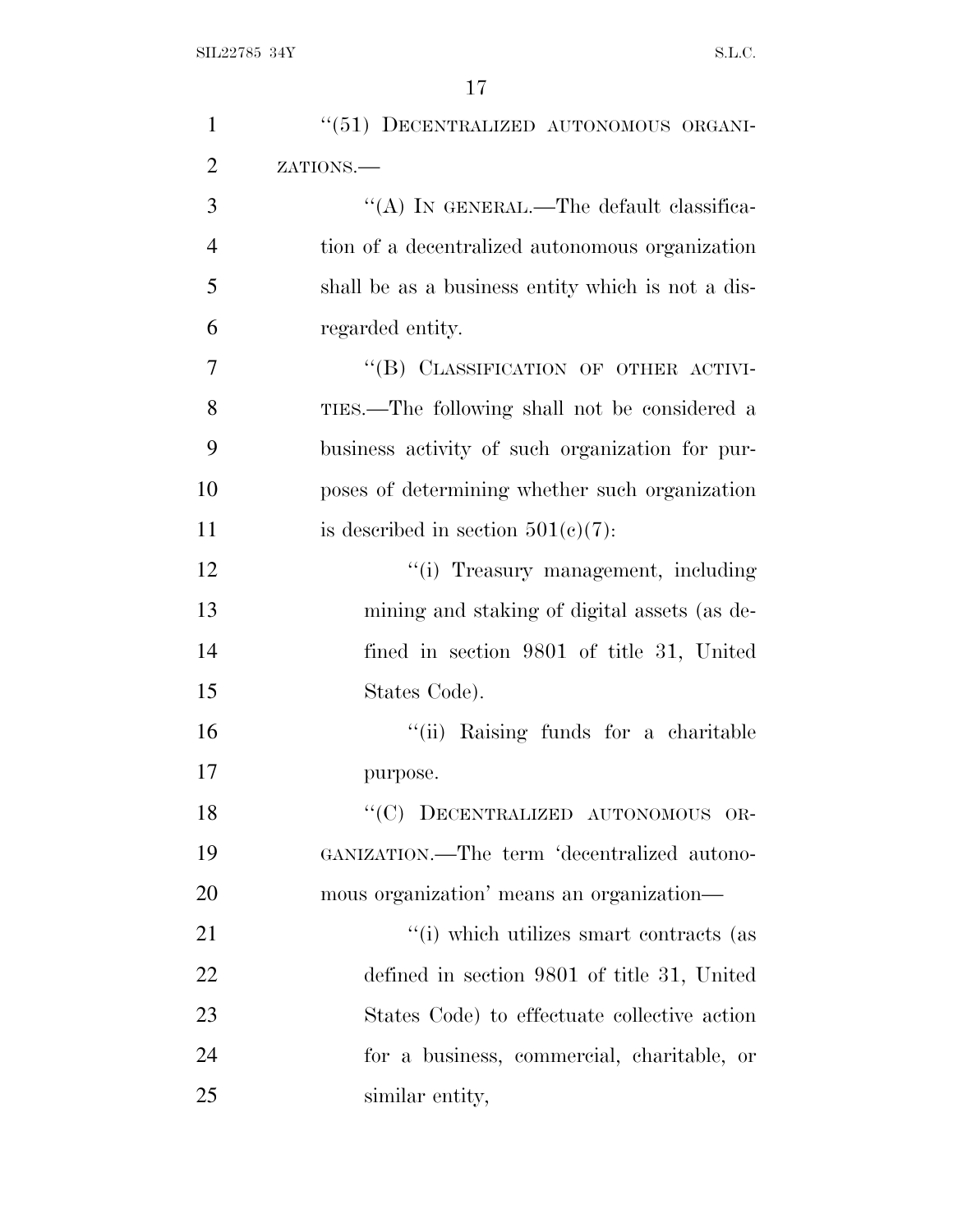"(51) DECENTRALIZED AUTONOMOUS ORGANIZATIONS.—

"(A) IN GENERAL.—The default classification of a decentralized autonomous organization shall be as a business entity which is not a disregarded entity.

"(B) CLASSIFICATION OF OTHER ACTIVITIES.—The following shall not be considered a business activity of such organization for purposes of determining whether such organization is described in section 501(c)(7):

"(i) Treasury management, including mining and staking of digital assets (as defined in section 9801 of title 31, United States Code).

"(ii) Raising funds for a charitable purpose.

"(C) DECENTRALIZED AUTONOMOUS ORGANIZATION.—The term 'decentralized autonomous organization' means an organization—

"(i) which utilizes smart contracts (as defined in section 9801 of title 31, United States Code) to effectuate collective action for a business, commercial, charitable, or similar entity,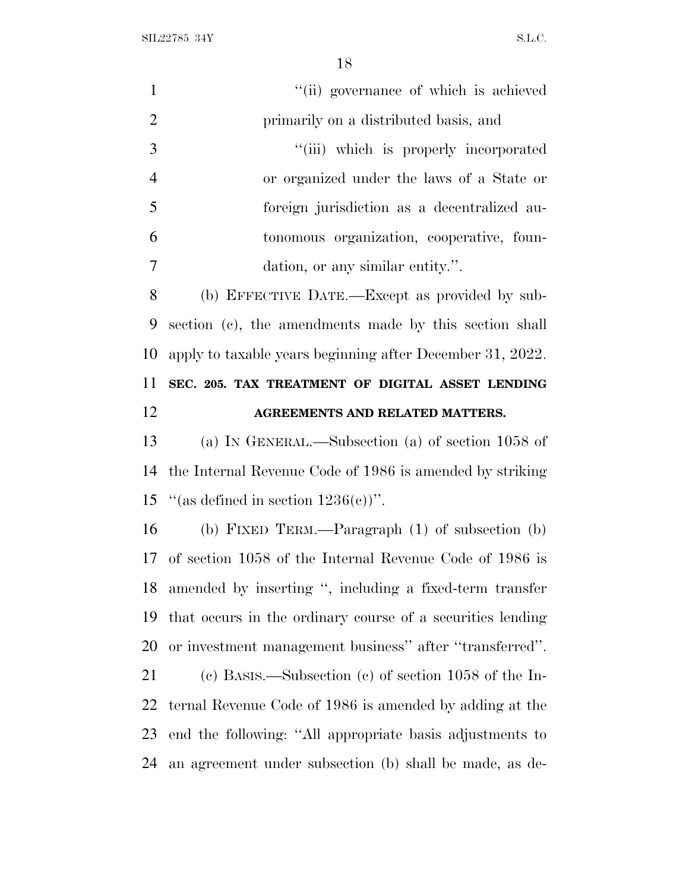"(ii) governance of which is achieved primarily on a distributed basis, and

"(iii) which is properly incorporated or organized under the laws of a State or foreign jurisdiction as a decentralized autonomous organization, cooperative, foundation, or any similar entity.".

(b) EFFECTIVE DATE.—Except as provided by subsection (c), the amendments made by this section shall apply to taxable years beginning after December 31, 2022.

**SEC. 205. TAX TREATMENT OF DIGITAL ASSET LENDING AGREEMENTS AND RELATED MATTERS.**

(a) IN GENERAL.—Subsection (a) of section 1058 of the Internal Revenue Code of 1986 is amended by striking "(as defined in section 1236(c))".

(b) FIXED TERM.—Paragraph (1) of subsection (b) of section 1058 of the Internal Revenue Code of 1986 is amended by inserting ", including a fixed-term transfer that occurs in the ordinary course of a securities lending or investment management business" after "transferred".

(c) BASIS.—Subsection (c) of section 1058 of the Internal Revenue Code of 1986 is amended by adding at the end the following: "All appropriate basis adjustments to an agreement under subsection (b) shall be made, as de-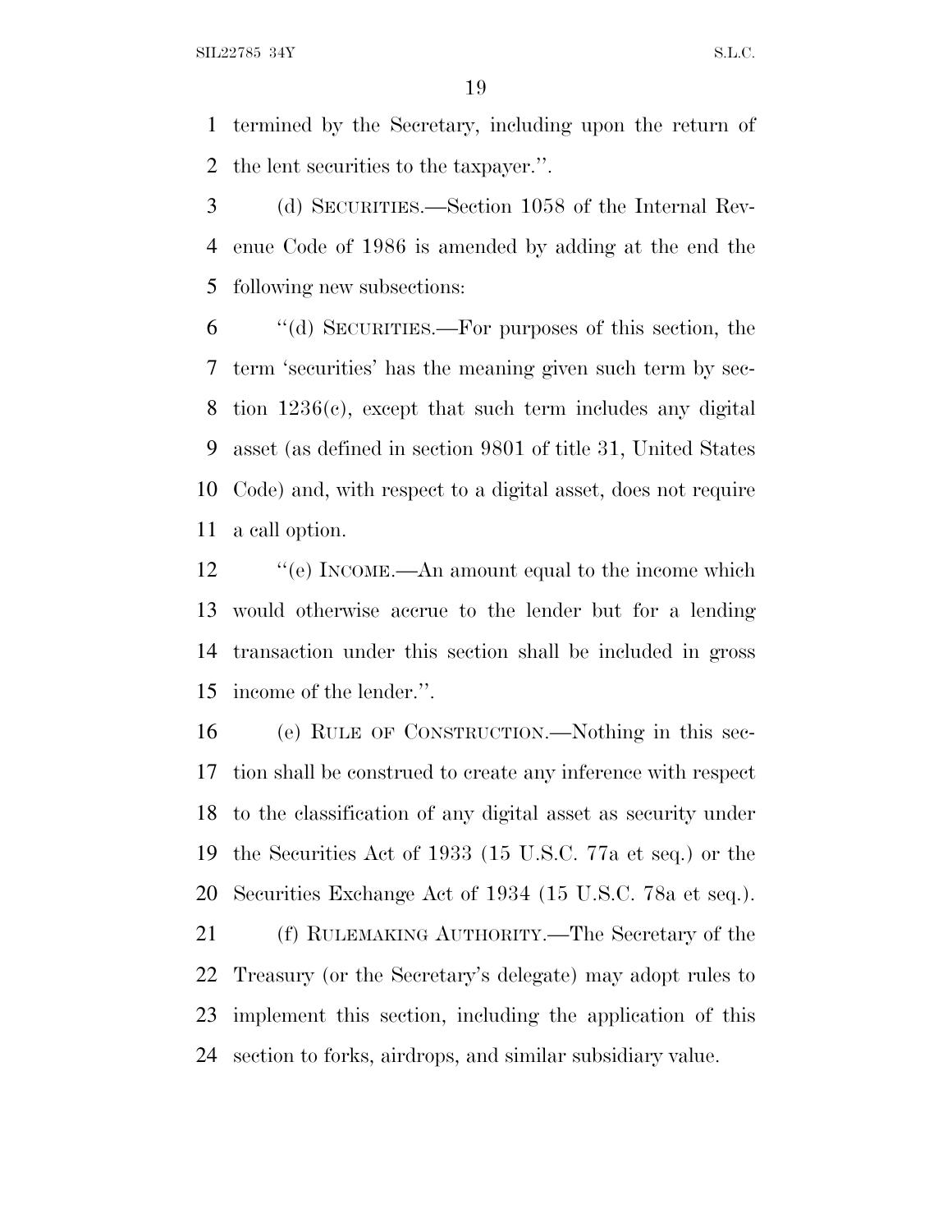termined by the Secretary, including upon the return of the lent securities to the taxpayer.''.

(d) SECURITIES.—Section 1058 of the Internal Revenue Code of 1986 is amended by adding at the end the following new subsections:

''(d) SECURITIES.—For purposes of this section, the term 'securities' has the meaning given such term by section 1236(c), except that such term includes any digital asset (as defined in section 9801 of title 31, United States Code) and, with respect to a digital asset, does not require a call option.

''(e) INCOME.—An amount equal to the income which would otherwise accrue to the lender but for a lending transaction under this section shall be included in gross income of the lender.''.

(e) RULE OF CONSTRUCTION.—Nothing in this section shall be construed to create any inference with respect to the classification of any digital asset as security under the Securities Act of 1933 (15 U.S.C. 77a et seq.) or the Securities Exchange Act of 1934 (15 U.S.C. 78a et seq.).

(f) RULEMAKING AUTHORITY.—The Secretary of the Treasury (or the Secretary's delegate) may adopt rules to implement this section, including the application of this section to forks, airdrops, and similar subsidiary value.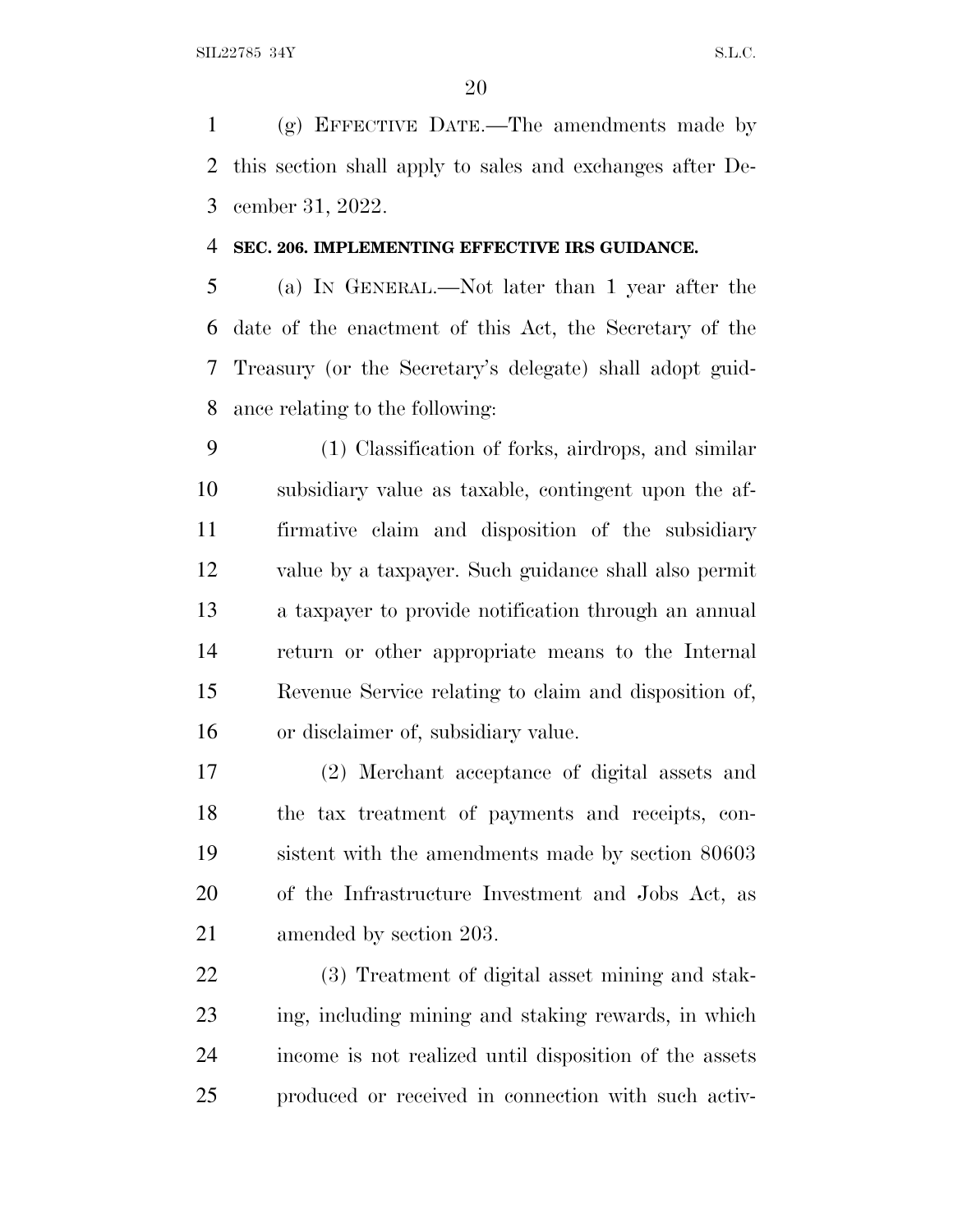(g) EFFECTIVE DATE.—The amendments made by this section shall apply to sales and exchanges after December 31, 2022.

**SEC. 206. IMPLEMENTING EFFECTIVE IRS GUIDANCE.**

(a) IN GENERAL.—Not later than 1 year after the date of the enactment of this Act, the Secretary of the Treasury (or the Secretary's delegate) shall adopt guidance relating to the following:

(1) Classification of forks, airdrops, and similar subsidiary value as taxable, contingent upon the affirmative claim and disposition of the subsidiary value by a taxpayer. Such guidance shall also permit a taxpayer to provide notification through an annual return or other appropriate means to the Internal Revenue Service relating to claim and disposition of, or disclaimer of, subsidiary value.

(2) Merchant acceptance of digital assets and the tax treatment of payments and receipts, consistent with the amendments made by section 80603 of the Infrastructure Investment and Jobs Act, as amended by section 203.

(3) Treatment of digital asset mining and staking, including mining and staking rewards, in which income is not realized until disposition of the assets produced or received in connection with such activ-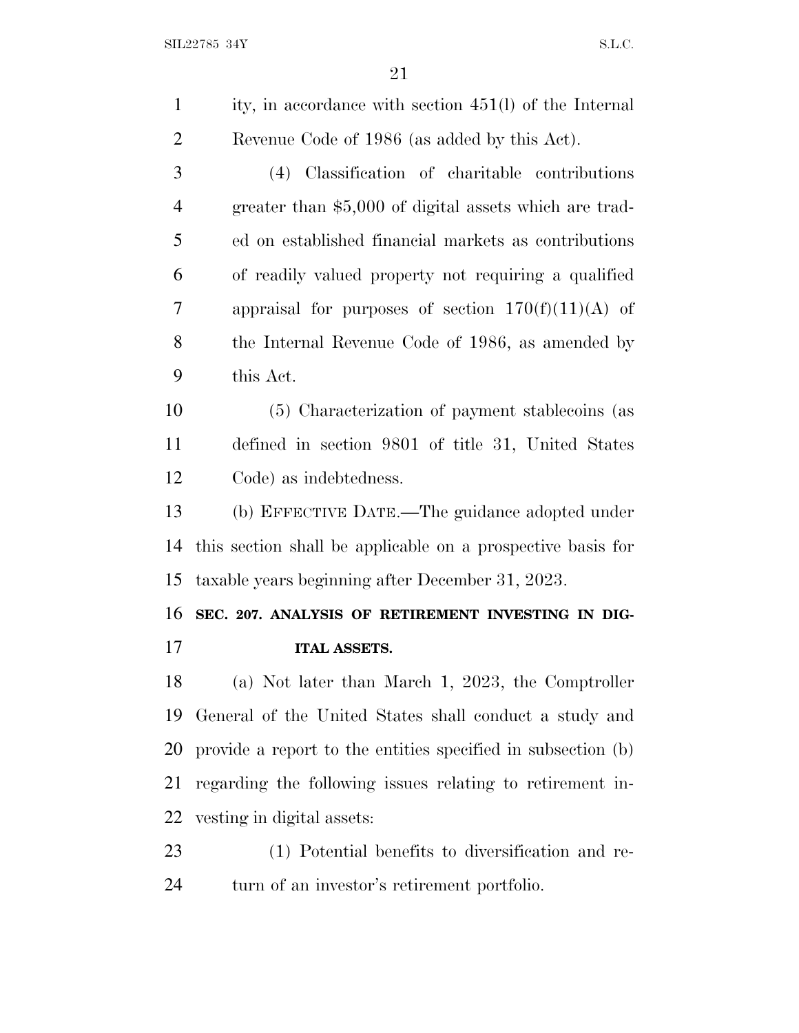ity, in accordance with section 451(l) of the Internal Revenue Code of 1986 (as added by this Act).

(4) Classification of charitable contributions greater than $5,000 of digital assets which are traded on established financial markets as contributions of readily valued property not requiring a qualified appraisal for purposes of section 170(f)(11)(A) of the Internal Revenue Code of 1986, as amended by this Act.

(5) Characterization of payment stablecoins (as defined in section 9801 of title 31, United States Code) as indebtedness.

(b) EFFECTIVE DATE.—The guidance adopted under this section shall be applicable on a prospective basis for taxable years beginning after December 31, 2023.

**SEC. 207. ANALYSIS OF RETIREMENT INVESTING IN DIGITAL ASSETS.**

(a) Not later than March 1, 2023, the Comptroller General of the United States shall conduct a study and provide a report to the entities specified in subsection (b) regarding the following issues relating to retirement investing in digital assets:

(1) Potential benefits to diversification and return of an investor's retirement portfolio.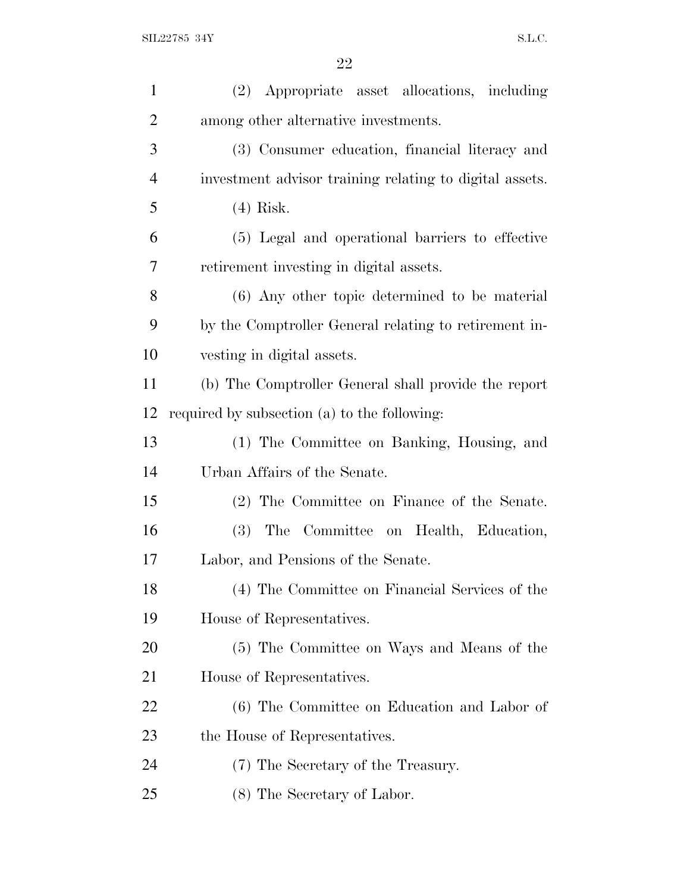(2) Appropriate asset allocations, including among other alternative investments.

(3) Consumer education, financial literacy and investment advisor training relating to digital assets.

(4) Risk.

(5) Legal and operational barriers to effective retirement investing in digital assets.

(6) Any other topic determined to be material by the Comptroller General relating to retirement investing in digital assets.

(b) The Comptroller General shall provide the report required by subsection (a) to the following:

(1) The Committee on Banking, Housing, and Urban Affairs of the Senate.

(2) The Committee on Finance of the Senate.

(3) The Committee on Health, Education, Labor, and Pensions of the Senate.

(4) The Committee on Financial Services of the House of Representatives.

(5) The Committee on Ways and Means of the House of Representatives.

(6) The Committee on Education and Labor of the House of Representatives.

(7) The Secretary of the Treasury.

(8) The Secretary of Labor.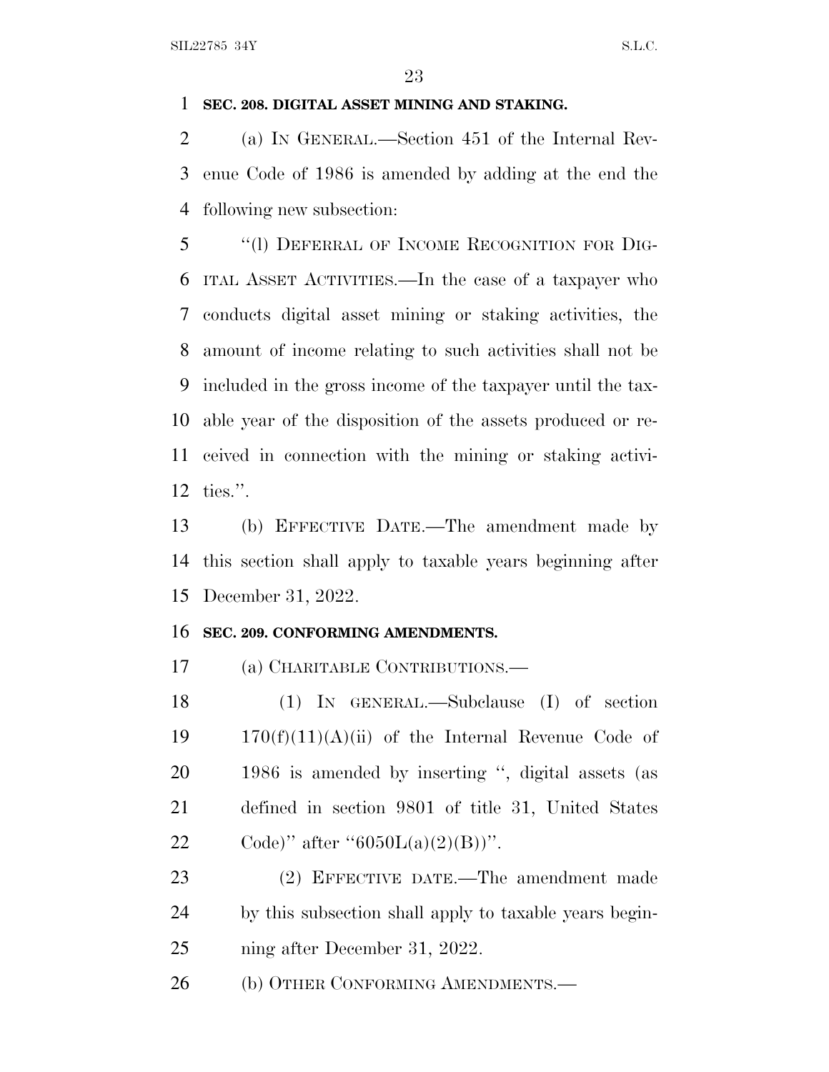**SEC. 208. DIGITAL ASSET MINING AND STAKING.**

(a) IN GENERAL.—Section 451 of the Internal Revenue Code of 1986 is amended by adding at the end the following new subsection:

"(l) DEFERRAL OF INCOME RECOGNITION FOR DIGITAL ASSET ACTIVITIES.—In the case of a taxpayer who conducts digital asset mining or staking activities, the amount of income relating to such activities shall not be included in the gross income of the taxpayer until the taxable year of the disposition of the assets produced or received in connection with the mining or staking activities.".

(b) EFFECTIVE DATE.—The amendment made by this section shall apply to taxable years beginning after December 31, 2022.

**SEC. 209. CONFORMING AMENDMENTS.**

(a) CHARITABLE CONTRIBUTIONS.—

(1) IN GENERAL.—Subclause (I) of section 170(f)(11)(A)(ii) of the Internal Revenue Code of 1986 is amended by inserting ", digital assets (as defined in section 9801 of title 31, United States Code)" after "6050L(a)(2)(B))".

(2) EFFECTIVE DATE.—The amendment made by this subsection shall apply to taxable years beginning after December 31, 2022.

(b) OTHER CONFORMING AMENDMENTS.—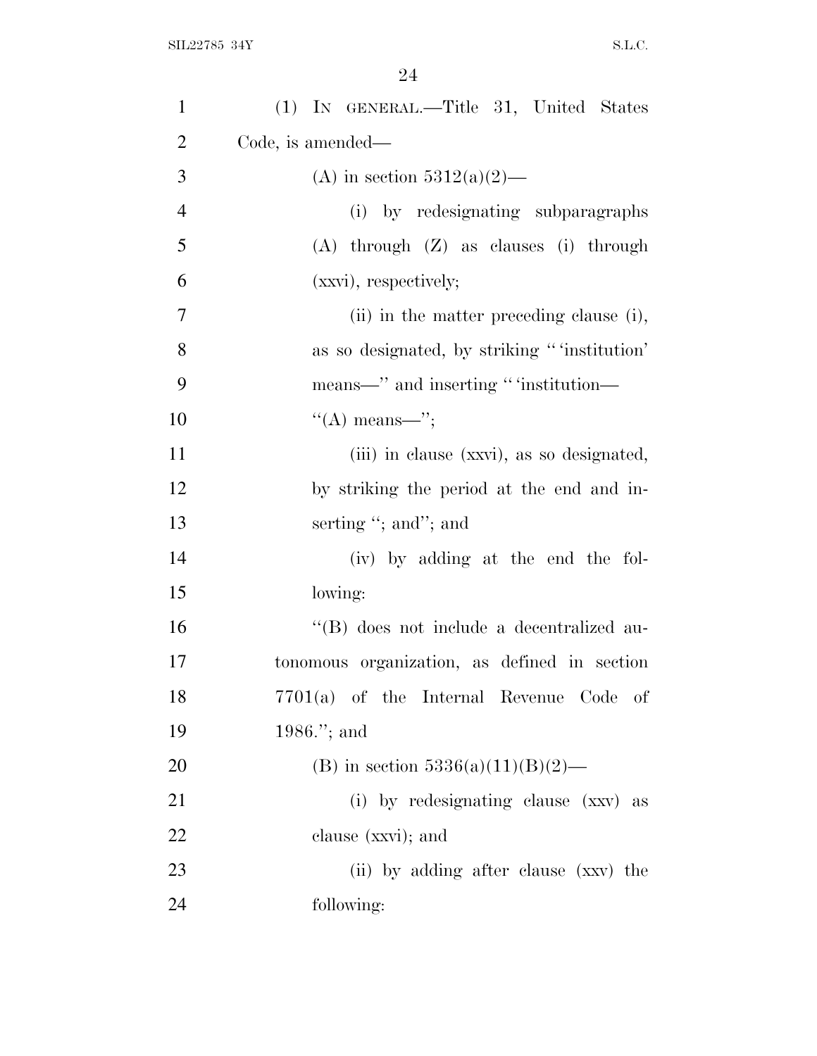(1) IN GENERAL.—Title 31, United States Code, is amended—

(A) in section 5312(a)(2)—

(i) by redesignating subparagraphs (A) through (Z) as clauses (i) through (xxvi), respectively;

(ii) in the matter preceding clause (i), as so designated, by striking "'institution' means—" and inserting "'institution—

"(A) means—";

(iii) in clause (xxvi), as so designated, by striking the period at the end and inserting "; and"; and

(iv) by adding at the end the following:

"(B) does not include a decentralized autonomous organization, as defined in section 7701(a) of the Internal Revenue Code of 1986."; and

(B) in section 5336(a)(11)(B)(2)—

(i) by redesignating clause (xxv) as clause (xxvi); and

(ii) by adding after clause (xxv) the following: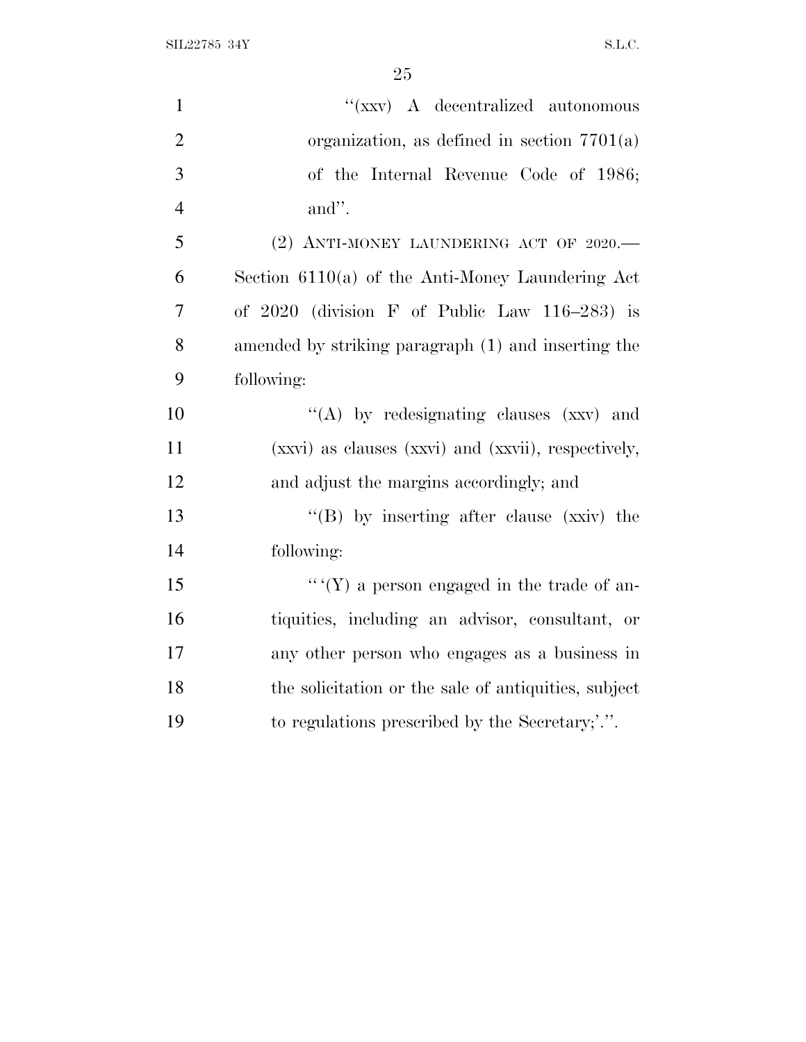"(xxv) A decentralized autonomous organization, as defined in section 7701(a) of the Internal Revenue Code of 1986; and".

(2) ANTI-MONEY LAUNDERING ACT OF 2020.—Section 6110(a) of the Anti-Money Laundering Act of 2020 (division F of Public Law 116–283) is amended by striking paragraph (1) and inserting the following:

"(A) by redesignating clauses (xxv) and (xxvi) as clauses (xxvi) and (xxvii), respectively, and adjust the margins accordingly; and

"(B) by inserting after clause (xxiv) the following:

"'(Y) a person engaged in the trade of antiquities, including an advisor, consultant, or any other person who engages as a business in the solicitation or the sale of antiquities, subject to regulations prescribed by the Secretary;'.".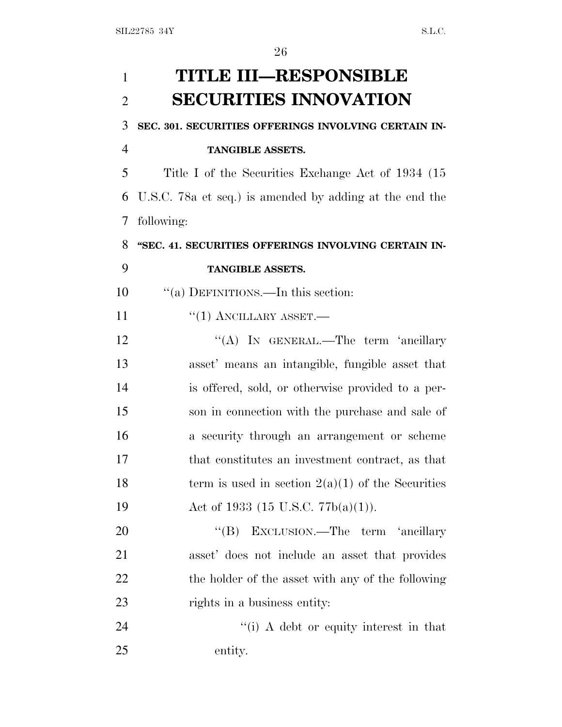# TITLE III—RESPONSIBLE SECURITIES INNOVATION

## SEC. 301. SECURITIES OFFERINGS INVOLVING CERTAIN INTANGIBLE ASSETS.

Title I of the Securities Exchange Act of 1934 (15 U.S.C. 78a et seq.) is amended by adding at the end the following:

### "SEC. 41. SECURITIES OFFERINGS INVOLVING CERTAIN INTANGIBLE ASSETS.

"(a) DEFINITIONS.—In this section:

"(1) ANCILLARY ASSET.—

"(A) IN GENERAL.—The term 'ancillary asset' means an intangible, fungible asset that is offered, sold, or otherwise provided to a person in connection with the purchase and sale of a security through an arrangement or scheme that constitutes an investment contract, as that term is used in section 2(a)(1) of the Securities Act of 1933 (15 U.S.C. 77b(a)(1)).

"(B) EXCLUSION.—The term 'ancillary asset' does not include an asset that provides the holder of the asset with any of the following rights in a business entity:

"(i) A debt or equity interest in that entity.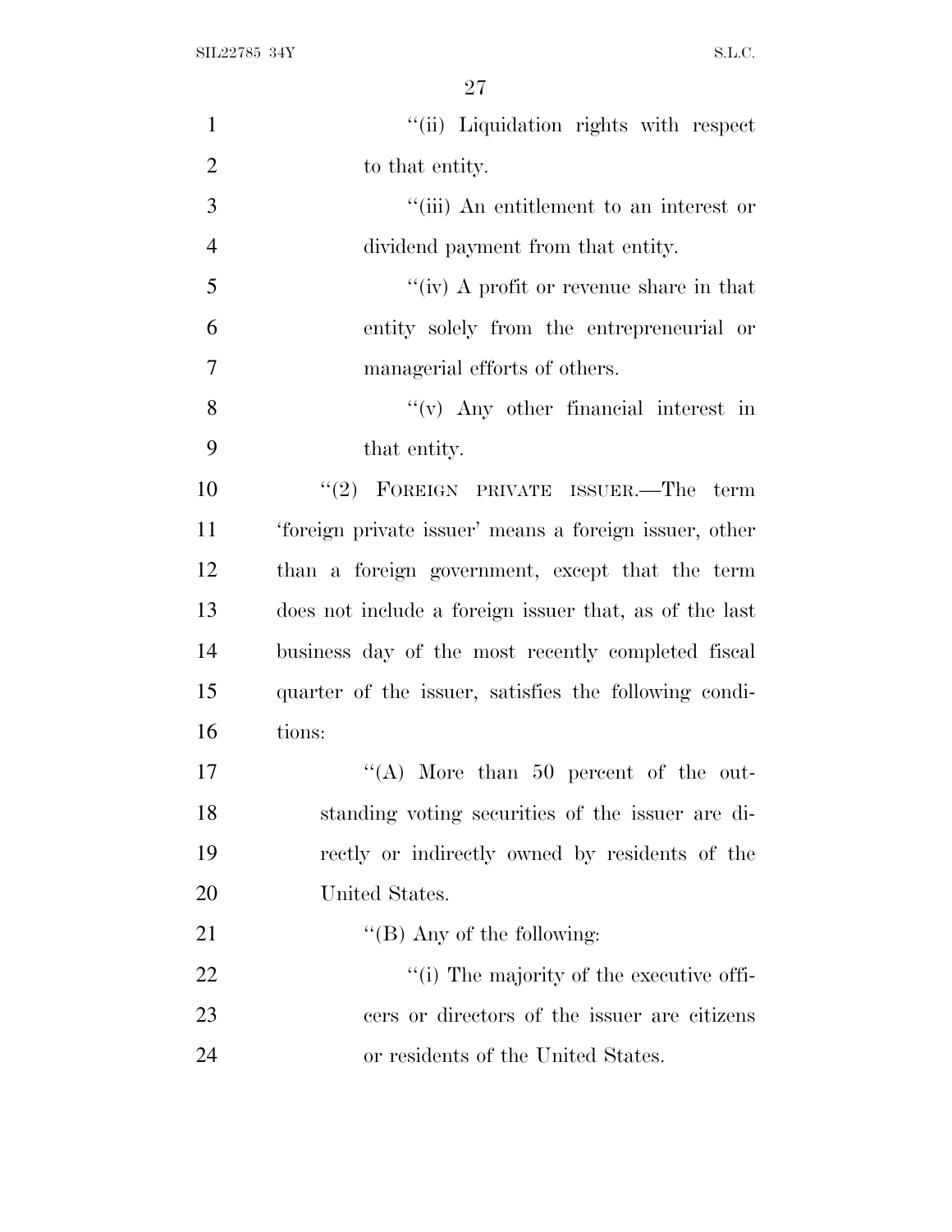''(ii) Liquidation rights with respect to that entity.

''(iii) An entitlement to an interest or dividend payment from that entity.

''(iv) A profit or revenue share in that entity solely from the entrepreneurial or managerial efforts of others.

''(v) Any other financial interest in that entity.

''(2) FOREIGN PRIVATE ISSUER.—The term 'foreign private issuer' means a foreign issuer, other than a foreign government, except that the term does not include a foreign issuer that, as of the last business day of the most recently completed fiscal quarter of the issuer, satisfies the following conditions:

''(A) More than 50 percent of the outstanding voting securities of the issuer are directly or indirectly owned by residents of the United States.

''(B) Any of the following:

''(i) The majority of the executive officers or directors of the issuer are citizens or residents of the United States.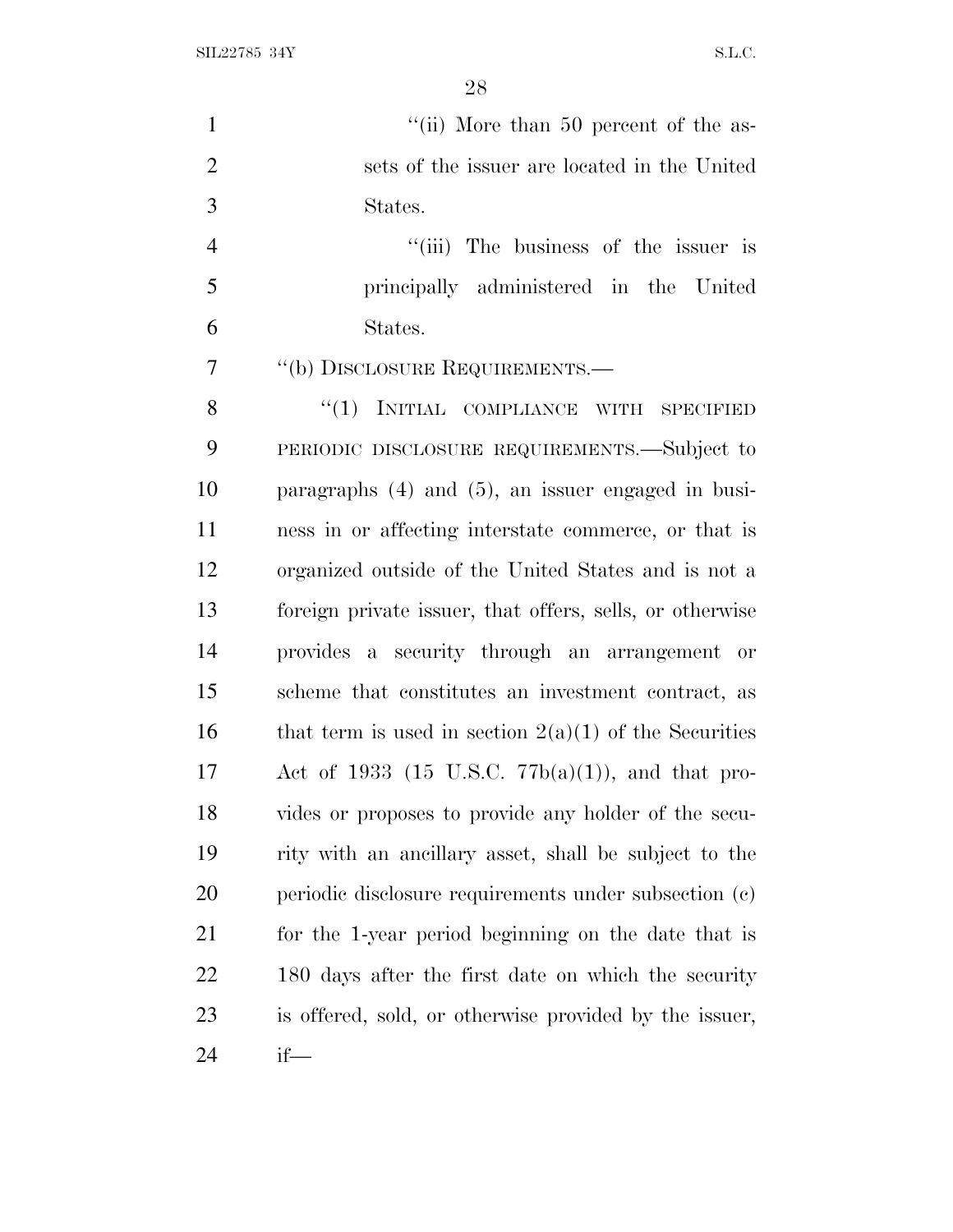"(ii) More than 50 percent of the assets of the issuer are located in the United States.

"(iii) The business of the issuer is principally administered in the United States.

"(b) DISCLOSURE REQUIREMENTS.—

"(1) INITIAL COMPLIANCE WITH SPECIFIED PERIODIC DISCLOSURE REQUIREMENTS.—Subject to paragraphs (4) and (5), an issuer engaged in business in or affecting interstate commerce, or that is organized outside of the United States and is not a foreign private issuer, that offers, sells, or otherwise provides a security through an arrangement or scheme that constitutes an investment contract, as that term is used in section 2(a)(1) of the Securities Act of 1933 (15 U.S.C. 77b(a)(1)), and that provides or proposes to provide any holder of the security with an ancillary asset, shall be subject to the periodic disclosure requirements under subsection (c) for the 1-year period beginning on the date that is 180 days after the first date on which the security is offered, sold, or otherwise provided by the issuer, if—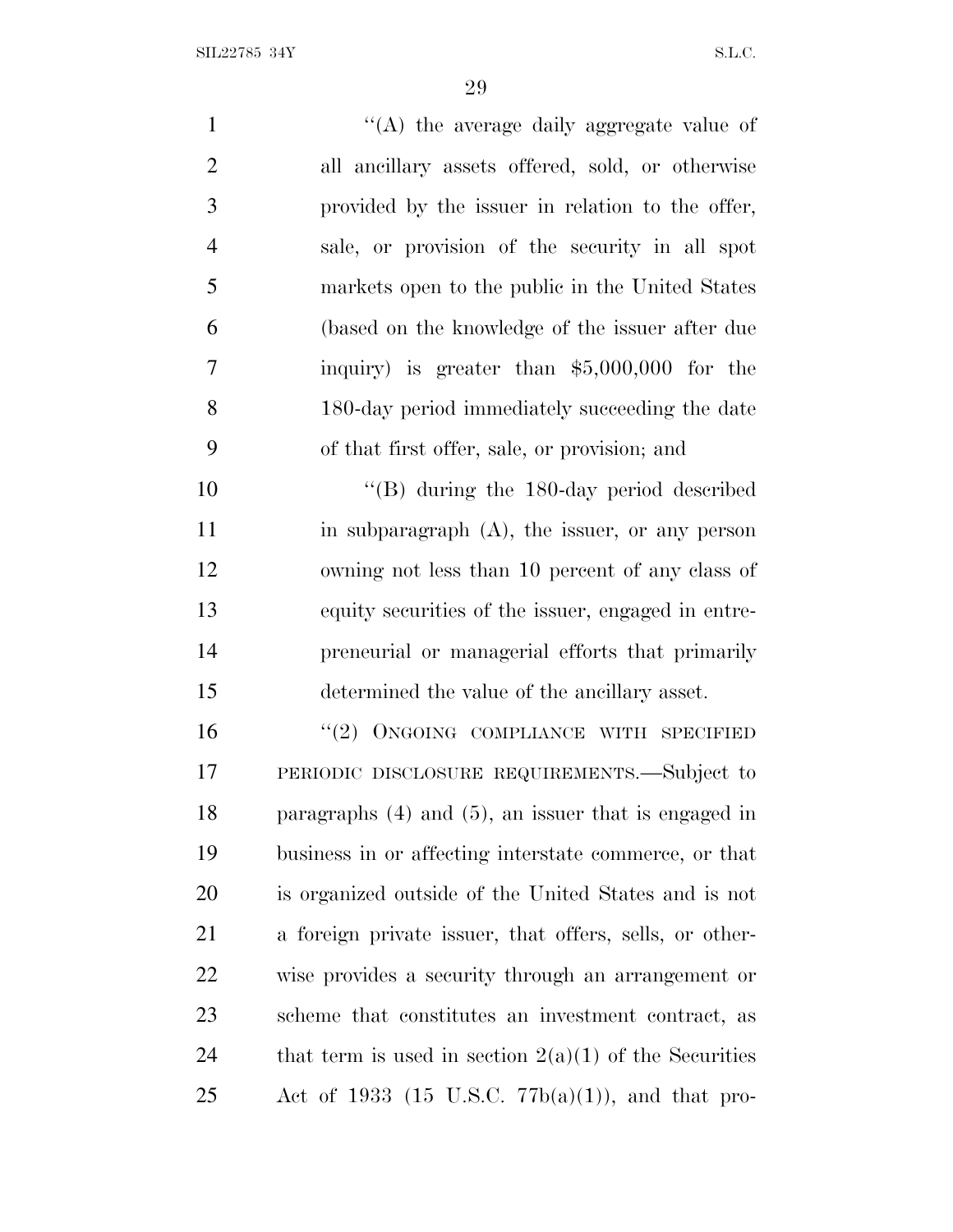"(A) the average daily aggregate value of all ancillary assets offered, sold, or otherwise provided by the issuer in relation to the offer, sale, or provision of the security in all spot markets open to the public in the United States (based on the knowledge of the issuer after due inquiry) is greater than $5,000,000 for the 180-day period immediately succeeding the date of that first offer, sale, or provision; and

"(B) during the 180-day period described in subparagraph (A), the issuer, or any person owning not less than 10 percent of any class of equity securities of the issuer, engaged in entrepreneurial or managerial efforts that primarily determined the value of the ancillary asset.

"(2) ONGOING COMPLIANCE WITH SPECIFIED PERIODIC DISCLOSURE REQUIREMENTS.—Subject to paragraphs (4) and (5), an issuer that is engaged in business in or affecting interstate commerce, or that is organized outside of the United States and is not a foreign private issuer, that offers, sells, or otherwise provides a security through an arrangement or scheme that constitutes an investment contract, as that term is used in section 2(a)(1) of the Securities Act of 1933 (15 U.S.C. 77b(a)(1)), and that pro-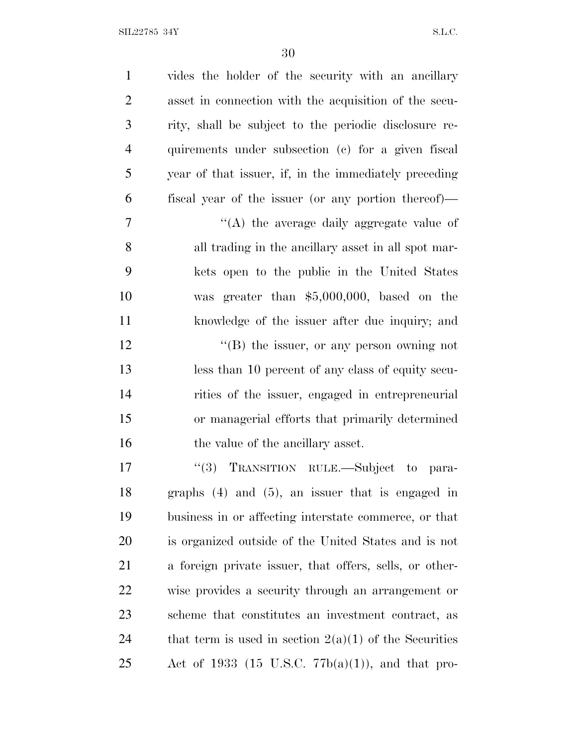vides the holder of the security with an ancillary asset in connection with the acquisition of the security, shall be subject to the periodic disclosure requirements under subsection (c) for a given fiscal year of that issuer, if, in the immediately preceding fiscal year of the issuer (or any portion thereof)—

"(A) the average daily aggregate value of all trading in the ancillary asset in all spot markets open to the public in the United States was greater than $5,000,000, based on the knowledge of the issuer after due inquiry; and

"(B) the issuer, or any person owning not less than 10 percent of any class of equity securities of the issuer, engaged in entrepreneurial or managerial efforts that primarily determined the value of the ancillary asset.

"(3) TRANSITION RULE.—Subject to paragraphs (4) and (5), an issuer that is engaged in business in or affecting interstate commerce, or that is organized outside of the United States and is not a foreign private issuer, that offers, sells, or otherwise provides a security through an arrangement or scheme that constitutes an investment contract, as that term is used in section 2(a)(1) of the Securities Act of 1933 (15 U.S.C. 77b(a)(1)), and that pro-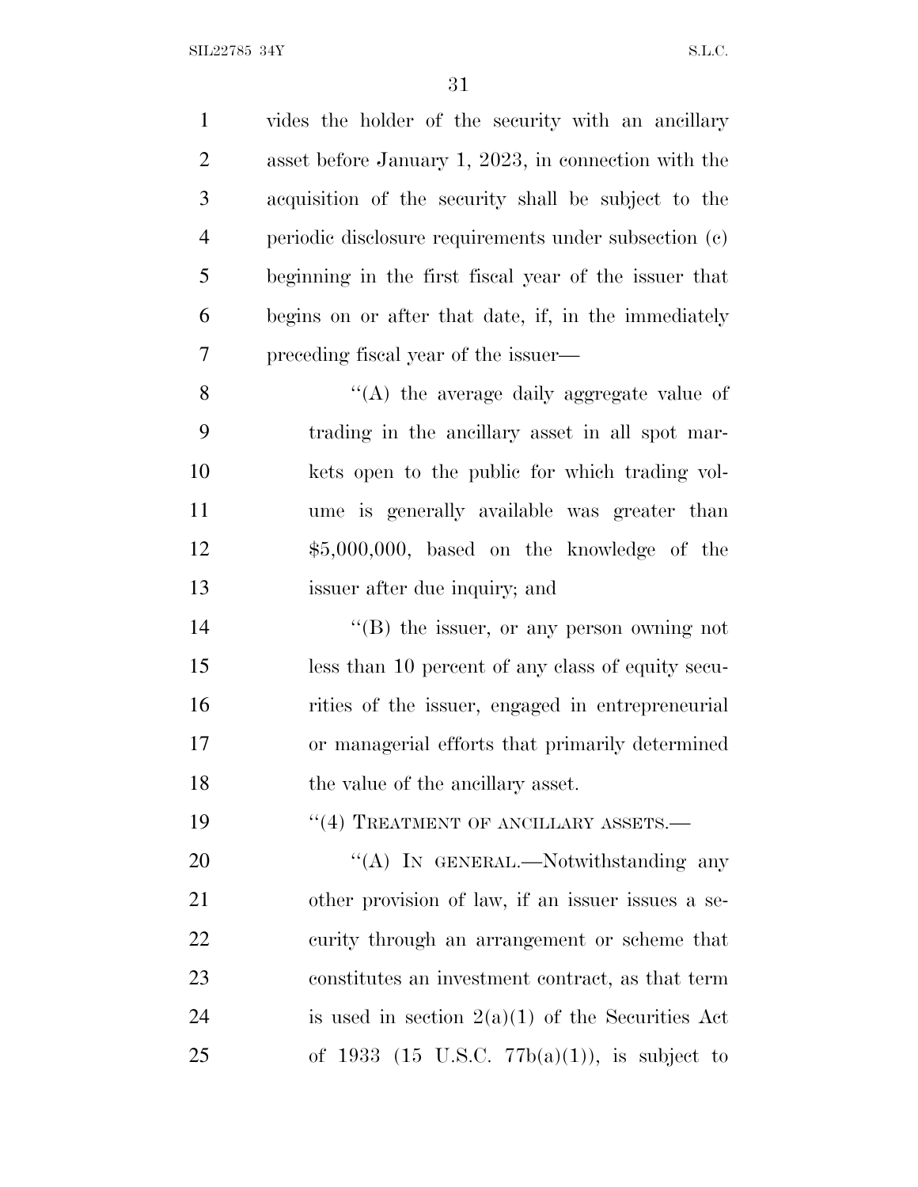vides the holder of the security with an ancillary asset before January 1, 2023, in connection with the acquisition of the security shall be subject to the periodic disclosure requirements under subsection (c) beginning in the first fiscal year of the issuer that begins on or after that date, if, in the immediately preceding fiscal year of the issuer—

"(A) the average daily aggregate value of trading in the ancillary asset in all spot markets open to the public for which trading volume is generally available was greater than $5,000,000, based on the knowledge of the issuer after due inquiry; and

"(B) the issuer, or any person owning not less than 10 percent of any class of equity securities of the issuer, engaged in entrepreneurial or managerial efforts that primarily determined the value of the ancillary asset.

"(4) TREATMENT OF ANCILLARY ASSETS.—

"(A) IN GENERAL.—Notwithstanding any other provision of law, if an issuer issues a security through an arrangement or scheme that constitutes an investment contract, as that term is used in section 2(a)(1) of the Securities Act of 1933 (15 U.S.C. 77b(a)(1)), is subject to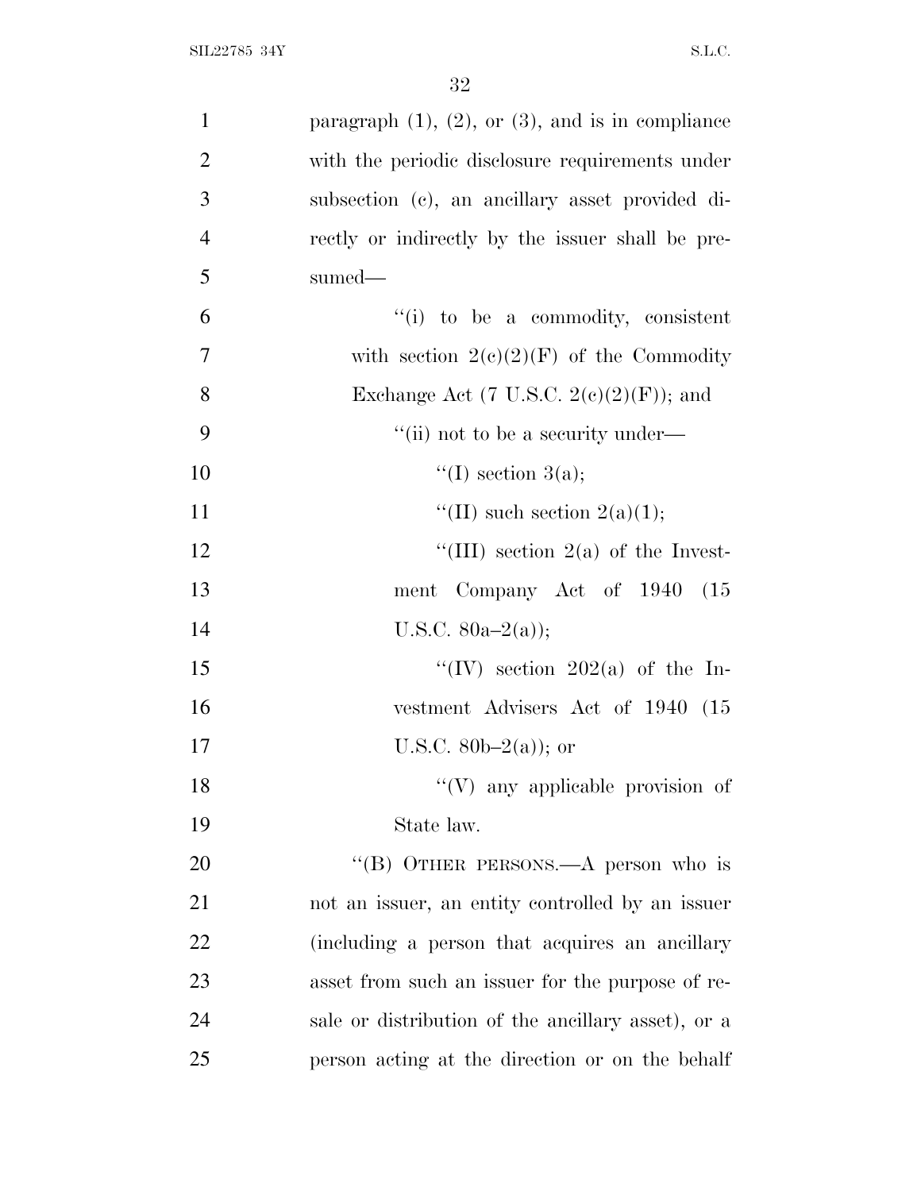paragraph (1), (2), or (3), and is in compliance with the periodic disclosure requirements under subsection (c), an ancillary asset provided directly or indirectly by the issuer shall be presumed—

''(i) to be a commodity, consistent with section 2(c)(2)(F) of the Commodity Exchange Act (7 U.S.C. 2(c)(2)(F)); and

''(ii) not to be a security under—

''(I) section 3(a);

''(II) such section 2(a)(1);

''(III) section 2(a) of the Investment Company Act of 1940 (15 U.S.C. 80a–2(a));

''(IV) section 202(a) of the Investment Advisers Act of 1940 (15 U.S.C. 80b–2(a)); or

''(V) any applicable provision of State law.

''(B) OTHER PERSONS.—A person who is not an issuer, an entity controlled by an issuer (including a person that acquires an ancillary asset from such an issuer for the purpose of resale or distribution of the ancillary asset), or a person acting at the direction or on the behalf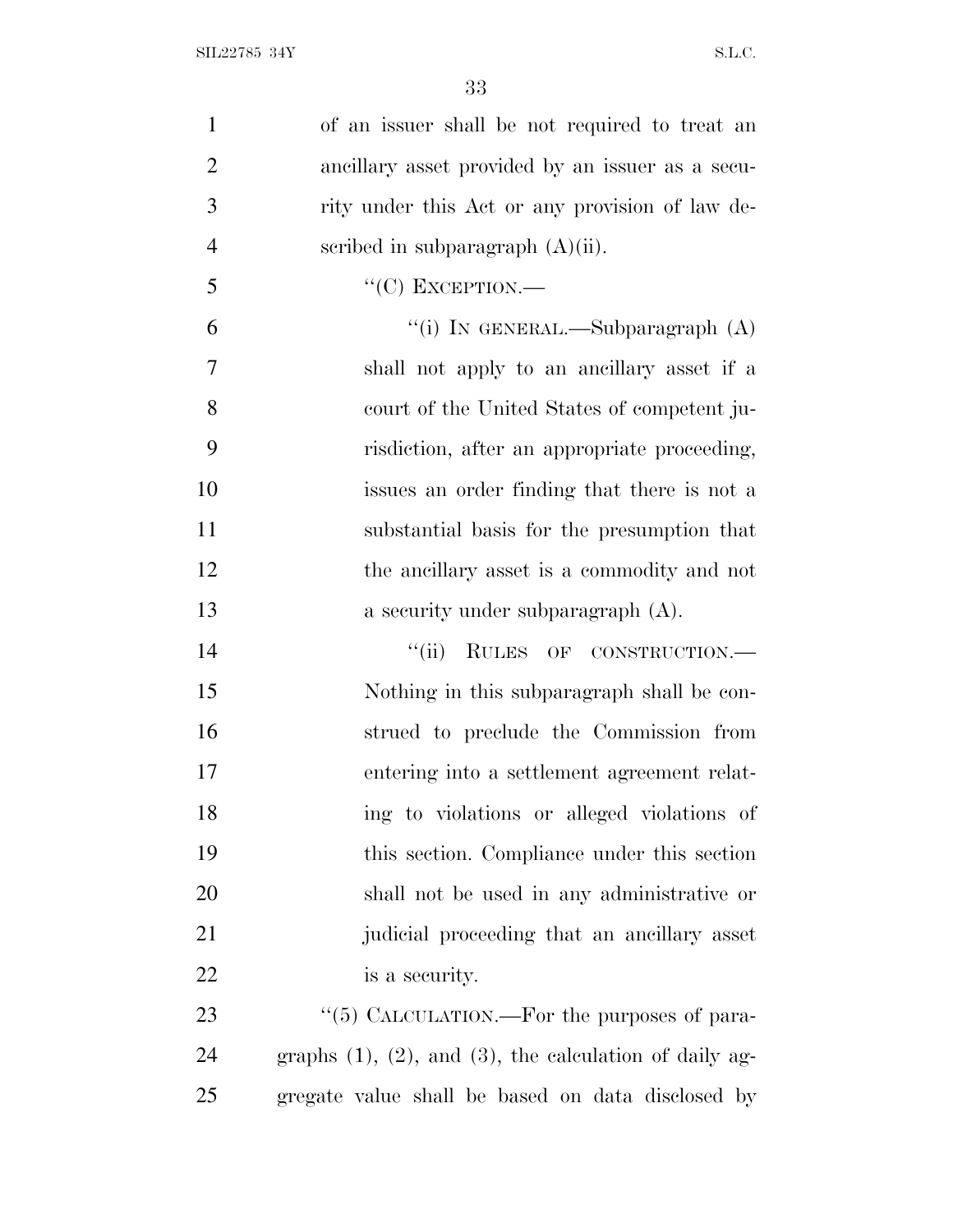of an issuer shall be not required to treat an ancillary asset provided by an issuer as a security under this Act or any provision of law described in subparagraph (A)(ii).

"(C) EXCEPTION.—

"(i) IN GENERAL.—Subparagraph (A) shall not apply to an ancillary asset if a court of the United States of competent jurisdiction, after an appropriate proceeding, issues an order finding that there is not a substantial basis for the presumption that the ancillary asset is a commodity and not a security under subparagraph (A).

"(ii) RULES OF CONSTRUCTION.— Nothing in this subparagraph shall be construed to preclude the Commission from entering into a settlement agreement relating to violations or alleged violations of this section. Compliance under this section shall not be used in any administrative or judicial proceeding that an ancillary asset is a security.

"(5) CALCULATION.—For the purposes of paragraphs (1), (2), and (3), the calculation of daily aggregate value shall be based on data disclosed by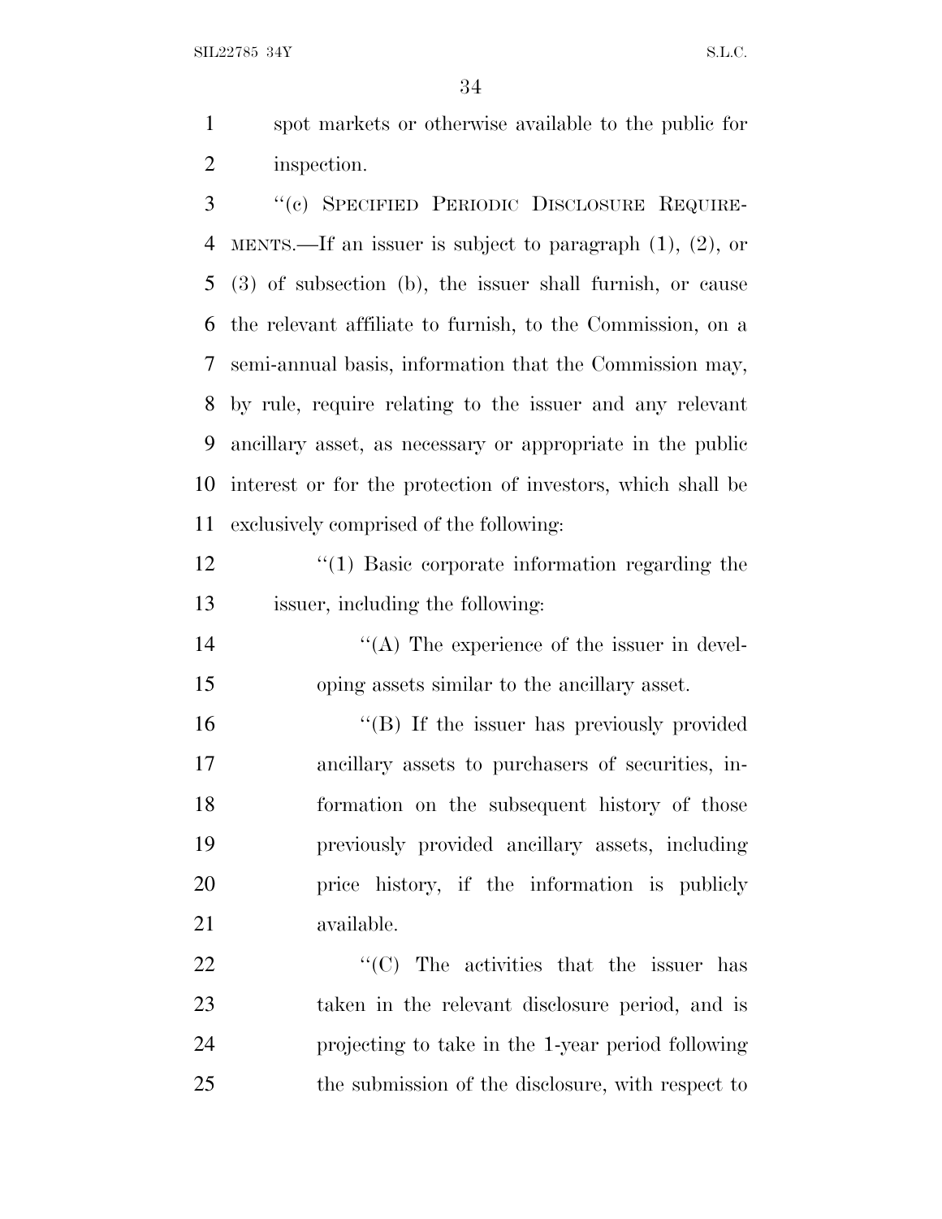spot markets or otherwise available to the public for inspection.

"(c) SPECIFIED PERIODIC DISCLOSURE REQUIREMENTS.—If an issuer is subject to paragraph (1), (2), or (3) of subsection (b), the issuer shall furnish, or cause the relevant affiliate to furnish, to the Commission, on a semi-annual basis, information that the Commission may, by rule, require relating to the issuer and any relevant ancillary asset, as necessary or appropriate in the public interest or for the protection of investors, which shall be exclusively comprised of the following:

"(1) Basic corporate information regarding the issuer, including the following:

"(A) The experience of the issuer in developing assets similar to the ancillary asset.

"(B) If the issuer has previously provided ancillary assets to purchasers of securities, information on the subsequent history of those previously provided ancillary assets, including price history, if the information is publicly available.

"(C) The activities that the issuer has taken in the relevant disclosure period, and is projecting to take in the 1-year period following the submission of the disclosure, with respect to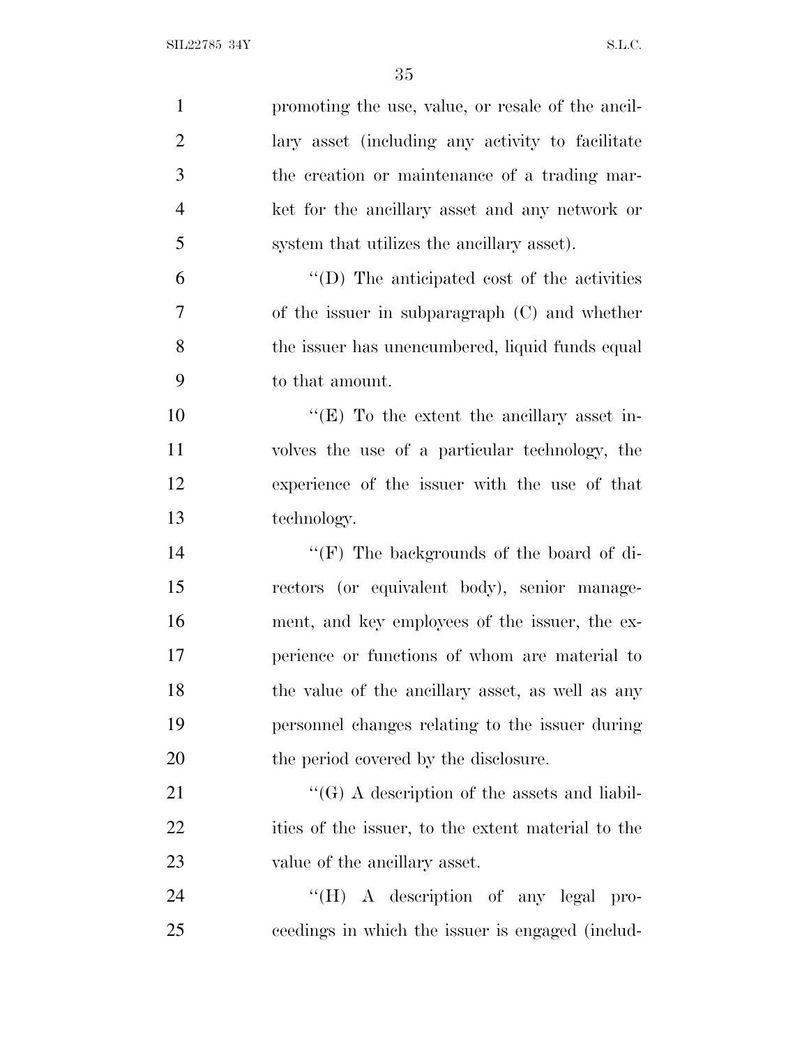promoting the use, value, or resale of the ancillary asset (including any activity to facilitate the creation or maintenance of a trading market for the ancillary asset and any network or system that utilizes the ancillary asset).

''(D) The anticipated cost of the activities of the issuer in subparagraph (C) and whether the issuer has unencumbered, liquid funds equal to that amount.

''(E) To the extent the ancillary asset involves the use of a particular technology, the experience of the issuer with the use of that technology.

''(F) The backgrounds of the board of directors (or equivalent body), senior management, and key employees of the issuer, the experience or functions of whom are material to the value of the ancillary asset, as well as any personnel changes relating to the issuer during the period covered by the disclosure.

''(G) A description of the assets and liabilities of the issuer, to the extent material to the value of the ancillary asset.

''(H) A description of any legal proceedings in which the issuer is engaged (includ-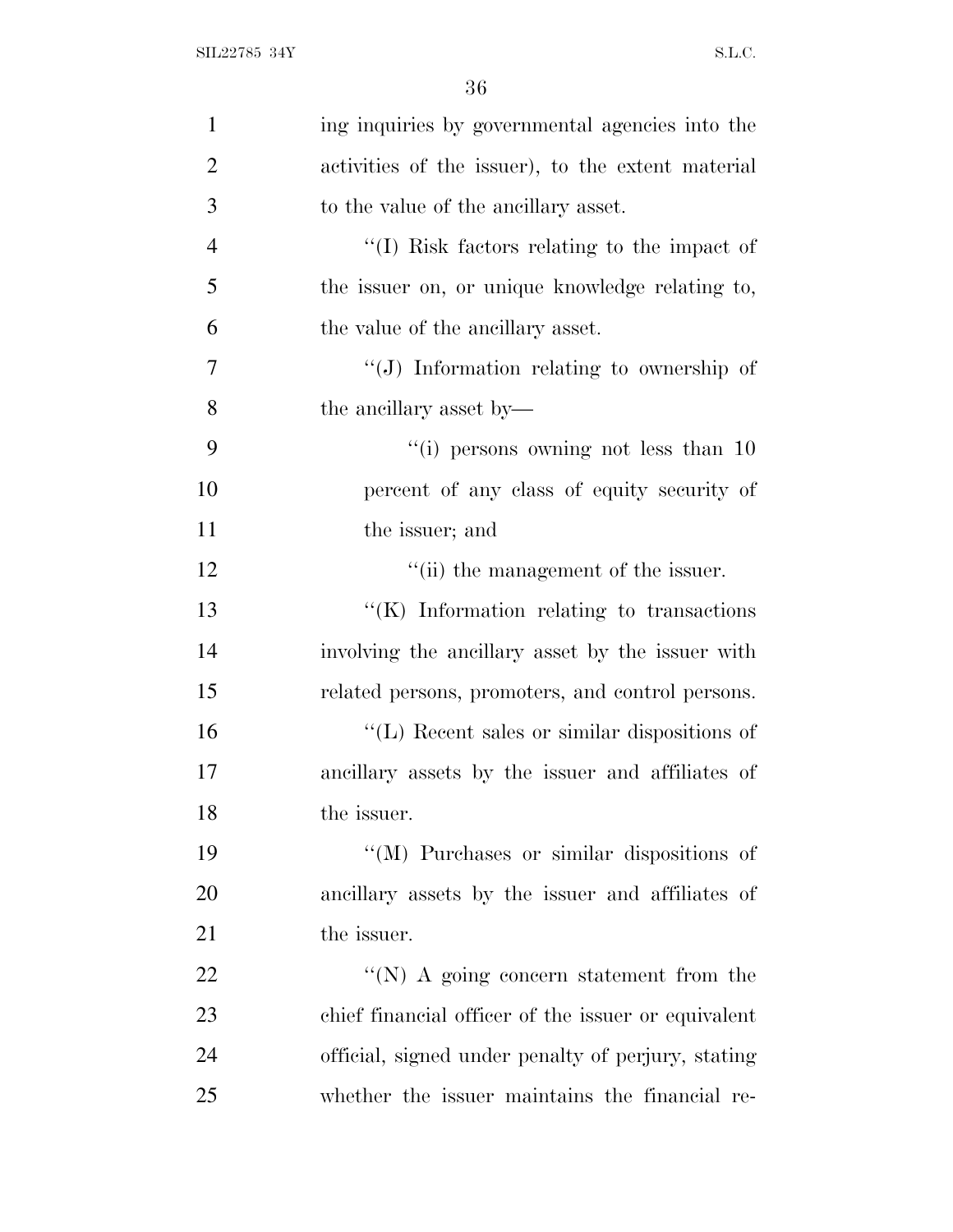ing inquiries by governmental agencies into the activities of the issuer), to the extent material to the value of the ancillary asset.

''(I) Risk factors relating to the impact of the issuer on, or unique knowledge relating to, the value of the ancillary asset.

''(J) Information relating to ownership of the ancillary asset by—

''(i) persons owning not less than 10 percent of any class of equity security of the issuer; and

''(ii) the management of the issuer.

''(K) Information relating to transactions involving the ancillary asset by the issuer with related persons, promoters, and control persons.

''(L) Recent sales or similar dispositions of ancillary assets by the issuer and affiliates of the issuer.

''(M) Purchases or similar dispositions of ancillary assets by the issuer and affiliates of the issuer.

''(N) A going concern statement from the chief financial officer of the issuer or equivalent official, signed under penalty of perjury, stating whether the issuer maintains the financial re-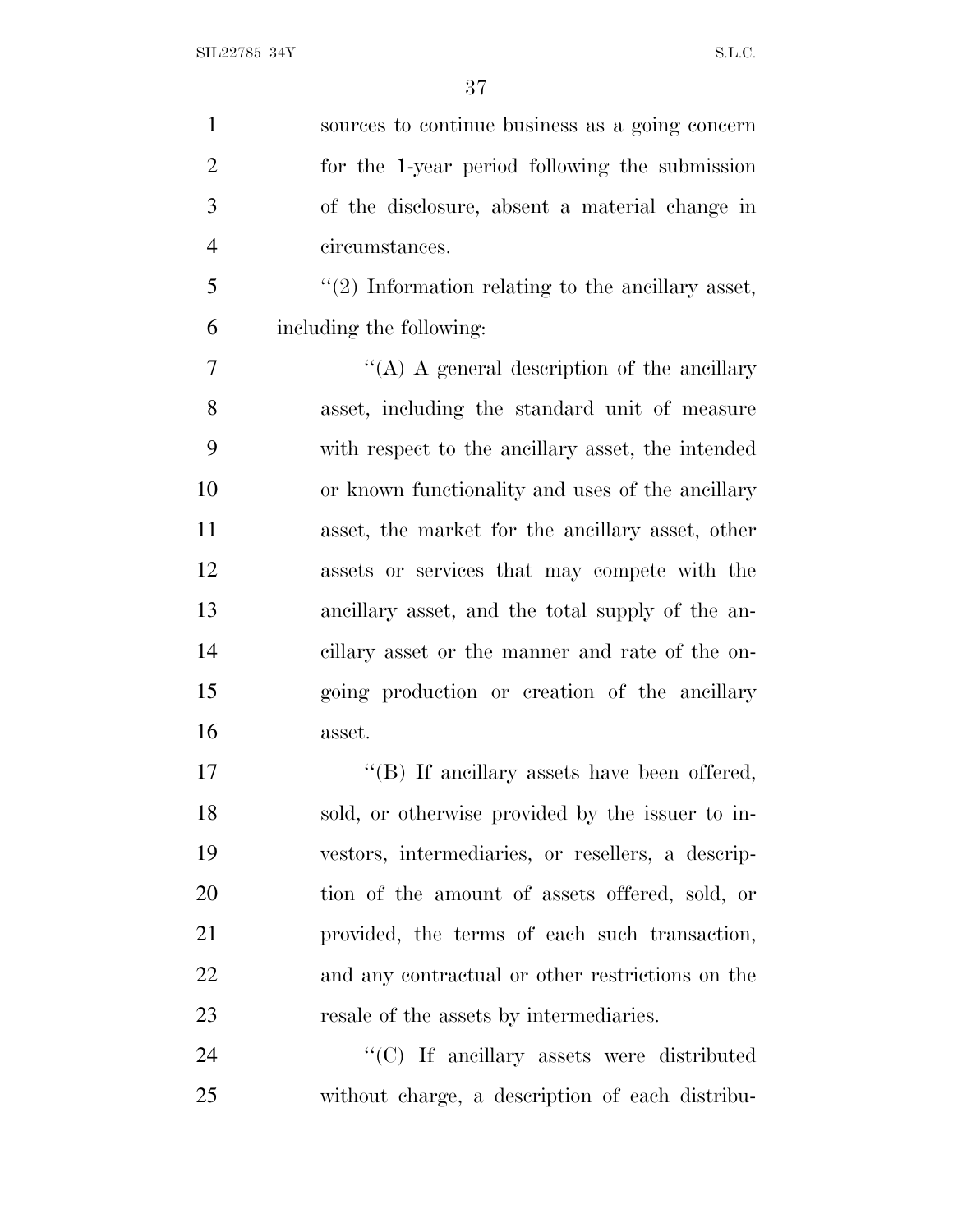sources to continue business as a going concern for the 1-year period following the submission of the disclosure, absent a material change in circumstances.

''(2) Information relating to the ancillary asset, including the following:

''(A) A general description of the ancillary asset, including the standard unit of measure with respect to the ancillary asset, the intended or known functionality and uses of the ancillary asset, the market for the ancillary asset, other assets or services that may compete with the ancillary asset, and the total supply of the ancillary asset or the manner and rate of the ongoing production or creation of the ancillary asset.

''(B) If ancillary assets have been offered, sold, or otherwise provided by the issuer to investors, intermediaries, or resellers, a description of the amount of assets offered, sold, or provided, the terms of each such transaction, and any contractual or other restrictions on the resale of the assets by intermediaries.

''(C) If ancillary assets were distributed without charge, a description of each distribu-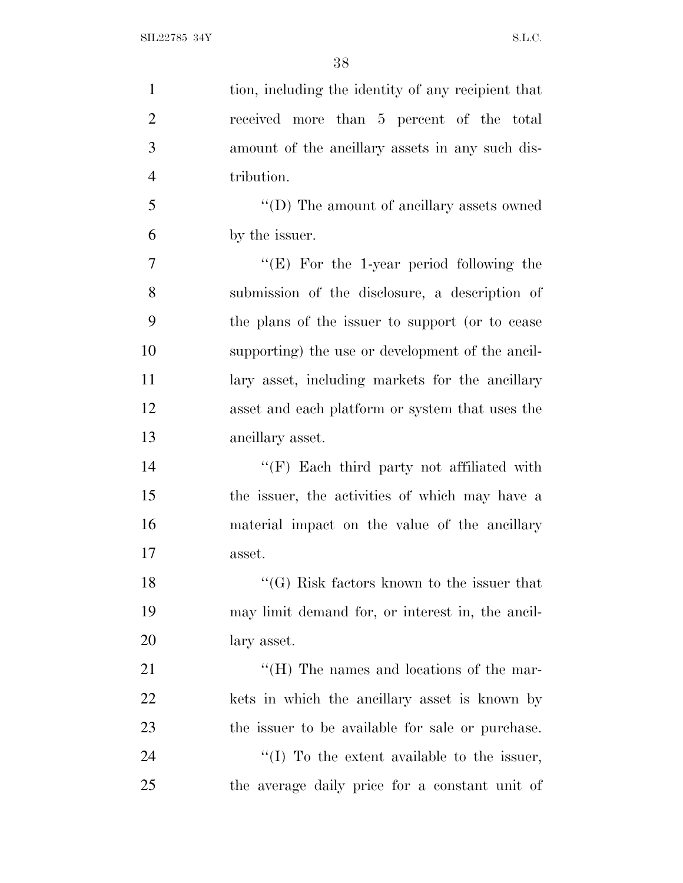tion, including the identity of any recipient that received more than 5 percent of the total amount of the ancillary assets in any such distribution.

"(D) The amount of ancillary assets owned by the issuer.

"(E) For the 1-year period following the submission of the disclosure, a description of the plans of the issuer to support (or to cease supporting) the use or development of the ancillary asset, including markets for the ancillary asset and each platform or system that uses the ancillary asset.

"(F) Each third party not affiliated with the issuer, the activities of which may have a material impact on the value of the ancillary asset.

"(G) Risk factors known to the issuer that may limit demand for, or interest in, the ancillary asset.

"(H) The names and locations of the markets in which the ancillary asset is known by the issuer to be available for sale or purchase.

"(I) To the extent available to the issuer, the average daily price for a constant unit of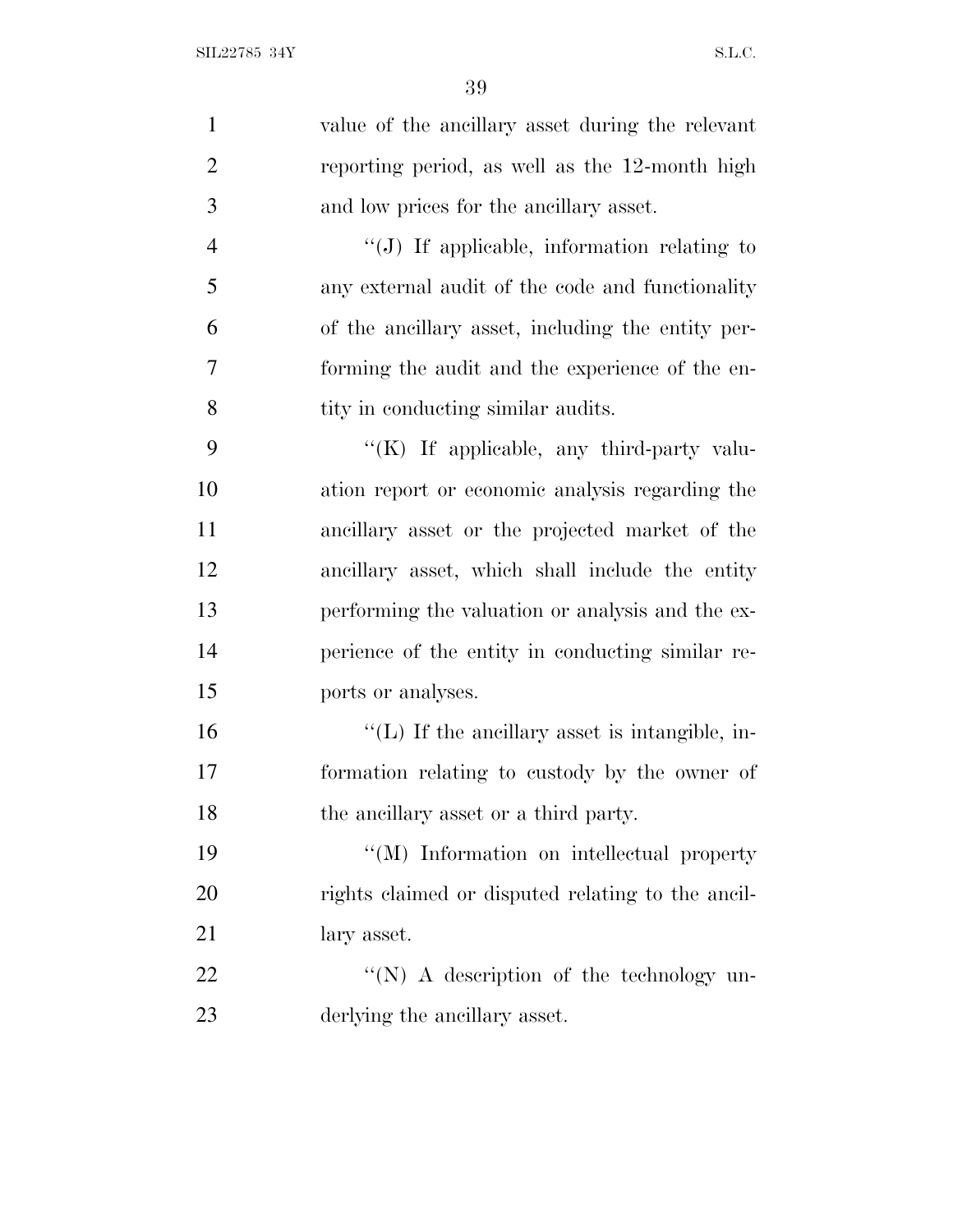value of the ancillary asset during the relevant reporting period, as well as the 12-month high and low prices for the ancillary asset.

"(J) If applicable, information relating to any external audit of the code and functionality of the ancillary asset, including the entity performing the audit and the experience of the entity in conducting similar audits.

"(K) If applicable, any third-party valuation report or economic analysis regarding the ancillary asset or the projected market of the ancillary asset, which shall include the entity performing the valuation or analysis and the experience of the entity in conducting similar reports or analyses.

"(L) If the ancillary asset is intangible, information relating to custody by the owner of the ancillary asset or a third party.

"(M) Information on intellectual property rights claimed or disputed relating to the ancillary asset.

"(N) A description of the technology underlying the ancillary asset.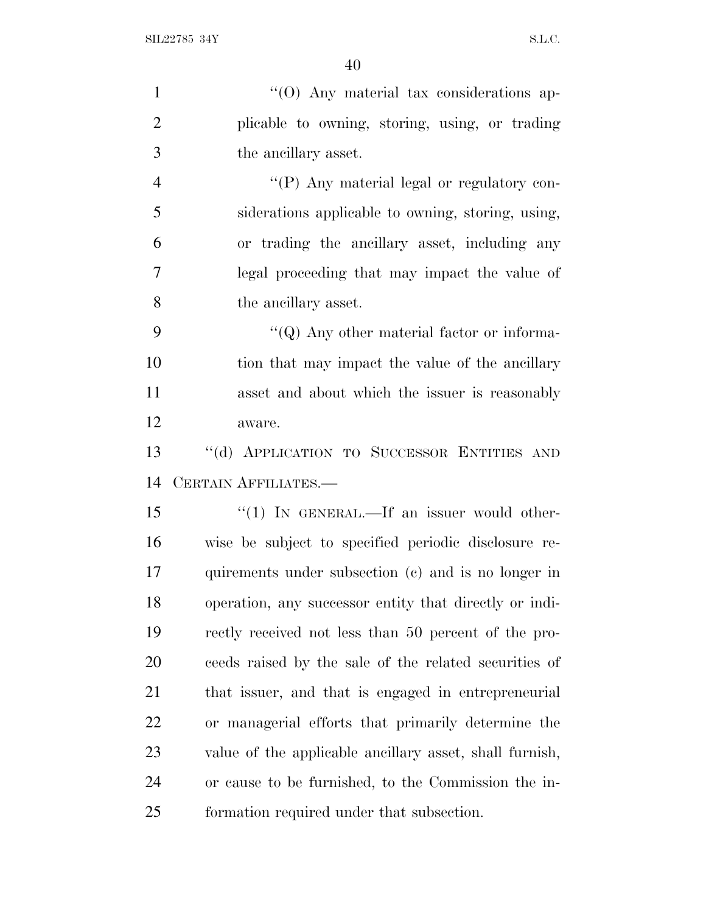"(O) Any material tax considerations applicable to owning, storing, using, or trading the ancillary asset.

"(P) Any material legal or regulatory considerations applicable to owning, storing, using, or trading the ancillary asset, including any legal proceeding that may impact the value of the ancillary asset.

"(Q) Any other material factor or information that may impact the value of the ancillary asset and about which the issuer is reasonably aware.

"(d) APPLICATION TO SUCCESSOR ENTITIES AND CERTAIN AFFILIATES.—

"(1) IN GENERAL.—If an issuer would otherwise be subject to specified periodic disclosure requirements under subsection (c) and is no longer in operation, any successor entity that directly or indirectly received not less than 50 percent of the proceeds raised by the sale of the related securities of that issuer, and that is engaged in entrepreneurial or managerial efforts that primarily determine the value of the applicable ancillary asset, shall furnish, or cause to be furnished, to the Commission the information required under that subsection.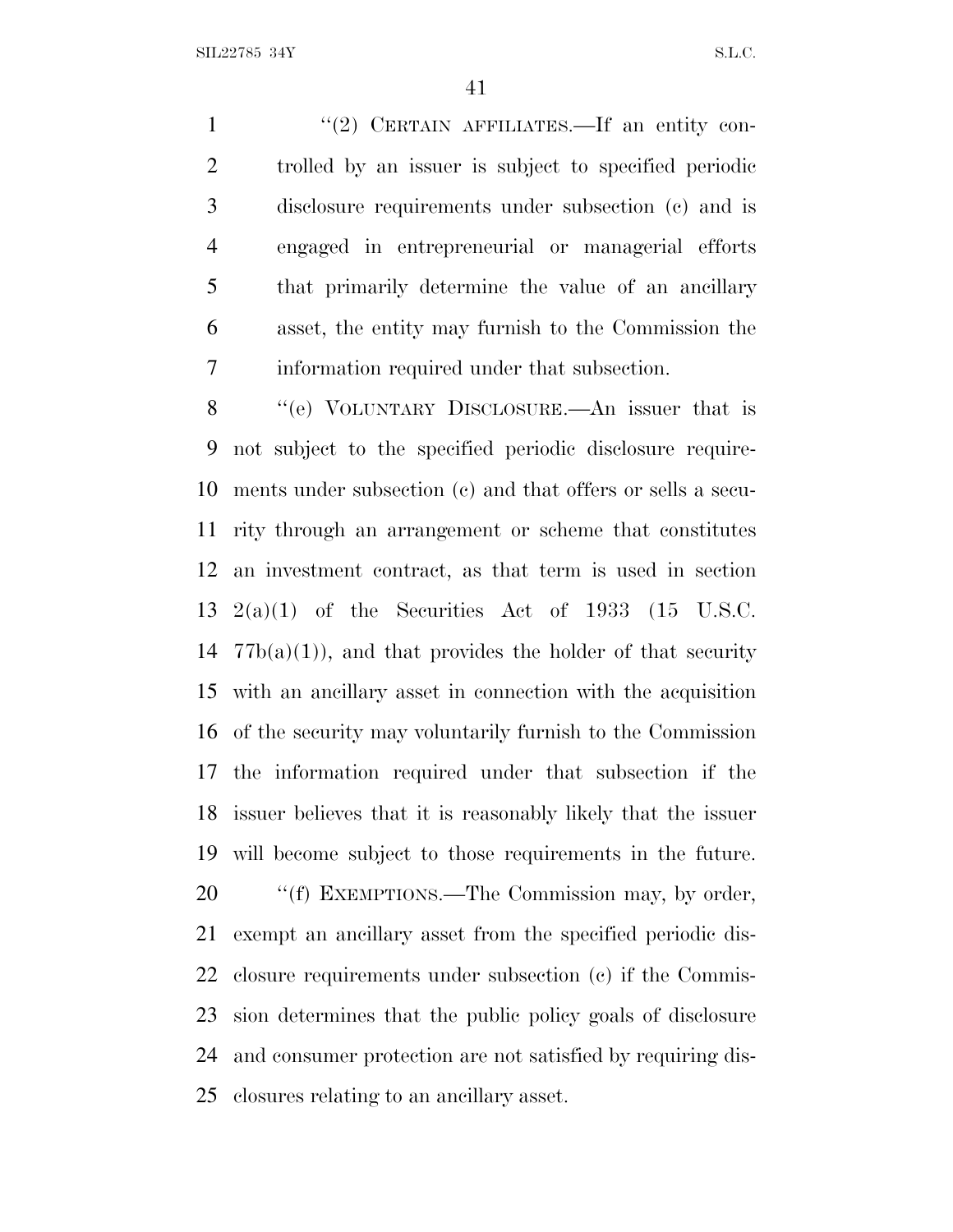"(2) CERTAIN AFFILIATES.—If an entity controlled by an issuer is subject to specified periodic disclosure requirements under subsection (c) and is engaged in entrepreneurial or managerial efforts that primarily determine the value of an ancillary asset, the entity may furnish to the Commission the information required under that subsection.

"(e) VOLUNTARY DISCLOSURE.—An issuer that is not subject to the specified periodic disclosure requirements under subsection (c) and that offers or sells a security through an arrangement or scheme that constitutes an investment contract, as that term is used in section 2(a)(1) of the Securities Act of 1933 (15 U.S.C. 77b(a)(1)), and that provides the holder of that security with an ancillary asset in connection with the acquisition of the security may voluntarily furnish to the Commission the information required under that subsection if the issuer believes that it is reasonably likely that the issuer will become subject to those requirements in the future.

"(f) EXEMPTIONS.—The Commission may, by order, exempt an ancillary asset from the specified periodic disclosure requirements under subsection (c) if the Commission determines that the public policy goals of disclosure and consumer protection are not satisfied by requiring disclosures relating to an ancillary asset.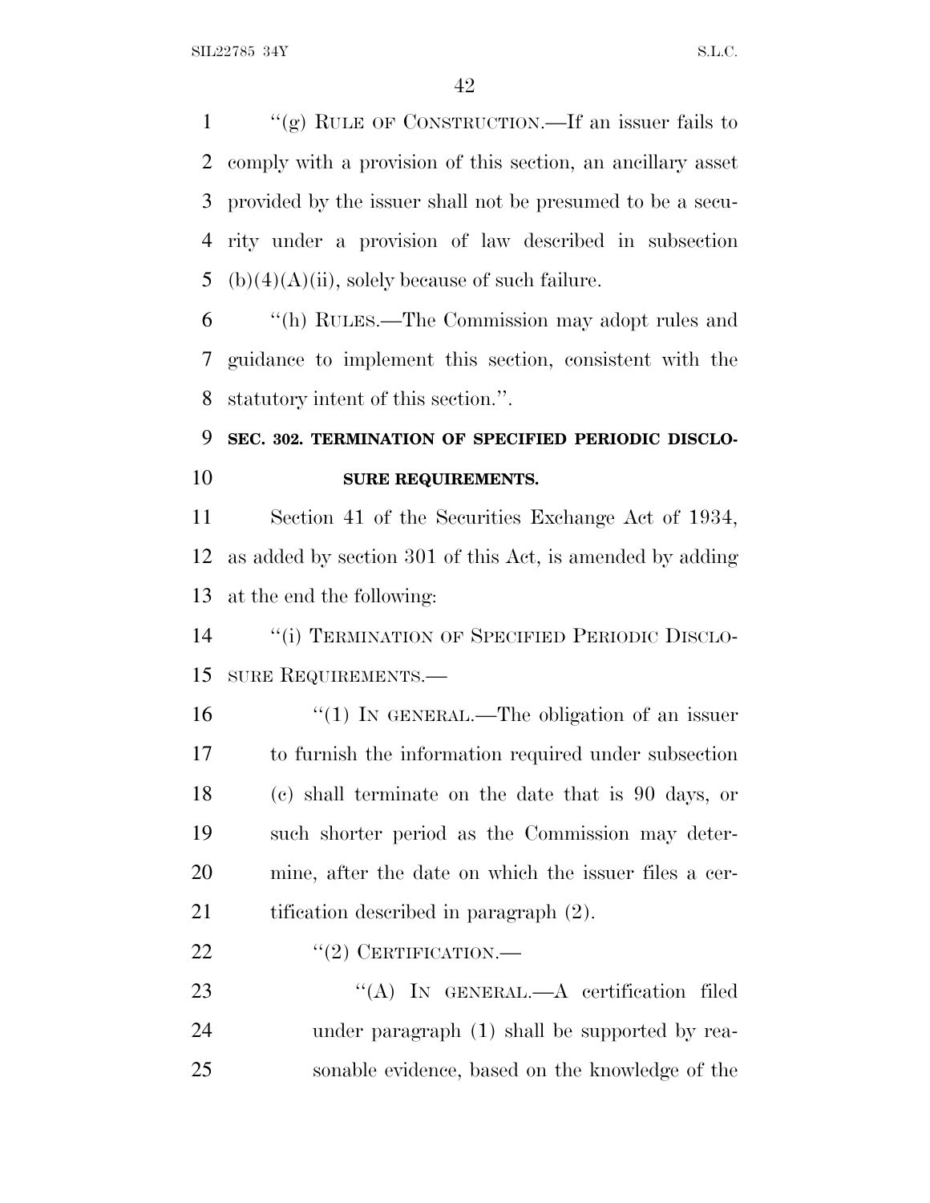"(g) RULE OF CONSTRUCTION.—If an issuer fails to comply with a provision of this section, an ancillary asset provided by the issuer shall not be presumed to be a security under a provision of law described in subsection (b)(4)(A)(ii), solely because of such failure.

"(h) RULES.—The Commission may adopt rules and guidance to implement this section, consistent with the statutory intent of this section.".

**SEC. 302. TERMINATION OF SPECIFIED PERIODIC DISCLOSURE REQUIREMENTS.**

Section 41 of the Securities Exchange Act of 1934, as added by section 301 of this Act, is amended by adding at the end the following:

"(i) TERMINATION OF SPECIFIED PERIODIC DISCLOSURE REQUIREMENTS.—

"(1) IN GENERAL.—The obligation of an issuer to furnish the information required under subsection (c) shall terminate on the date that is 90 days, or such shorter period as the Commission may determine, after the date on which the issuer files a certification described in paragraph (2).

"(2) CERTIFICATION.—

"(A) IN GENERAL.—A certification filed under paragraph (1) shall be supported by reasonable evidence, based on the knowledge of the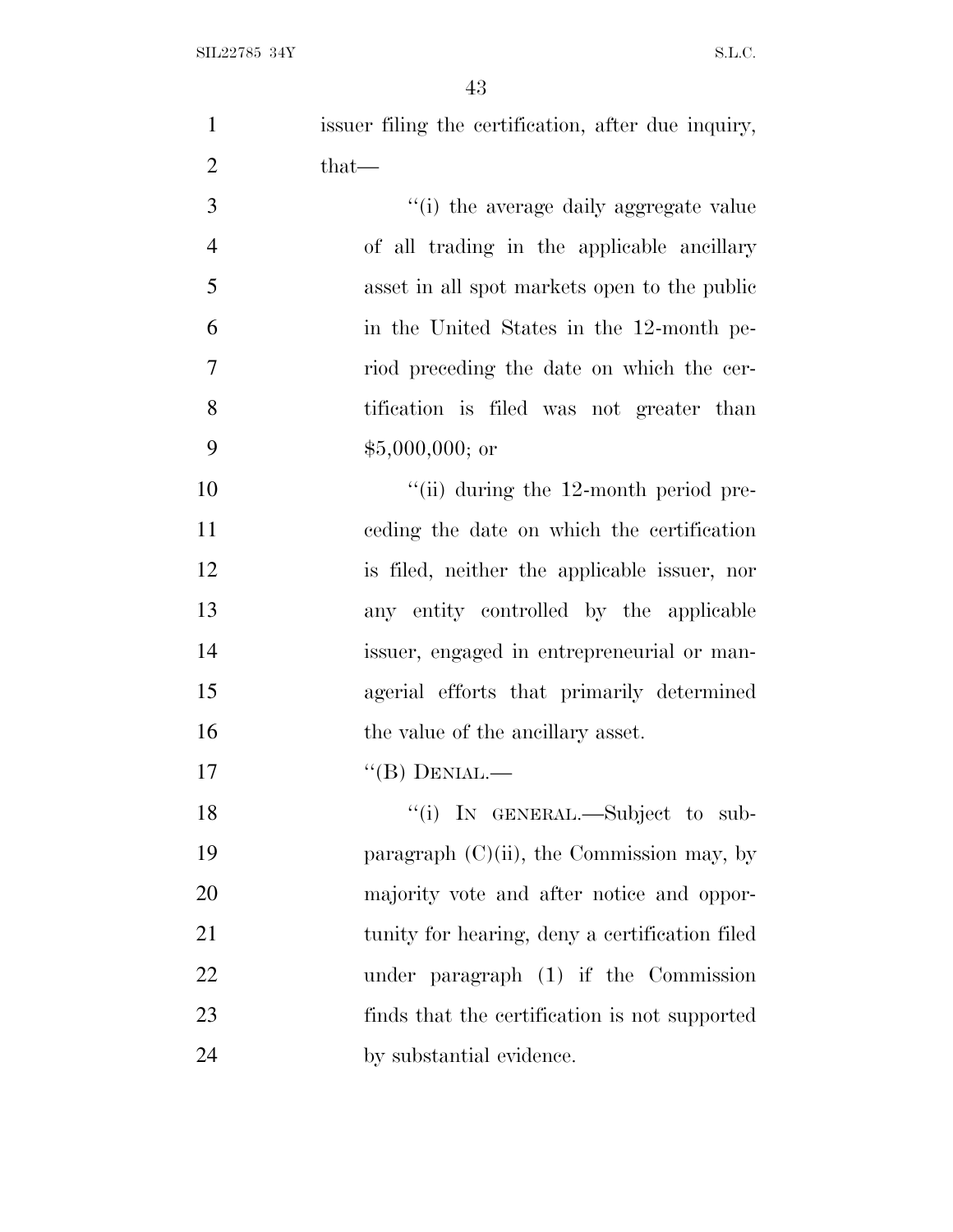issuer filing the certification, after due inquiry, that—

"(i) the average daily aggregate value of all trading in the applicable ancillary asset in all spot markets open to the public in the United States in the 12-month period preceding the date on which the certification is filed was not greater than $5,000,000; or

"(ii) during the 12-month period preceding the date on which the certification is filed, neither the applicable issuer, nor any entity controlled by the applicable issuer, engaged in entrepreneurial or managerial efforts that primarily determined the value of the ancillary asset.

"(B) DENIAL.—

"(i) IN GENERAL.—Subject to subparagraph (C)(ii), the Commission may, by majority vote and after notice and opportunity for hearing, deny a certification filed under paragraph (1) if the Commission finds that the certification is not supported by substantial evidence.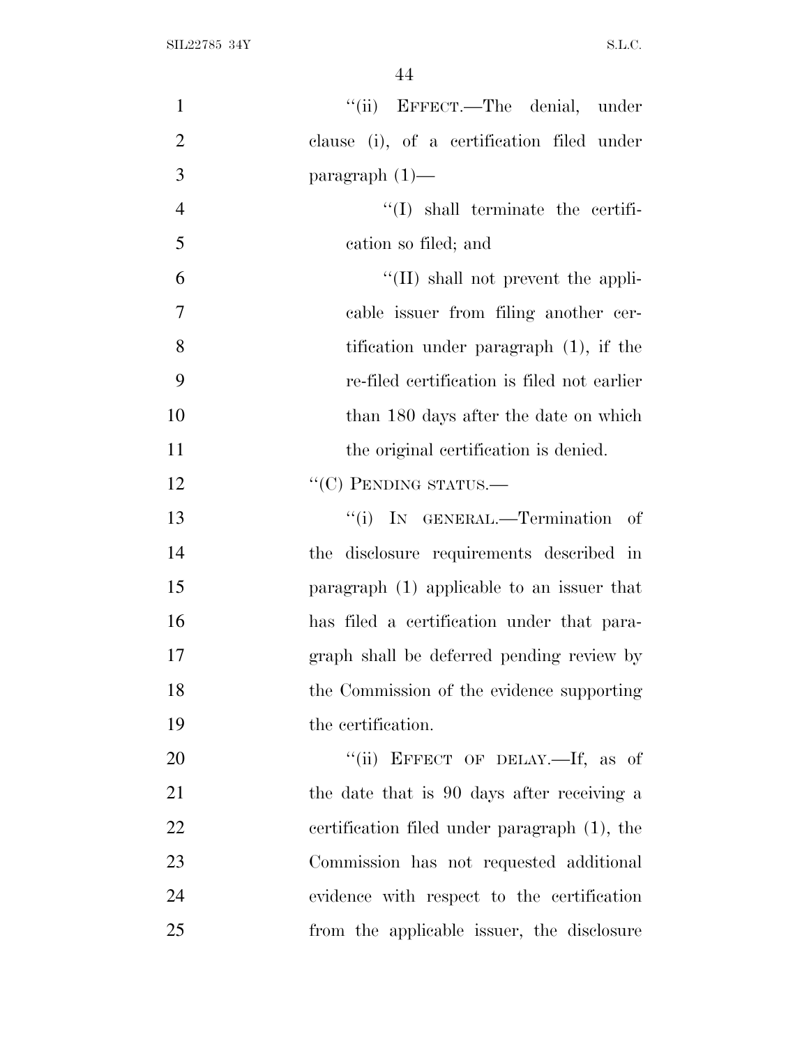"(ii) EFFECT.—The denial, under clause (i), of a certification filed under paragraph (1)—

"(I) shall terminate the certification so filed; and

"(II) shall not prevent the applicable issuer from filing another certification under paragraph (1), if the re-filed certification is filed not earlier than 180 days after the date on which the original certification is denied.

"(C) PENDING STATUS.—

"(i) IN GENERAL.—Termination of the disclosure requirements described in paragraph (1) applicable to an issuer that has filed a certification under that paragraph shall be deferred pending review by the Commission of the evidence supporting the certification.

"(ii) EFFECT OF DELAY.—If, as of the date that is 90 days after receiving a certification filed under paragraph (1), the Commission has not requested additional evidence with respect to the certification from the applicable issuer, the disclosure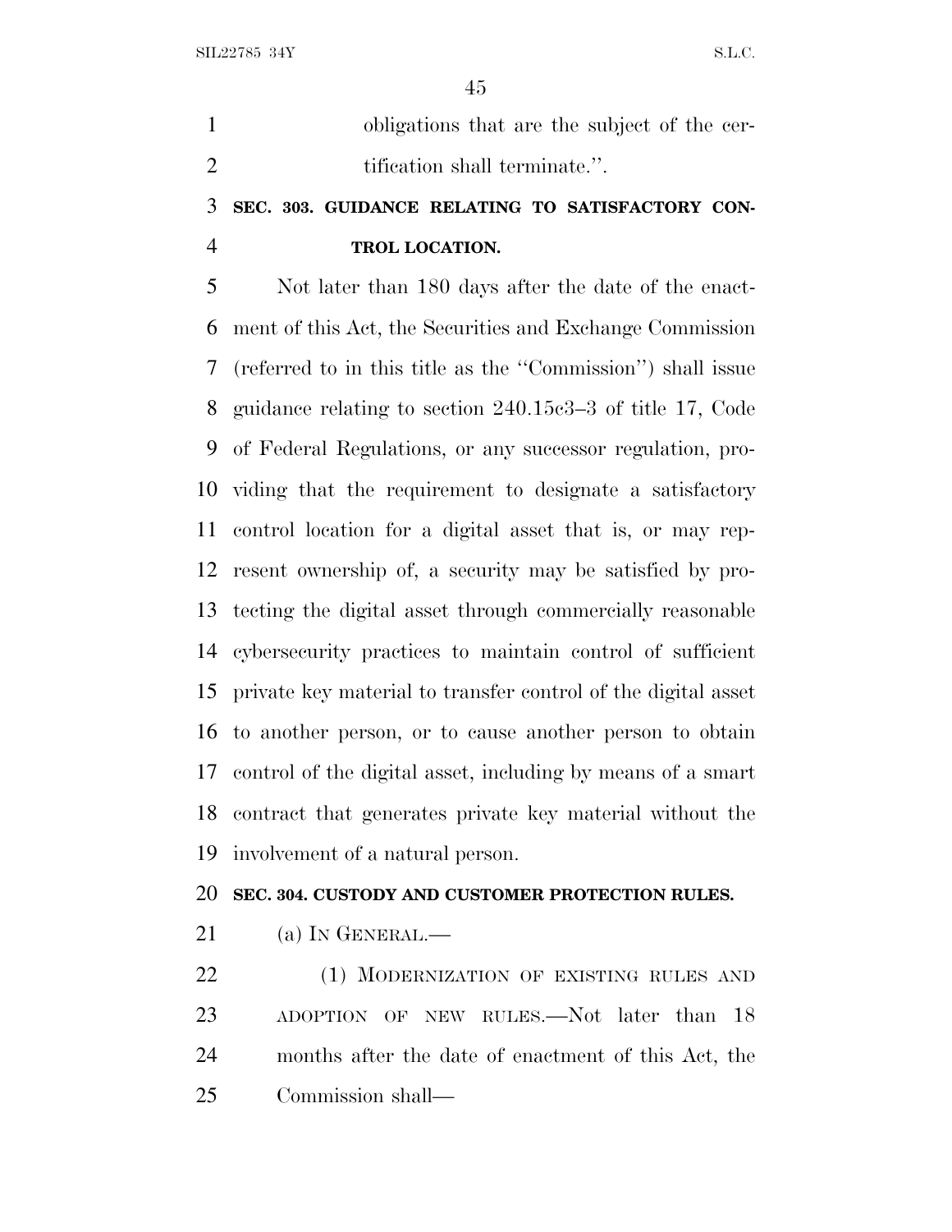obligations that are the subject of the certification shall terminate.''.

## SEC. 303. GUIDANCE RELATING TO SATISFACTORY CONTROL LOCATION.

Not later than 180 days after the date of the enactment of this Act, the Securities and Exchange Commission (referred to in this title as the ''Commission'') shall issue guidance relating to section 240.15c3–3 of title 17, Code of Federal Regulations, or any successor regulation, providing that the requirement to designate a satisfactory control location for a digital asset that is, or may represent ownership of, a security may be satisfied by protecting the digital asset through commercially reasonable cybersecurity practices to maintain control of sufficient private key material to transfer control of the digital asset to another person, or to cause another person to obtain control of the digital asset, including by means of a smart contract that generates private key material without the involvement of a natural person.

## SEC. 304. CUSTODY AND CUSTOMER PROTECTION RULES.

(a) IN GENERAL.—

(1) MODERNIZATION OF EXISTING RULES AND ADOPTION OF NEW RULES.—Not later than 18 months after the date of enactment of this Act, the Commission shall—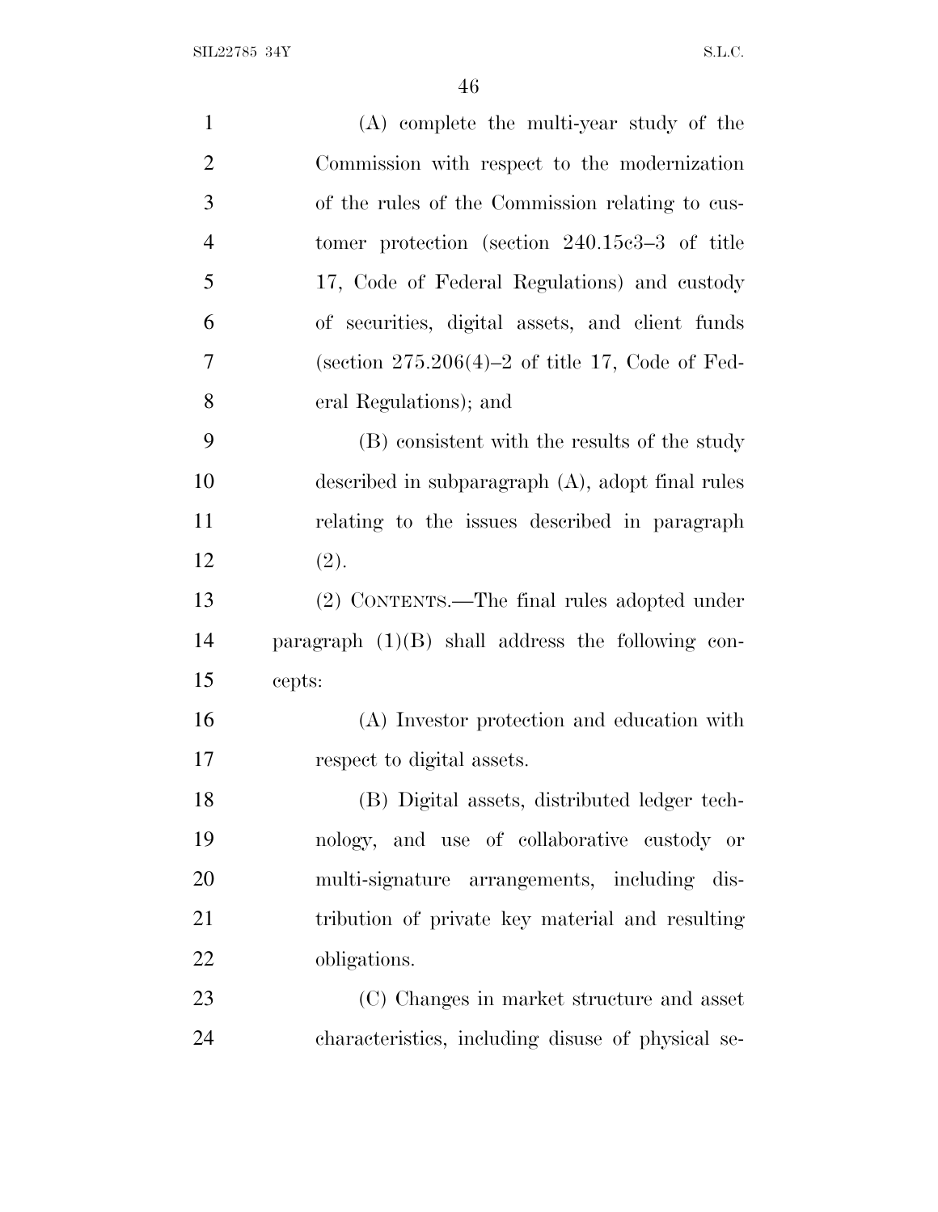(A) complete the multi-year study of the Commission with respect to the modernization of the rules of the Commission relating to customer protection (section 240.15c3–3 of title 17, Code of Federal Regulations) and custody of securities, digital assets, and client funds (section 275.206(4)–2 of title 17, Code of Federal Regulations); and

(B) consistent with the results of the study described in subparagraph (A), adopt final rules relating to the issues described in paragraph (2).

(2) CONTENTS.—The final rules adopted under paragraph (1)(B) shall address the following concepts:

(A) Investor protection and education with respect to digital assets.

(B) Digital assets, distributed ledger technology, and use of collaborative custody or multi-signature arrangements, including distribution of private key material and resulting obligations.

(C) Changes in market structure and asset characteristics, including disuse of physical se-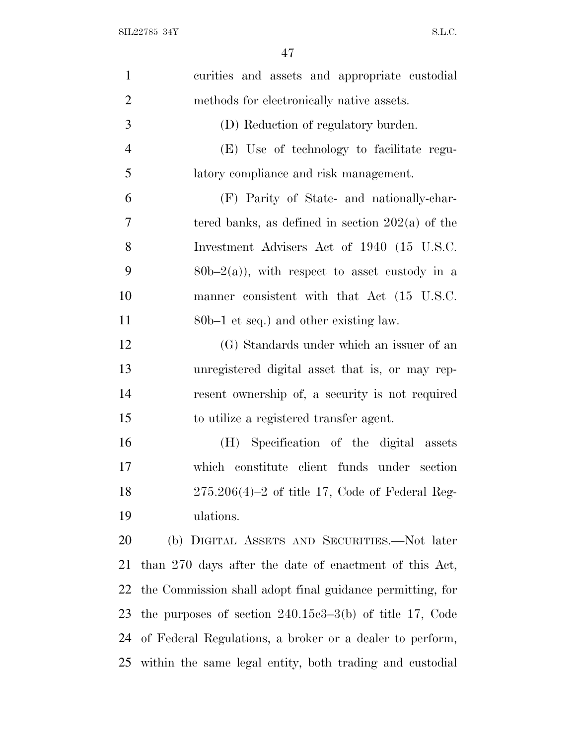curities and assets and appropriate custodial methods for electronically native assets.

(D) Reduction of regulatory burden.

(E) Use of technology to facilitate regulatory compliance and risk management.

(F) Parity of State- and nationally-chartered banks, as defined in section 202(a) of the Investment Advisers Act of 1940 (15 U.S.C. 80b–2(a)), with respect to asset custody in a manner consistent with that Act (15 U.S.C. 80b–1 et seq.) and other existing law.

(G) Standards under which an issuer of an unregistered digital asset that is, or may represent ownership of, a security is not required to utilize a registered transfer agent.

(H) Specification of the digital assets which constitute client funds under section 275.206(4)–2 of title 17, Code of Federal Regulations.

(b) DIGITAL ASSETS AND SECURITIES.—Not later than 270 days after the date of enactment of this Act, the Commission shall adopt final guidance permitting, for the purposes of section 240.15c3–3(b) of title 17, Code of Federal Regulations, a broker or a dealer to perform, within the same legal entity, both trading and custodial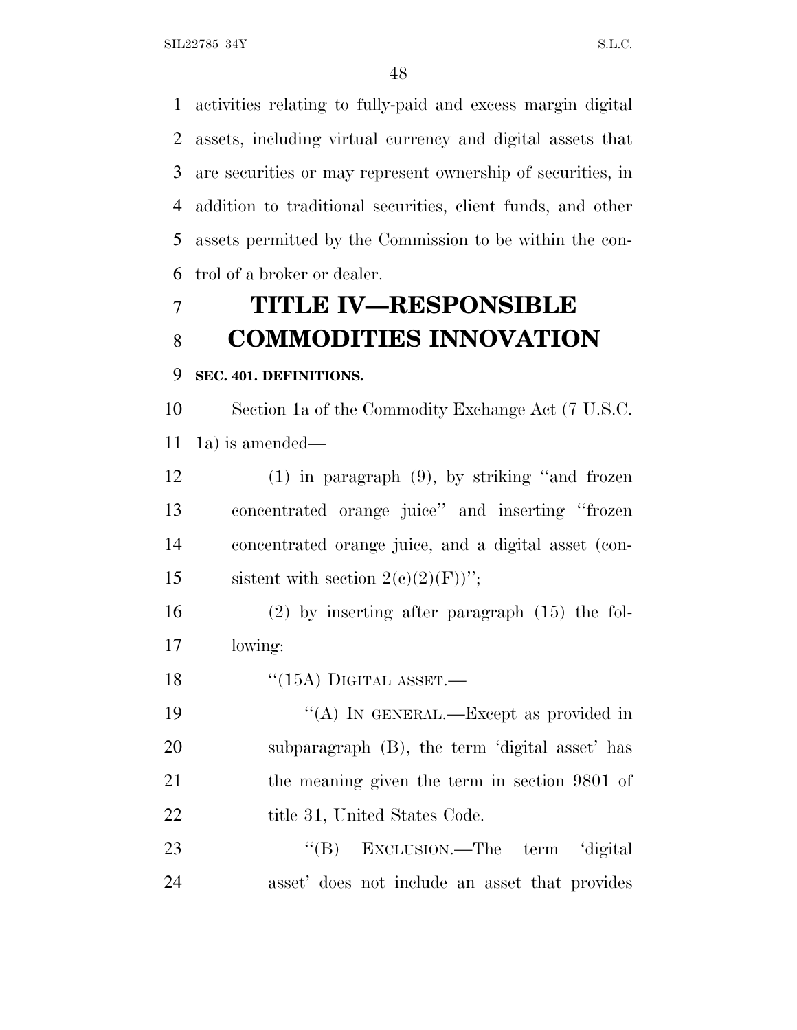activities relating to fully-paid and excess margin digital assets, including virtual currency and digital assets that are securities or may represent ownership of securities, in addition to traditional securities, client funds, and other assets permitted by the Commission to be within the control of a broker or dealer.

# TITLE IV—RESPONSIBLE COMMODITIES INNOVATION

**SEC. 401. DEFINITIONS.**

Section 1a of the Commodity Exchange Act (7 U.S.C. 1a) is amended—

(1) in paragraph (9), by striking ''and frozen concentrated orange juice'' and inserting ''frozen concentrated orange juice, and a digital asset (consistent with section 2(c)(2)(F))'';

(2) by inserting after paragraph (15) the following:

''(15A) DIGITAL ASSET.—

''(A) IN GENERAL.—Except as provided in subparagraph (B), the term 'digital asset' has the meaning given the term in section 9801 of title 31, United States Code.

''(B) EXCLUSION.—The term 'digital asset' does not include an asset that provides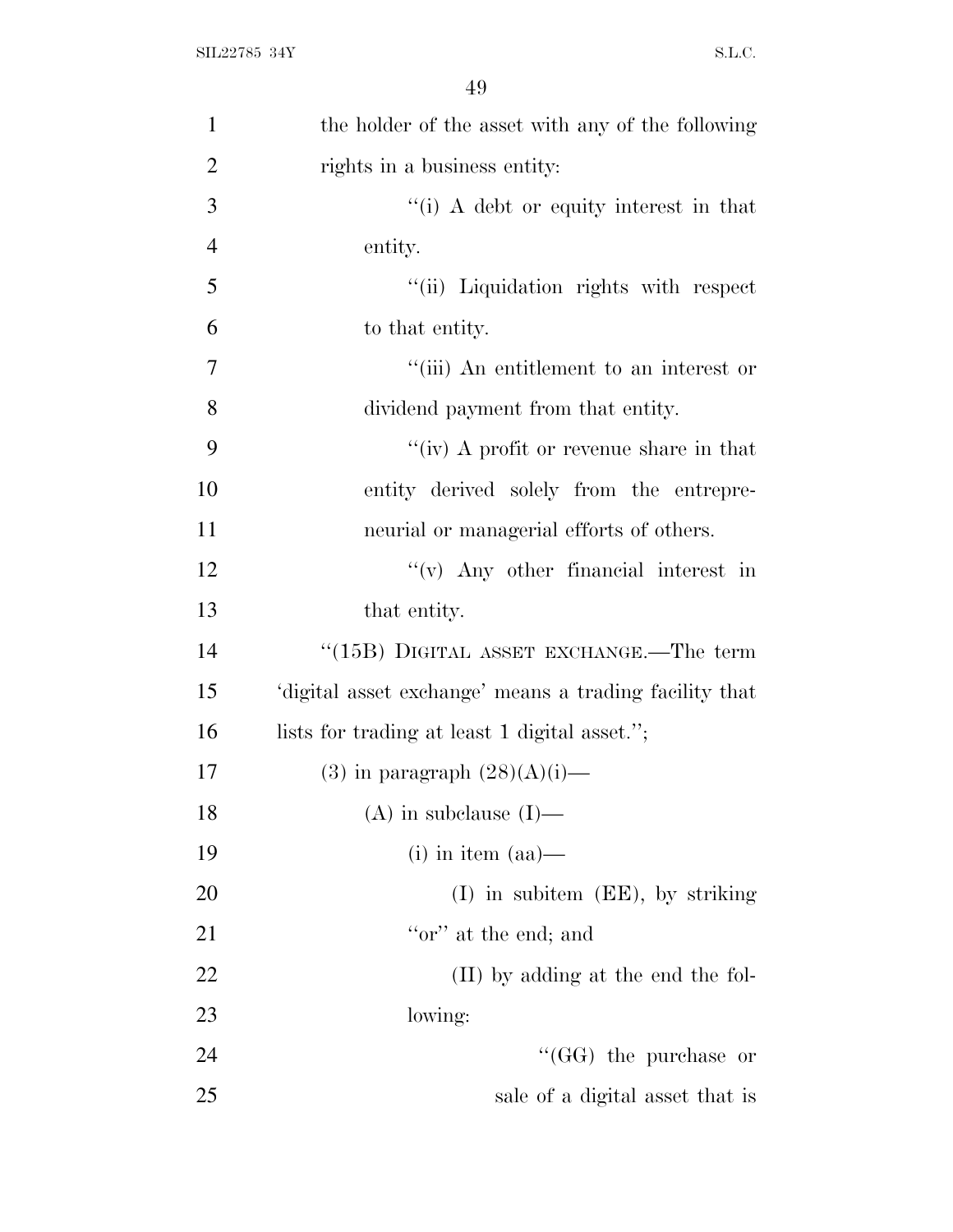the holder of the asset with any of the following rights in a business entity:

"(i) A debt or equity interest in that entity.

"(ii) Liquidation rights with respect to that entity.

"(iii) An entitlement to an interest or dividend payment from that entity.

"(iv) A profit or revenue share in that entity derived solely from the entrepreneurial or managerial efforts of others.

"(v) Any other financial interest in that entity.

"(15B) DIGITAL ASSET EXCHANGE.—The term 'digital asset exchange' means a trading facility that lists for trading at least 1 digital asset.";

(3) in paragraph (28)(A)(i)—

(A) in subclause (I)—

(i) in item (aa)—

(I) in subitem (EE), by striking "or" at the end; and

(II) by adding at the end the following:

"(GG) the purchase or sale of a digital asset that is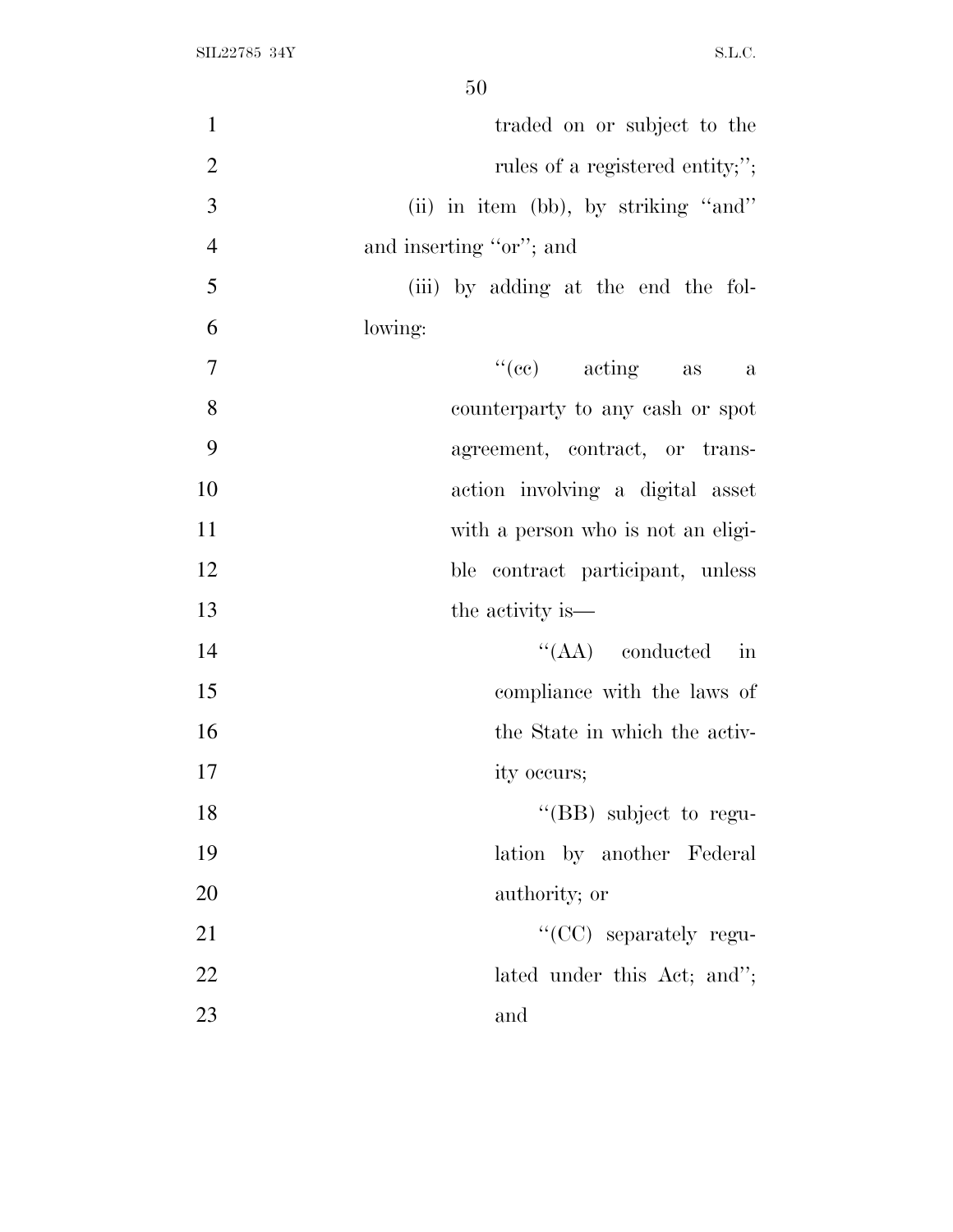traded on or subject to the rules of a registered entity;'';

(ii) in item (bb), by striking ''and'' and inserting ''or''; and

(iii) by adding at the end the following:

''(cc) acting as a counterparty to any cash or spot agreement, contract, or transaction involving a digital asset with a person who is not an eligible contract participant, unless the activity is—

''(AA) conducted in compliance with the laws of the State in which the activity occurs;

''(BB) subject to regulation by another Federal authority; or

''(CC) separately regulated under this Act; and''; and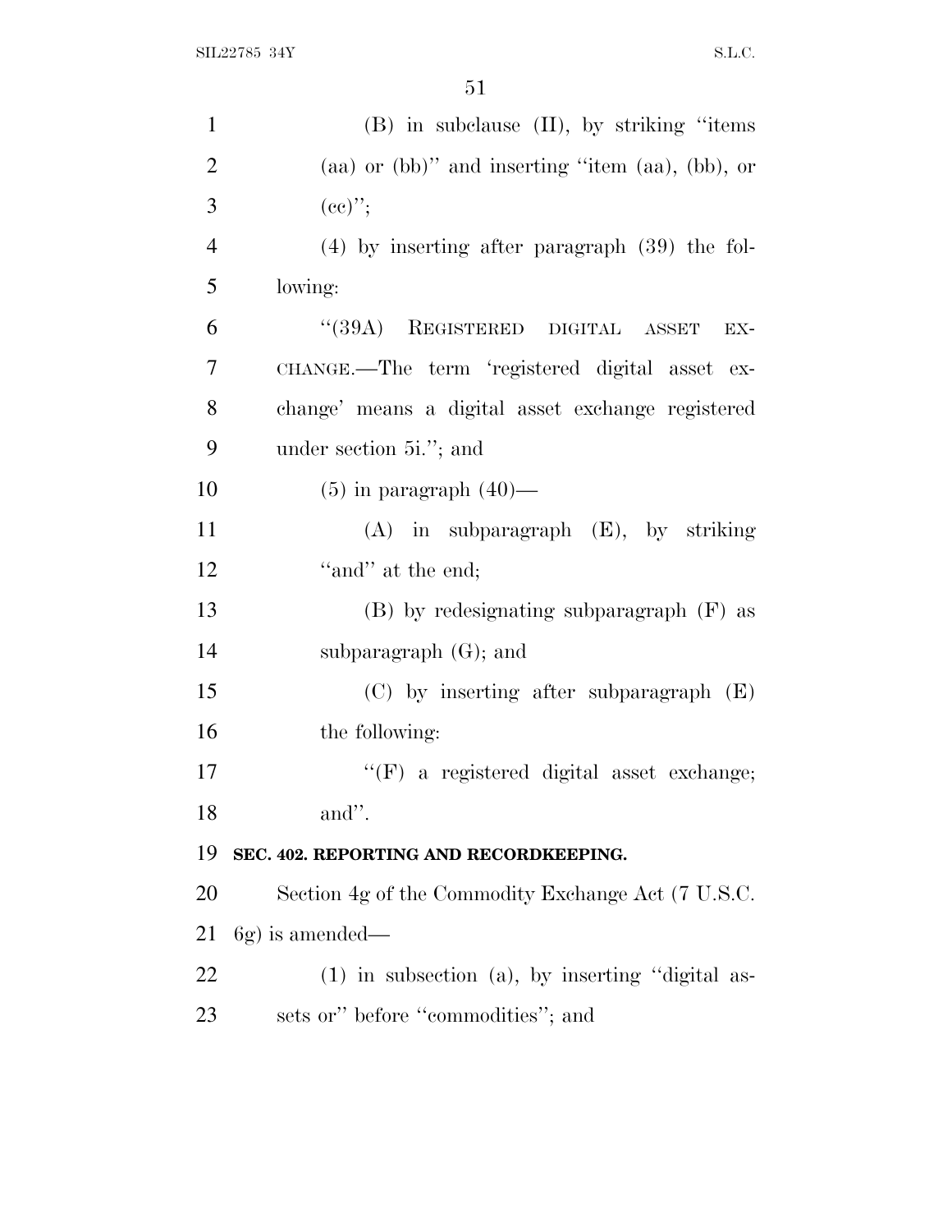(B) in subclause (II), by striking ''items (aa) or (bb)'' and inserting ''item (aa), (bb), or (cc)'';

(4) by inserting after paragraph (39) the following:

''(39A) REGISTERED DIGITAL ASSET EXCHANGE.—The term 'registered digital asset exchange' means a digital asset exchange registered under section 5i.''; and

(5) in paragraph (40)—

(A) in subparagraph (E), by striking ''and'' at the end;

(B) by redesignating subparagraph (F) as subparagraph (G); and

(C) by inserting after subparagraph (E) the following:

''(F) a registered digital asset exchange; and''.

**SEC. 402. REPORTING AND RECORDKEEPING.**

Section 4g of the Commodity Exchange Act (7 U.S.C. 6g) is amended—

(1) in subsection (a), by inserting ''digital assets or'' before ''commodities''; and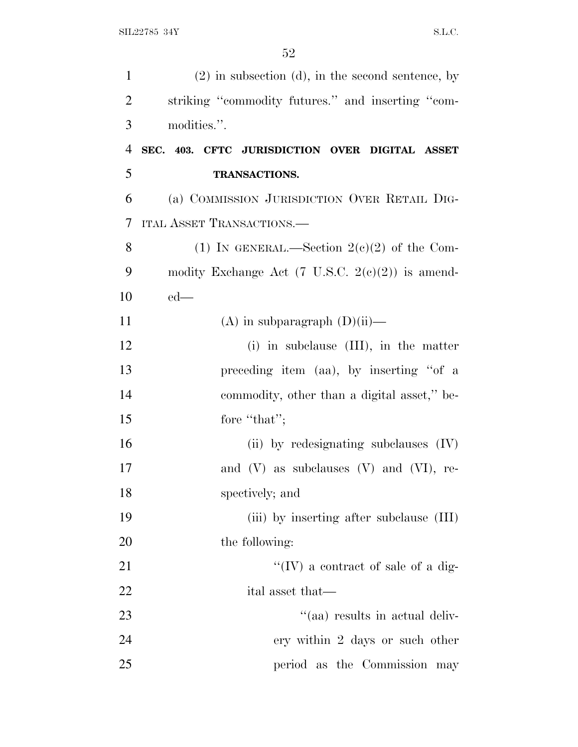(2) in subsection (d), in the second sentence, by striking "commodity futures." and inserting "commodities.".

**SEC. 403. CFTC JURISDICTION OVER DIGITAL ASSET TRANSACTIONS.**

(a) COMMISSION JURISDICTION OVER RETAIL DIGITAL ASSET TRANSACTIONS.—

(1) IN GENERAL.—Section 2(c)(2) of the Commodity Exchange Act (7 U.S.C. 2(c)(2)) is amended—

(A) in subparagraph (D)(ii)—

(i) in subclause (III), in the matter preceding item (aa), by inserting "of a commodity, other than a digital asset," before "that";

(ii) by redesignating subclauses (IV) and (V) as subclauses (V) and (VI), respectively; and

(iii) by inserting after subclause (III) the following:

"(IV) a contract of sale of a digital asset that—

"(aa) results in actual delivery within 2 days or such other period as the Commission may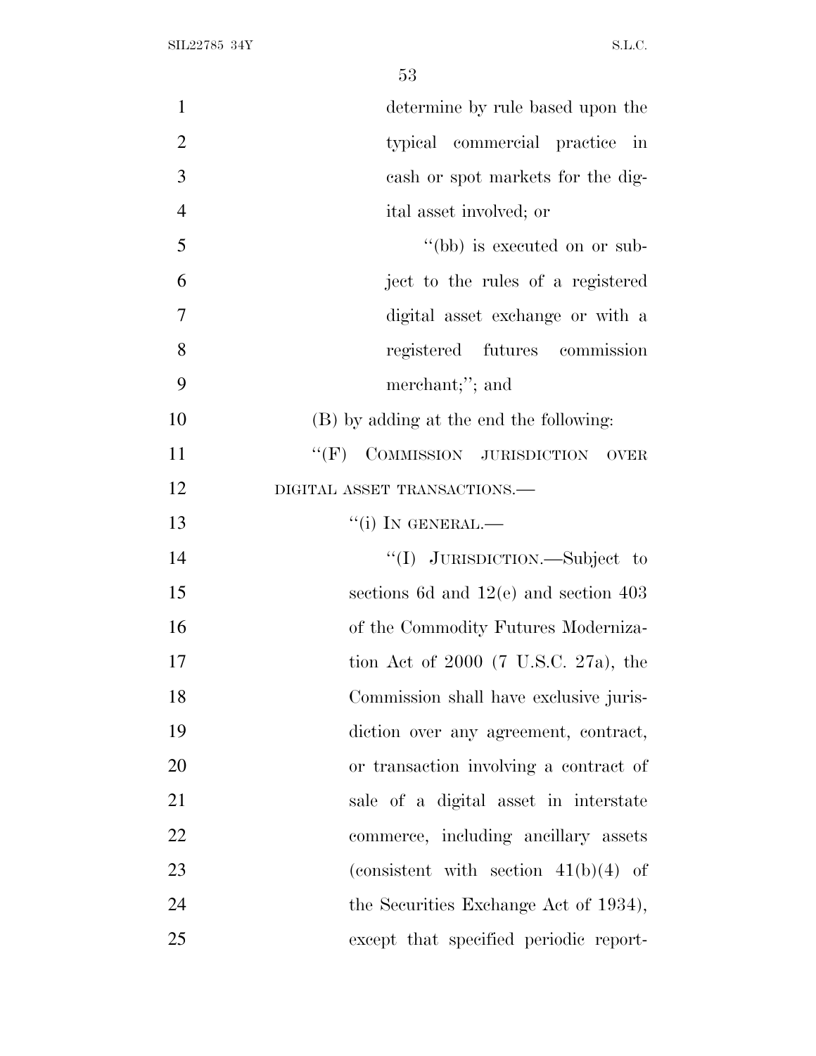determine by rule based upon the typical commercial practice in cash or spot markets for the digital asset involved; or

"(bb) is executed on or subject to the rules of a registered digital asset exchange or with a registered futures commission merchant;"; and

(B) by adding at the end the following:

"(F) COMMISSION JURISDICTION OVER DIGITAL ASSET TRANSACTIONS.—

"(i) IN GENERAL.—

"(I) JURISDICTION.—Subject to sections 6d and 12(e) and section 403 of the Commodity Futures Modernization Act of 2000 (7 U.S.C. 27a), the Commission shall have exclusive jurisdiction over any agreement, contract, or transaction involving a contract of sale of a digital asset in interstate commerce, including ancillary assets (consistent with section 41(b)(4) of the Securities Exchange Act of 1934), except that specified periodic report-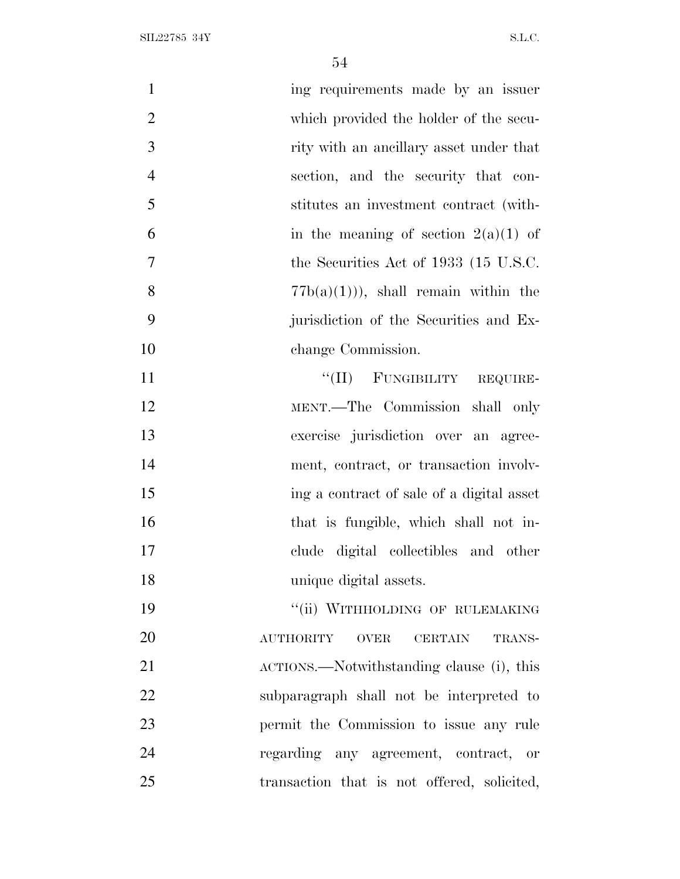ing requirements made by an issuer which provided the holder of the security with an ancillary asset under that section, and the security that constitutes an investment contract (within the meaning of section 2(a)(1) of the Securities Act of 1933 (15 U.S.C. 77b(a)(1))), shall remain within the jurisdiction of the Securities and Exchange Commission.

"(II) FUNGIBILITY REQUIREMENT.—The Commission shall only exercise jurisdiction over an agreement, contract, or transaction involving a contract of sale of a digital asset that is fungible, which shall not include digital collectibles and other unique digital assets.

"(ii) WITHHOLDING OF RULEMAKING AUTHORITY OVER CERTAIN TRANSACTIONS.—Notwithstanding clause (i), this subparagraph shall not be interpreted to permit the Commission to issue any rule regarding any agreement, contract, or transaction that is not offered, solicited,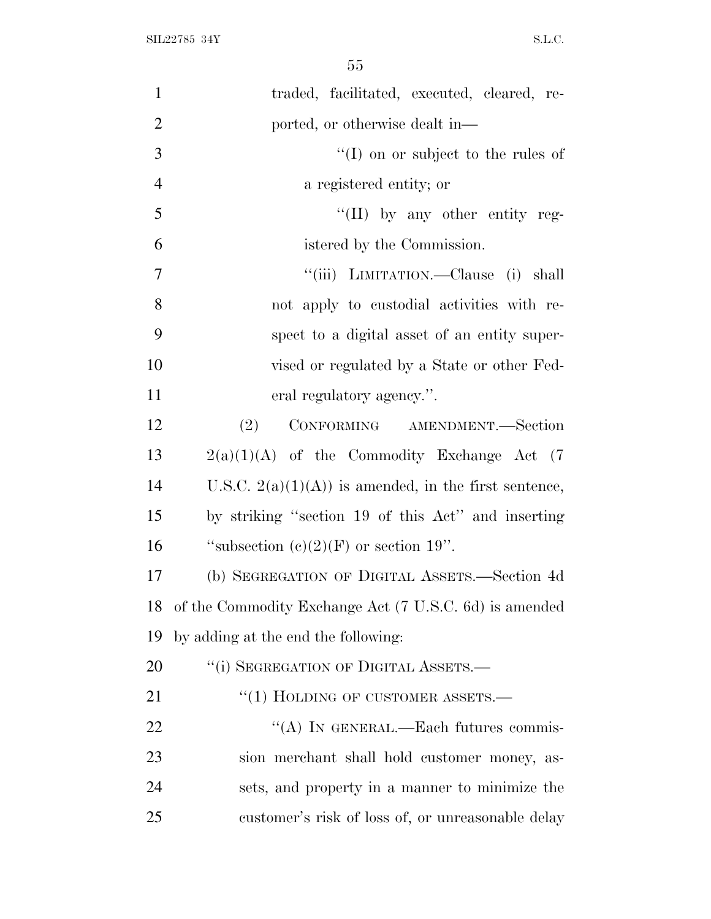traded, facilitated, executed, cleared, reported, or otherwise dealt in—

''(I) on or subject to the rules of a registered entity; or

''(II) by any other entity registered by the Commission.

''(iii) LIMITATION.—Clause (i) shall not apply to custodial activities with respect to a digital asset of an entity supervised or regulated by a State or other Federal regulatory agency.''.

(2) CONFORMING AMENDMENT.—Section 2(a)(1)(A) of the Commodity Exchange Act (7 U.S.C. 2(a)(1)(A)) is amended, in the first sentence, by striking ''section 19 of this Act'' and inserting ''subsection (c)(2)(F) or section 19''.

(b) SEGREGATION OF DIGITAL ASSETS.—Section 4d of the Commodity Exchange Act (7 U.S.C. 6d) is amended by adding at the end the following:

''(i) SEGREGATION OF DIGITAL ASSETS.—

''(1) HOLDING OF CUSTOMER ASSETS.—

''(A) IN GENERAL.—Each futures commission merchant shall hold customer money, assets, and property in a manner to minimize the customer's risk of loss of, or unreasonable delay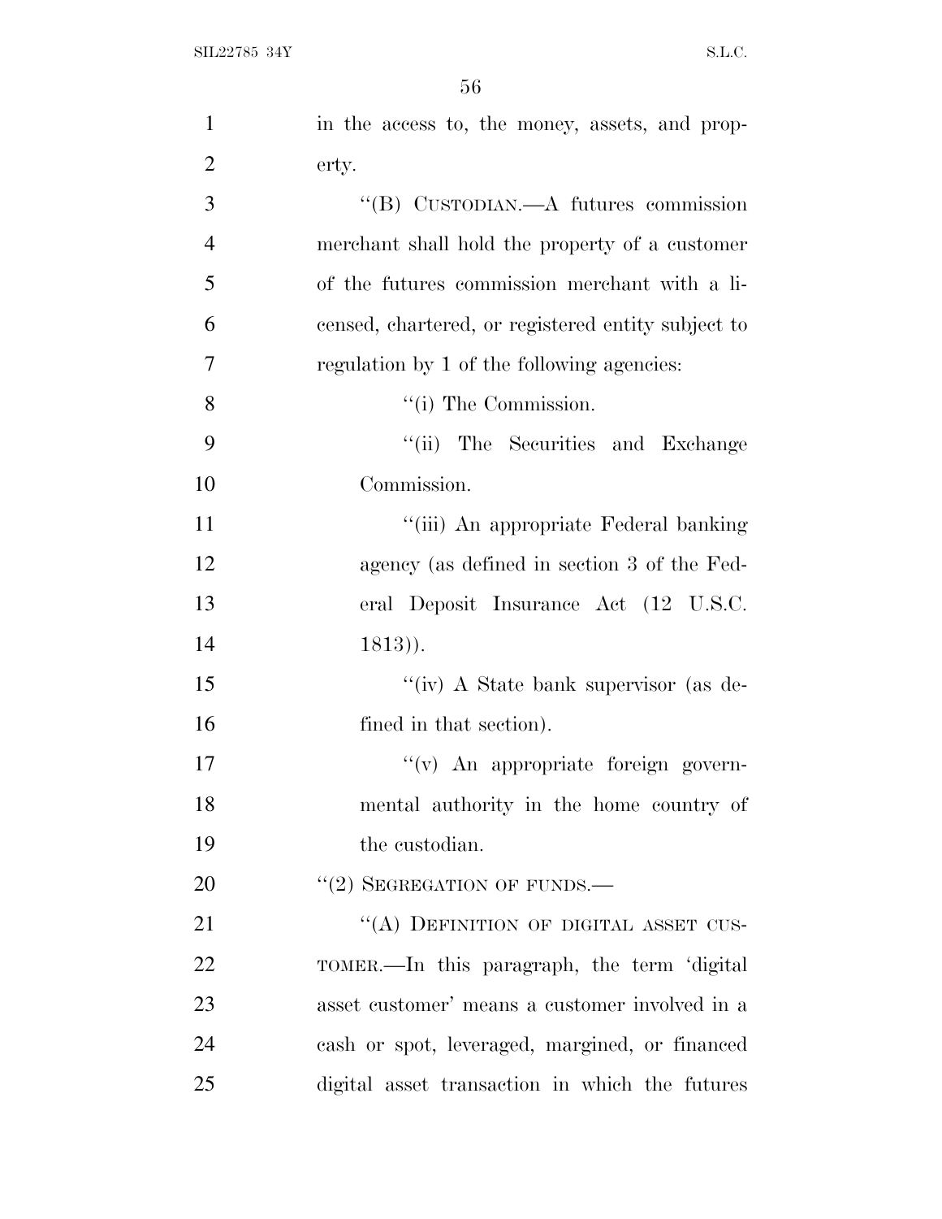in the access to, the money, assets, and property.

"(B) CUSTODIAN.—A futures commission merchant shall hold the property of a customer of the futures commission merchant with a licensed, chartered, or registered entity subject to regulation by 1 of the following agencies:

"(i) The Commission.

"(ii) The Securities and Exchange Commission.

"(iii) An appropriate Federal banking agency (as defined in section 3 of the Federal Deposit Insurance Act (12 U.S.C. 1813)).

"(iv) A State bank supervisor (as defined in that section).

"(v) An appropriate foreign governmental authority in the home country of the custodian.

"(2) SEGREGATION OF FUNDS.—

"(A) DEFINITION OF DIGITAL ASSET CUSTOMER.—In this paragraph, the term 'digital asset customer' means a customer involved in a cash or spot, leveraged, margined, or financed digital asset transaction in which the futures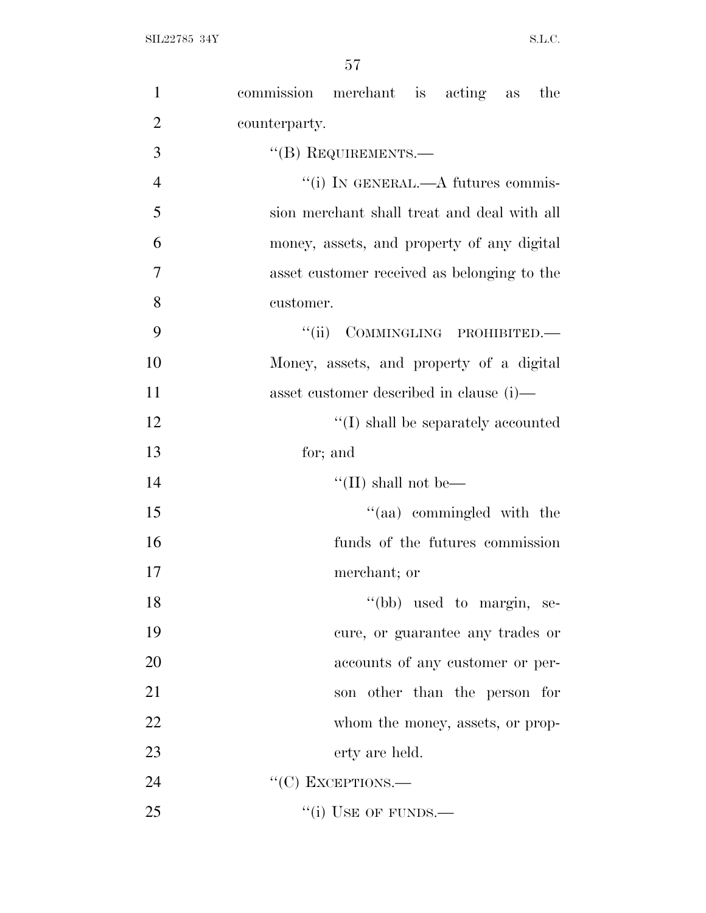commission merchant is acting as the counterparty.

"(B) REQUIREMENTS.—

"(i) IN GENERAL.—A futures commission merchant shall treat and deal with all money, assets, and property of any digital asset customer received as belonging to the customer.

"(ii) COMMINGLING PROHIBITED.—Money, assets, and property of a digital asset customer described in clause (i)—

"(I) shall be separately accounted for; and

"(II) shall not be—

"(aa) commingled with the funds of the futures commission merchant; or

"(bb) used to margin, secure, or guarantee any trades or accounts of any customer or person other than the person for whom the money, assets, or property are held.

"(C) EXCEPTIONS.—

"(i) USE OF FUNDS.—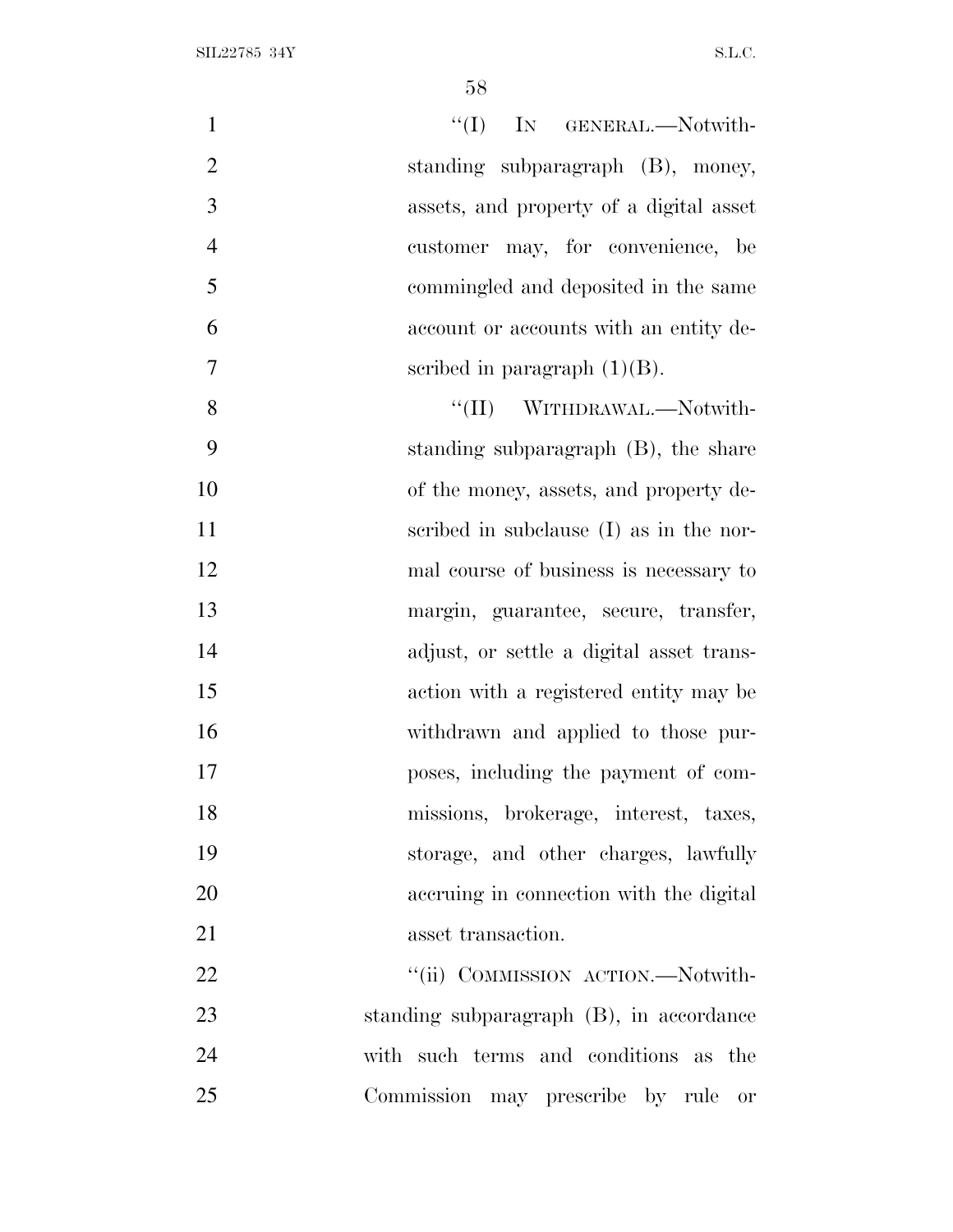"(I) IN GENERAL.—Notwithstanding subparagraph (B), money, assets, and property of a digital asset customer may, for convenience, be commingled and deposited in the same account or accounts with an entity described in paragraph (1)(B).

"(II) WITHDRAWAL.—Notwithstanding subparagraph (B), the share of the money, assets, and property described in subclause (I) as in the normal course of business is necessary to margin, guarantee, secure, transfer, adjust, or settle a digital asset transaction with a registered entity may be withdrawn and applied to those purposes, including the payment of commissions, brokerage, interest, taxes, storage, and other charges, lawfully accruing in connection with the digital asset transaction.

"(ii) COMMISSION ACTION.—Notwithstanding subparagraph (B), in accordance with such terms and conditions as the Commission may prescribe by rule or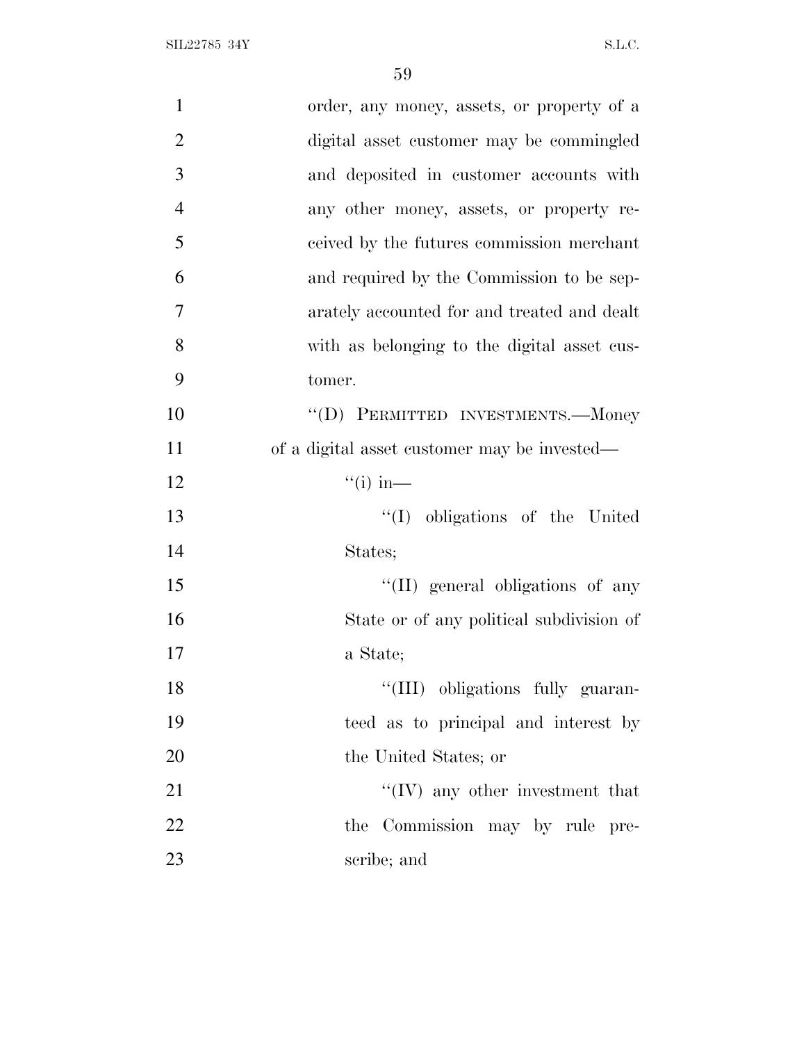order, any money, assets, or property of a digital asset customer may be commingled and deposited in customer accounts with any other money, assets, or property received by the futures commission merchant and required by the Commission to be separately accounted for and treated and dealt with as belonging to the digital asset customer.

"(D) PERMITTED INVESTMENTS.—Money of a digital asset customer may be invested—

"(i) in—

"(I) obligations of the United States;

"(II) general obligations of any State or of any political subdivision of a State;

"(III) obligations fully guaranteed as to principal and interest by the United States; or

"(IV) any other investment that the Commission may by rule prescribe; and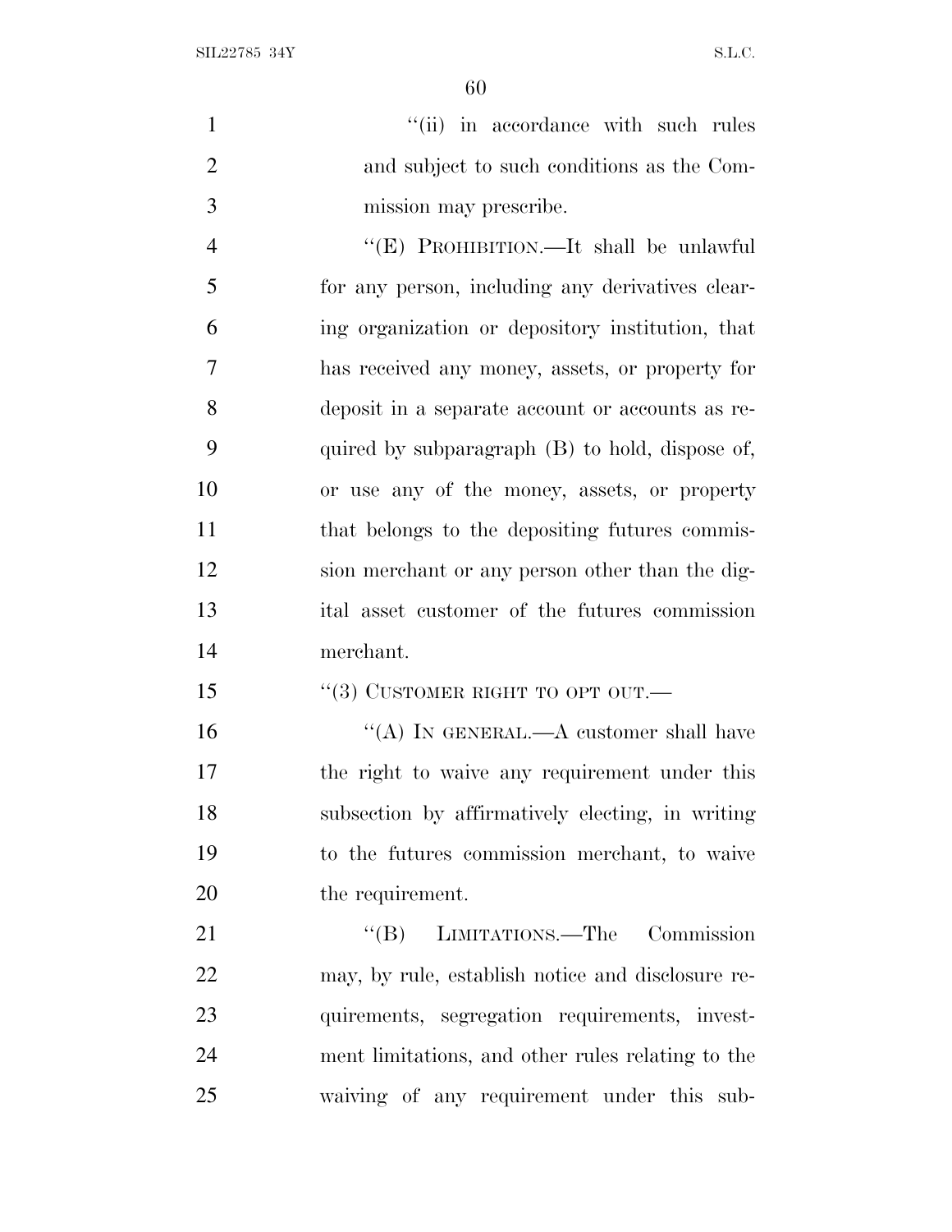''(ii) in accordance with such rules and subject to such conditions as the Commission may prescribe.

''(E) PROHIBITION.—It shall be unlawful for any person, including any derivatives clearing organization or depository institution, that has received any money, assets, or property for deposit in a separate account or accounts as required by subparagraph (B) to hold, dispose of, or use any of the money, assets, or property that belongs to the depositing futures commission merchant or any person other than the digital asset customer of the futures commission merchant.

''(3) CUSTOMER RIGHT TO OPT OUT.—

''(A) IN GENERAL.—A customer shall have the right to waive any requirement under this subsection by affirmatively electing, in writing to the futures commission merchant, to waive the requirement.

''(B) LIMITATIONS.—The Commission may, by rule, establish notice and disclosure requirements, segregation requirements, investment limitations, and other rules relating to the waiving of any requirement under this sub-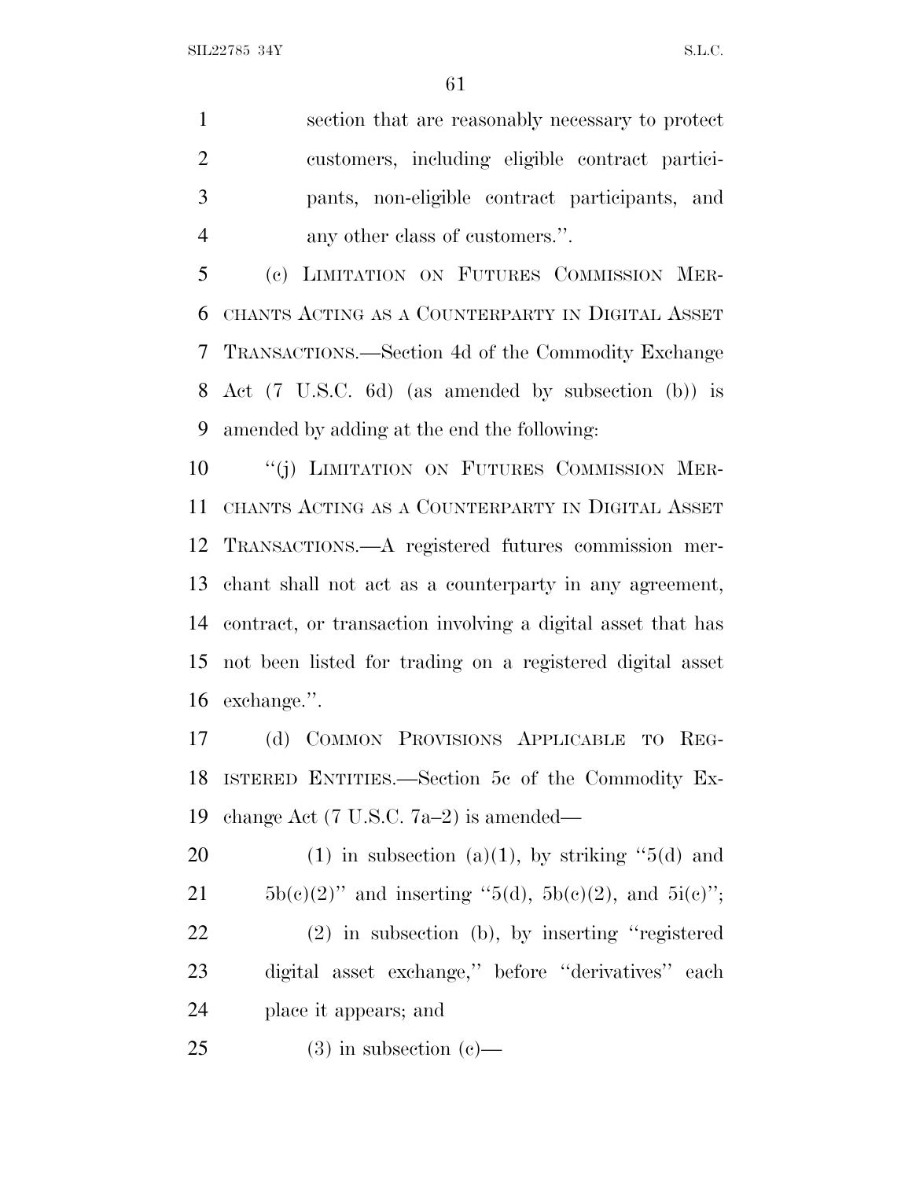section that are reasonably necessary to protect customers, including eligible contract participants, non-eligible contract participants, and any other class of customers.''.

(c) LIMITATION ON FUTURES COMMISSION MERCHANTS ACTING AS A COUNTERPARTY IN DIGITAL ASSET TRANSACTIONS.—Section 4d of the Commodity Exchange Act (7 U.S.C. 6d) (as amended by subsection (b)) is amended by adding at the end the following:

''(j) LIMITATION ON FUTURES COMMISSION MERCHANTS ACTING AS A COUNTERPARTY IN DIGITAL ASSET TRANSACTIONS.—A registered futures commission merchant shall not act as a counterparty in any agreement, contract, or transaction involving a digital asset that has not been listed for trading on a registered digital asset exchange.''.

(d) COMMON PROVISIONS APPLICABLE TO REGISTERED ENTITIES.—Section 5c of the Commodity Exchange Act (7 U.S.C. 7a–2) is amended—

(1) in subsection (a)(1), by striking ''5(d) and 5b(c)(2)'' and inserting ''5(d), 5b(c)(2), and 5i(c)'';

(2) in subsection (b), by inserting ''registered digital asset exchange,'' before ''derivatives'' each place it appears; and

(3) in subsection (c)—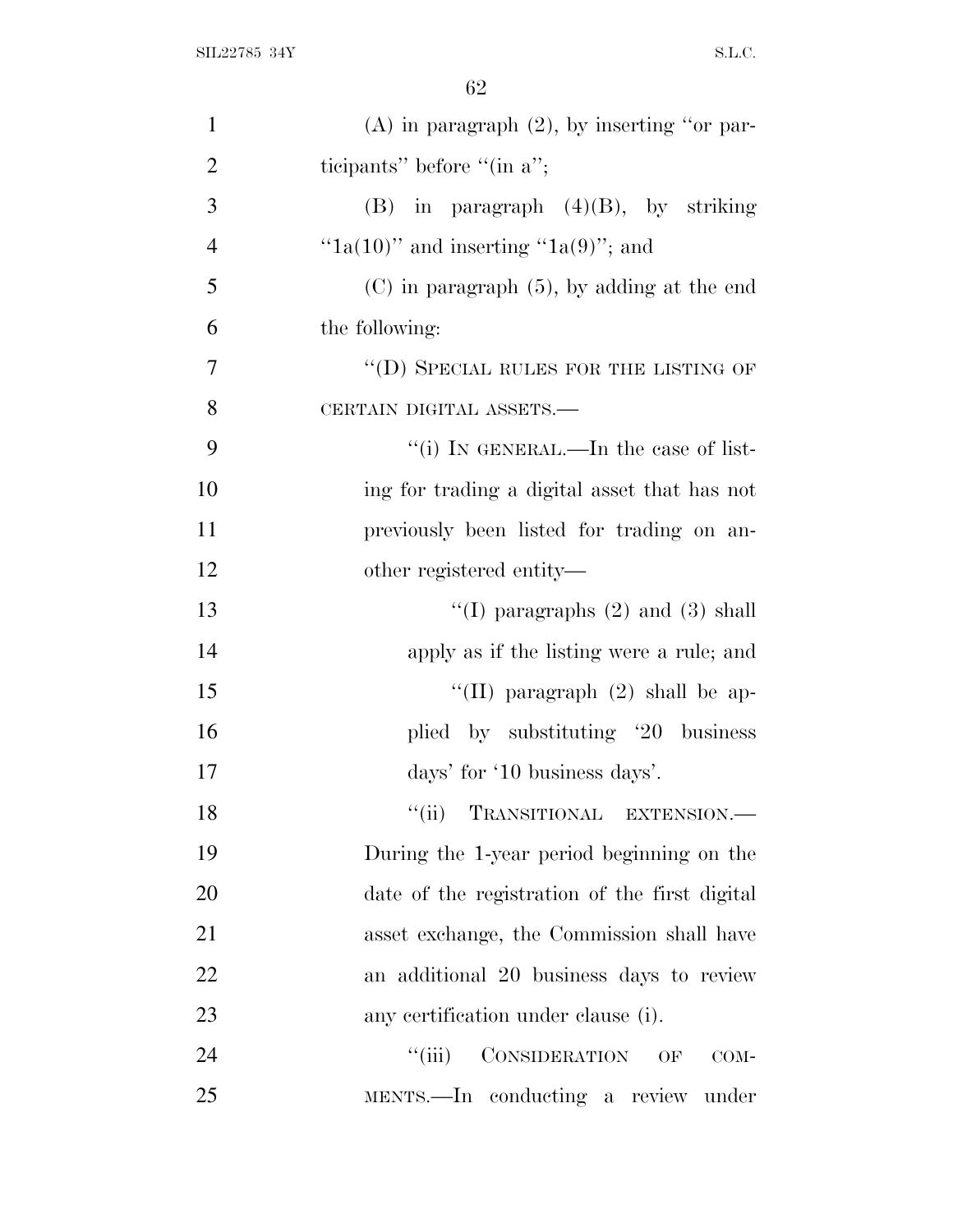(A) in paragraph (2), by inserting "or participants" before "(in a";

(B) in paragraph (4)(B), by striking "1a(10)" and inserting "1a(9)"; and

(C) in paragraph (5), by adding at the end the following:

"(D) SPECIAL RULES FOR THE LISTING OF CERTAIN DIGITAL ASSETS.—

"(i) IN GENERAL.—In the case of listing for trading a digital asset that has not previously been listed for trading on another registered entity—

"(I) paragraphs (2) and (3) shall apply as if the listing were a rule; and

"(II) paragraph (2) shall be applied by substituting '20 business days' for '10 business days'.

"(ii) TRANSITIONAL EXTENSION.—During the 1-year period beginning on the date of the registration of the first digital asset exchange, the Commission shall have an additional 20 business days to review any certification under clause (i).

"(iii) CONSIDERATION OF COMMENTS.—In conducting a review under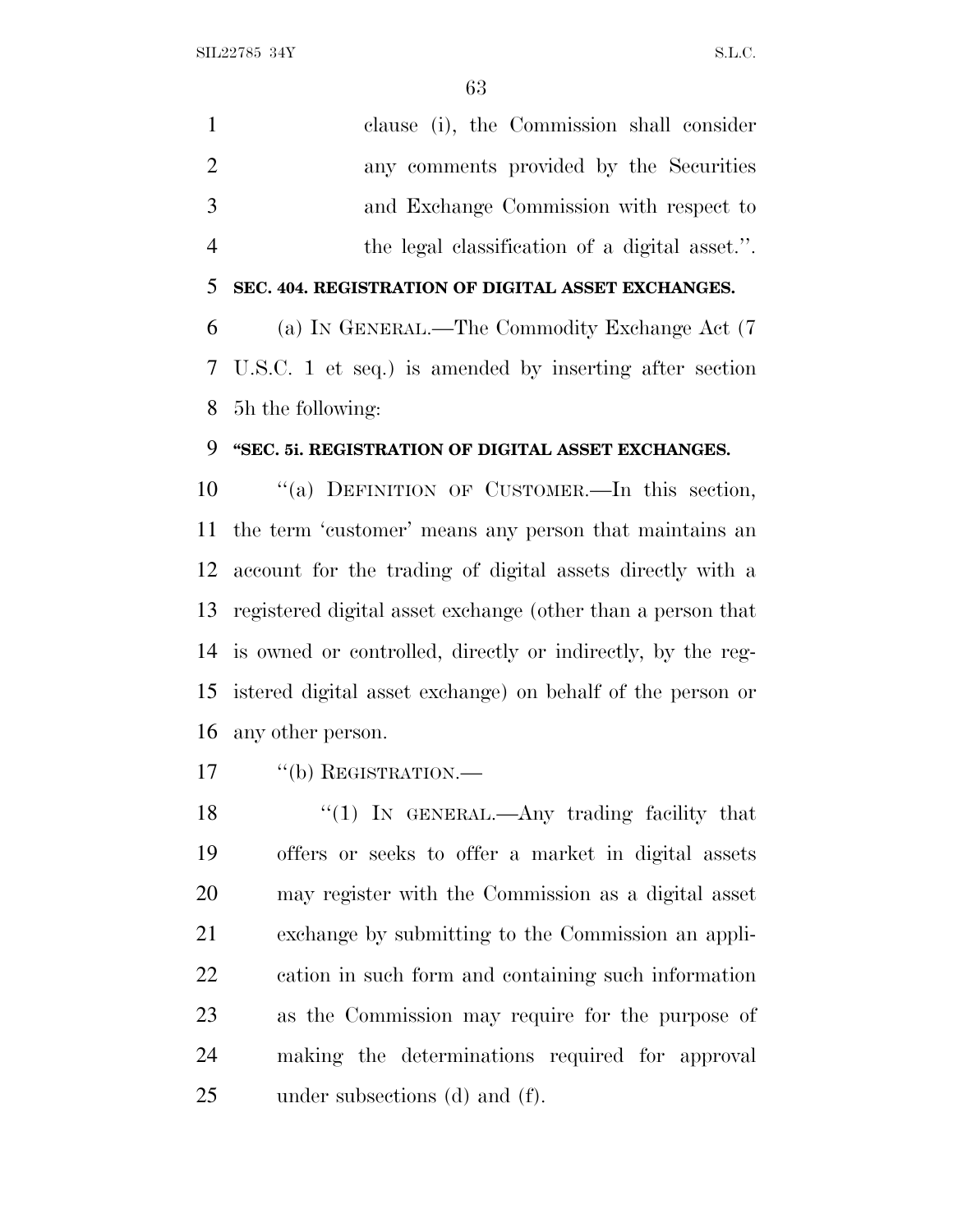clause (i), the Commission shall consider any comments provided by the Securities and Exchange Commission with respect to the legal classification of a digital asset.''.

**SEC. 404. REGISTRATION OF DIGITAL ASSET EXCHANGES.**

(a) IN GENERAL.—The Commodity Exchange Act (7 U.S.C. 1 et seq.) is amended by inserting after section 5h the following:

**''SEC. 5i. REGISTRATION OF DIGITAL ASSET EXCHANGES.**

''(a) DEFINITION OF CUSTOMER.—In this section, the term 'customer' means any person that maintains an account for the trading of digital assets directly with a registered digital asset exchange (other than a person that is owned or controlled, directly or indirectly, by the registered digital asset exchange) on behalf of the person or any other person.

''(b) REGISTRATION.—

''(1) IN GENERAL.—Any trading facility that offers or seeks to offer a market in digital assets may register with the Commission as a digital asset exchange by submitting to the Commission an application in such form and containing such information as the Commission may require for the purpose of making the determinations required for approval under subsections (d) and (f).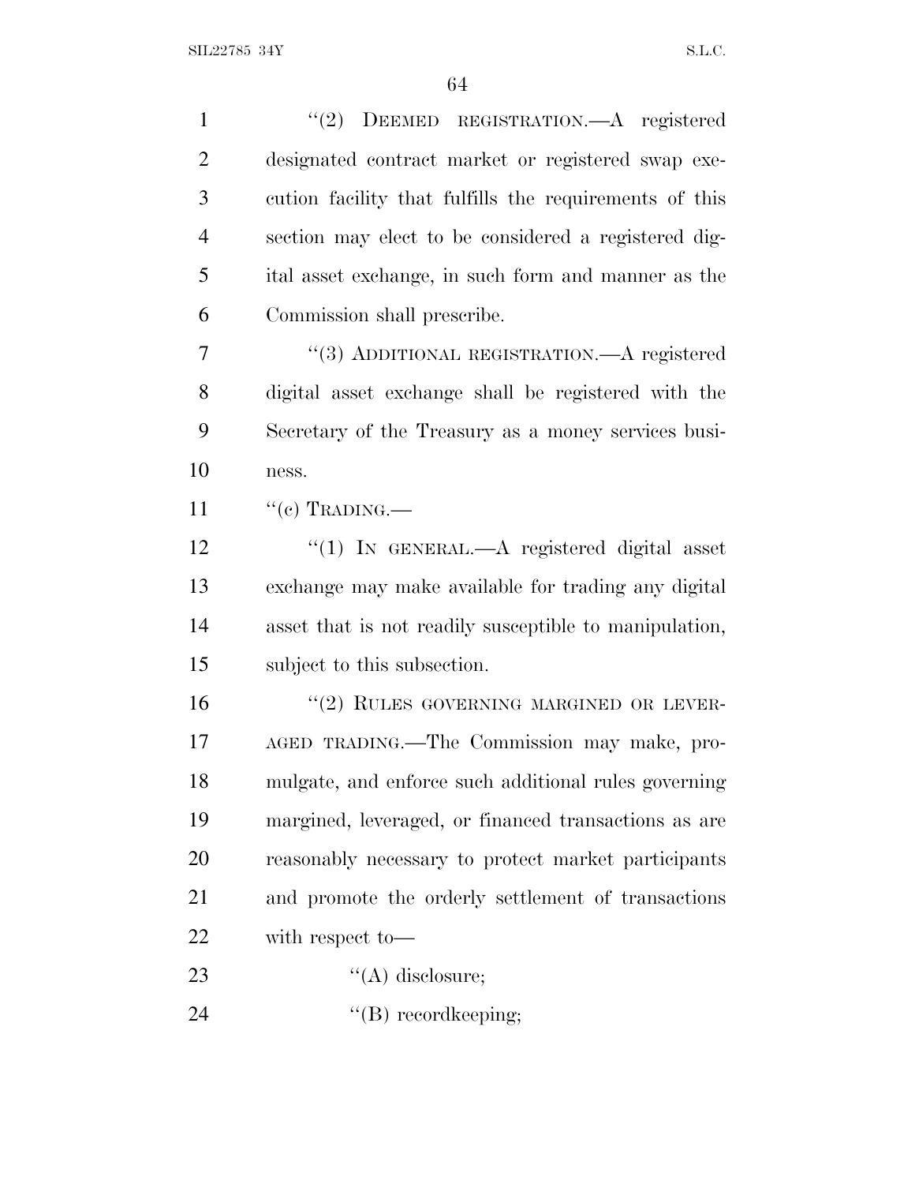''(2) DEEMED REGISTRATION.—A registered designated contract market or registered swap execution facility that fulfills the requirements of this section may elect to be considered a registered digital asset exchange, in such form and manner as the Commission shall prescribe.

''(3) ADDITIONAL REGISTRATION.—A registered digital asset exchange shall be registered with the Secretary of the Treasury as a money services business.

''(c) TRADING.—

''(1) IN GENERAL.—A registered digital asset exchange may make available for trading any digital asset that is not readily susceptible to manipulation, subject to this subsection.

''(2) RULES GOVERNING MARGINED OR LEVERAGED TRADING.—The Commission may make, promulgate, and enforce such additional rules governing margined, leveraged, or financed transactions as are reasonably necessary to protect market participants and promote the orderly settlement of transactions with respect to—

''(A) disclosure;

''(B) recordkeeping;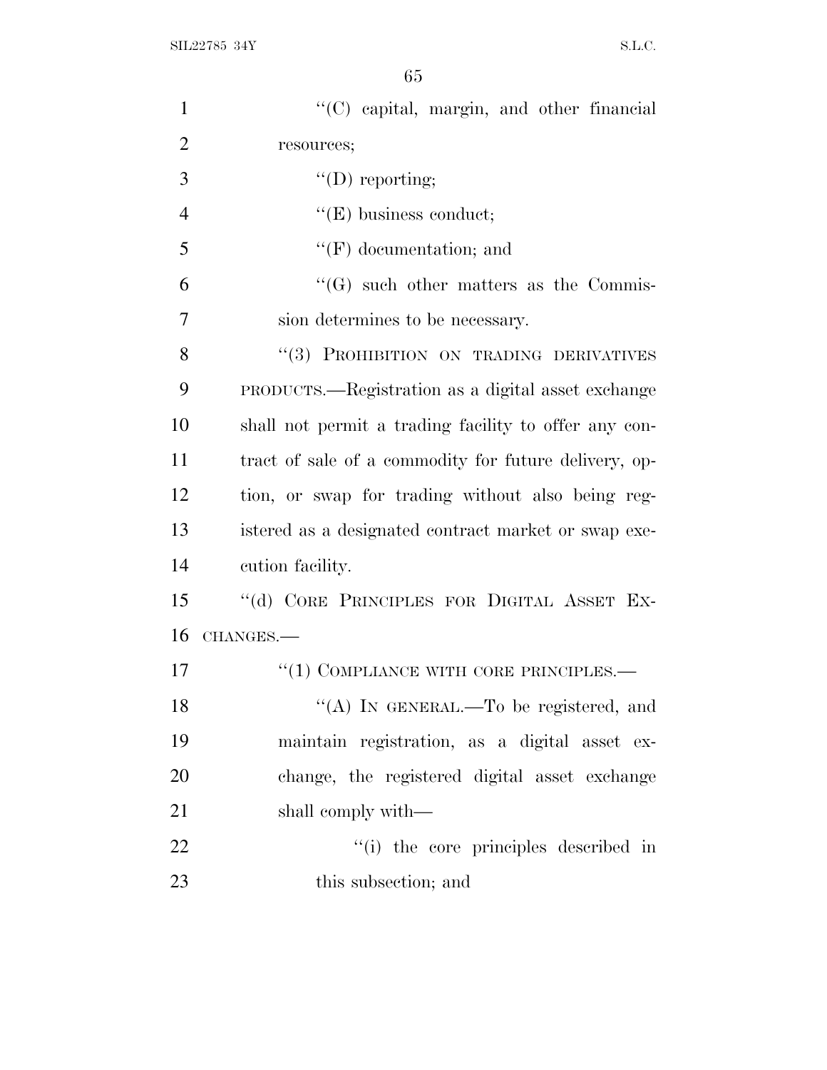"(C) capital, margin, and other financial resources;

"(D) reporting;

"(E) business conduct;

"(F) documentation; and

"(G) such other matters as the Commission determines to be necessary.

"(3) PROHIBITION ON TRADING DERIVATIVES PRODUCTS.—Registration as a digital asset exchange shall not permit a trading facility to offer any contract of sale of a commodity for future delivery, option, or swap for trading without also being registered as a designated contract market or swap execution facility.

"(d) CORE PRINCIPLES FOR DIGITAL ASSET EXCHANGES.—

"(1) COMPLIANCE WITH CORE PRINCIPLES.—

"(A) IN GENERAL.—To be registered, and maintain registration, as a digital asset exchange, the registered digital asset exchange shall comply with—

"(i) the core principles described in this subsection; and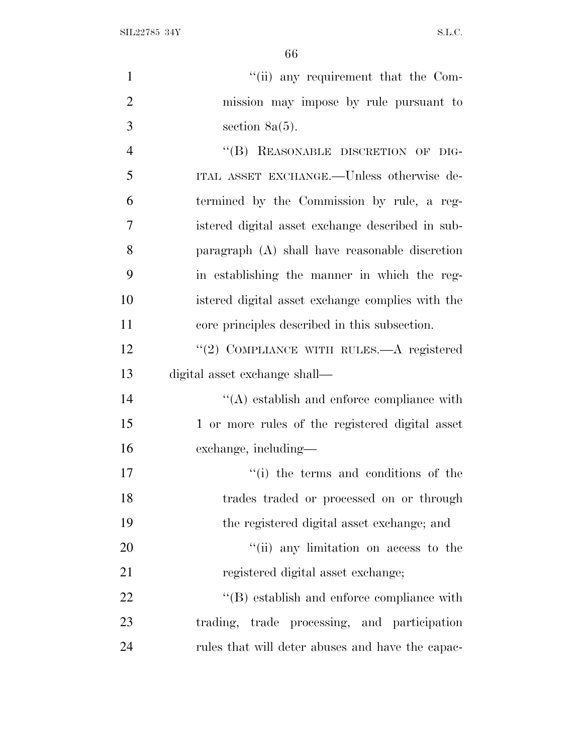''(ii) any requirement that the Commission may impose by rule pursuant to section 8a(5).

''(B) REASONABLE DISCRETION OF DIGITAL ASSET EXCHANGE.—Unless otherwise determined by the Commission by rule, a registered digital asset exchange described in subparagraph (A) shall have reasonable discretion in establishing the manner in which the registered digital asset exchange complies with the core principles described in this subsection.

''(2) COMPLIANCE WITH RULES.—A registered digital asset exchange shall—

''(A) establish and enforce compliance with 1 or more rules of the registered digital asset exchange, including—

''(i) the terms and conditions of the trades traded or processed on or through the registered digital asset exchange; and

''(ii) any limitation on access to the registered digital asset exchange;

''(B) establish and enforce compliance with trading, trade processing, and participation rules that will deter abuses and have the capac-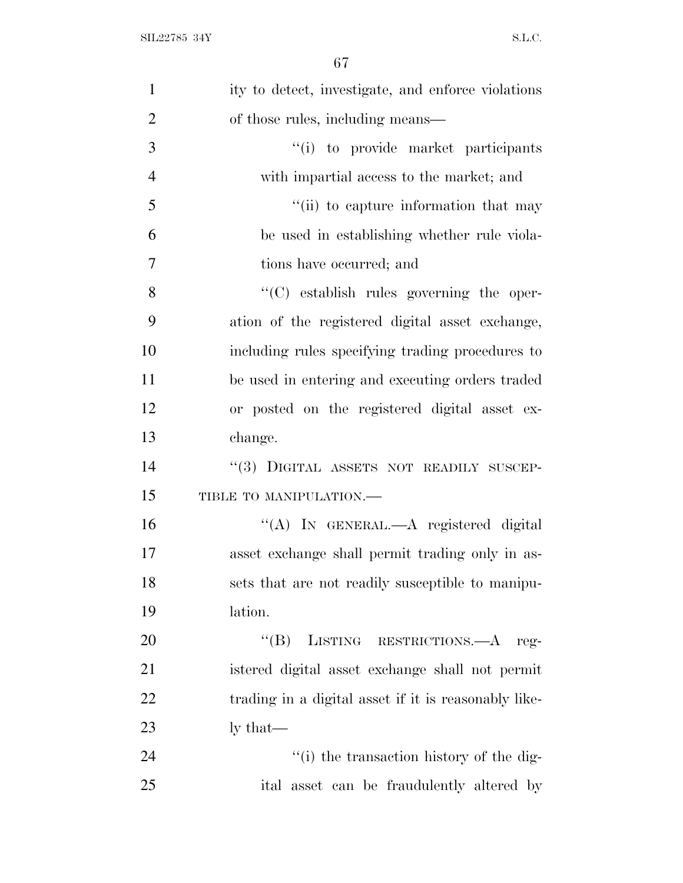ity to detect, investigate, and enforce violations of those rules, including means—

"(i) to provide market participants with impartial access to the market; and

"(ii) to capture information that may be used in establishing whether rule violations have occurred; and

"(C) establish rules governing the operation of the registered digital asset exchange, including rules specifying trading procedures to be used in entering and executing orders traded or posted on the registered digital asset exchange.

"(3) DIGITAL ASSETS NOT READILY SUSCEPTIBLE TO MANIPULATION.—

"(A) IN GENERAL.—A registered digital asset exchange shall permit trading only in assets that are not readily susceptible to manipulation.

"(B) LISTING RESTRICTIONS.—A registered digital asset exchange shall not permit trading in a digital asset if it is reasonably likely that—

"(i) the transaction history of the digital asset can be fraudulently altered by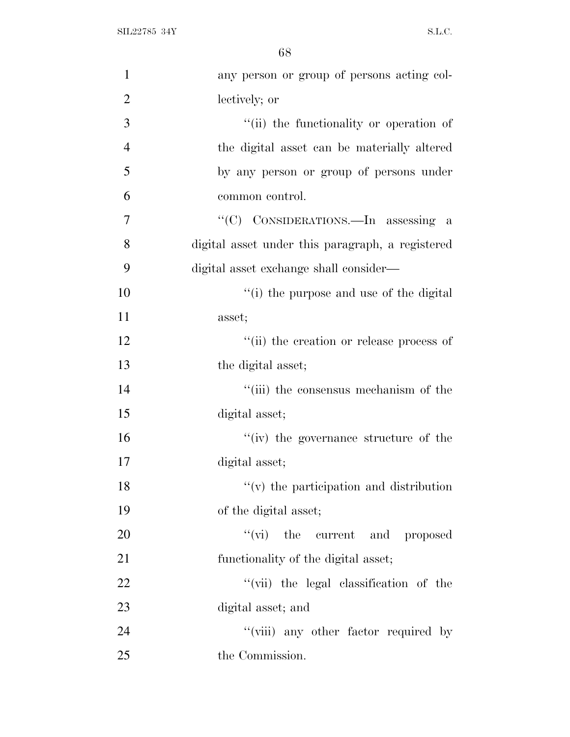any person or group of persons acting collectively; or

''(ii) the functionality or operation of the digital asset can be materially altered by any person or group of persons under common control.

''(C) CONSIDERATIONS.—In assessing a digital asset under this paragraph, a registered digital asset exchange shall consider—

''(i) the purpose and use of the digital asset;

''(ii) the creation or release process of the digital asset;

''(iii) the consensus mechanism of the digital asset;

''(iv) the governance structure of the digital asset;

''(v) the participation and distribution of the digital asset;

''(vi) the current and proposed functionality of the digital asset;

''(vii) the legal classification of the digital asset; and

''(viii) any other factor required by the Commission.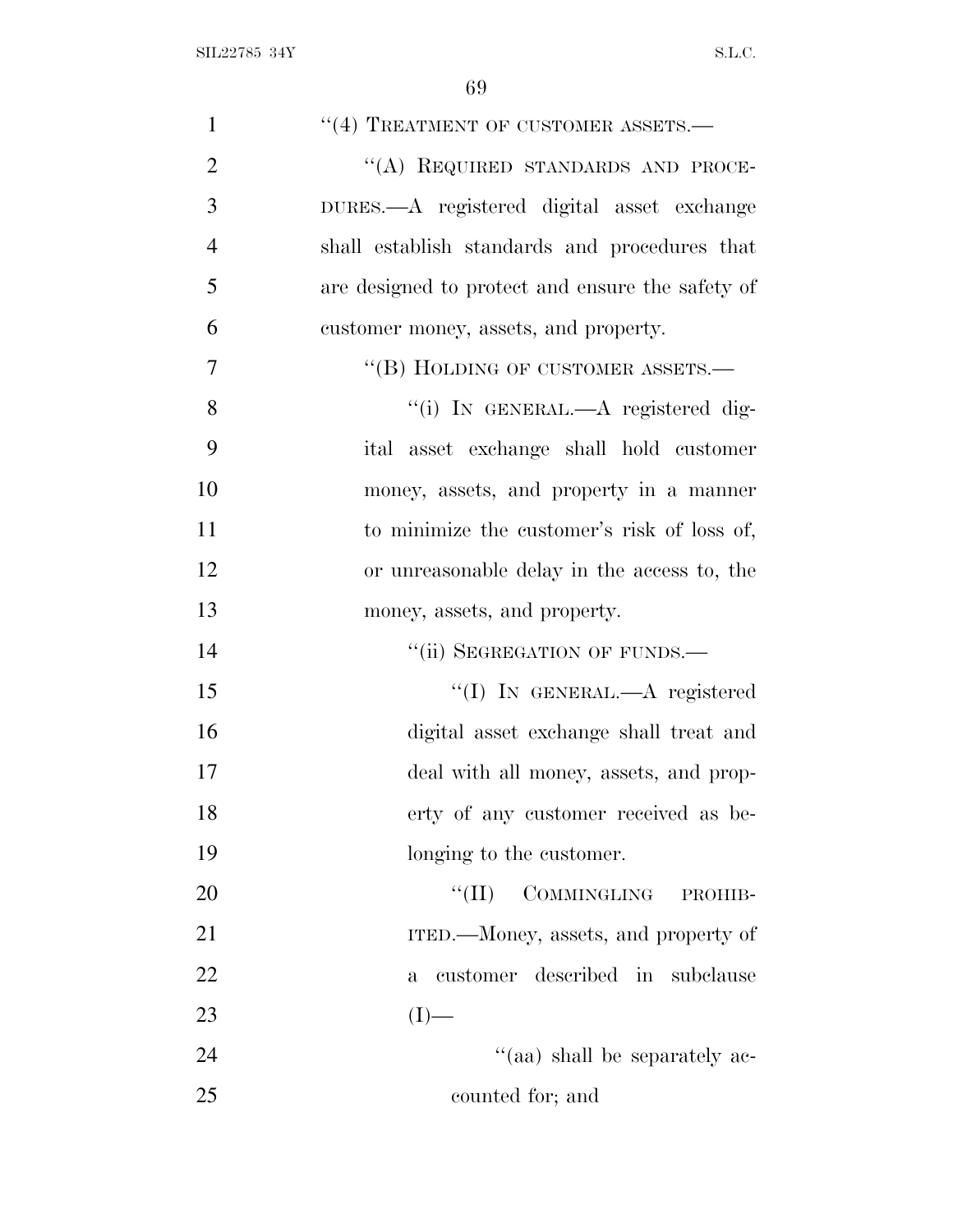"(4) TREATMENT OF CUSTOMER ASSETS.—

"(A) REQUIRED STANDARDS AND PROCEDURES.—A registered digital asset exchange shall establish standards and procedures that are designed to protect and ensure the safety of customer money, assets, and property.

"(B) HOLDING OF CUSTOMER ASSETS.—

"(i) IN GENERAL.—A registered digital asset exchange shall hold customer money, assets, and property in a manner to minimize the customer's risk of loss of, or unreasonable delay in the access to, the money, assets, and property.

"(ii) SEGREGATION OF FUNDS.—

"(I) IN GENERAL.—A registered digital asset exchange shall treat and deal with all money, assets, and property of any customer received as belonging to the customer.

"(II) COMMINGLING PROHIBITED.—Money, assets, and property of a customer described in subclause (I)—

"(aa) shall be separately accounted for; and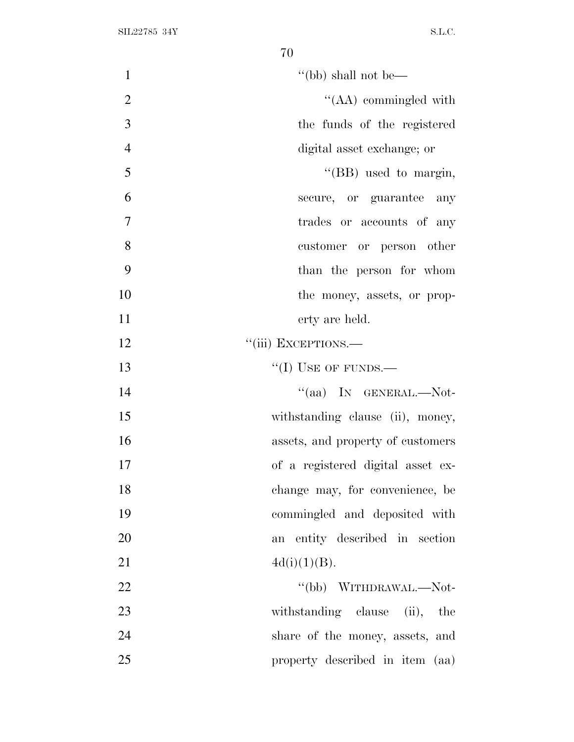"(bb) shall not be—

"(AA) commingled with the funds of the registered digital asset exchange; or

"(BB) used to margin, secure, or guarantee any trades or accounts of any customer or person other than the person for whom the money, assets, or property are held.

"(iii) EXCEPTIONS.—

"(I) USE OF FUNDS.—

"(aa) IN GENERAL.—Notwithstanding clause (ii), money, assets, and property of customers of a registered digital asset exchange may, for convenience, be commingled and deposited with an entity described in section 4d(i)(1)(B).

"(bb) WITHDRAWAL.—Notwithstanding clause (ii), the share of the money, assets, and property described in item (aa)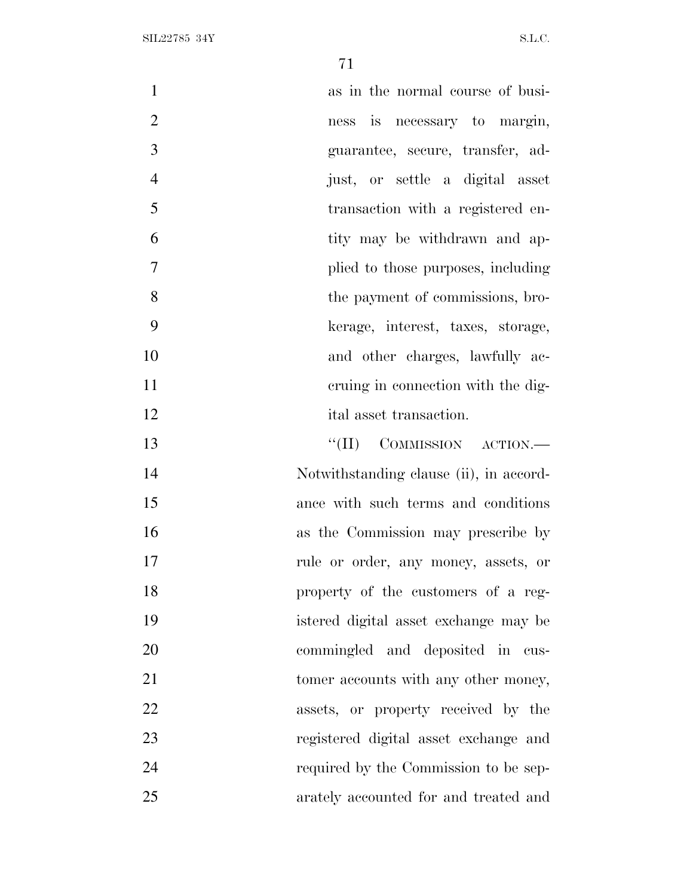as in the normal course of business is necessary to margin, guarantee, secure, transfer, adjust, or settle a digital asset transaction with a registered entity may be withdrawn and applied to those purposes, including the payment of commissions, brokerage, interest, taxes, storage, and other charges, lawfully accruing in connection with the digital asset transaction.

"(II) COMMISSION ACTION.—Notwithstanding clause (ii), in accordance with such terms and conditions as the Commission may prescribe by rule or order, any money, assets, or property of the customers of a registered digital asset exchange may be commingled and deposited in customer accounts with any other money, assets, or property received by the registered digital asset exchange and required by the Commission to be separately accounted for and treated and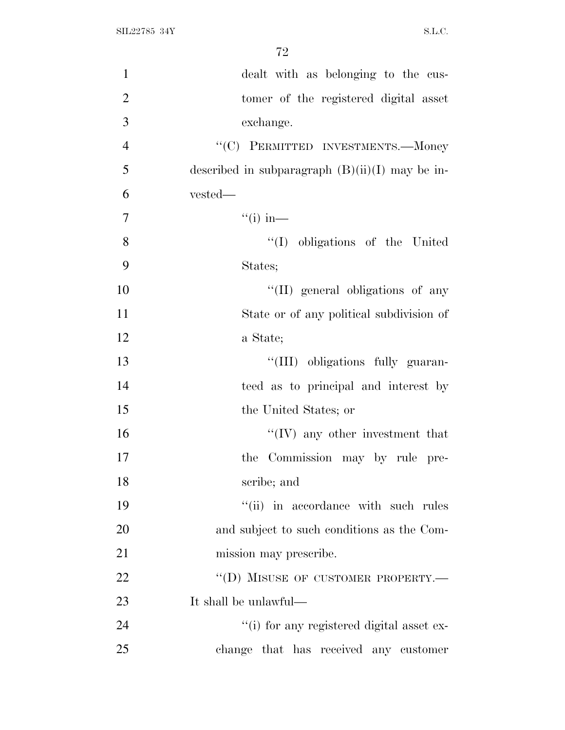dealt with as belonging to the customer of the registered digital asset exchange.

"(C) PERMITTED INVESTMENTS.—Money described in subparagraph (B)(ii)(I) may be invested—

"(i) in—

"(I) obligations of the United States;

"(II) general obligations of any State or of any political subdivision of a State;

"(III) obligations fully guaranteed as to principal and interest by the United States; or

"(IV) any other investment that the Commission may by rule prescribe; and

"(ii) in accordance with such rules and subject to such conditions as the Commission may prescribe.

"(D) MISUSE OF CUSTOMER PROPERTY.— It shall be unlawful—

"(i) for any registered digital asset exchange that has received any customer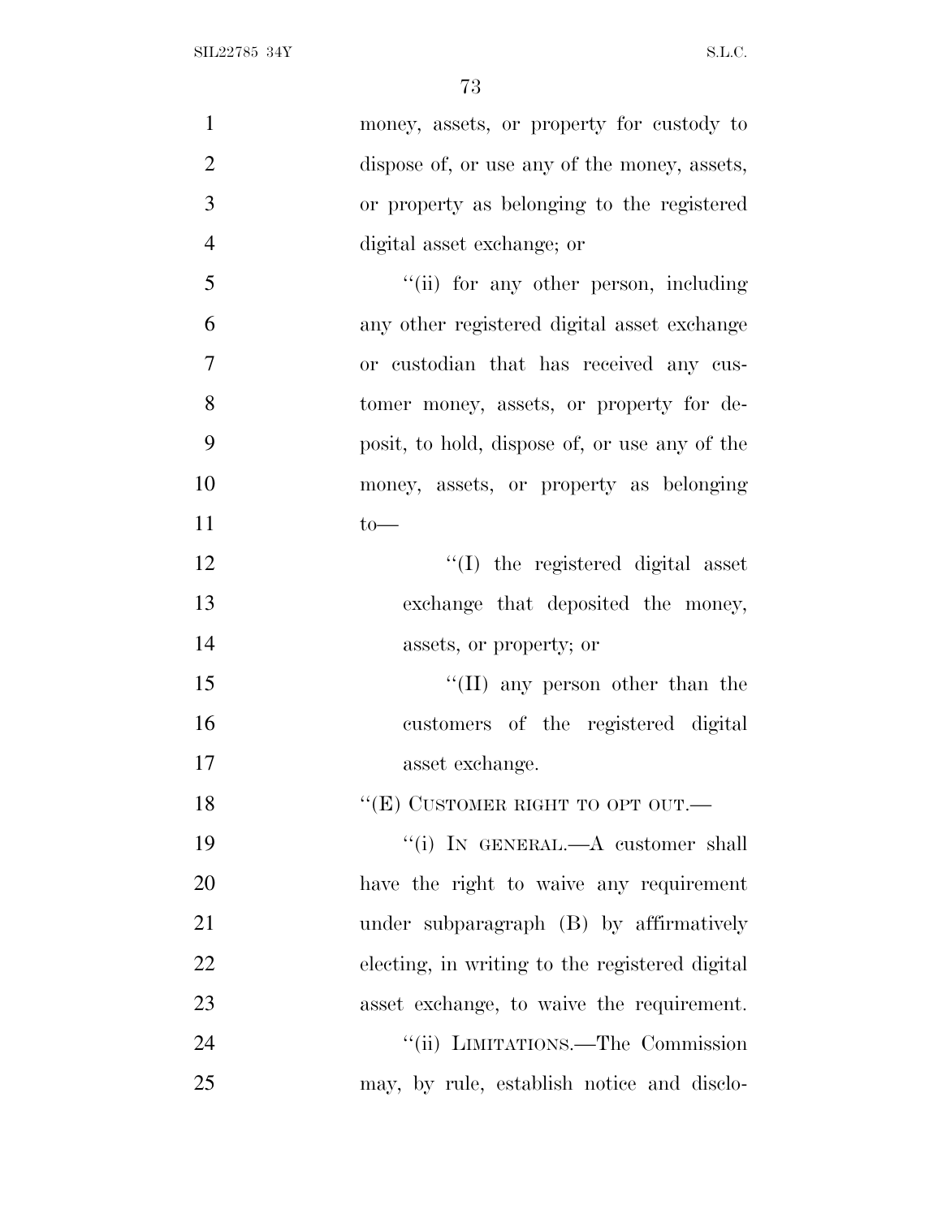money, assets, or property for custody to dispose of, or use any of the money, assets, or property as belonging to the registered digital asset exchange; or

''(ii) for any other person, including any other registered digital asset exchange or custodian that has received any customer money, assets, or property for deposit, to hold, dispose of, or use any of the money, assets, or property as belonging to—

''(I) the registered digital asset exchange that deposited the money, assets, or property; or

''(II) any person other than the customers of the registered digital asset exchange.

''(E) CUSTOMER RIGHT TO OPT OUT.—

''(i) IN GENERAL.—A customer shall have the right to waive any requirement under subparagraph (B) by affirmatively electing, in writing to the registered digital asset exchange, to waive the requirement.

''(ii) LIMITATIONS.—The Commission may, by rule, establish notice and disclo-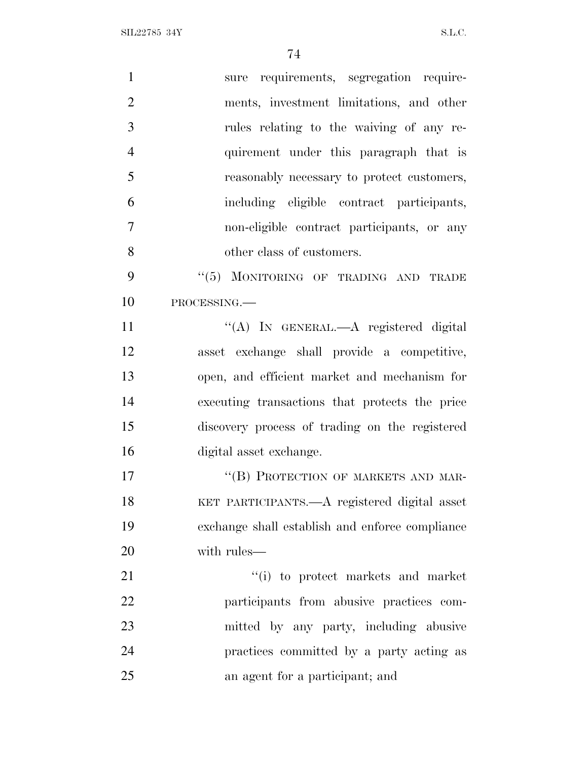sure requirements, segregation requirements, investment limitations, and other rules relating to the waiving of any requirement under this paragraph that is reasonably necessary to protect customers, including eligible contract participants, non-eligible contract participants, or any other class of customers.

"(5) MONITORING OF TRADING AND TRADE PROCESSING.—

"(A) IN GENERAL.—A registered digital asset exchange shall provide a competitive, open, and efficient market and mechanism for executing transactions that protects the price discovery process of trading on the registered digital asset exchange.

"(B) PROTECTION OF MARKETS AND MARKET PARTICIPANTS.—A registered digital asset exchange shall establish and enforce compliance with rules—

"(i) to protect markets and market participants from abusive practices committed by any party, including abusive practices committed by a party acting as an agent for a participant; and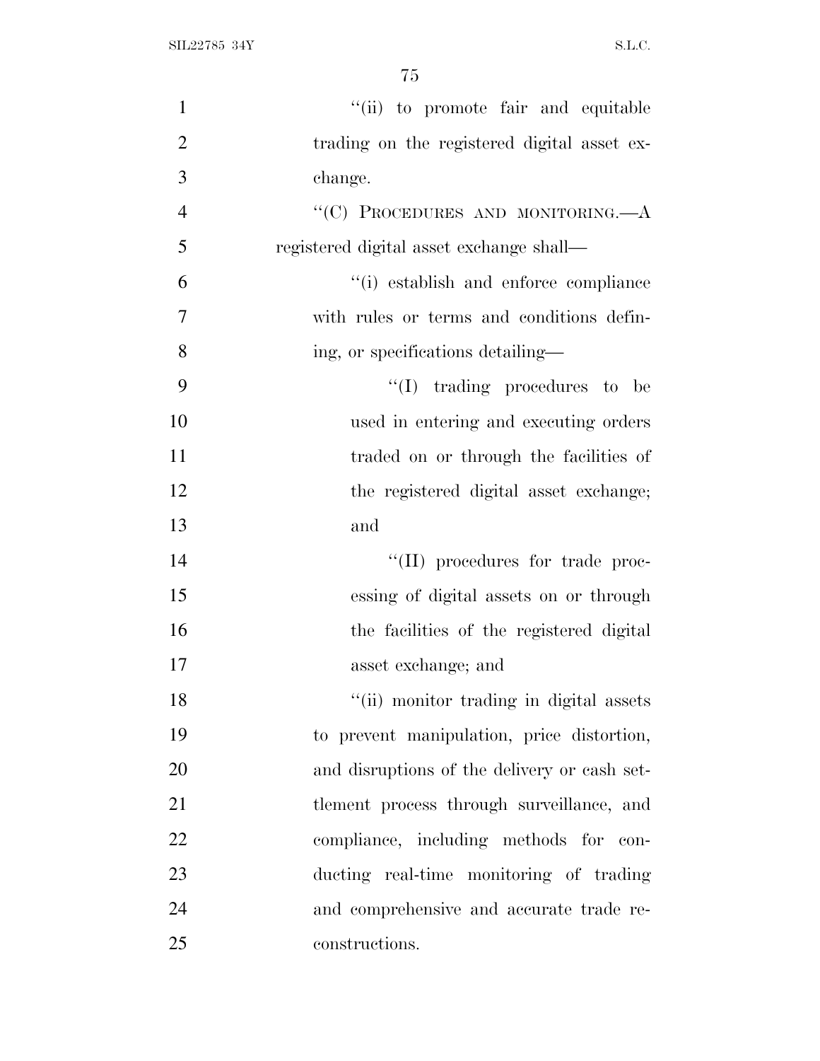"(ii) to promote fair and equitable trading on the registered digital asset exchange.

"(C) PROCEDURES AND MONITORING.—A registered digital asset exchange shall—

"(i) establish and enforce compliance with rules or terms and conditions defining, or specifications detailing—

"(I) trading procedures to be used in entering and executing orders traded on or through the facilities of the registered digital asset exchange; and

"(II) procedures for trade processing of digital assets on or through the facilities of the registered digital asset exchange; and

"(ii) monitor trading in digital assets to prevent manipulation, price distortion, and disruptions of the delivery or cash settlement process through surveillance, and compliance, including methods for conducting real-time monitoring of trading and comprehensive and accurate trade reconstructions.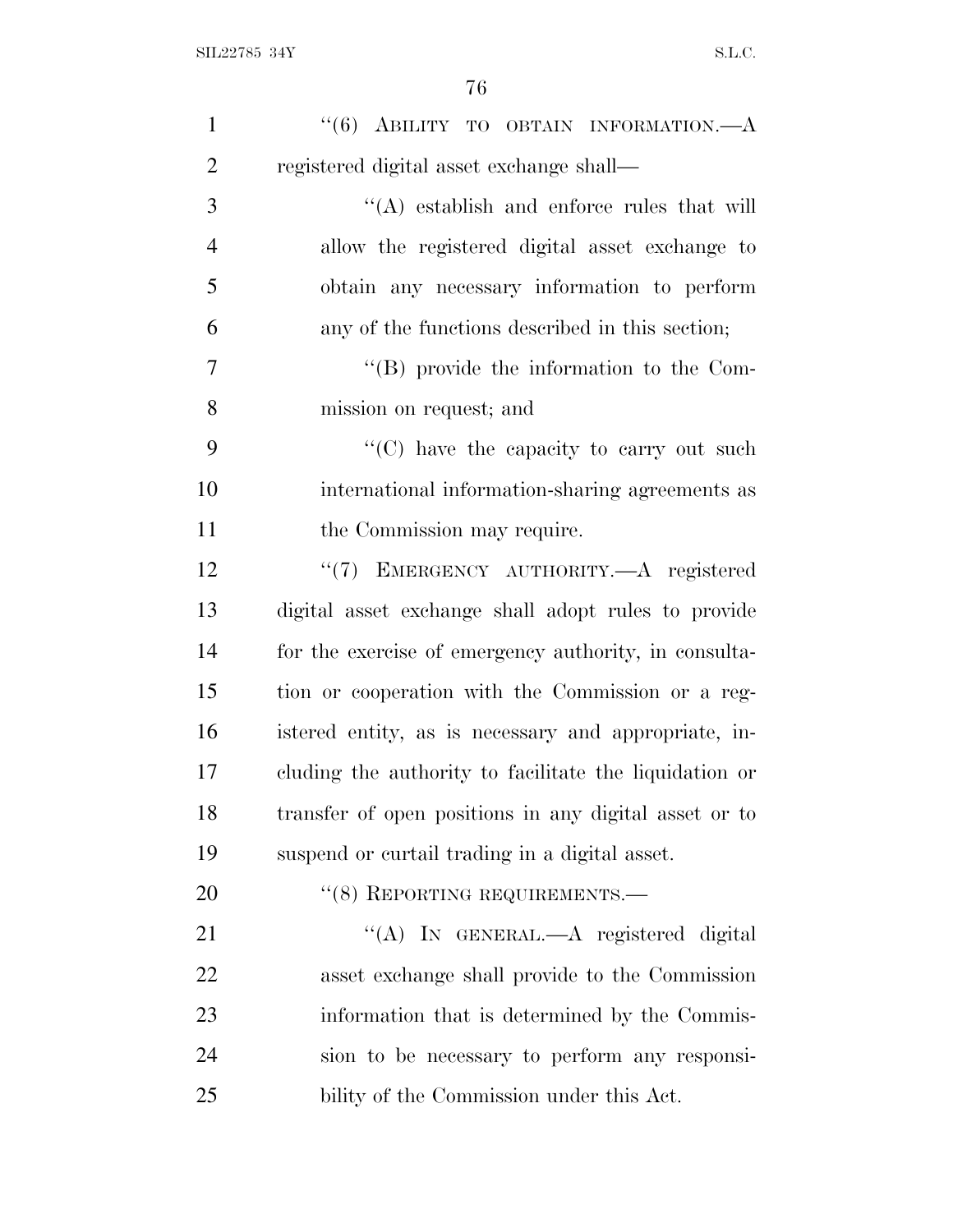"(6) ABILITY TO OBTAIN INFORMATION.—A registered digital asset exchange shall—

"(A) establish and enforce rules that will allow the registered digital asset exchange to obtain any necessary information to perform any of the functions described in this section;

"(B) provide the information to the Commission on request; and

"(C) have the capacity to carry out such international information-sharing agreements as the Commission may require.

"(7) EMERGENCY AUTHORITY.—A registered digital asset exchange shall adopt rules to provide for the exercise of emergency authority, in consultation or cooperation with the Commission or a registered entity, as is necessary and appropriate, including the authority to facilitate the liquidation or transfer of open positions in any digital asset or to suspend or curtail trading in a digital asset.

"(8) REPORTING REQUIREMENTS.—

"(A) IN GENERAL.—A registered digital asset exchange shall provide to the Commission information that is determined by the Commission to be necessary to perform any responsibility of the Commission under this Act.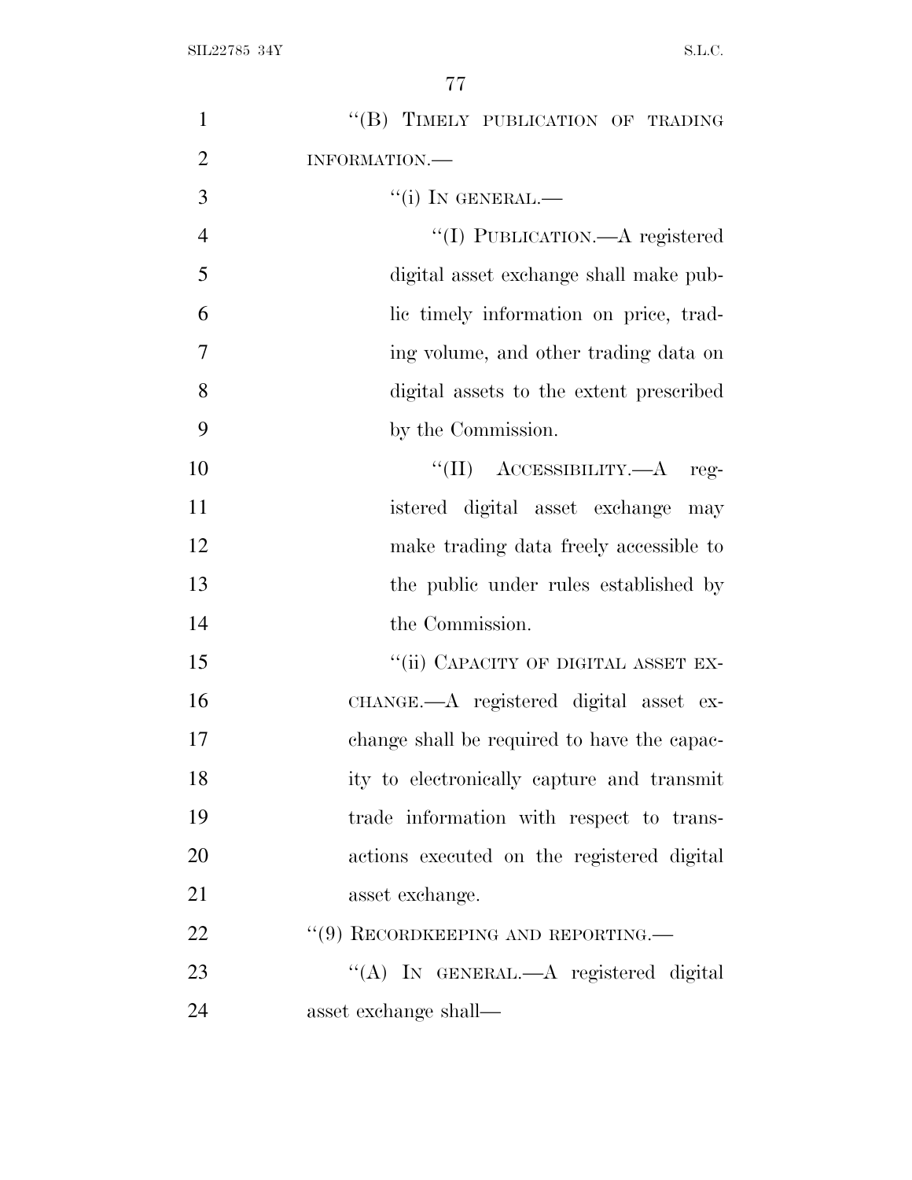"(B) TIMELY PUBLICATION OF TRADING INFORMATION.—

"(i) IN GENERAL.—

"(I) PUBLICATION.—A registered digital asset exchange shall make public timely information on price, trading volume, and other trading data on digital assets to the extent prescribed by the Commission.

"(II) ACCESSIBILITY.—A registered digital asset exchange may make trading data freely accessible to the public under rules established by the Commission.

"(ii) CAPACITY OF DIGITAL ASSET EXCHANGE.—A registered digital asset exchange shall be required to have the capacity to electronically capture and transmit trade information with respect to transactions executed on the registered digital asset exchange.

"(9) RECORDKEEPING AND REPORTING.—

"(A) IN GENERAL.—A registered digital asset exchange shall—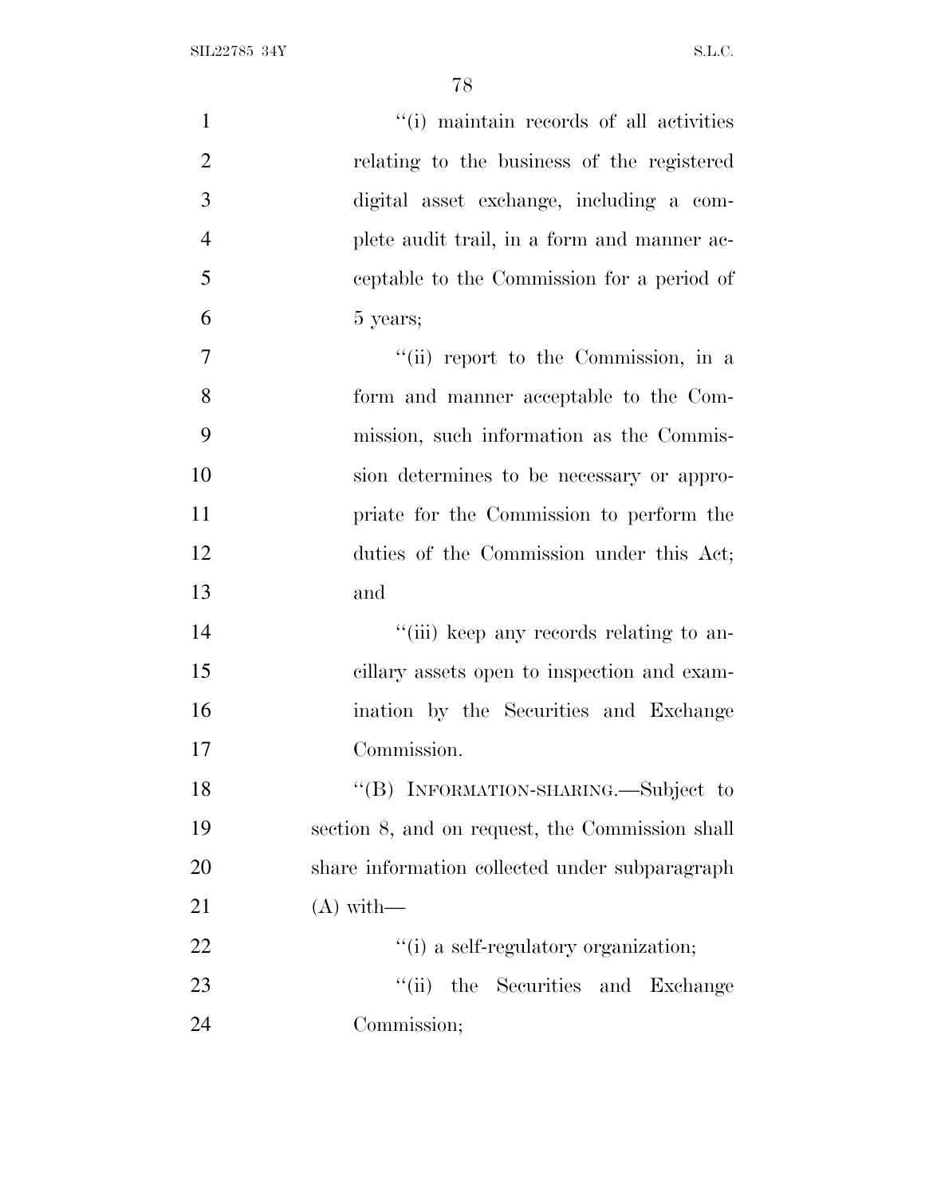"(i) maintain records of all activities relating to the business of the registered digital asset exchange, including a complete audit trail, in a form and manner acceptable to the Commission for a period of 5 years;

"(ii) report to the Commission, in a form and manner acceptable to the Commission, such information as the Commission determines to be necessary or appropriate for the Commission to perform the duties of the Commission under this Act; and

"(iii) keep any records relating to ancillary assets open to inspection and examination by the Securities and Exchange Commission.

"(B) INFORMATION-SHARING.—Subject to section 8, and on request, the Commission shall share information collected under subparagraph (A) with—

"(i) a self-regulatory organization;

"(ii) the Securities and Exchange Commission;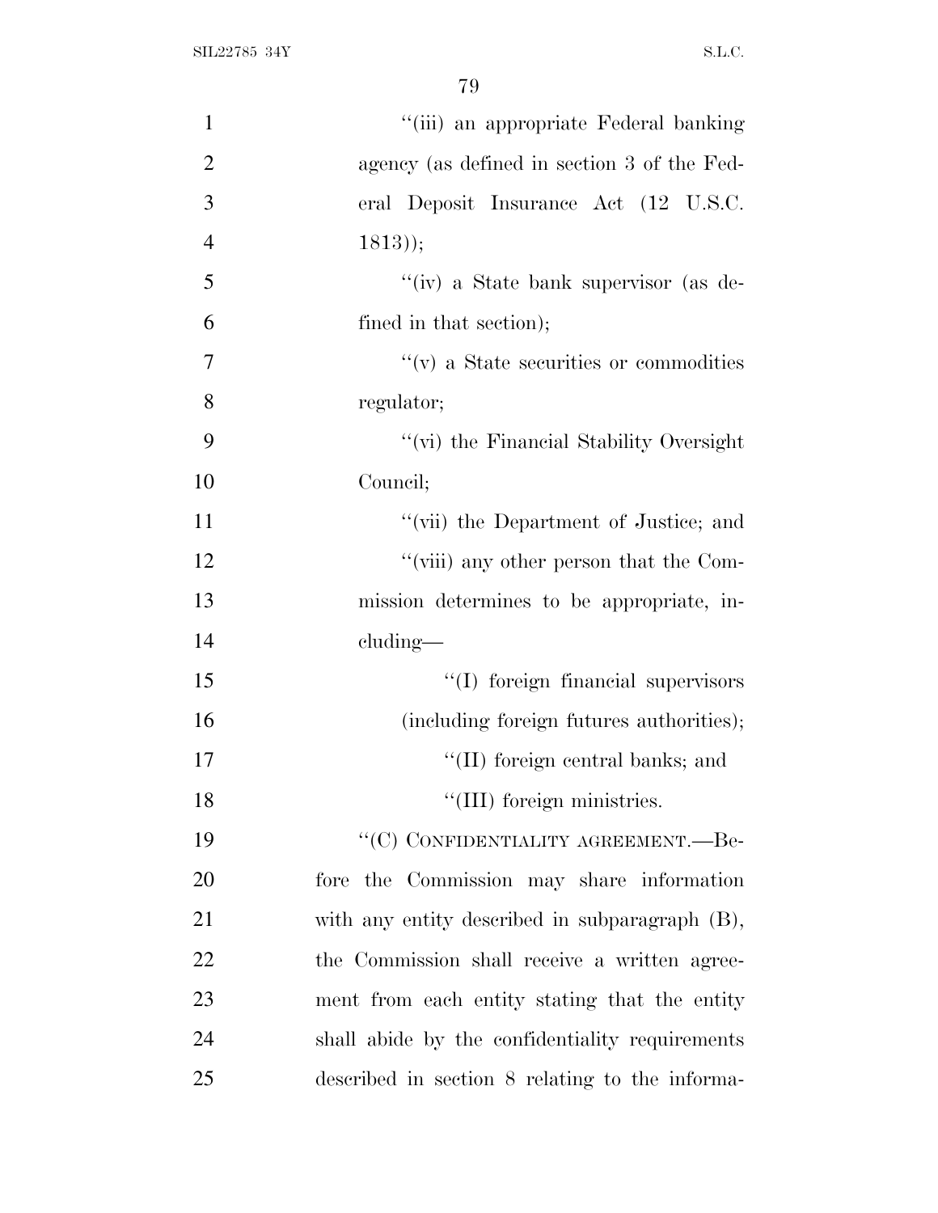"(iii) an appropriate Federal banking agency (as defined in section 3 of the Federal Deposit Insurance Act (12 U.S.C. 1813));

"(iv) a State bank supervisor (as defined in that section);

"(v) a State securities or commodities regulator;

"(vi) the Financial Stability Oversight Council;

"(vii) the Department of Justice; and

"(viii) any other person that the Commission determines to be appropriate, including—

"(I) foreign financial supervisors (including foreign futures authorities);

"(II) foreign central banks; and

"(III) foreign ministries.

"(C) CONFIDENTIALITY AGREEMENT.—Before the Commission may share information with any entity described in subparagraph (B), the Commission shall receive a written agreement from each entity stating that the entity shall abide by the confidentiality requirements described in section 8 relating to the informa-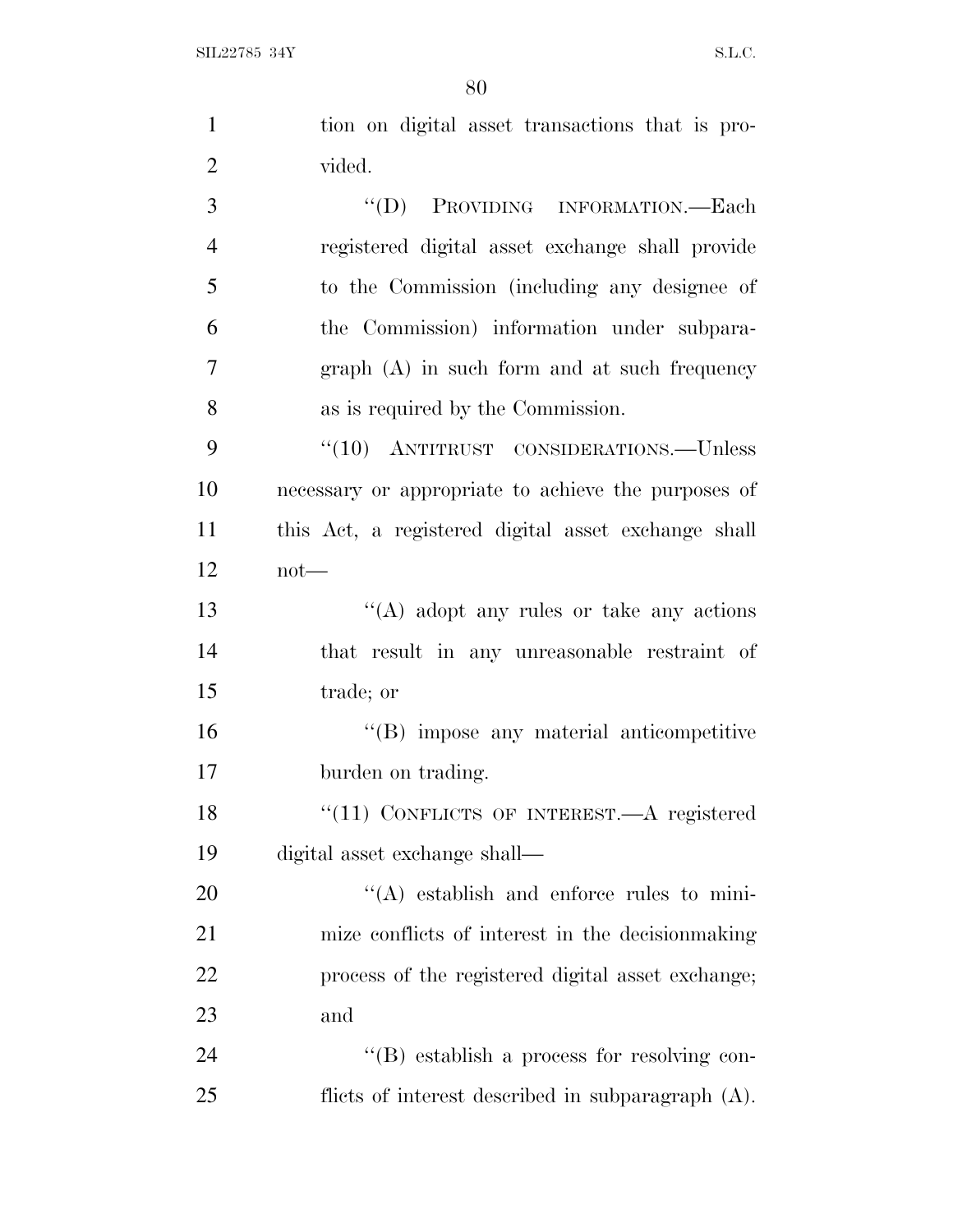tion on digital asset transactions that is provided.

''(D) PROVIDING INFORMATION.—Each registered digital asset exchange shall provide to the Commission (including any designee of the Commission) information under subparagraph (A) in such form and at such frequency as is required by the Commission.

''(10) ANTITRUST CONSIDERATIONS.—Unless necessary or appropriate to achieve the purposes of this Act, a registered digital asset exchange shall not—

''(A) adopt any rules or take any actions that result in any unreasonable restraint of trade; or

''(B) impose any material anticompetitive burden on trading.

''(11) CONFLICTS OF INTEREST.—A registered digital asset exchange shall—

''(A) establish and enforce rules to minimize conflicts of interest in the decisionmaking process of the registered digital asset exchange; and

''(B) establish a process for resolving conflicts of interest described in subparagraph (A).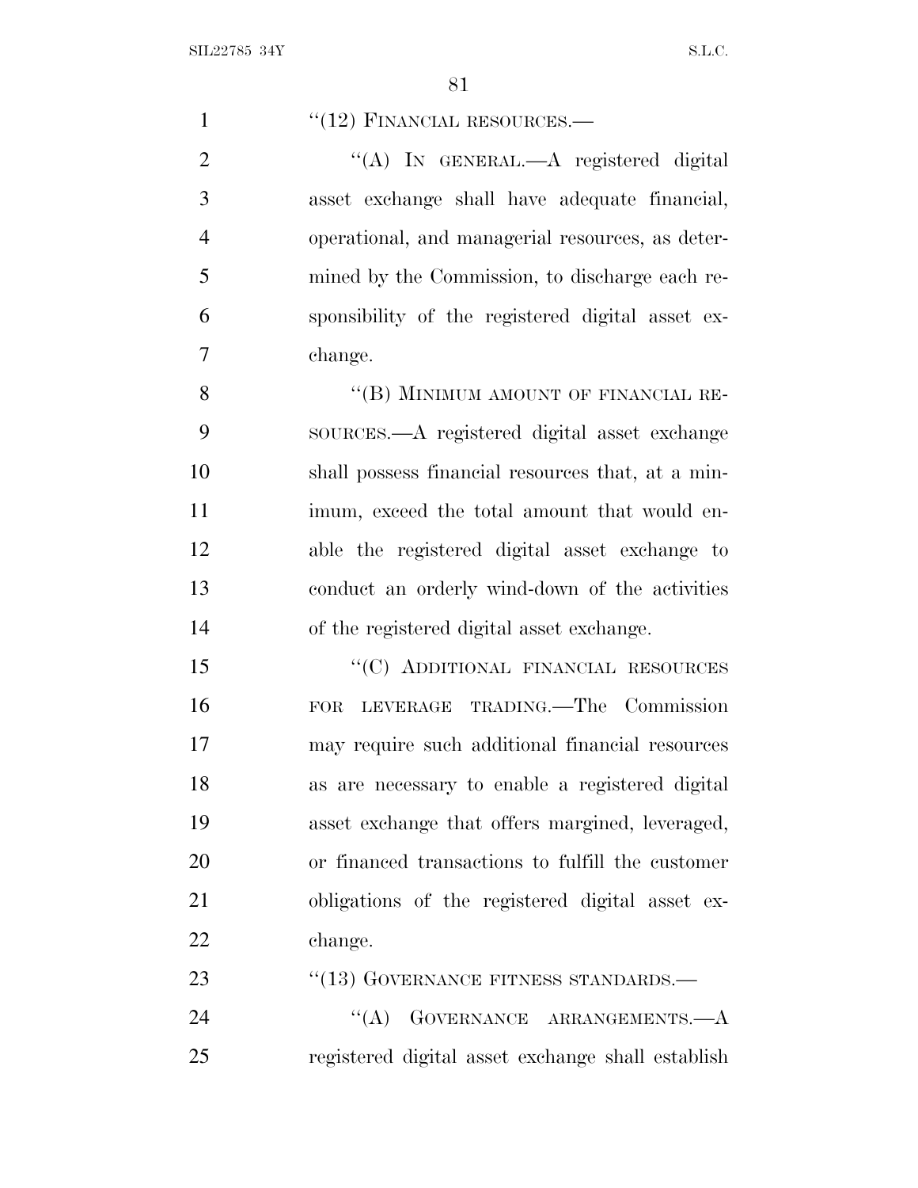"(12) FINANCIAL RESOURCES.—

"(A) IN GENERAL.—A registered digital asset exchange shall have adequate financial, operational, and managerial resources, as determined by the Commission, to discharge each responsibility of the registered digital asset exchange.

"(B) MINIMUM AMOUNT OF FINANCIAL RESOURCES.—A registered digital asset exchange shall possess financial resources that, at a minimum, exceed the total amount that would enable the registered digital asset exchange to conduct an orderly wind-down of the activities of the registered digital asset exchange.

"(C) ADDITIONAL FINANCIAL RESOURCES FOR LEVERAGE TRADING.—The Commission may require such additional financial resources as are necessary to enable a registered digital asset exchange that offers margined, leveraged, or financed transactions to fulfill the customer obligations of the registered digital asset exchange.

"(13) GOVERNANCE FITNESS STANDARDS.—

"(A) GOVERNANCE ARRANGEMENTS.—A registered digital asset exchange shall establish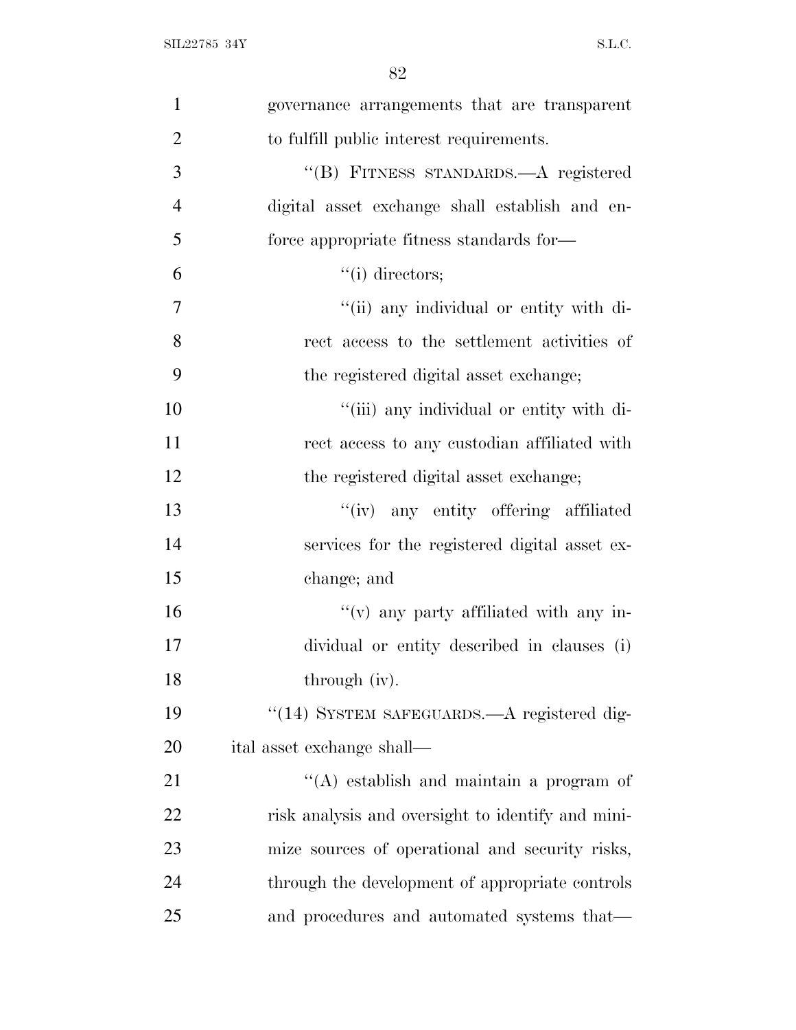governance arrangements that are transparent to fulfill public interest requirements.

"(B) FITNESS STANDARDS.—A registered digital asset exchange shall establish and enforce appropriate fitness standards for—

"(i) directors;

"(ii) any individual or entity with direct access to the settlement activities of the registered digital asset exchange;

"(iii) any individual or entity with direct access to any custodian affiliated with the registered digital asset exchange;

"(iv) any entity offering affiliated services for the registered digital asset exchange; and

"(v) any party affiliated with any individual or entity described in clauses (i) through (iv).

"(14) SYSTEM SAFEGUARDS.—A registered digital asset exchange shall—

"(A) establish and maintain a program of risk analysis and oversight to identify and minimize sources of operational and security risks, through the development of appropriate controls and procedures and automated systems that—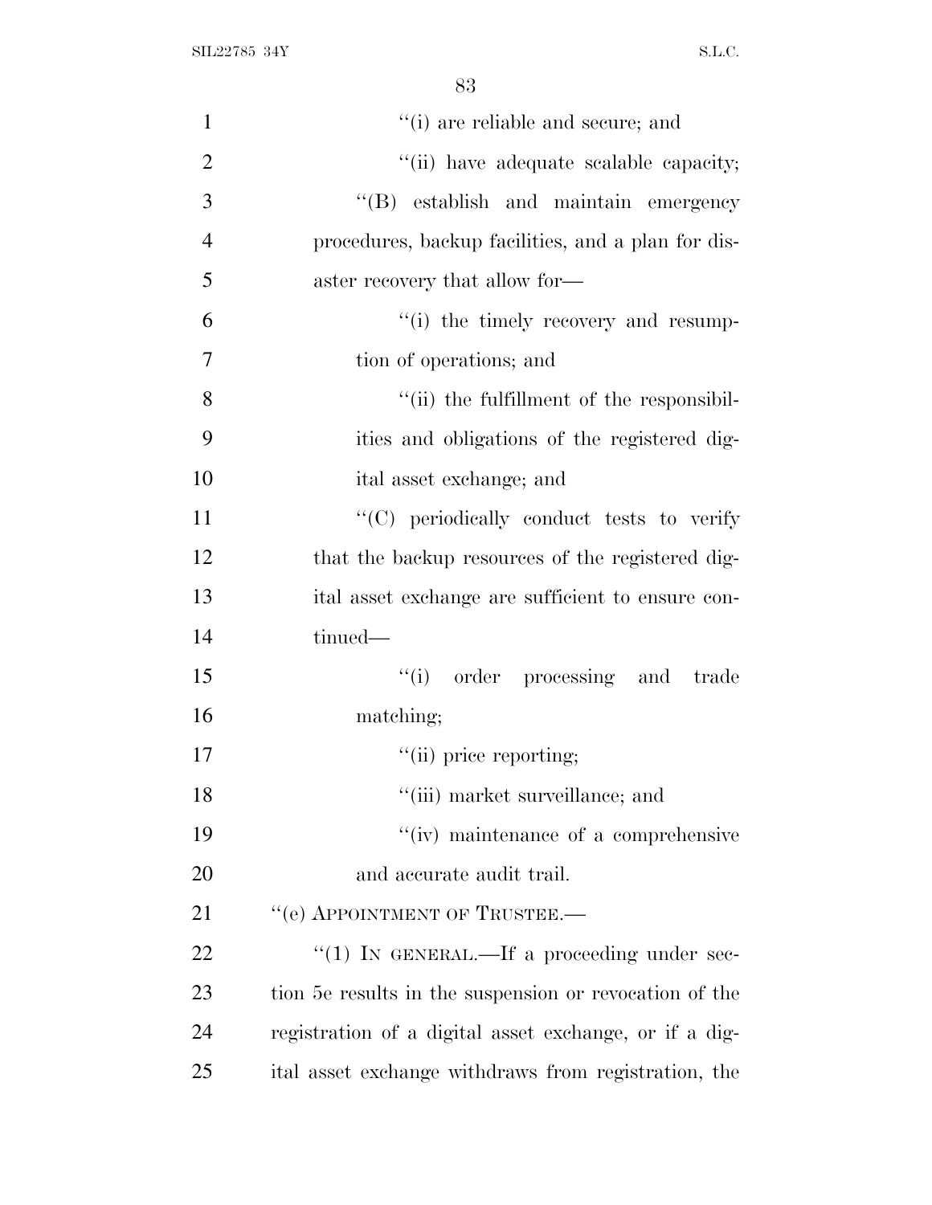''(i) are reliable and secure; and

''(ii) have adequate scalable capacity;

''(B) establish and maintain emergency procedures, backup facilities, and a plan for disaster recovery that allow for—

''(i) the timely recovery and resumption of operations; and

''(ii) the fulfillment of the responsibilities and obligations of the registered digital asset exchange; and

''(C) periodically conduct tests to verify that the backup resources of the registered digital asset exchange are sufficient to ensure continued—

''(i) order processing and trade matching;

''(ii) price reporting;

''(iii) market surveillance; and

''(iv) maintenance of a comprehensive and accurate audit trail.

''(e) APPOINTMENT OF TRUSTEE.—

''(1) IN GENERAL.—If a proceeding under section 5e results in the suspension or revocation of the registration of a digital asset exchange, or if a digital asset exchange withdraws from registration, the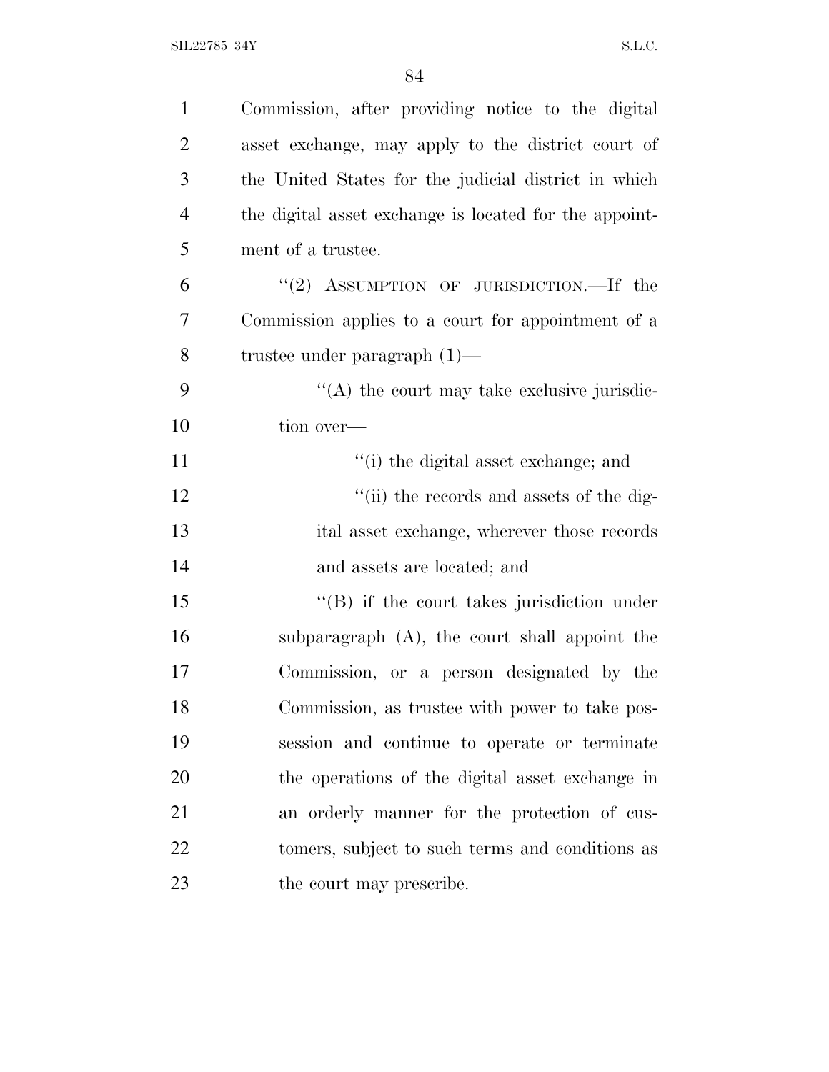Commission, after providing notice to the digital asset exchange, may apply to the district court of the United States for the judicial district in which the digital asset exchange is located for the appointment of a trustee.

"(2) ASSUMPTION OF JURISDICTION.—If the Commission applies to a court for appointment of a trustee under paragraph (1)—

"(A) the court may take exclusive jurisdiction over—

"(i) the digital asset exchange; and

"(ii) the records and assets of the digital asset exchange, wherever those records and assets are located; and

"(B) if the court takes jurisdiction under subparagraph (A), the court shall appoint the Commission, or a person designated by the Commission, as trustee with power to take possession and continue to operate or terminate the operations of the digital asset exchange in an orderly manner for the protection of customers, subject to such terms and conditions as the court may prescribe.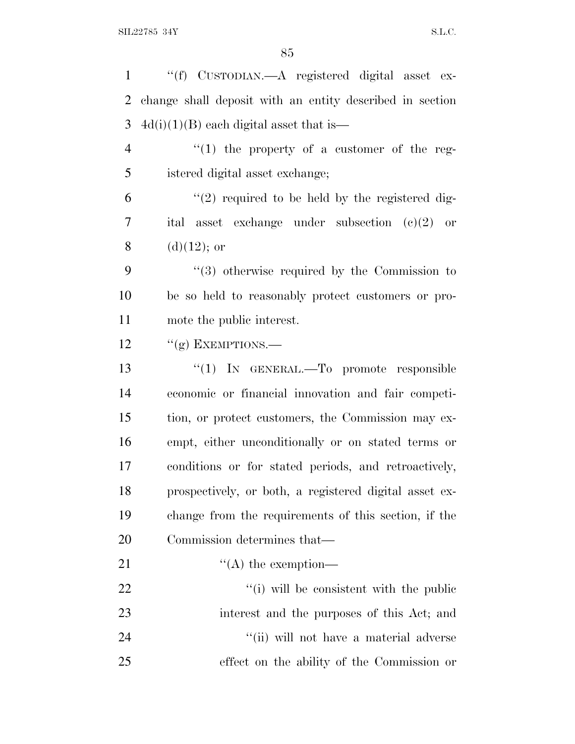''(f) CUSTODIAN.—A registered digital asset exchange shall deposit with an entity described in section 4d(i)(1)(B) each digital asset that is—

''(1) the property of a customer of the registered digital asset exchange;

''(2) required to be held by the registered digital asset exchange under subsection (c)(2) or (d)(12); or

''(3) otherwise required by the Commission to be so held to reasonably protect customers or promote the public interest.

''(g) EXEMPTIONS.—

''(1) IN GENERAL.—To promote responsible economic or financial innovation and fair competition, or protect customers, the Commission may exempt, either unconditionally or on stated terms or conditions or for stated periods, and retroactively, prospectively, or both, a registered digital asset exchange from the requirements of this section, if the Commission determines that—

''(A) the exemption—

''(i) will be consistent with the public interest and the purposes of this Act; and

''(ii) will not have a material adverse effect on the ability of the Commission or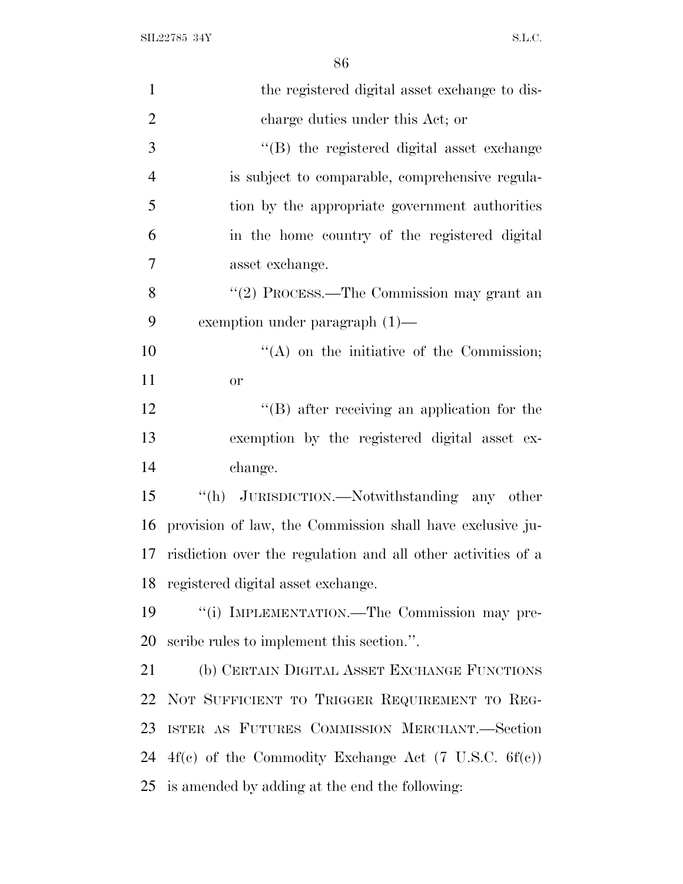the registered digital asset exchange to discharge duties under this Act; or

''(B) the registered digital asset exchange is subject to comparable, comprehensive regulation by the appropriate government authorities in the home country of the registered digital asset exchange.

''(2) PROCESS.—The Commission may grant an exemption under paragraph (1)—

''(A) on the initiative of the Commission; or

''(B) after receiving an application for the exemption by the registered digital asset exchange.

''(h) JURISDICTION.—Notwithstanding any other provision of law, the Commission shall have exclusive jurisdiction over the regulation and all other activities of a registered digital asset exchange.

''(i) IMPLEMENTATION.—The Commission may prescribe rules to implement this section.''.

(b) CERTAIN DIGITAL ASSET EXCHANGE FUNCTIONS NOT SUFFICIENT TO TRIGGER REQUIREMENT TO REGISTER AS FUTURES COMMISSION MERCHANT.—Section 4f(c) of the Commodity Exchange Act (7 U.S.C. 6f(c)) is amended by adding at the end the following: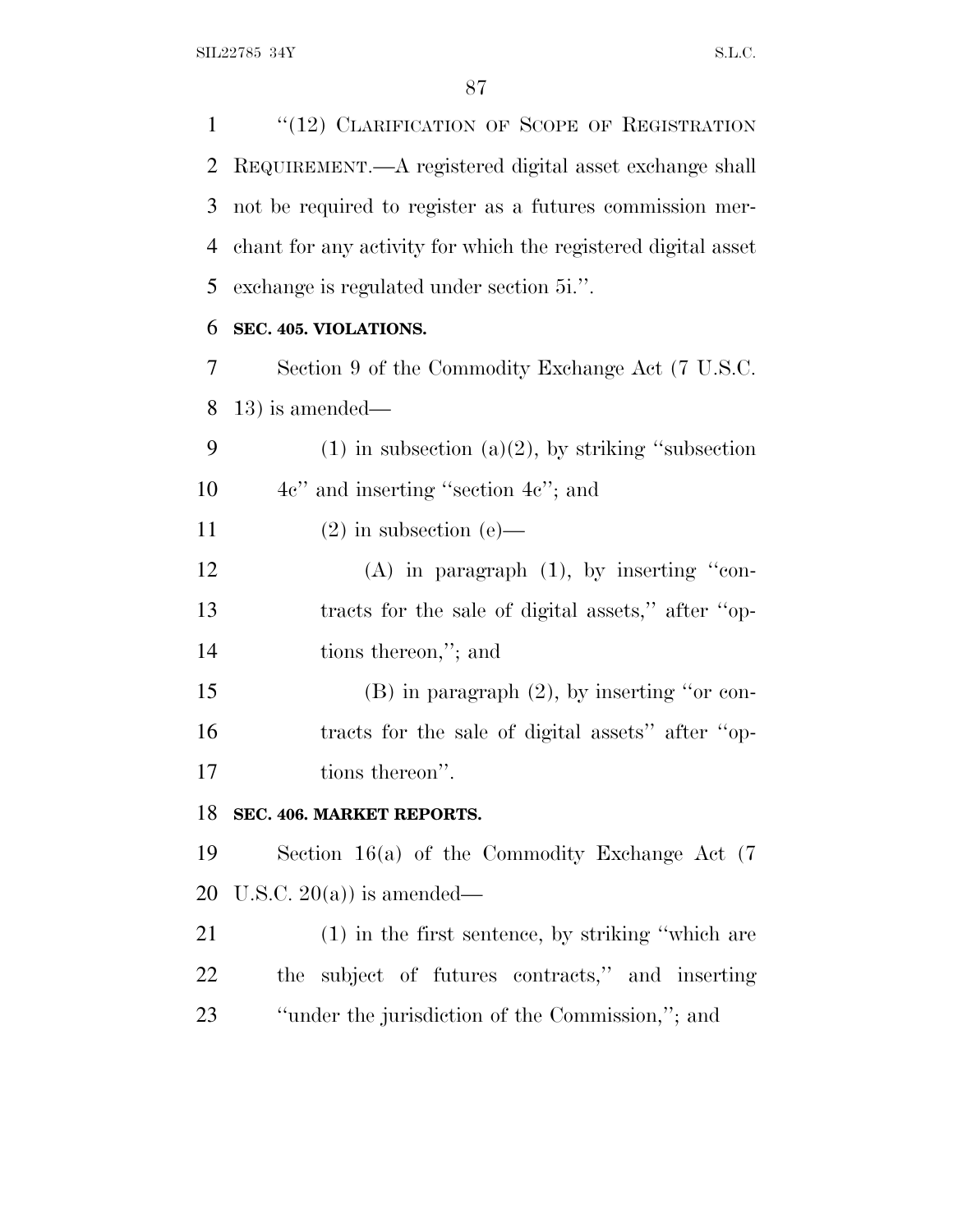"(12) CLARIFICATION OF SCOPE OF REGISTRATION REQUIREMENT.—A registered digital asset exchange shall not be required to register as a futures commission merchant for any activity for which the registered digital asset exchange is regulated under section 5i.".

**SEC. 405. VIOLATIONS.**

Section 9 of the Commodity Exchange Act (7 U.S.C. 13) is amended—

(1) in subsection (a)(2), by striking "subsection 4c" and inserting "section 4c"; and

(2) in subsection (e)—

(A) in paragraph (1), by inserting "contracts for the sale of digital assets," after "options thereon,"; and

(B) in paragraph (2), by inserting "or contracts for the sale of digital assets" after "options thereon".

**SEC. 406. MARKET REPORTS.**

Section 16(a) of the Commodity Exchange Act (7 U.S.C. 20(a)) is amended—

(1) in the first sentence, by striking "which are the subject of futures contracts," and inserting "under the jurisdiction of the Commission,"; and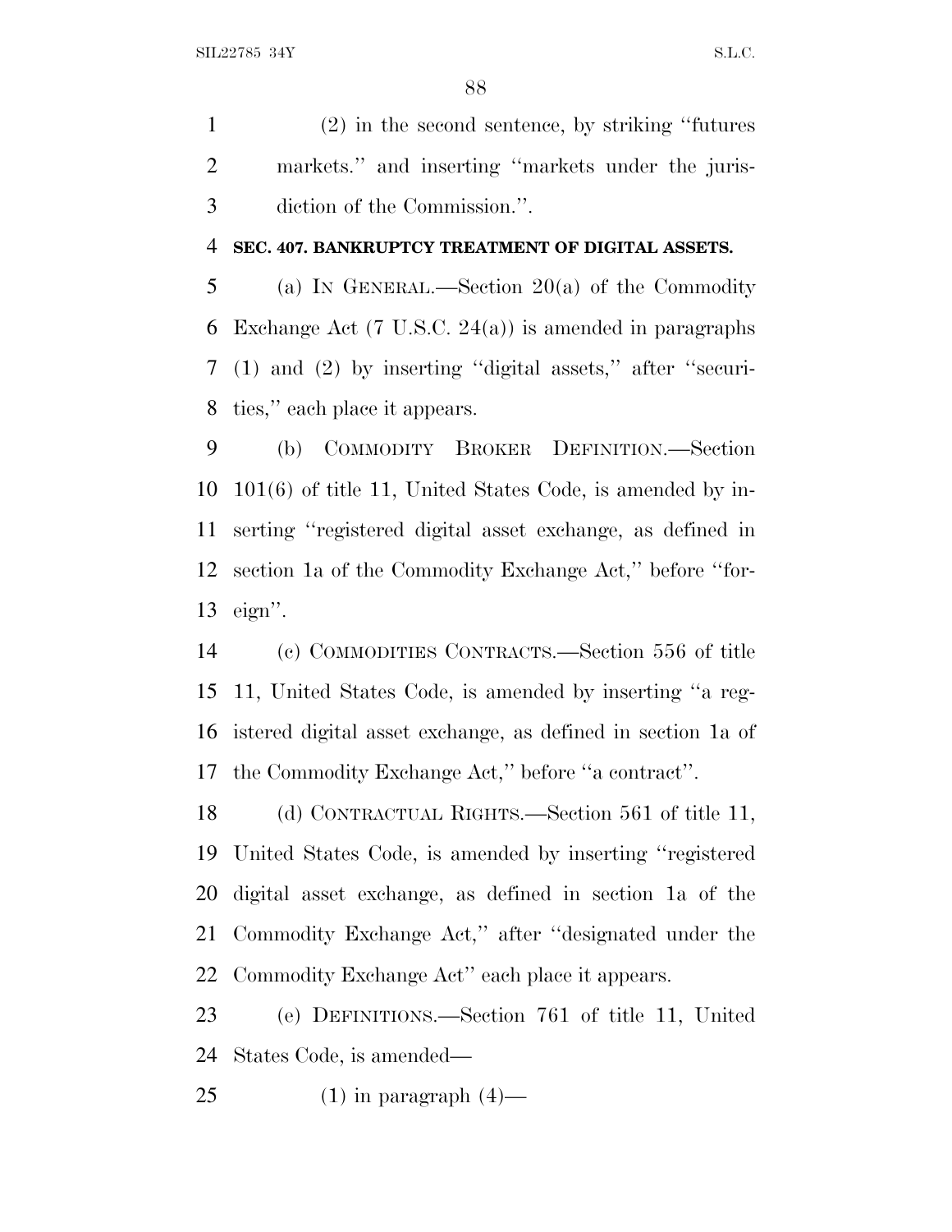(2) in the second sentence, by striking ''futures markets.'' and inserting ''markets under the jurisdiction of the Commission.''.

**SEC. 407. BANKRUPTCY TREATMENT OF DIGITAL ASSETS.**

(a) IN GENERAL.—Section 20(a) of the Commodity Exchange Act (7 U.S.C. 24(a)) is amended in paragraphs (1) and (2) by inserting ''digital assets,'' after ''securities,'' each place it appears.

(b) COMMODITY BROKER DEFINITION.—Section 101(6) of title 11, United States Code, is amended by inserting ''registered digital asset exchange, as defined in section 1a of the Commodity Exchange Act,'' before ''foreign''.

(c) COMMODITIES CONTRACTS.—Section 556 of title 11, United States Code, is amended by inserting ''a registered digital asset exchange, as defined in section 1a of the Commodity Exchange Act,'' before ''a contract''.

(d) CONTRACTUAL RIGHTS.—Section 561 of title 11, United States Code, is amended by inserting ''registered digital asset exchange, as defined in section 1a of the Commodity Exchange Act,'' after ''designated under the Commodity Exchange Act'' each place it appears.

(e) DEFINITIONS.—Section 761 of title 11, United States Code, is amended—

(1) in paragraph (4)—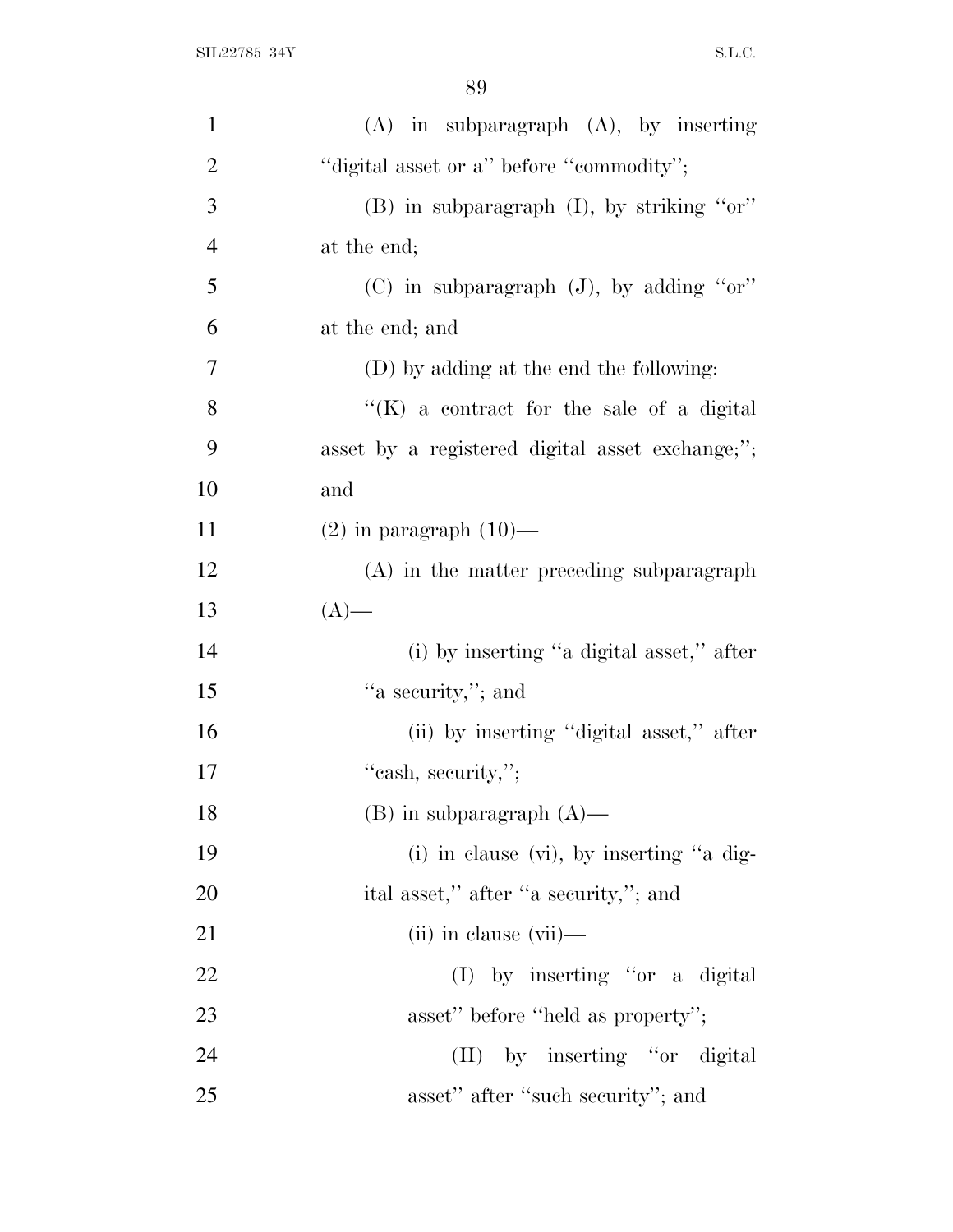(A) in subparagraph (A), by inserting "digital asset or a" before "commodity";

(B) in subparagraph (I), by striking "or" at the end;

(C) in subparagraph (J), by adding "or" at the end; and

(D) by adding at the end the following:

"(K) a contract for the sale of a digital asset by a registered digital asset exchange;"; and

(2) in paragraph (10)—

(A) in the matter preceding subparagraph (A)—

(i) by inserting "a digital asset," after "a security,"; and

(ii) by inserting "digital asset," after "cash, security,";

(B) in subparagraph (A)—

(i) in clause (vi), by inserting "a digital asset," after "a security,"; and

(ii) in clause (vii)—

(I) by inserting "or a digital asset" before "held as property";

(II) by inserting "or digital asset" after "such security"; and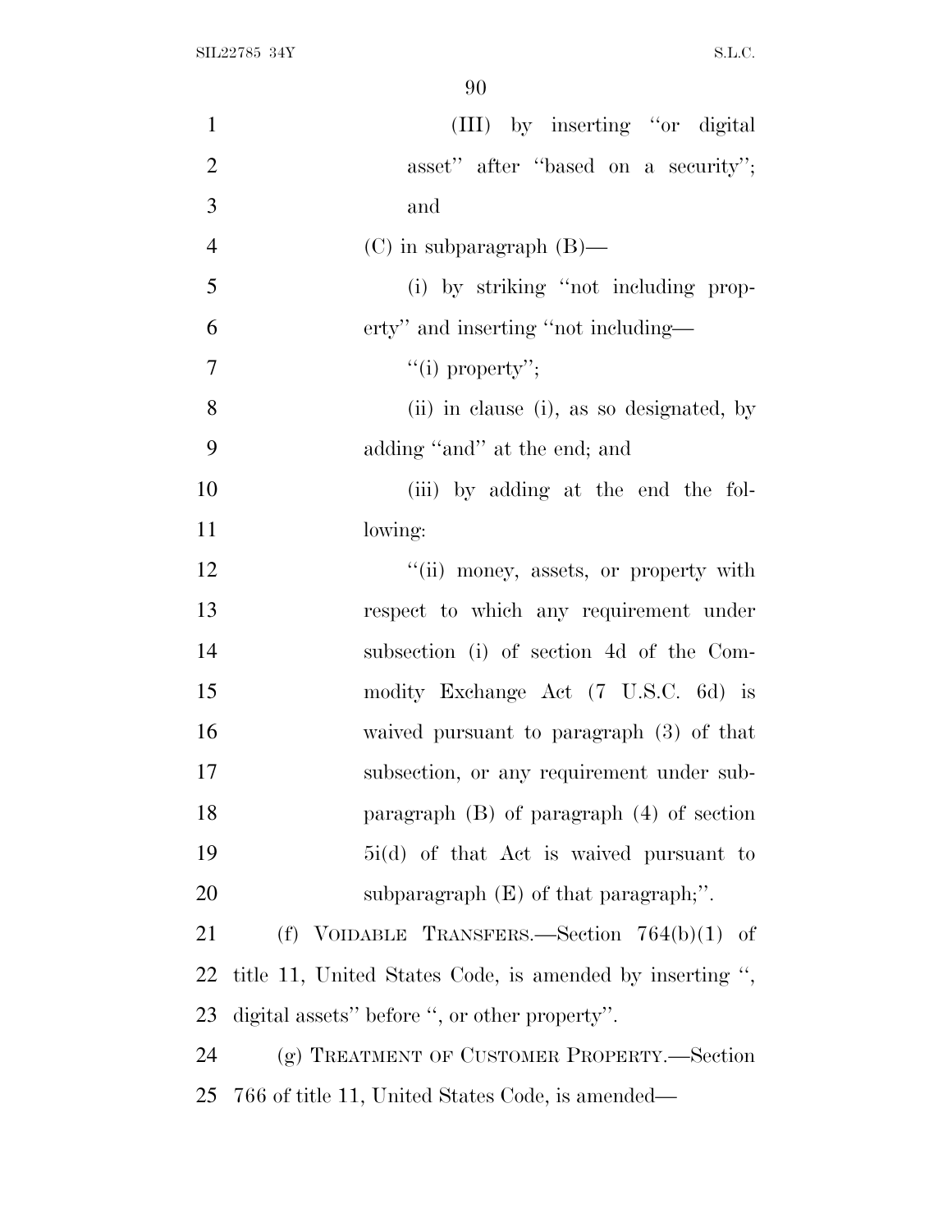(III) by inserting ''or digital asset'' after ''based on a security''; and

(C) in subparagraph (B)—

(i) by striking ''not including property'' and inserting ''not including—

''(i) property'';

(ii) in clause (i), as so designated, by adding ''and'' at the end; and

(iii) by adding at the end the following:

''(ii) money, assets, or property with respect to which any requirement under subsection (i) of section 4d of the Commodity Exchange Act (7 U.S.C. 6d) is waived pursuant to paragraph (3) of that subsection, or any requirement under subparagraph (B) of paragraph (4) of section 5i(d) of that Act is waived pursuant to subparagraph (E) of that paragraph;''.

(f) VOIDABLE TRANSFERS.—Section 764(b)(1) of title 11, United States Code, is amended by inserting '', digital assets'' before '', or other property''.

(g) TREATMENT OF CUSTOMER PROPERTY.—Section 766 of title 11, United States Code, is amended—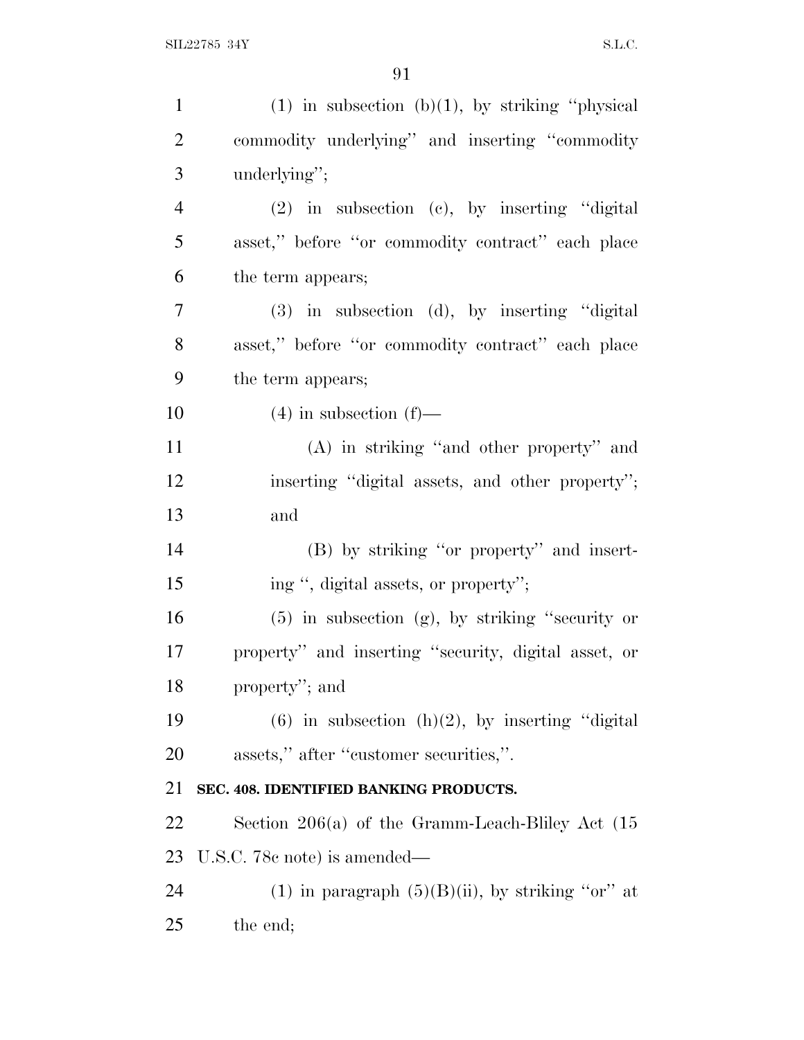(1) in subsection (b)(1), by striking "physical commodity underlying" and inserting "commodity underlying";

(2) in subsection (c), by inserting "digital asset," before "or commodity contract" each place the term appears;

(3) in subsection (d), by inserting "digital asset," before "or commodity contract" each place the term appears;

(4) in subsection (f)—

(A) in striking "and other property" and inserting "digital assets, and other property"; and

(B) by striking "or property" and inserting ", digital assets, or property";

(5) in subsection (g), by striking "security or property" and inserting "security, digital asset, or property"; and

(6) in subsection (h)(2), by inserting "digital assets," after "customer securities,".

**SEC. 408. IDENTIFIED BANKING PRODUCTS.**

Section 206(a) of the Gramm-Leach-Bliley Act (15 U.S.C. 78c note) is amended—

(1) in paragraph (5)(B)(ii), by striking "or" at the end;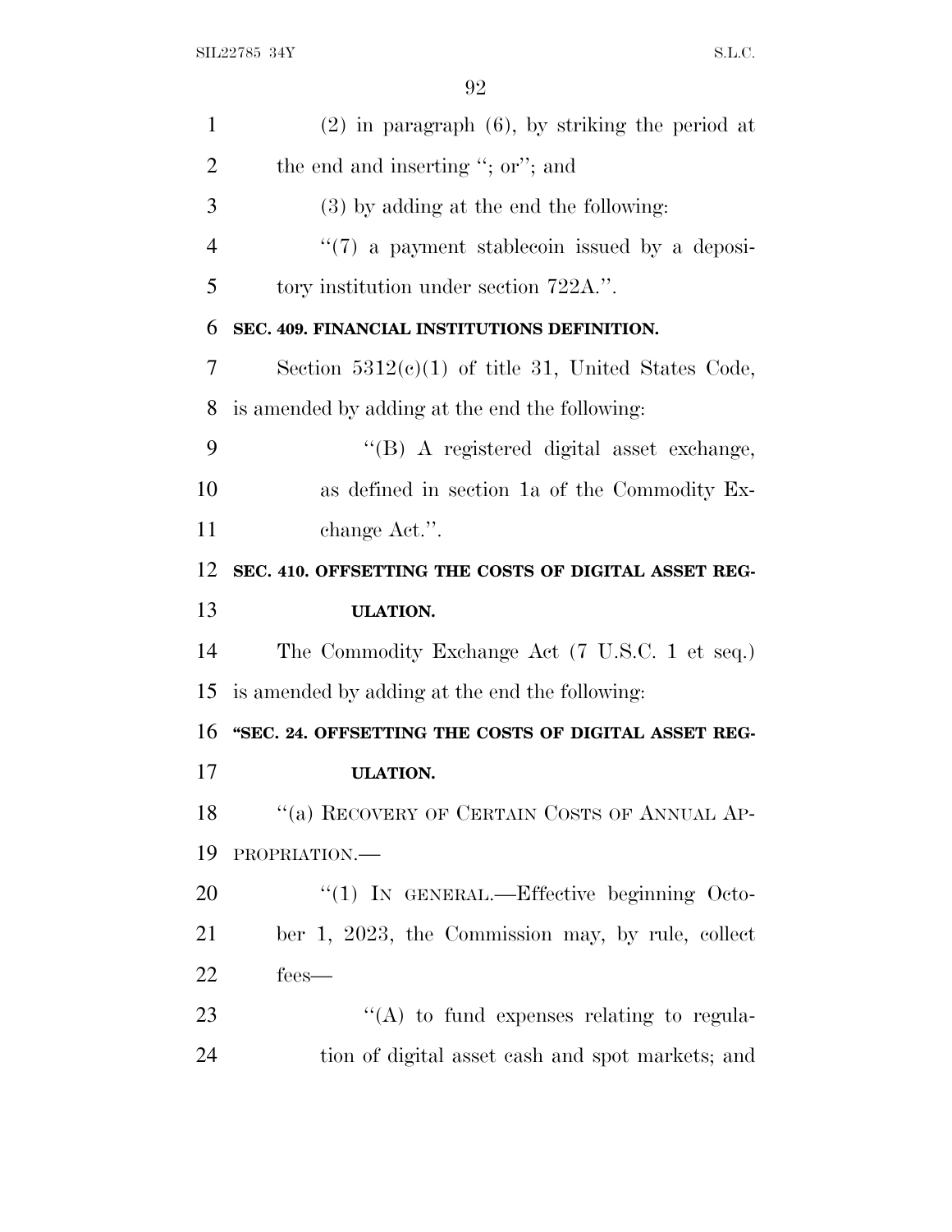(2) in paragraph (6), by striking the period at the end and inserting "; or"; and

(3) by adding at the end the following:

"(7) a payment stablecoin issued by a depository institution under section 722A.".

**SEC. 409. FINANCIAL INSTITUTIONS DEFINITION.**

Section 5312(c)(1) of title 31, United States Code, is amended by adding at the end the following:

"(B) A registered digital asset exchange, as defined in section 1a of the Commodity Exchange Act.".

**SEC. 410. OFFSETTING THE COSTS OF DIGITAL ASSET REGULATION.**

The Commodity Exchange Act (7 U.S.C. 1 et seq.) is amended by adding at the end the following:

**"SEC. 24. OFFSETTING THE COSTS OF DIGITAL ASSET REGULATION.**

"(a) RECOVERY OF CERTAIN COSTS OF ANNUAL APPROPRIATION.—

"(1) IN GENERAL.—Effective beginning October 1, 2023, the Commission may, by rule, collect fees—

"(A) to fund expenses relating to regulation of digital asset cash and spot markets; and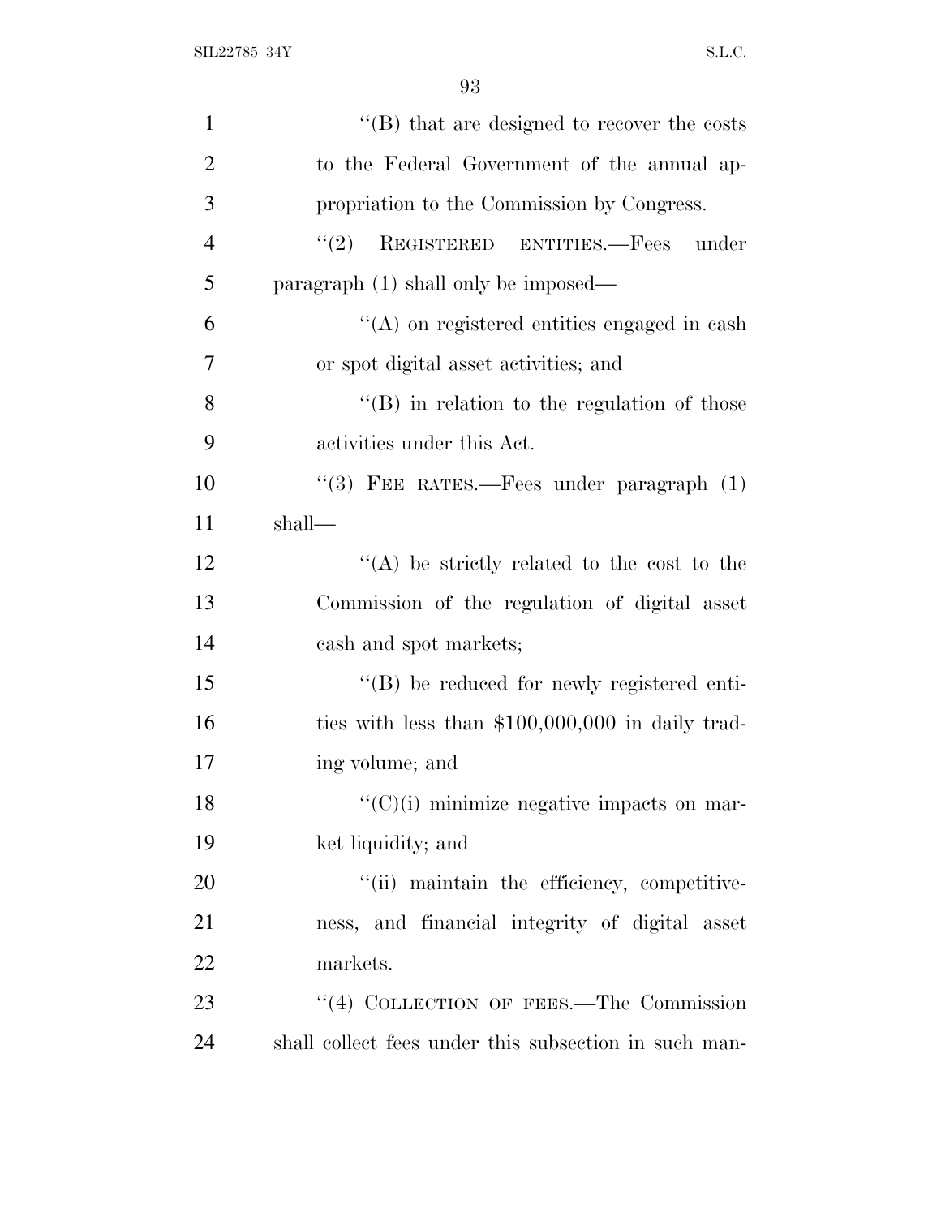''(B) that are designed to recover the costs to the Federal Government of the annual appropriation to the Commission by Congress.

''(2) REGISTERED ENTITIES.—Fees under paragraph (1) shall only be imposed—

''(A) on registered entities engaged in cash or spot digital asset activities; and

''(B) in relation to the regulation of those activities under this Act.

''(3) FEE RATES.—Fees under paragraph (1) shall—

''(A) be strictly related to the cost to the Commission of the regulation of digital asset cash and spot markets;

''(B) be reduced for newly registered entities with less than $100,000,000 in daily trading volume; and

''(C)(i) minimize negative impacts on market liquidity; and

''(ii) maintain the efficiency, competitiveness, and financial integrity of digital asset markets.

''(4) COLLECTION OF FEES.—The Commission shall collect fees under this subsection in such man-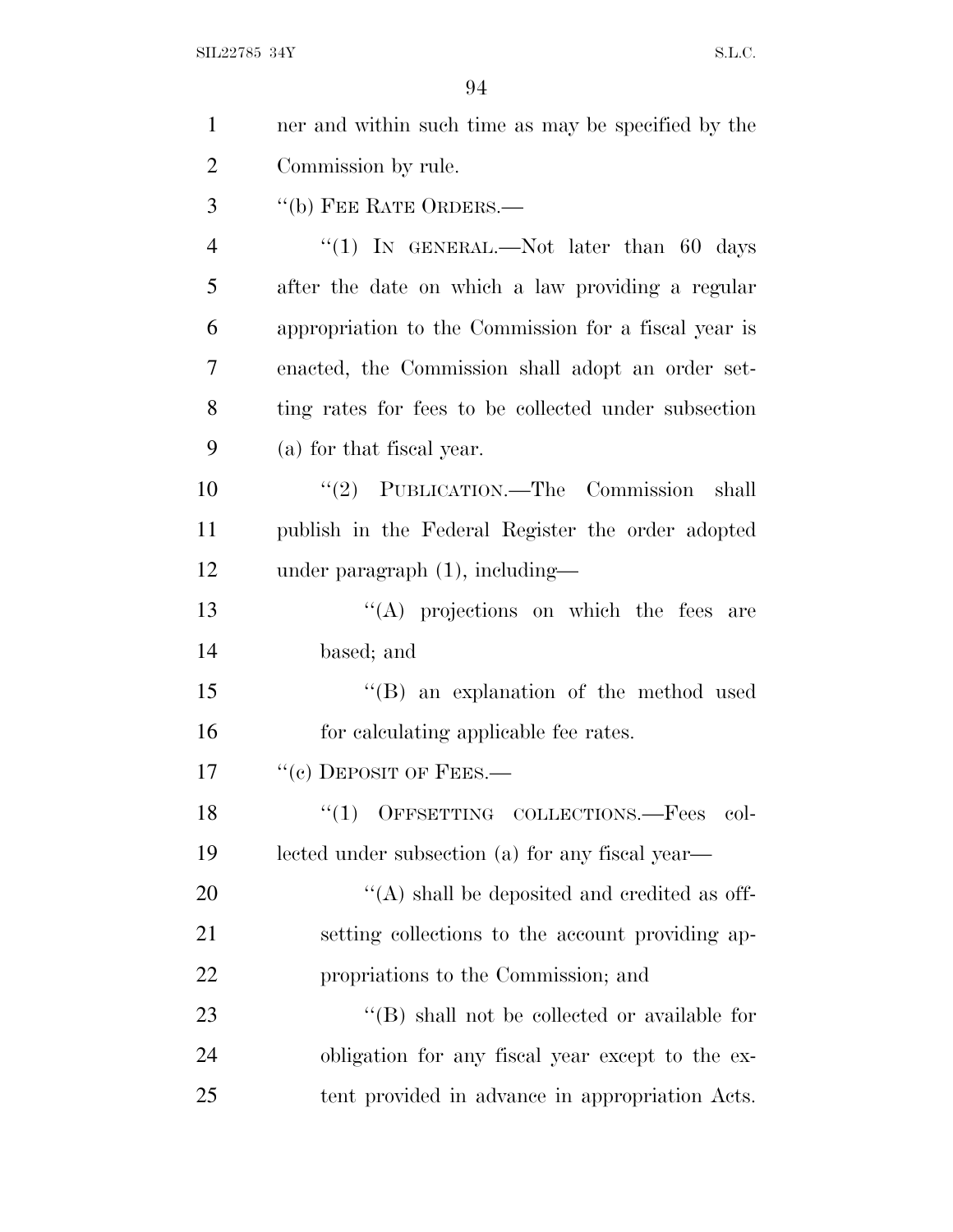ner and within such time as may be specified by the Commission by rule.

"(b) FEE RATE ORDERS.—

"(1) IN GENERAL.—Not later than 60 days after the date on which a law providing a regular appropriation to the Commission for a fiscal year is enacted, the Commission shall adopt an order setting rates for fees to be collected under subsection (a) for that fiscal year.

"(2) PUBLICATION.—The Commission shall publish in the Federal Register the order adopted under paragraph (1), including—

"(A) projections on which the fees are based; and

"(B) an explanation of the method used for calculating applicable fee rates.

"(c) DEPOSIT OF FEES.—

"(1) OFFSETTING COLLECTIONS.—Fees collected under subsection (a) for any fiscal year—

"(A) shall be deposited and credited as offsetting collections to the account providing appropriations to the Commission; and

"(B) shall not be collected or available for obligation for any fiscal year except to the extent provided in advance in appropriation Acts.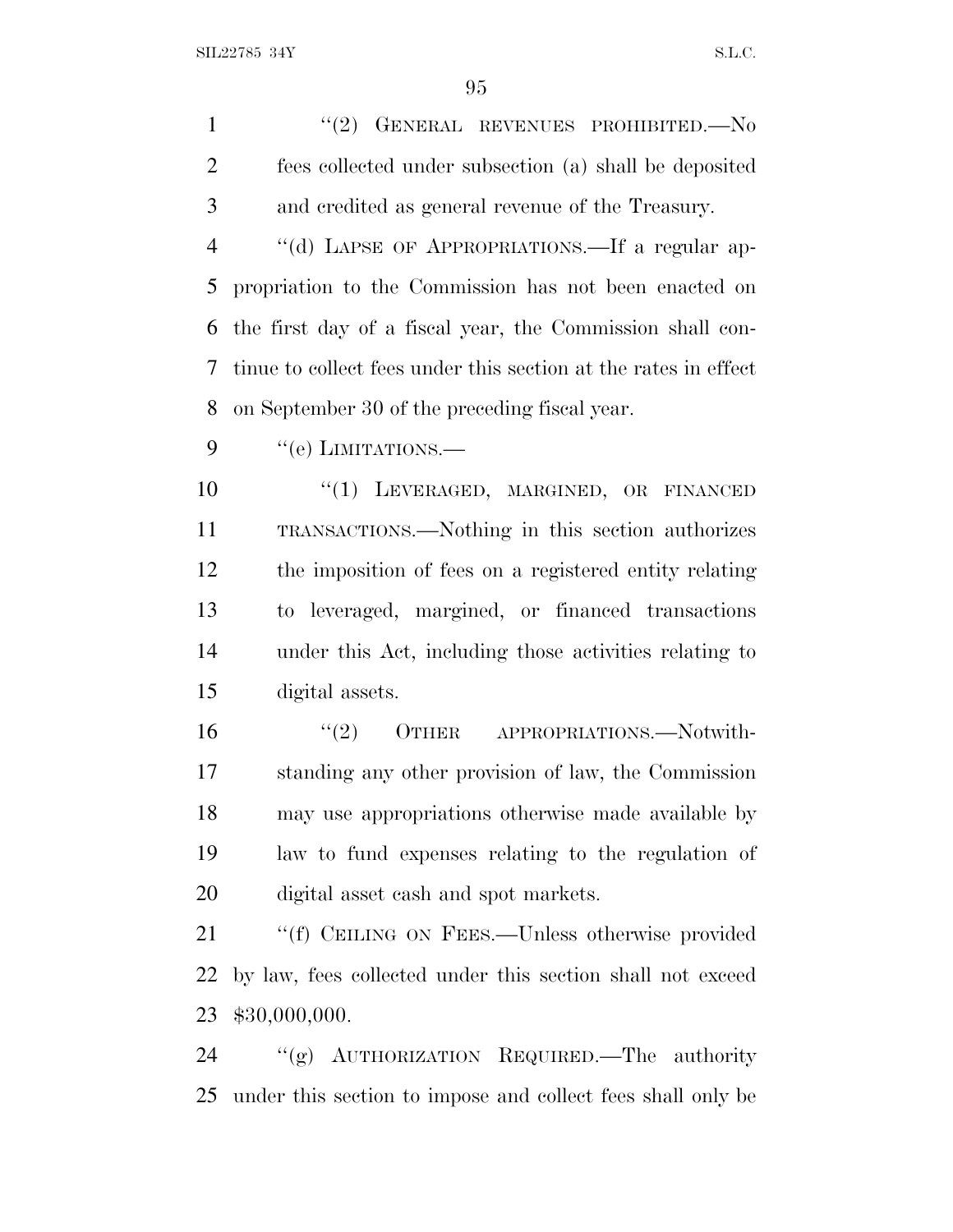"(2) GENERAL REVENUES PROHIBITED.—No fees collected under subsection (a) shall be deposited and credited as general revenue of the Treasury.

"(d) LAPSE OF APPROPRIATIONS.—If a regular appropriation to the Commission has not been enacted on the first day of a fiscal year, the Commission shall continue to collect fees under this section at the rates in effect on September 30 of the preceding fiscal year.

"(e) LIMITATIONS.—

"(1) LEVERAGED, MARGINED, OR FINANCED TRANSACTIONS.—Nothing in this section authorizes the imposition of fees on a registered entity relating to leveraged, margined, or financed transactions under this Act, including those activities relating to digital assets.

"(2) OTHER APPROPRIATIONS.—Notwithstanding any other provision of law, the Commission may use appropriations otherwise made available by law to fund expenses relating to the regulation of digital asset cash and spot markets.

"(f) CEILING ON FEES.—Unless otherwise provided by law, fees collected under this section shall not exceed $30,000,000.

"(g) AUTHORIZATION REQUIRED.—The authority under this section to impose and collect fees shall only be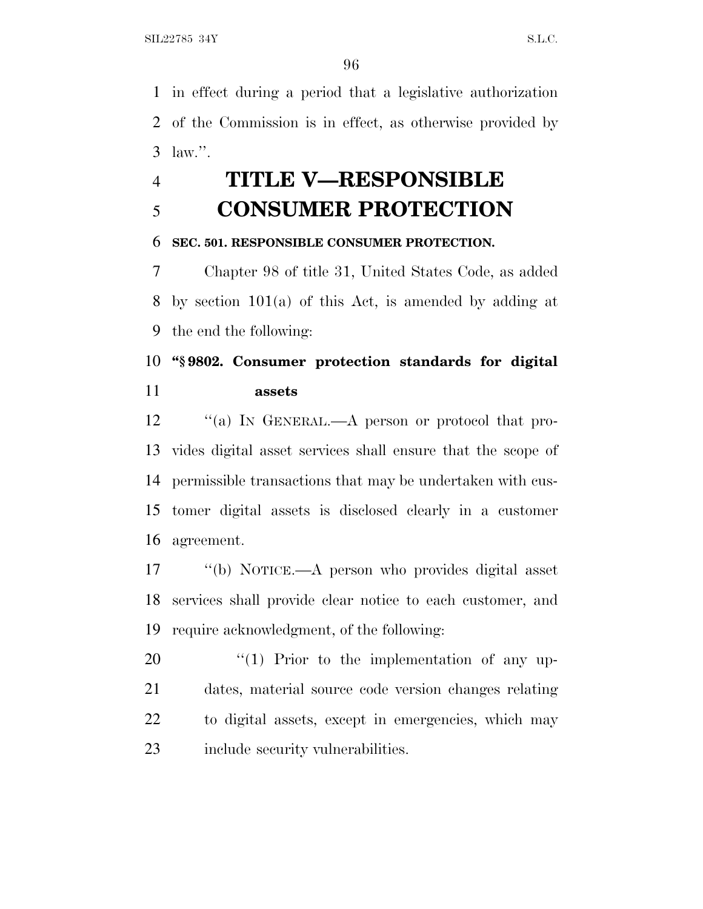in effect during a period that a legislative authorization of the Commission is in effect, as otherwise provided by law.''.

# TITLE V—RESPONSIBLE CONSUMER PROTECTION

### SEC. 501. RESPONSIBLE CONSUMER PROTECTION.

Chapter 98 of title 31, United States Code, as added by section 101(a) of this Act, is amended by adding at the end the following:

**"§ 9802. Consumer protection standards for digital assets**

''(a) IN GENERAL.—A person or protocol that provides digital asset services shall ensure that the scope of permissible transactions that may be undertaken with customer digital assets is disclosed clearly in a customer agreement.

''(b) NOTICE.—A person who provides digital asset services shall provide clear notice to each customer, and require acknowledgment, of the following:

''(1) Prior to the implementation of any updates, material source code version changes relating to digital assets, except in emergencies, which may include security vulnerabilities.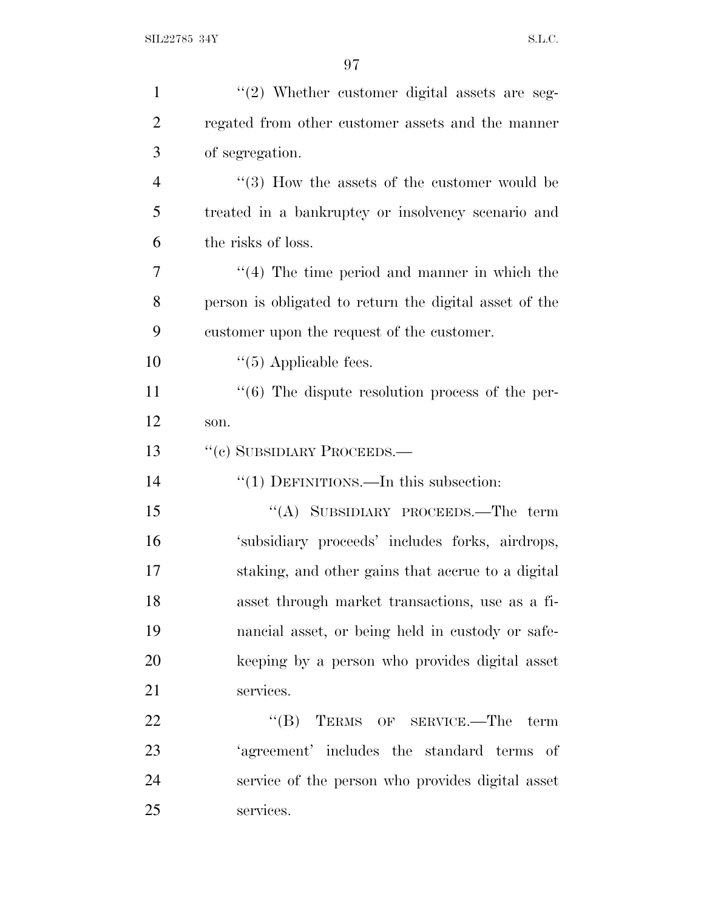"(2) Whether customer digital assets are segregated from other customer assets and the manner of segregation.

"(3) How the assets of the customer would be treated in a bankruptcy or insolvency scenario and the risks of loss.

"(4) The time period and manner in which the person is obligated to return the digital asset of the customer upon the request of the customer.

"(5) Applicable fees.

"(6) The dispute resolution process of the person.

"(c) SUBSIDIARY PROCEEDS.—

"(1) DEFINITIONS.—In this subsection:

"(A) SUBSIDIARY PROCEEDS.—The term 'subsidiary proceeds' includes forks, airdrops, staking, and other gains that accrue to a digital asset through market transactions, use as a financial asset, or being held in custody or safekeeping by a person who provides digital asset services.

"(B) TERMS OF SERVICE.—The term 'agreement' includes the standard terms of service of the person who provides digital asset services.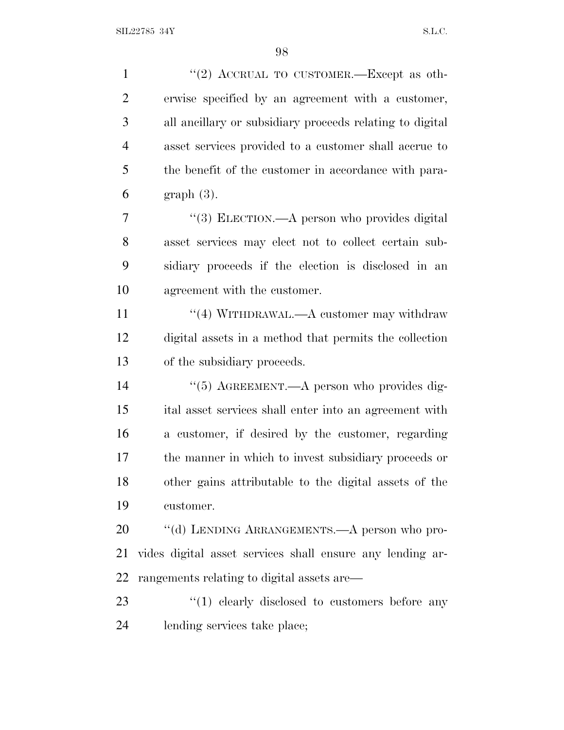"(2) ACCRUAL TO CUSTOMER.—Except as otherwise specified by an agreement with a customer, all ancillary or subsidiary proceeds relating to digital asset services provided to a customer shall accrue to the benefit of the customer in accordance with paragraph (3).

"(3) ELECTION.—A person who provides digital asset services may elect not to collect certain subsidiary proceeds if the election is disclosed in an agreement with the customer.

"(4) WITHDRAWAL.—A customer may withdraw digital assets in a method that permits the collection of the subsidiary proceeds.

"(5) AGREEMENT.—A person who provides digital asset services shall enter into an agreement with a customer, if desired by the customer, regarding the manner in which to invest subsidiary proceeds or other gains attributable to the digital assets of the customer.

"(d) LENDING ARRANGEMENTS.—A person who provides digital asset services shall ensure any lending arrangements relating to digital assets are—

"(1) clearly disclosed to customers before any lending services take place;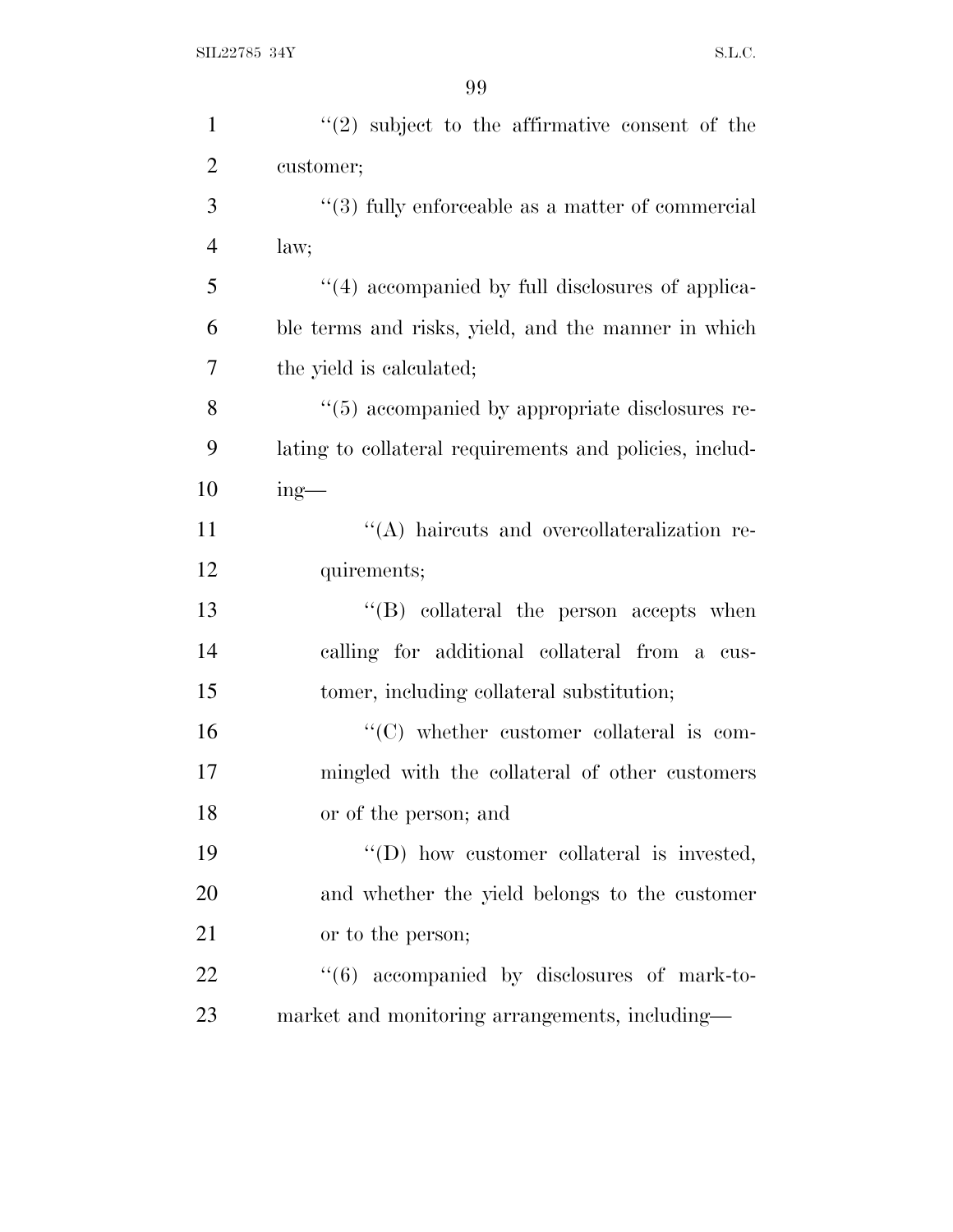''(2) subject to the affirmative consent of the customer;

''(3) fully enforceable as a matter of commercial law;

''(4) accompanied by full disclosures of applicable terms and risks, yield, and the manner in which the yield is calculated;

''(5) accompanied by appropriate disclosures relating to collateral requirements and policies, including—

''(A) haircuts and overcollateralization requirements;

''(B) collateral the person accepts when calling for additional collateral from a customer, including collateral substitution;

''(C) whether customer collateral is commingled with the collateral of other customers or of the person; and

''(D) how customer collateral is invested, and whether the yield belongs to the customer or to the person;

''(6) accompanied by disclosures of mark-to-market and monitoring arrangements, including—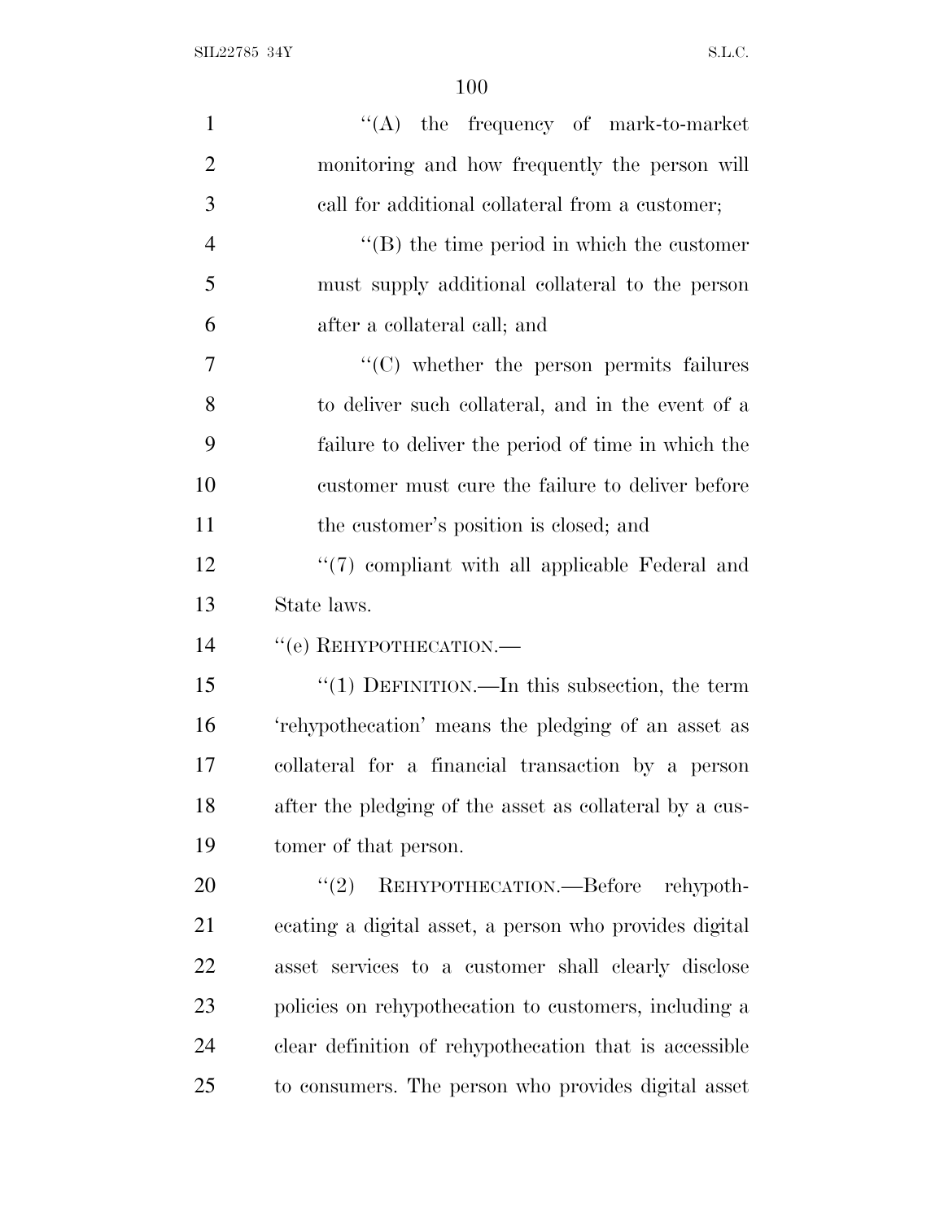''(A) the frequency of mark-to-market monitoring and how frequently the person will call for additional collateral from a customer;

''(B) the time period in which the customer must supply additional collateral to the person after a collateral call; and

''(C) whether the person permits failures to deliver such collateral, and in the event of a failure to deliver the period of time in which the customer must cure the failure to deliver before the customer's position is closed; and

''(7) compliant with all applicable Federal and State laws.

''(e) REHYPOTHECATION.—

''(1) DEFINITION.—In this subsection, the term 'rehypothecation' means the pledging of an asset as collateral for a financial transaction by a person after the pledging of the asset as collateral by a customer of that person.

''(2) REHYPOTHECATION.—Before rehypothecating a digital asset, a person who provides digital asset services to a customer shall clearly disclose policies on rehypothecation to customers, including a clear definition of rehypothecation that is accessible to consumers. The person who provides digital asset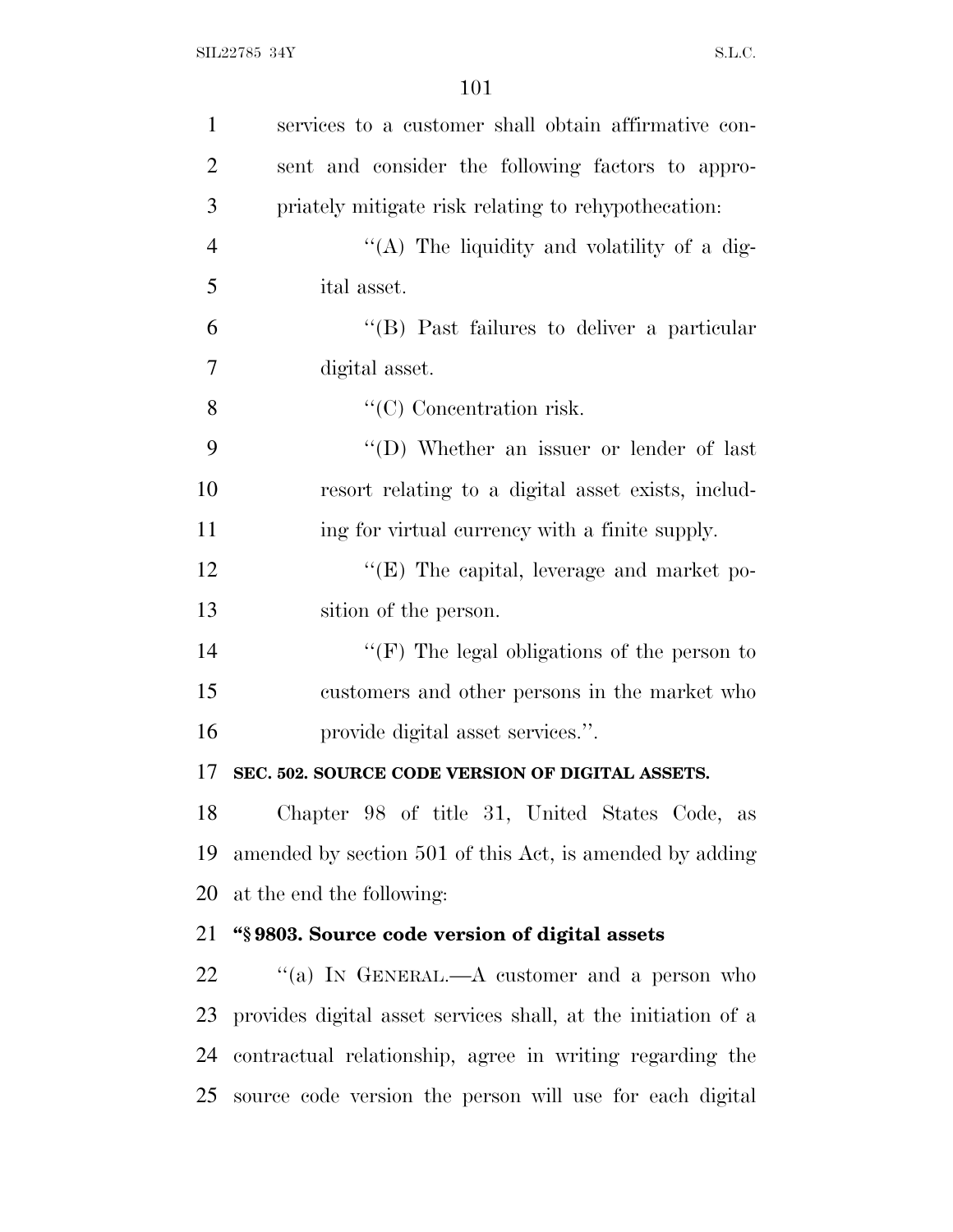services to a customer shall obtain affirmative consent and consider the following factors to appropriately mitigate risk relating to rehypothecation:

"(A) The liquidity and volatility of a digital asset.

"(B) Past failures to deliver a particular digital asset.

"(C) Concentration risk.

"(D) Whether an issuer or lender of last resort relating to a digital asset exists, including for virtual currency with a finite supply.

"(E) The capital, leverage and market position of the person.

"(F) The legal obligations of the person to customers and other persons in the market who provide digital asset services.".

**SEC. 502. SOURCE CODE VERSION OF DIGITAL ASSETS.**

Chapter 98 of title 31, United States Code, as amended by section 501 of this Act, is amended by adding at the end the following:

**"§ 9803. Source code version of digital assets**

"(a) IN GENERAL.—A customer and a person who provides digital asset services shall, at the initiation of a contractual relationship, agree in writing regarding the source code version the person will use for each digital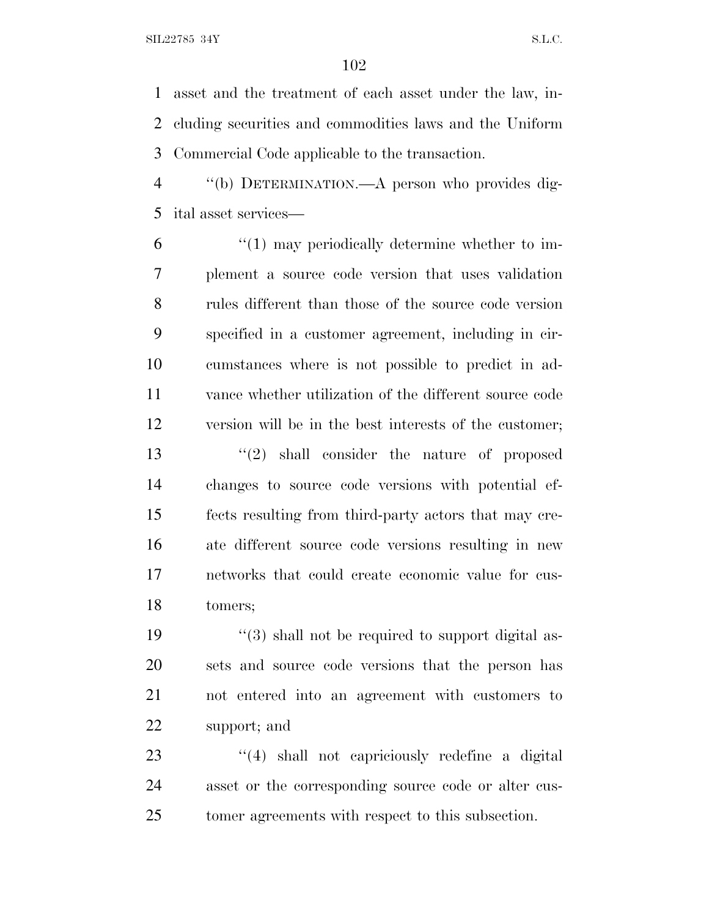asset and the treatment of each asset under the law, including securities and commodities laws and the Uniform Commercial Code applicable to the transaction.

"(b) DETERMINATION.—A person who provides digital asset services—

"(1) may periodically determine whether to implement a source code version that uses validation rules different than those of the source code version specified in a customer agreement, including in circumstances where is not possible to predict in advance whether utilization of the different source code version will be in the best interests of the customer;

"(2) shall consider the nature of proposed changes to source code versions with potential effects resulting from third-party actors that may create different source code versions resulting in new networks that could create economic value for customers;

"(3) shall not be required to support digital assets and source code versions that the person has not entered into an agreement with customers to support; and

"(4) shall not capriciously redefine a digital asset or the corresponding source code or alter customer agreements with respect to this subsection.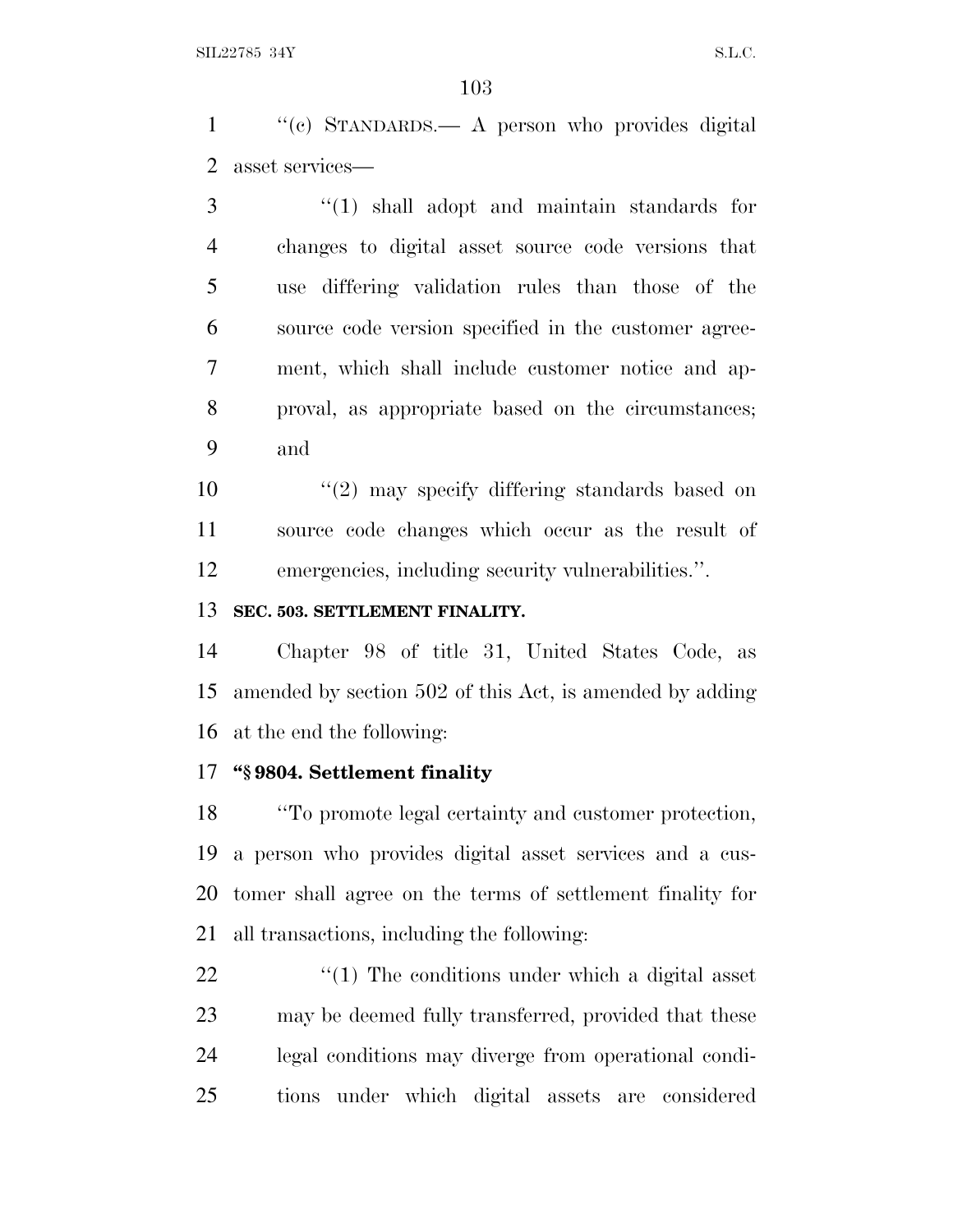"(c) STANDARDS.— A person who provides digital asset services—

"(1) shall adopt and maintain standards for changes to digital asset source code versions that use differing validation rules than those of the source code version specified in the customer agreement, which shall include customer notice and approval, as appropriate based on the circumstances; and

"(2) may specify differing standards based on source code changes which occur as the result of emergencies, including security vulnerabilities.".

**SEC. 503. SETTLEMENT FINALITY.**

Chapter 98 of title 31, United States Code, as amended by section 502 of this Act, is amended by adding at the end the following:

**"§ 9804. Settlement finality**

"To promote legal certainty and customer protection, a person who provides digital asset services and a customer shall agree on the terms of settlement finality for all transactions, including the following:

"(1) The conditions under which a digital asset may be deemed fully transferred, provided that these legal conditions may diverge from operational conditions under which digital assets are considered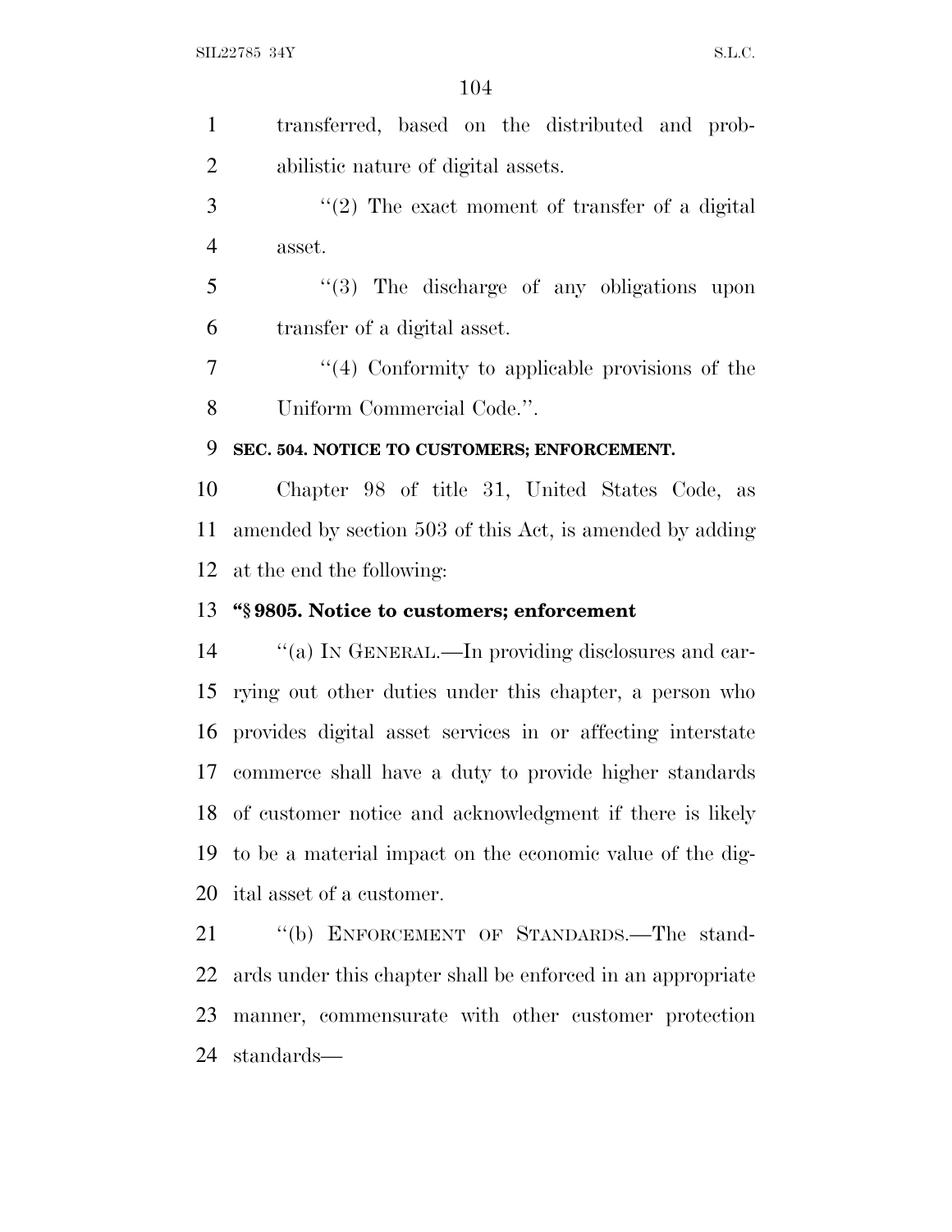transferred, based on the distributed and probabilistic nature of digital assets.

"(2) The exact moment of transfer of a digital asset.

"(3) The discharge of any obligations upon transfer of a digital asset.

"(4) Conformity to applicable provisions of the Uniform Commercial Code.".

**SEC. 504. NOTICE TO CUSTOMERS; ENFORCEMENT.**

Chapter 98 of title 31, United States Code, as amended by section 503 of this Act, is amended by adding at the end the following:

**"§ 9805. Notice to customers; enforcement**

"(a) IN GENERAL.—In providing disclosures and carrying out other duties under this chapter, a person who provides digital asset services in or affecting interstate commerce shall have a duty to provide higher standards of customer notice and acknowledgment if there is likely to be a material impact on the economic value of the digital asset of a customer.

"(b) ENFORCEMENT OF STANDARDS.—The standards under this chapter shall be enforced in an appropriate manner, commensurate with other customer protection standards—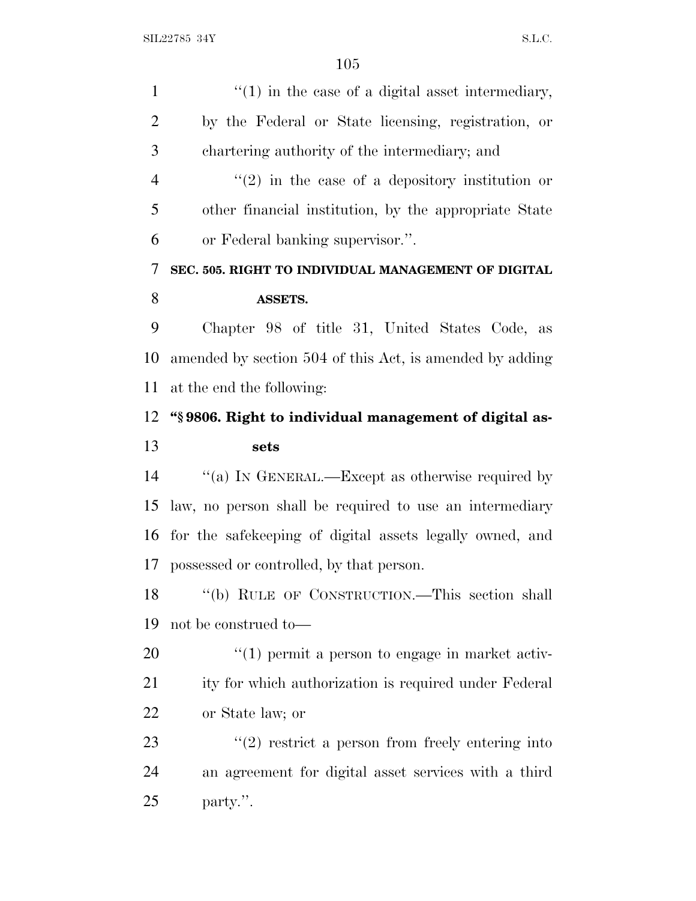"(1) in the case of a digital asset intermediary, by the Federal or State licensing, registration, or chartering authority of the intermediary; and

"(2) in the case of a depository institution or other financial institution, by the appropriate State or Federal banking supervisor.".

**SEC. 505. RIGHT TO INDIVIDUAL MANAGEMENT OF DIGITAL ASSETS.**

Chapter 98 of title 31, United States Code, as amended by section 504 of this Act, is amended by adding at the end the following:

**"§ 9806. Right to individual management of digital assets**

"(a) IN GENERAL.—Except as otherwise required by law, no person shall be required to use an intermediary for the safekeeping of digital assets legally owned, and possessed or controlled, by that person.

"(b) RULE OF CONSTRUCTION.—This section shall not be construed to—

"(1) permit a person to engage in market activity for which authorization is required under Federal or State law; or

"(2) restrict a person from freely entering into an agreement for digital asset services with a third party.".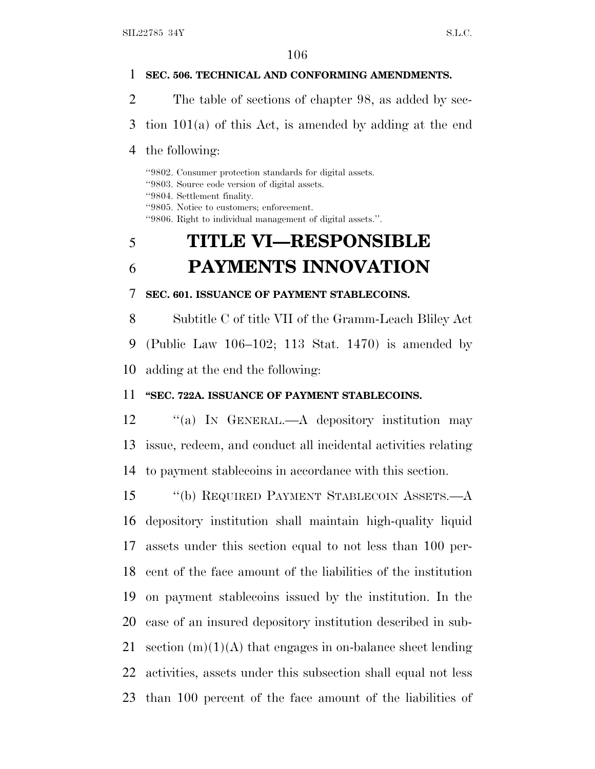**SEC. 506. TECHNICAL AND CONFORMING AMENDMENTS.**

The table of sections of chapter 98, as added by section 101(a) of this Act, is amended by adding at the end the following:

"9802. Consumer protection standards for digital assets.
"9803. Source code version of digital assets.
"9804. Settlement finality.
"9805. Notice to customers; enforcement.
"9806. Right to individual management of digital assets.".

# TITLE VI—RESPONSIBLE PAYMENTS INNOVATION

**SEC. 601. ISSUANCE OF PAYMENT STABLECOINS.**

Subtitle C of title VII of the Gramm-Leach Bliley Act (Public Law 106–102; 113 Stat. 1470) is amended by adding at the end the following:

**"SEC. 722A. ISSUANCE OF PAYMENT STABLECOINS.**

"(a) IN GENERAL.—A depository institution may issue, redeem, and conduct all incidental activities relating to payment stablecoins in accordance with this section.

"(b) REQUIRED PAYMENT STABLECOIN ASSETS.—A depository institution shall maintain high-quality liquid assets under this section equal to not less than 100 percent of the face amount of the liabilities of the institution on payment stablecoins issued by the institution. In the case of an insured depository institution described in subsection (m)(1)(A) that engages in on-balance sheet lending activities, assets under this subsection shall equal not less than 100 percent of the face amount of the liabilities of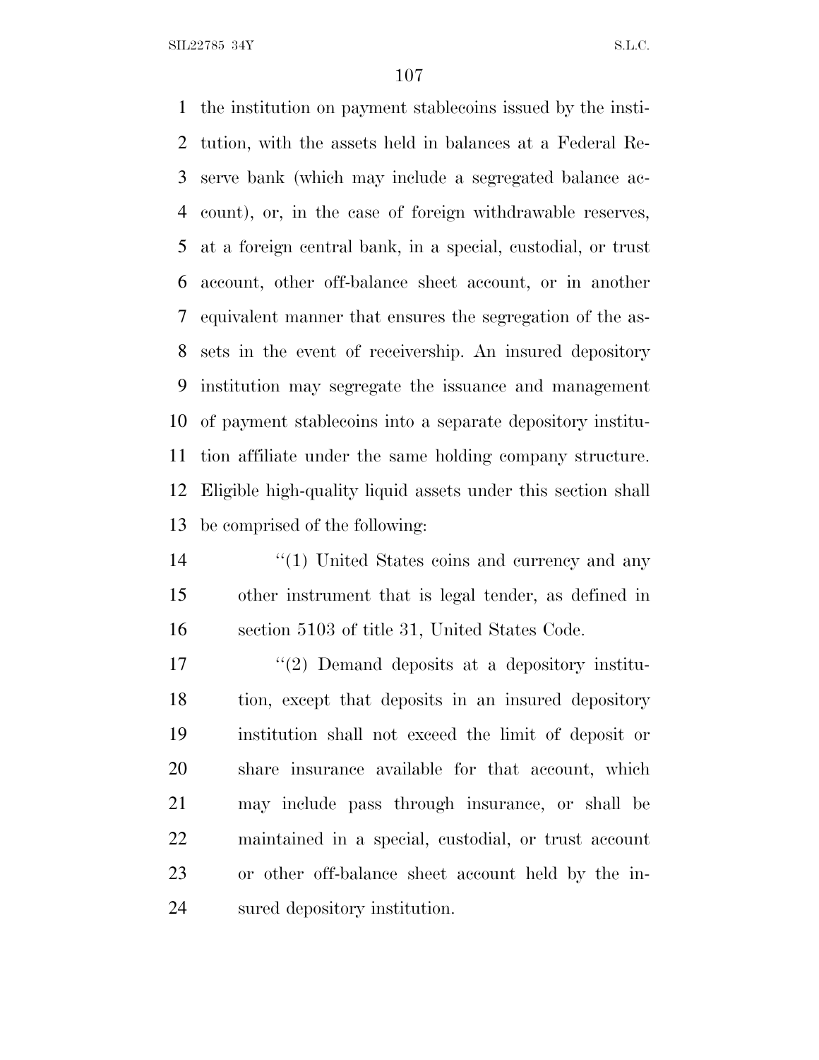the institution on payment stablecoins issued by the institution, with the assets held in balances at a Federal Reserve bank (which may include a segregated balance account), or, in the case of foreign withdrawable reserves, at a foreign central bank, in a special, custodial, or trust account, other off-balance sheet account, or in another equivalent manner that ensures the segregation of the assets in the event of receivership. An insured depository institution may segregate the issuance and management of payment stablecoins into a separate depository institution affiliate under the same holding company structure. Eligible high-quality liquid assets under this section shall be comprised of the following:

''(1) United States coins and currency and any other instrument that is legal tender, as defined in section 5103 of title 31, United States Code.

''(2) Demand deposits at a depository institution, except that deposits in an insured depository institution shall not exceed the limit of deposit or share insurance available for that account, which may include pass through insurance, or shall be maintained in a special, custodial, or trust account or other off-balance sheet account held by the insured depository institution.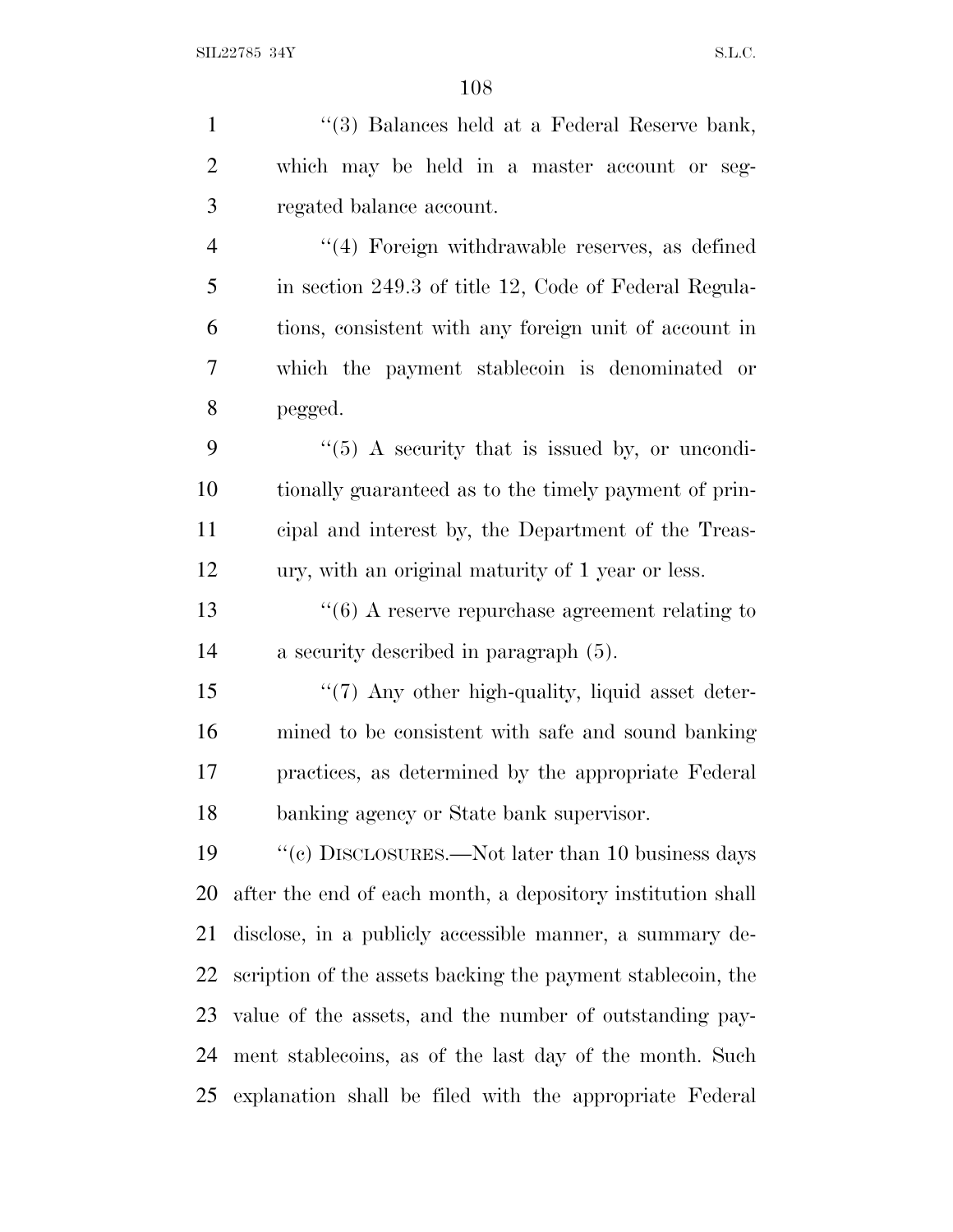''(3) Balances held at a Federal Reserve bank, which may be held in a master account or segregated balance account.

''(4) Foreign withdrawable reserves, as defined in section 249.3 of title 12, Code of Federal Regulations, consistent with any foreign unit of account in which the payment stablecoin is denominated or pegged.

''(5) A security that is issued by, or unconditionally guaranteed as to the timely payment of principal and interest by, the Department of the Treasury, with an original maturity of 1 year or less.

''(6) A reserve repurchase agreement relating to a security described in paragraph (5).

''(7) Any other high-quality, liquid asset determined to be consistent with safe and sound banking practices, as determined by the appropriate Federal banking agency or State bank supervisor.

''(c) DISCLOSURES.—Not later than 10 business days after the end of each month, a depository institution shall disclose, in a publicly accessible manner, a summary description of the assets backing the payment stablecoin, the value of the assets, and the number of outstanding payment stablecoins, as of the last day of the month. Such explanation shall be filed with the appropriate Federal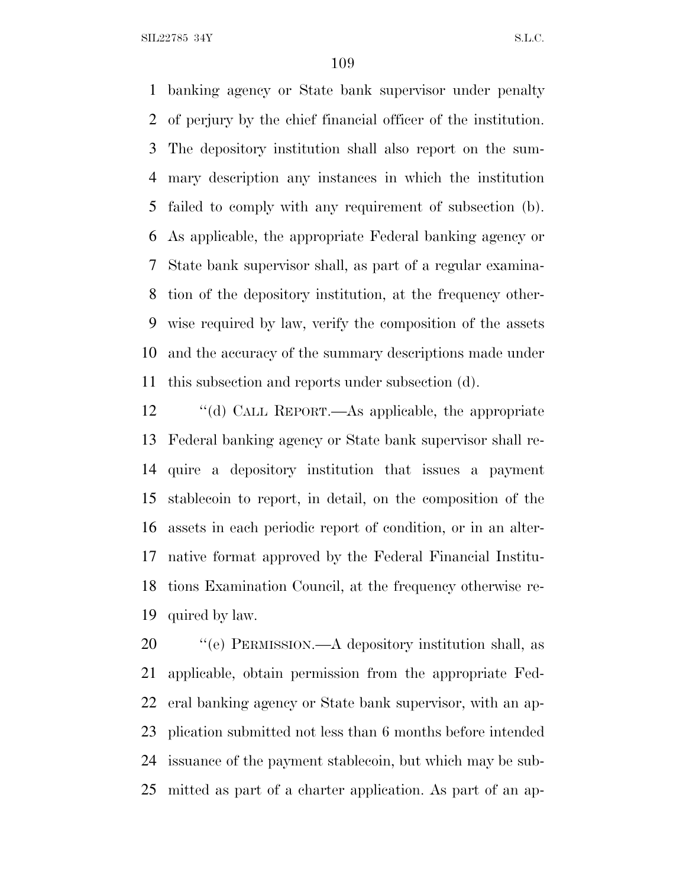banking agency or State bank supervisor under penalty of perjury by the chief financial officer of the institution. The depository institution shall also report on the summary description any instances in which the institution failed to comply with any requirement of subsection (b). As applicable, the appropriate Federal banking agency or State bank supervisor shall, as part of a regular examination of the depository institution, at the frequency otherwise required by law, verify the composition of the assets and the accuracy of the summary descriptions made under this subsection and reports under subsection (d).

''(d) CALL REPORT.—As applicable, the appropriate Federal banking agency or State bank supervisor shall require a depository institution that issues a payment stablecoin to report, in detail, on the composition of the assets in each periodic report of condition, or in an alternative format approved by the Federal Financial Institutions Examination Council, at the frequency otherwise required by law.

''(e) PERMISSION.—A depository institution shall, as applicable, obtain permission from the appropriate Federal banking agency or State bank supervisor, with an application submitted not less than 6 months before intended issuance of the payment stablecoin, but which may be submitted as part of a charter application. As part of an ap-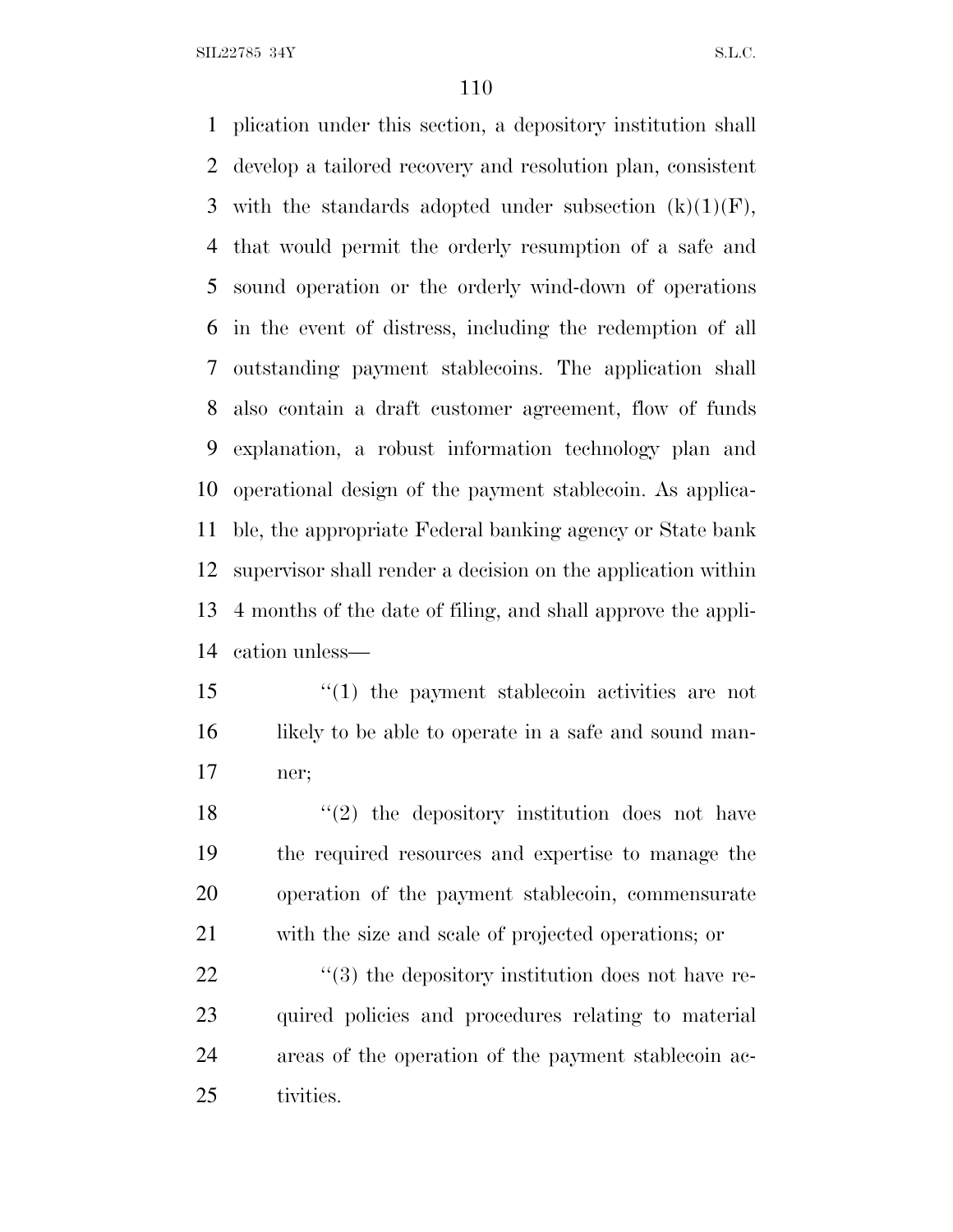plication under this section, a depository institution shall develop a tailored recovery and resolution plan, consistent with the standards adopted under subsection (k)(1)(F), that would permit the orderly resumption of a safe and sound operation or the orderly wind-down of operations in the event of distress, including the redemption of all outstanding payment stablecoins. The application shall also contain a draft customer agreement, flow of funds explanation, a robust information technology plan and operational design of the payment stablecoin. As applicable, the appropriate Federal banking agency or State bank supervisor shall render a decision on the application within 4 months of the date of filing, and shall approve the application unless—

> ''(1) the payment stablecoin activities are not likely to be able to operate in a safe and sound manner;
>
> ''(2) the depository institution does not have the required resources and expertise to manage the operation of the payment stablecoin, commensurate with the size and scale of projected operations; or
>
> ''(3) the depository institution does not have required policies and procedures relating to material areas of the operation of the payment stablecoin activities.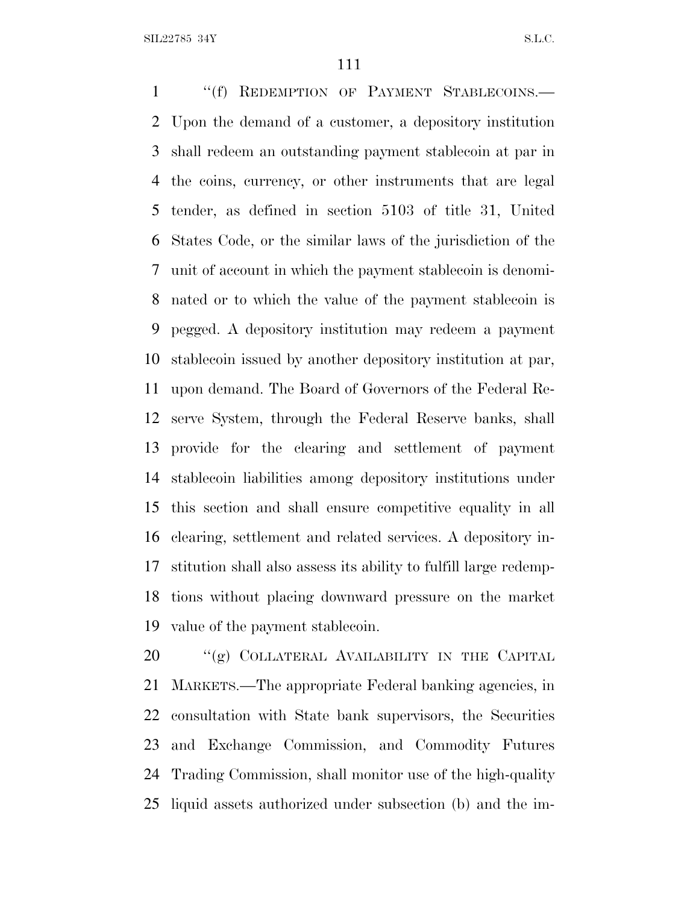"(f) REDEMPTION OF PAYMENT STABLECOINS.—Upon the demand of a customer, a depository institution shall redeem an outstanding payment stablecoin at par in the coins, currency, or other instruments that are legal tender, as defined in section 5103 of title 31, United States Code, or the similar laws of the jurisdiction of the unit of account in which the payment stablecoin is denominated or to which the value of the payment stablecoin is pegged. A depository institution may redeem a payment stablecoin issued by another depository institution at par, upon demand. The Board of Governors of the Federal Reserve System, through the Federal Reserve banks, shall provide for the clearing and settlement of payment stablecoin liabilities among depository institutions under this section and shall ensure competitive equality in all clearing, settlement and related services. A depository institution shall also assess its ability to fulfill large redemptions without placing downward pressure on the market value of the payment stablecoin.

"(g) COLLATERAL AVAILABILITY IN THE CAPITAL MARKETS.—The appropriate Federal banking agencies, in consultation with State bank supervisors, the Securities and Exchange Commission, and Commodity Futures Trading Commission, shall monitor use of the high-quality liquid assets authorized under subsection (b) and the im-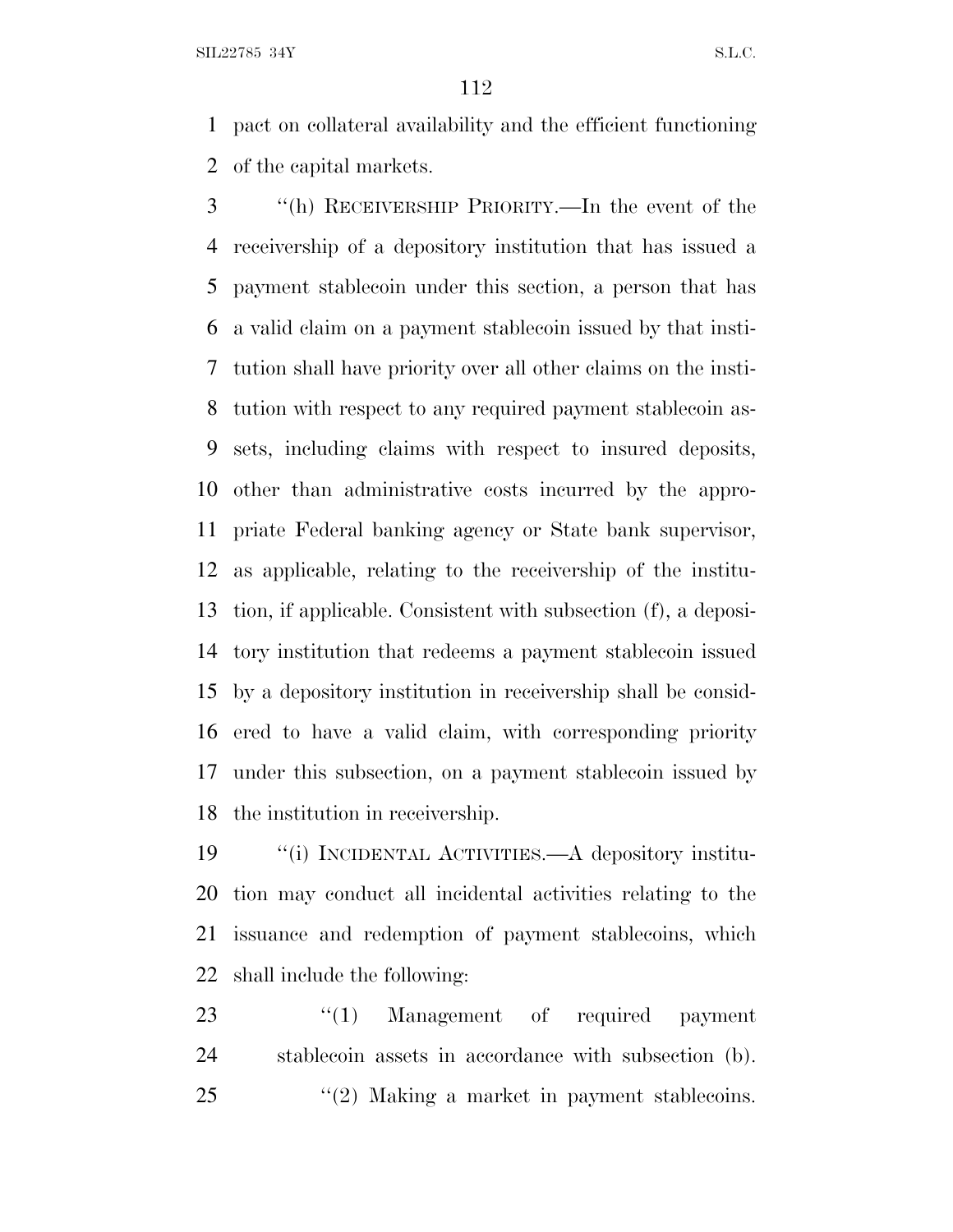pact on collateral availability and the efficient functioning of the capital markets.

"(h) RECEIVERSHIP PRIORITY.—In the event of the receivership of a depository institution that has issued a payment stablecoin under this section, a person that has a valid claim on a payment stablecoin issued by that institution shall have priority over all other claims on the institution with respect to any required payment stablecoin assets, including claims with respect to insured deposits, other than administrative costs incurred by the appropriate Federal banking agency or State bank supervisor, as applicable, relating to the receivership of the institution, if applicable. Consistent with subsection (f), a depository institution that redeems a payment stablecoin issued by a depository institution in receivership shall be considered to have a valid claim, with corresponding priority under this subsection, on a payment stablecoin issued by the institution in receivership.

"(i) INCIDENTAL ACTIVITIES.—A depository institution may conduct all incidental activities relating to the issuance and redemption of payment stablecoins, which shall include the following:

"(1) Management of required payment stablecoin assets in accordance with subsection (b).

"(2) Making a market in payment stablecoins.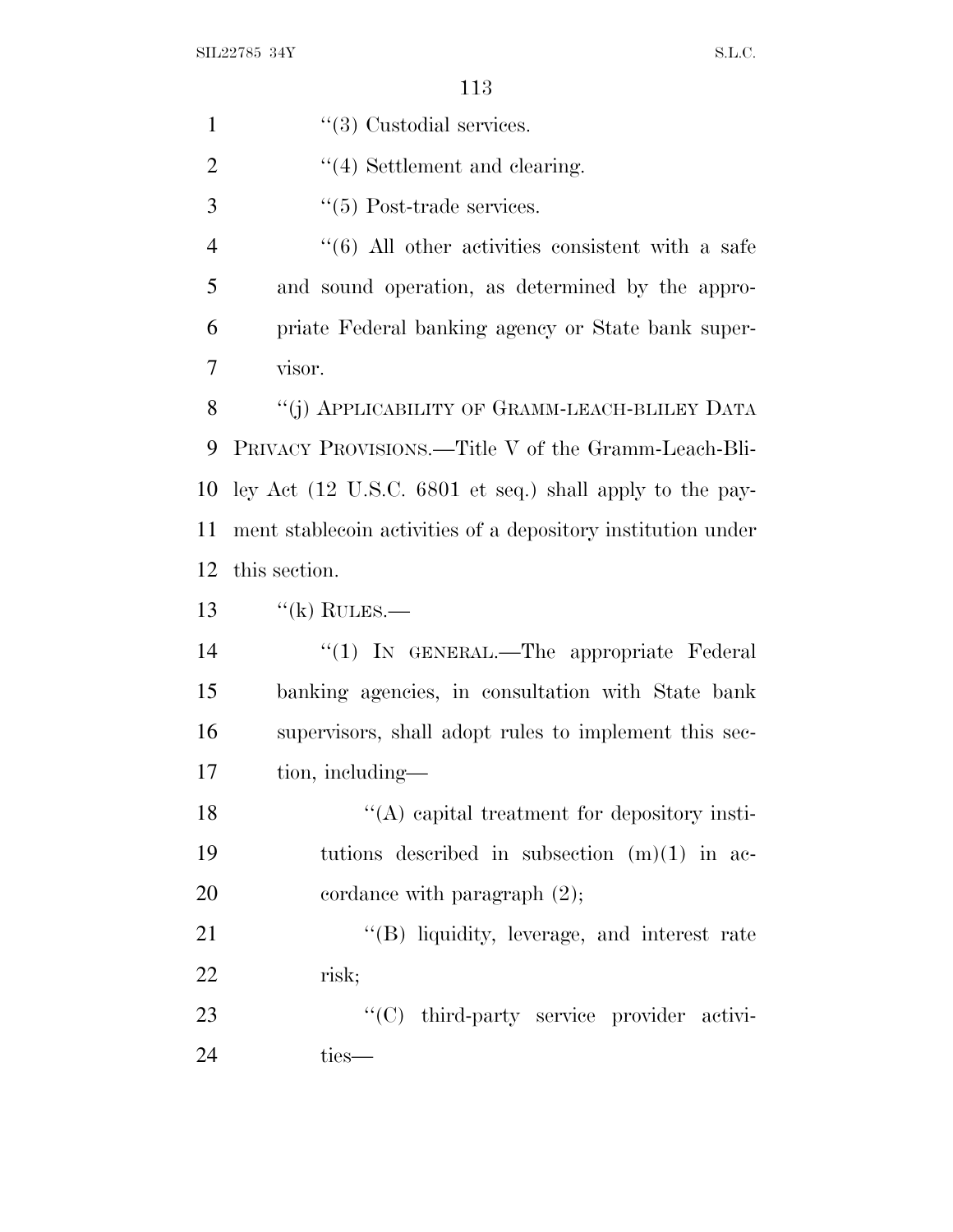"(3) Custodial services.

"(4) Settlement and clearing.

"(5) Post-trade services.

"(6) All other activities consistent with a safe and sound operation, as determined by the appropriate Federal banking agency or State bank supervisor.

"(j) APPLICABILITY OF GRAMM-LEACH-BLILEY DATA PRIVACY PROVISIONS.—Title V of the Gramm-Leach-Bliley Act (12 U.S.C. 6801 et seq.) shall apply to the payment stablecoin activities of a depository institution under this section.

"(k) RULES.—

"(1) IN GENERAL.—The appropriate Federal banking agencies, in consultation with State bank supervisors, shall adopt rules to implement this section, including—

"(A) capital treatment for depository institutions described in subsection (m)(1) in accordance with paragraph (2);

"(B) liquidity, leverage, and interest rate risk;

"(C) third-party service provider activities—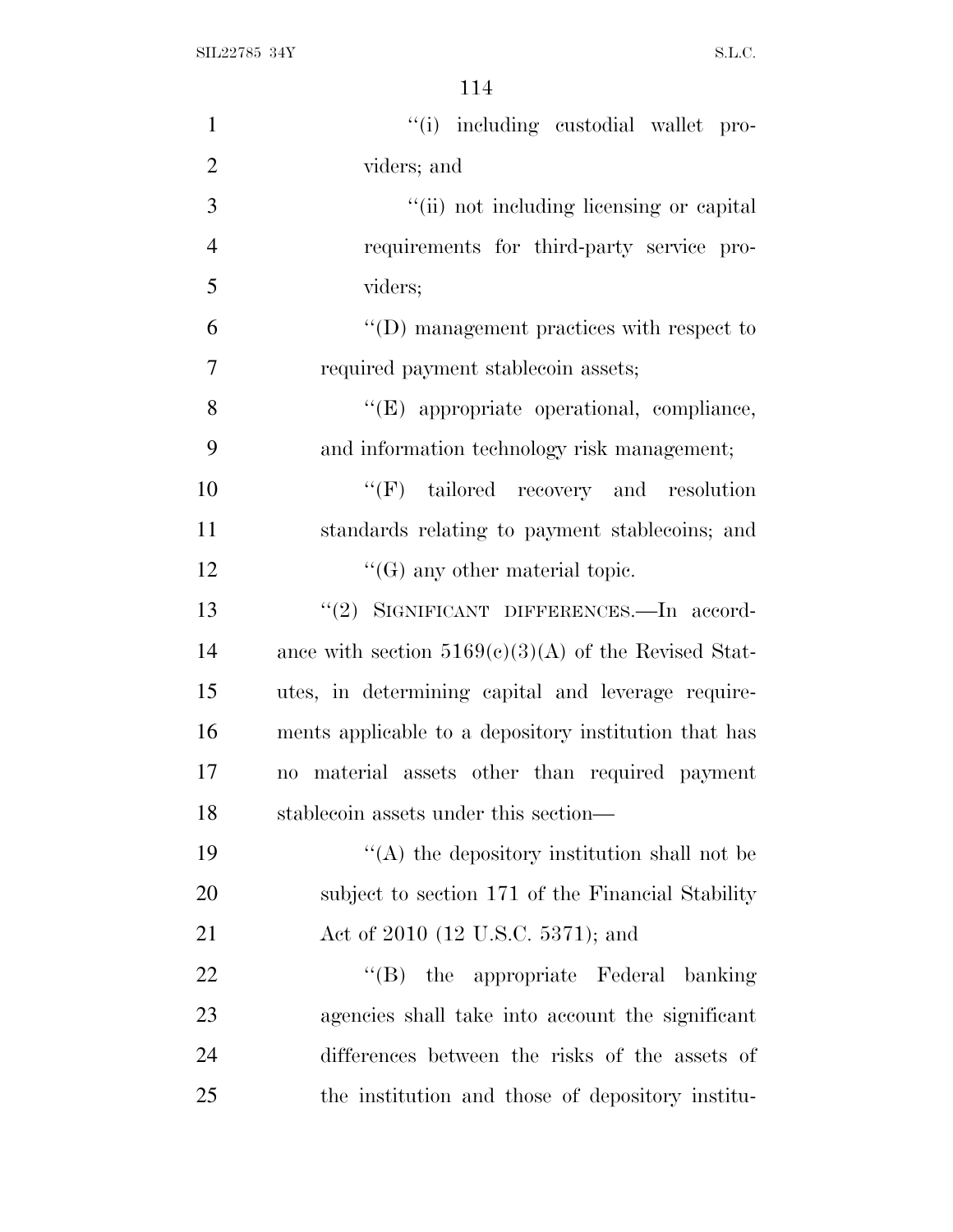"(i) including custodial wallet providers; and

"(ii) not including licensing or capital requirements for third-party service providers;

"(D) management practices with respect to required payment stablecoin assets;

"(E) appropriate operational, compliance, and information technology risk management;

"(F) tailored recovery and resolution standards relating to payment stablecoins; and

"(G) any other material topic.

"(2) SIGNIFICANT DIFFERENCES.—In accordance with section 5169(c)(3)(A) of the Revised Statutes, in determining capital and leverage requirements applicable to a depository institution that has no material assets other than required payment stablecoin assets under this section—

"(A) the depository institution shall not be subject to section 171 of the Financial Stability Act of 2010 (12 U.S.C. 5371); and

"(B) the appropriate Federal banking agencies shall take into account the significant differences between the risks of the assets of the institution and those of depository institu-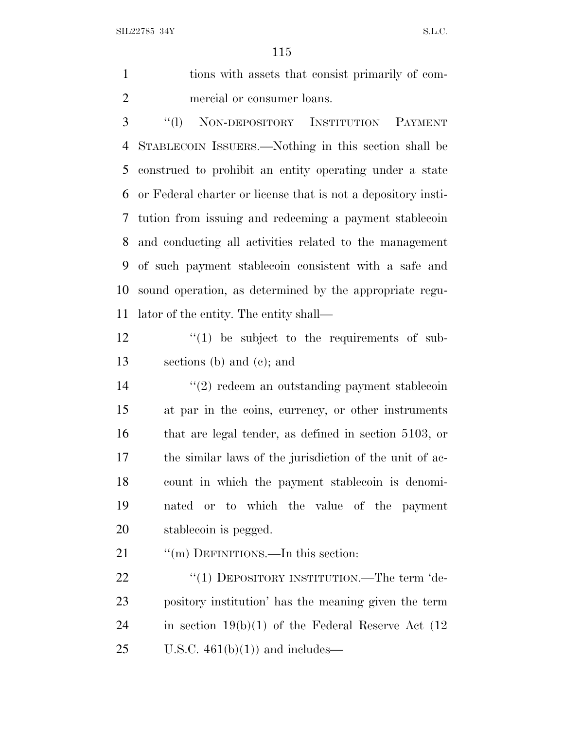tions with assets that consist primarily of commercial or consumer loans.

"(l) NON-DEPOSITORY INSTITUTION PAYMENT STABLECOIN ISSUERS.—Nothing in this section shall be construed to prohibit an entity operating under a state or Federal charter or license that is not a depository institution from issuing and redeeming a payment stablecoin and conducting all activities related to the management of such payment stablecoin consistent with a safe and sound operation, as determined by the appropriate regulator of the entity. The entity shall—

"(1) be subject to the requirements of subsections (b) and (c); and

"(2) redeem an outstanding payment stablecoin at par in the coins, currency, or other instruments that are legal tender, as defined in section 5103, or the similar laws of the jurisdiction of the unit of account in which the payment stablecoin is denominated or to which the value of the payment stablecoin is pegged.

"(m) DEFINITIONS.—In this section:

"(1) DEPOSITORY INSTITUTION.—The term 'depository institution' has the meaning given the term in section 19(b)(1) of the Federal Reserve Act (12 U.S.C. 461(b)(1)) and includes—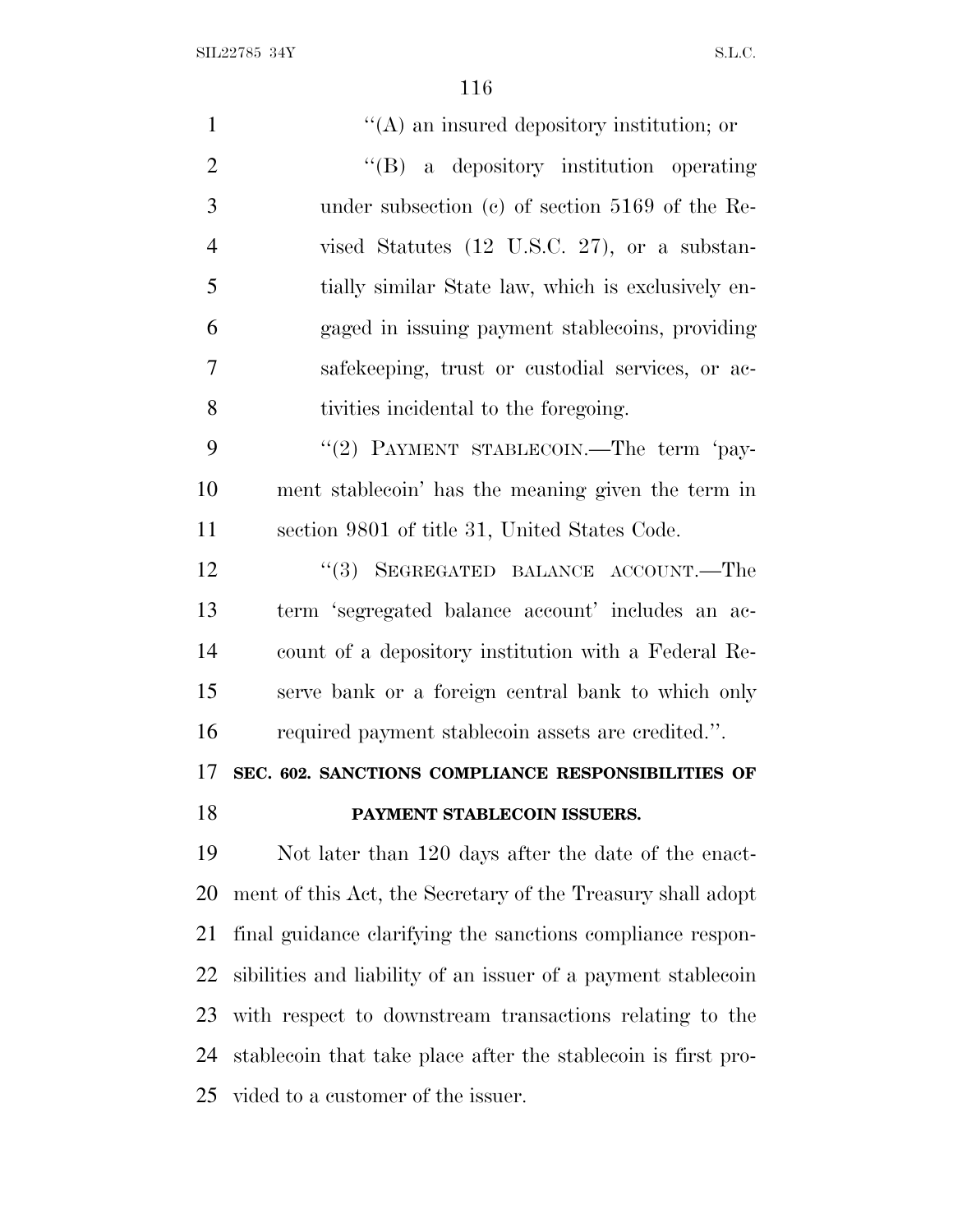''(A) an insured depository institution; or

''(B) a depository institution operating under subsection (c) of section 5169 of the Revised Statutes (12 U.S.C. 27), or a substantially similar State law, which is exclusively engaged in issuing payment stablecoins, providing safekeeping, trust or custodial services, or activities incidental to the foregoing.

''(2) PAYMENT STABLECOIN.—The term 'payment stablecoin' has the meaning given the term in section 9801 of title 31, United States Code.

''(3) SEGREGATED BALANCE ACCOUNT.—The term 'segregated balance account' includes an account of a depository institution with a Federal Reserve bank or a foreign central bank to which only required payment stablecoin assets are credited.''.

**SEC. 602. SANCTIONS COMPLIANCE RESPONSIBILITIES OF PAYMENT STABLECOIN ISSUERS.**

Not later than 120 days after the date of the enactment of this Act, the Secretary of the Treasury shall adopt final guidance clarifying the sanctions compliance responsibilities and liability of an issuer of a payment stablecoin with respect to downstream transactions relating to the stablecoin that take place after the stablecoin is first provided to a customer of the issuer.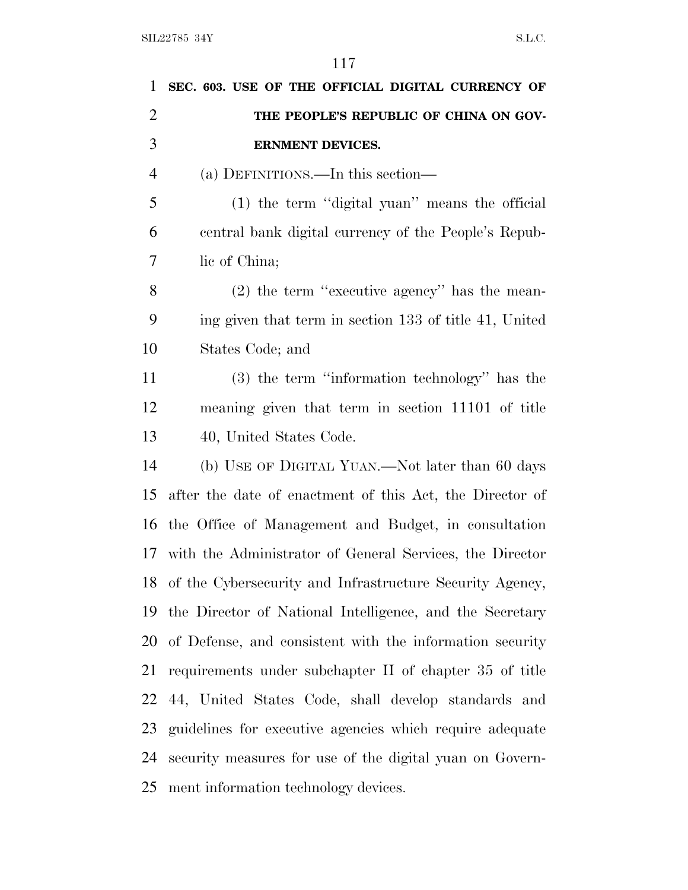**SEC. 603. USE OF THE OFFICIAL DIGITAL CURRENCY OF THE PEOPLE'S REPUBLIC OF CHINA ON GOVERNMENT DEVICES.**

(a) DEFINITIONS.—In this section—

(1) the term ''digital yuan'' means the official central bank digital currency of the People's Republic of China;

(2) the term ''executive agency'' has the meaning given that term in section 133 of title 41, United States Code; and

(3) the term ''information technology'' has the meaning given that term in section 11101 of title 40, United States Code.

(b) USE OF DIGITAL YUAN.—Not later than 60 days after the date of enactment of this Act, the Director of the Office of Management and Budget, in consultation with the Administrator of General Services, the Director of the Cybersecurity and Infrastructure Security Agency, the Director of National Intelligence, and the Secretary of Defense, and consistent with the information security requirements under subchapter II of chapter 35 of title 44, United States Code, shall develop standards and guidelines for executive agencies which require adequate security measures for use of the digital yuan on Government information technology devices.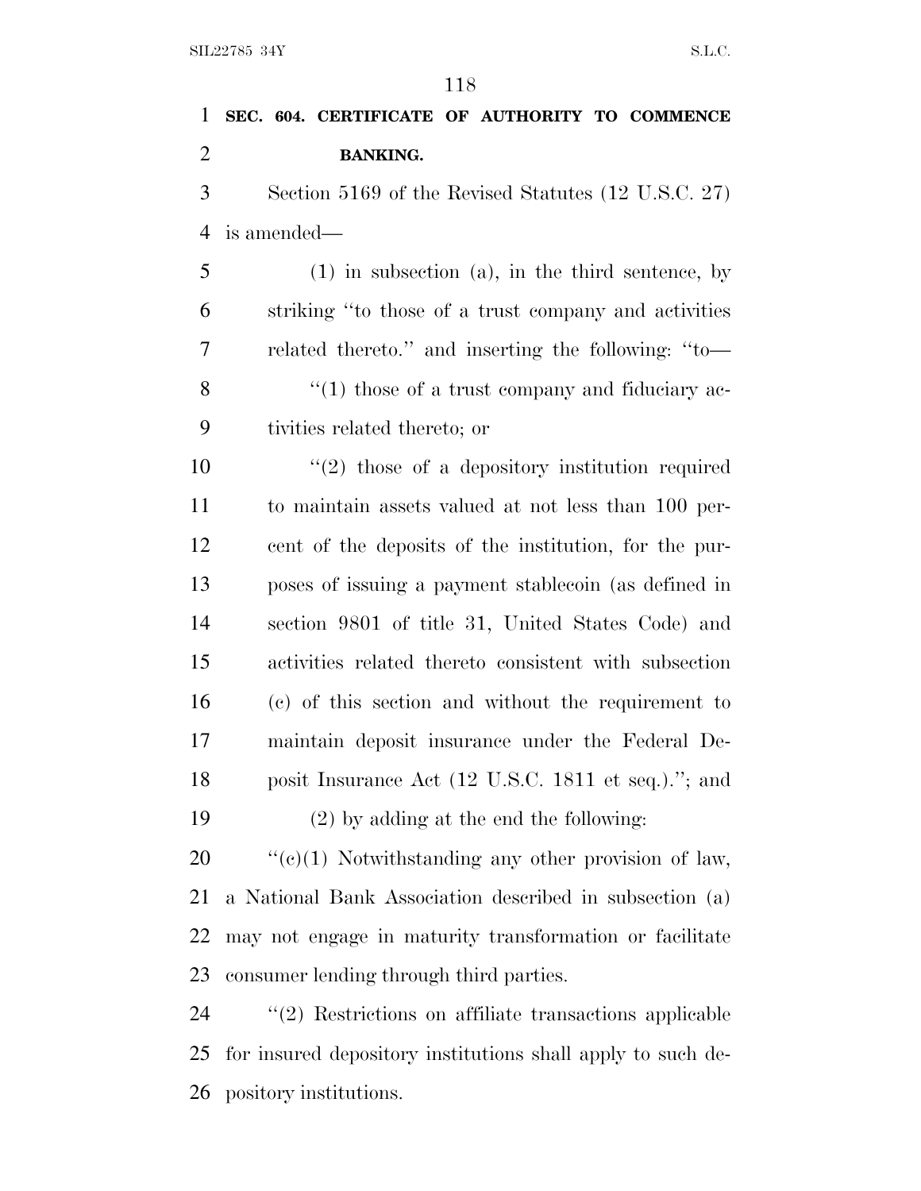**SEC. 604. CERTIFICATE OF AUTHORITY TO COMMENCE BANKING.**

Section 5169 of the Revised Statutes (12 U.S.C. 27) is amended—

(1) in subsection (a), in the third sentence, by striking "to those of a trust company and activities related thereto." and inserting the following: "to—

"(1) those of a trust company and fiduciary activities related thereto; or

"(2) those of a depository institution required to maintain assets valued at not less than 100 percent of the deposits of the institution, for the purposes of issuing a payment stablecoin (as defined in section 9801 of title 31, United States Code) and activities related thereto consistent with subsection (c) of this section and without the requirement to maintain deposit insurance under the Federal Deposit Insurance Act (12 U.S.C. 1811 et seq.)."; and

(2) by adding at the end the following:

"(c)(1) Notwithstanding any other provision of law, a National Bank Association described in subsection (a) may not engage in maturity transformation or facilitate consumer lending through third parties.

"(2) Restrictions on affiliate transactions applicable for insured depository institutions shall apply to such depository institutions.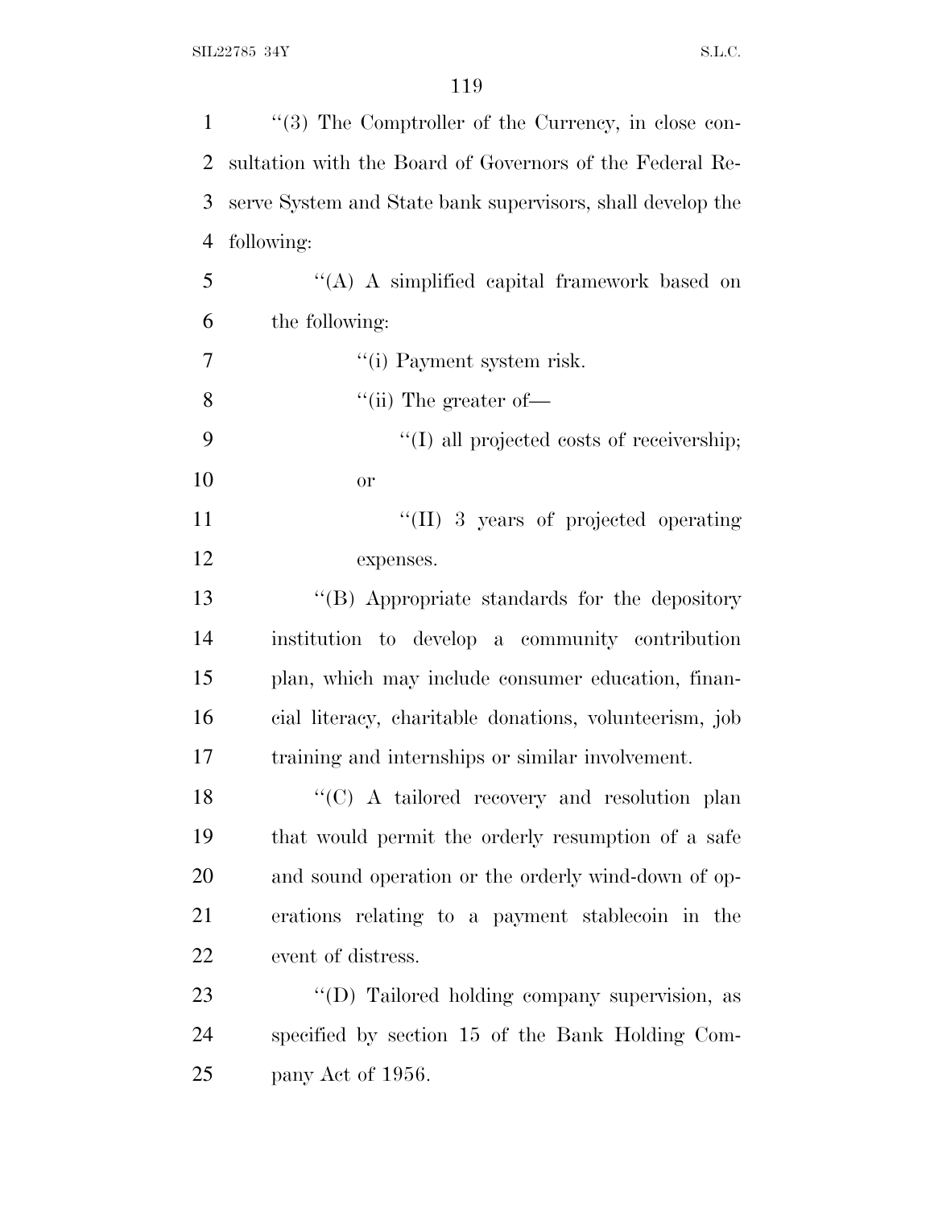"(3) The Comptroller of the Currency, in close consultation with the Board of Governors of the Federal Reserve System and State bank supervisors, shall develop the following:

"(A) A simplified capital framework based on the following:

"(i) Payment system risk.

"(ii) The greater of—

"(I) all projected costs of receivership; or

"(II) 3 years of projected operating expenses.

"(B) Appropriate standards for the depository institution to develop a community contribution plan, which may include consumer education, financial literacy, charitable donations, volunteerism, job training and internships or similar involvement.

"(C) A tailored recovery and resolution plan that would permit the orderly resumption of a safe and sound operation or the orderly wind-down of operations relating to a payment stablecoin in the event of distress.

"(D) Tailored holding company supervision, as specified by section 15 of the Bank Holding Company Act of 1956.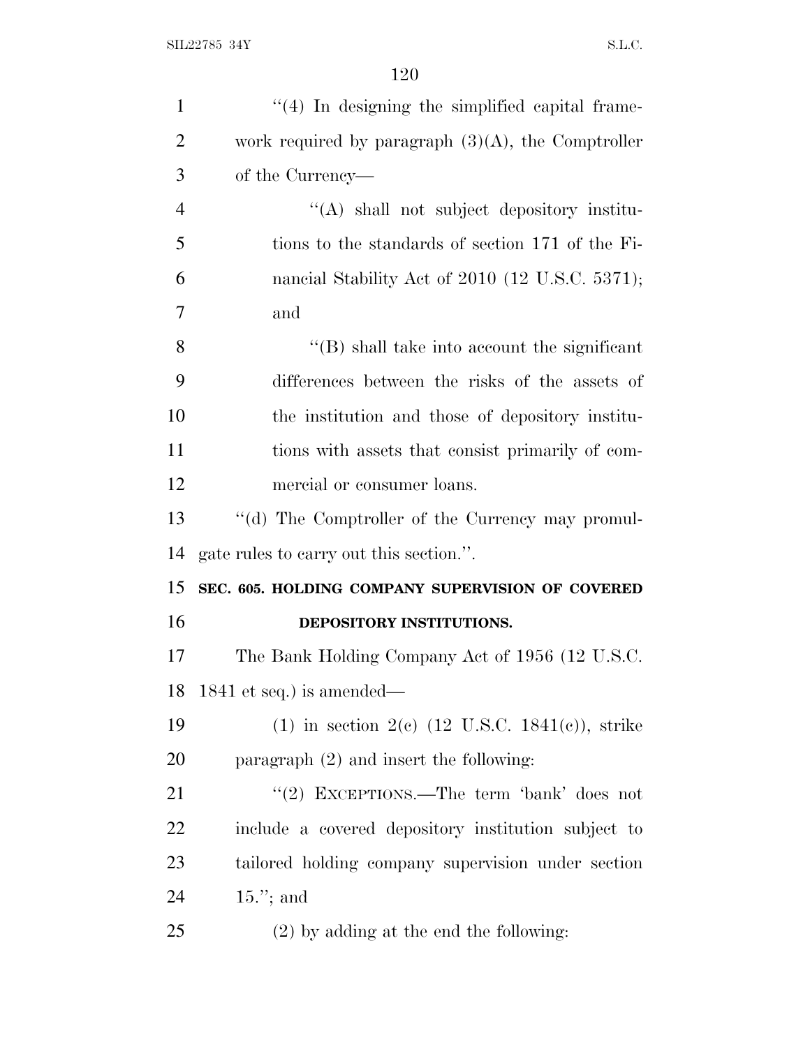''(4) In designing the simplified capital framework required by paragraph (3)(A), the Comptroller of the Currency—

''(A) shall not subject depository institutions to the standards of section 171 of the Financial Stability Act of 2010 (12 U.S.C. 5371); and

''(B) shall take into account the significant differences between the risks of the assets of the institution and those of depository institutions with assets that consist primarily of commercial or consumer loans.

''(d) The Comptroller of the Currency may promulgate rules to carry out this section.''.

**SEC. 605. HOLDING COMPANY SUPERVISION OF COVERED DEPOSITORY INSTITUTIONS.**

The Bank Holding Company Act of 1956 (12 U.S.C. 1841 et seq.) is amended—

(1) in section 2(c) (12 U.S.C. 1841(c)), strike paragraph (2) and insert the following:

''(2) EXCEPTIONS.—The term 'bank' does not include a covered depository institution subject to tailored holding company supervision under section 15.''; and

(2) by adding at the end the following: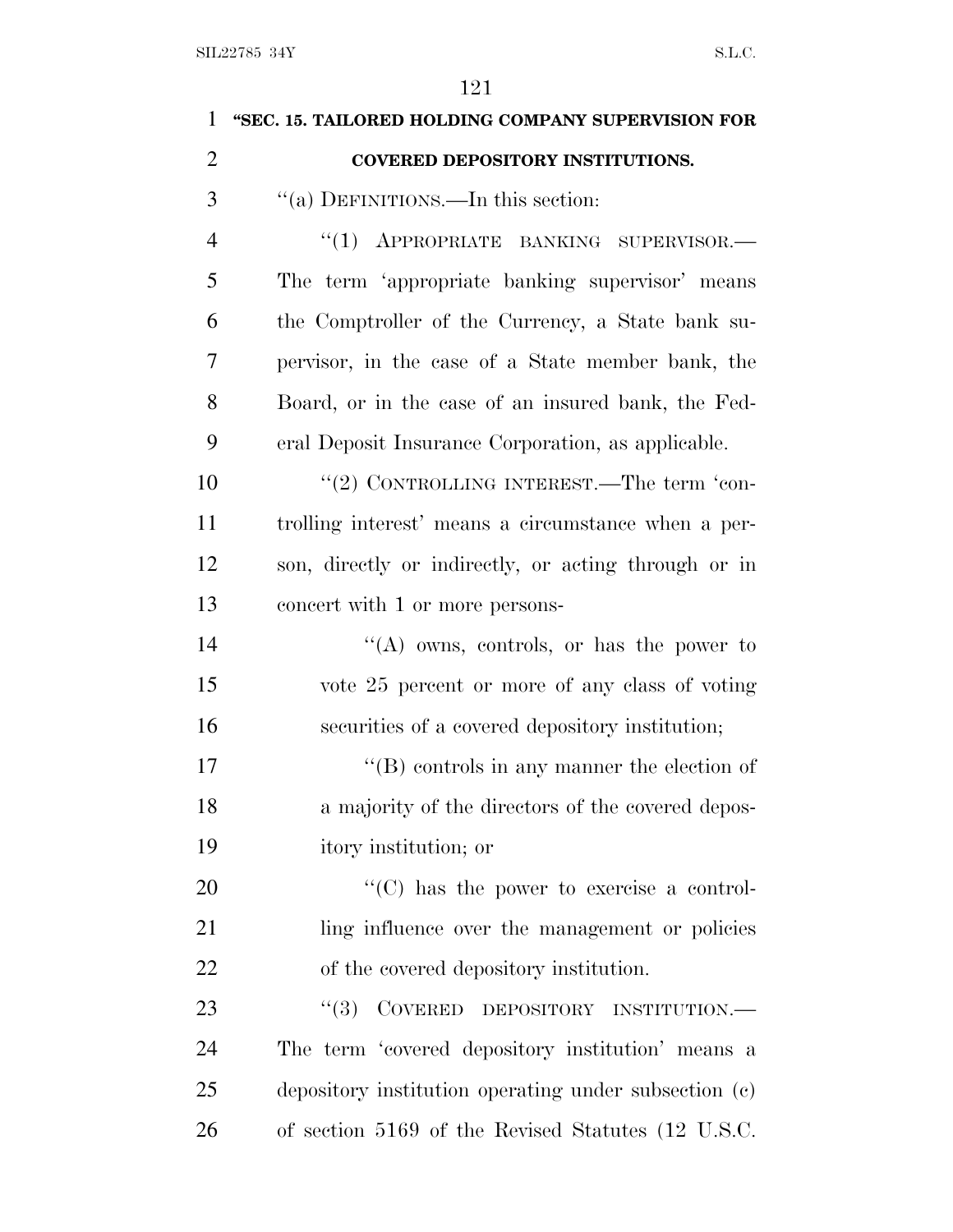**"SEC. 15. TAILORED HOLDING COMPANY SUPERVISION FOR COVERED DEPOSITORY INSTITUTIONS.**

"(a) DEFINITIONS.—In this section:

"(1) APPROPRIATE BANKING SUPERVISOR.—The term 'appropriate banking supervisor' means the Comptroller of the Currency, a State bank supervisor, in the case of a State member bank, the Board, or in the case of an insured bank, the Federal Deposit Insurance Corporation, as applicable.

"(2) CONTROLLING INTEREST.—The term 'controlling interest' means a circumstance when a person, directly or indirectly, or acting through or in concert with 1 or more persons-

"(A) owns, controls, or has the power to vote 25 percent or more of any class of voting securities of a covered depository institution;

"(B) controls in any manner the election of a majority of the directors of the covered depository institution; or

"(C) has the power to exercise a controlling influence over the management or policies of the covered depository institution.

"(3) COVERED DEPOSITORY INSTITUTION.—The term 'covered depository institution' means a depository institution operating under subsection (c) of section 5169 of the Revised Statutes (12 U.S.C.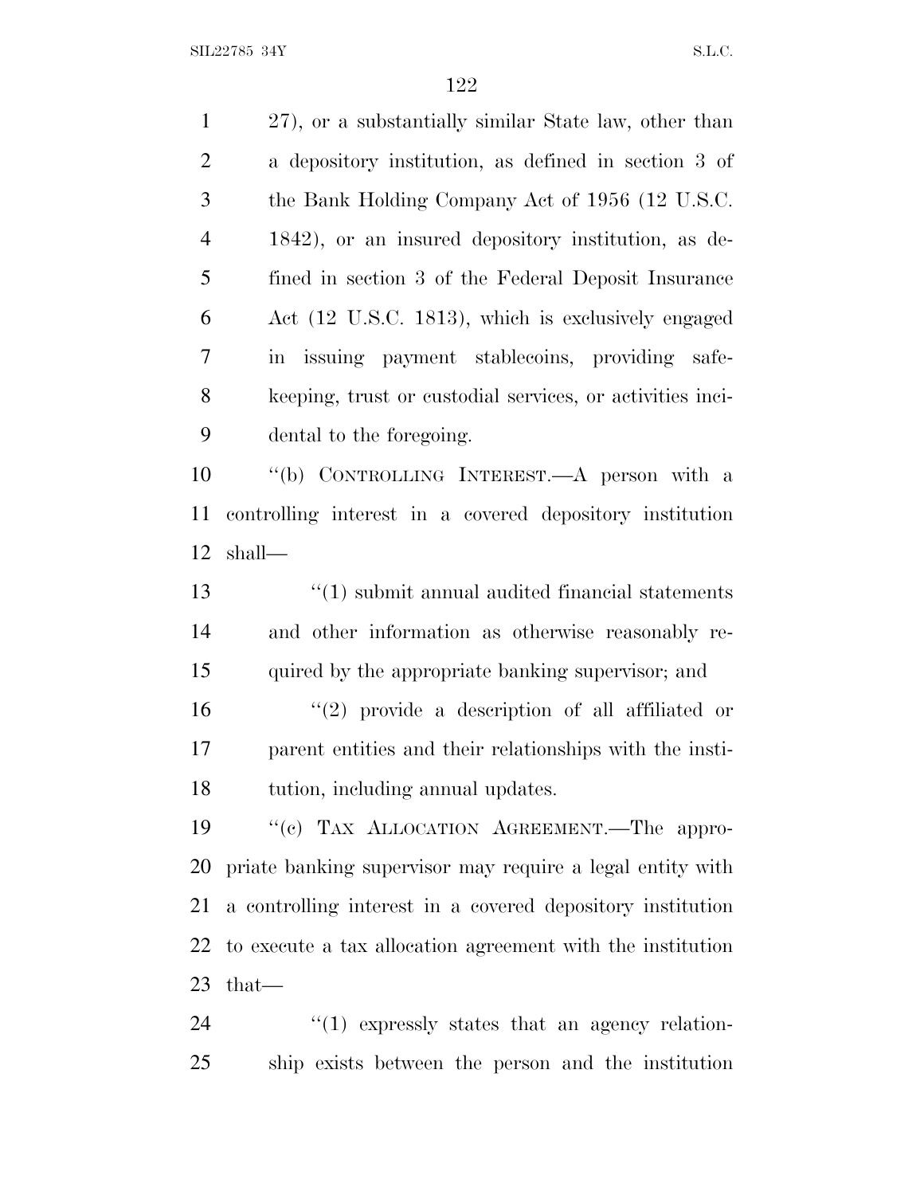27), or a substantially similar State law, other than a depository institution, as defined in section 3 of the Bank Holding Company Act of 1956 (12 U.S.C. 1842), or an insured depository institution, as defined in section 3 of the Federal Deposit Insurance Act (12 U.S.C. 1813), which is exclusively engaged in issuing payment stablecoins, providing safekeeping, trust or custodial services, or activities incidental to the foregoing.

''(b) CONTROLLING INTEREST.—A person with a controlling interest in a covered depository institution shall—

''(1) submit annual audited financial statements and other information as otherwise reasonably required by the appropriate banking supervisor; and

''(2) provide a description of all affiliated or parent entities and their relationships with the institution, including annual updates.

''(c) TAX ALLOCATION AGREEMENT.—The appropriate banking supervisor may require a legal entity with a controlling interest in a covered depository institution to execute a tax allocation agreement with the institution that—

''(1) expressly states that an agency relationship exists between the person and the institution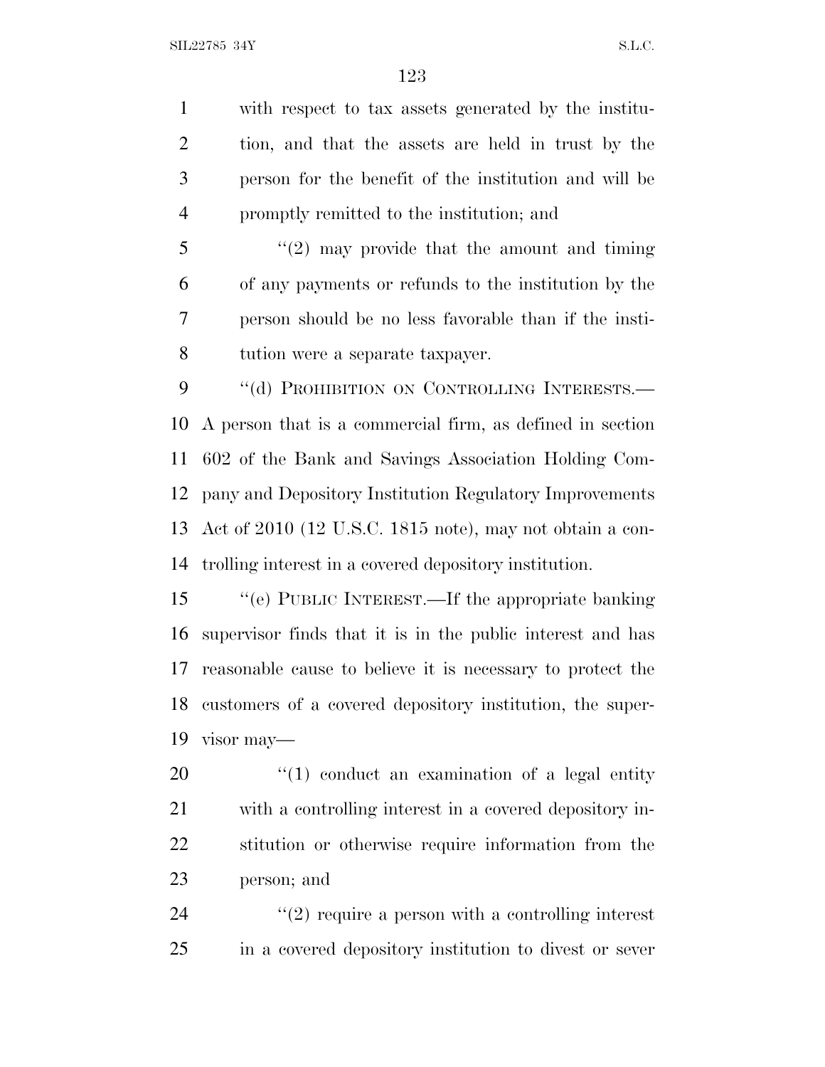with respect to tax assets generated by the institution, and that the assets are held in trust by the person for the benefit of the institution and will be promptly remitted to the institution; and

"(2) may provide that the amount and timing of any payments or refunds to the institution by the person should be no less favorable than if the institution were a separate taxpayer.

"(d) PROHIBITION ON CONTROLLING INTERESTS.—A person that is a commercial firm, as defined in section 602 of the Bank and Savings Association Holding Company and Depository Institution Regulatory Improvements Act of 2010 (12 U.S.C. 1815 note), may not obtain a controlling interest in a covered depository institution.

"(e) PUBLIC INTEREST.—If the appropriate banking supervisor finds that it is in the public interest and has reasonable cause to believe it is necessary to protect the customers of a covered depository institution, the supervisor may—

"(1) conduct an examination of a legal entity with a controlling interest in a covered depository institution or otherwise require information from the person; and

"(2) require a person with a controlling interest in a covered depository institution to divest or sever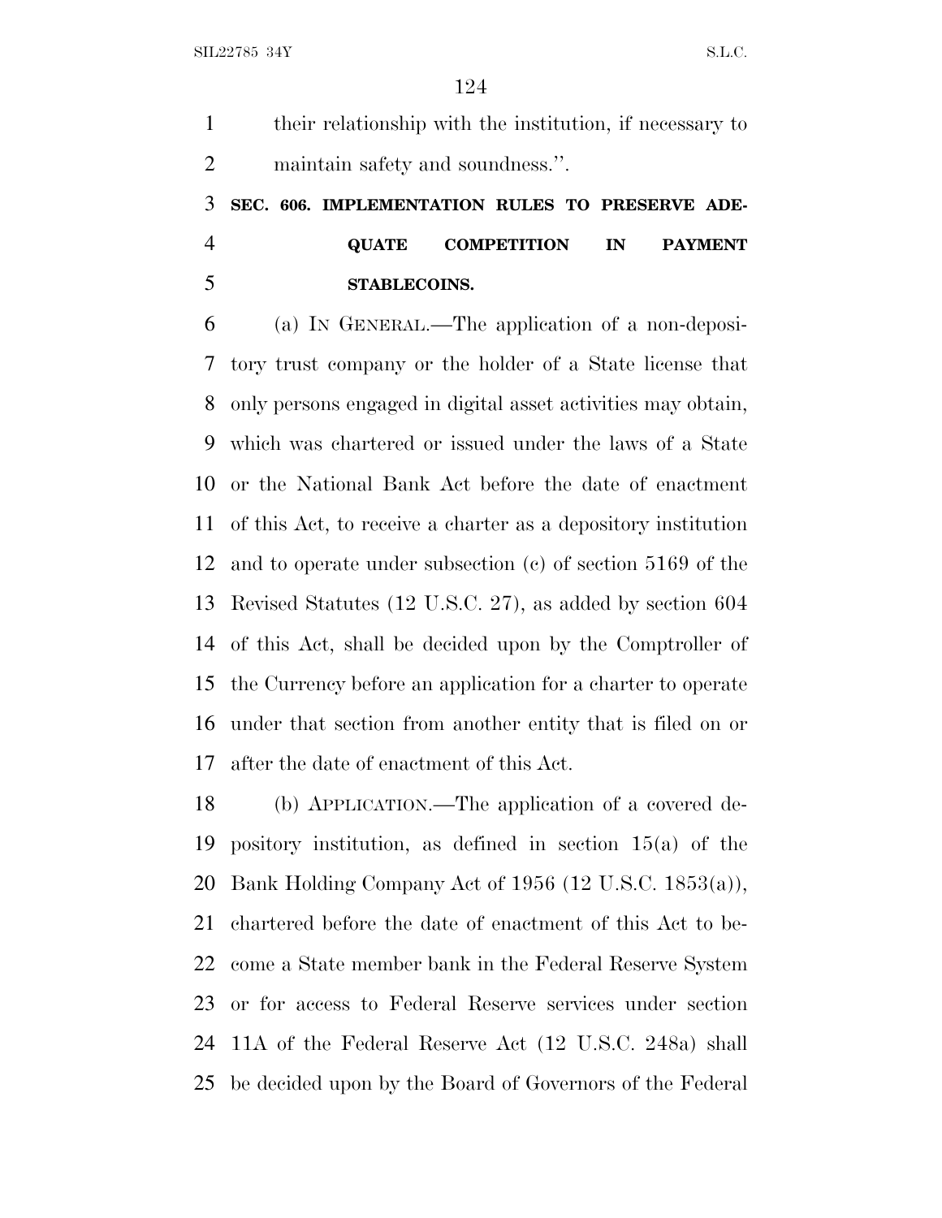their relationship with the institution, if necessary to maintain safety and soundness.''.

### SEC. 606. IMPLEMENTATION RULES TO PRESERVE ADEQUATE COMPETITION IN PAYMENT STABLECOINS.

(a) IN GENERAL.—The application of a non-depository trust company or the holder of a State license that only persons engaged in digital asset activities may obtain, which was chartered or issued under the laws of a State or the National Bank Act before the date of enactment of this Act, to receive a charter as a depository institution and to operate under subsection (c) of section 5169 of the Revised Statutes (12 U.S.C. 27), as added by section 604 of this Act, shall be decided upon by the Comptroller of the Currency before an application for a charter to operate under that section from another entity that is filed on or after the date of enactment of this Act.

(b) APPLICATION.—The application of a covered depository institution, as defined in section 15(a) of the Bank Holding Company Act of 1956 (12 U.S.C. 1853(a)), chartered before the date of enactment of this Act to become a State member bank in the Federal Reserve System or for access to Federal Reserve services under section 11A of the Federal Reserve Act (12 U.S.C. 248a) shall be decided upon by the Board of Governors of the Federal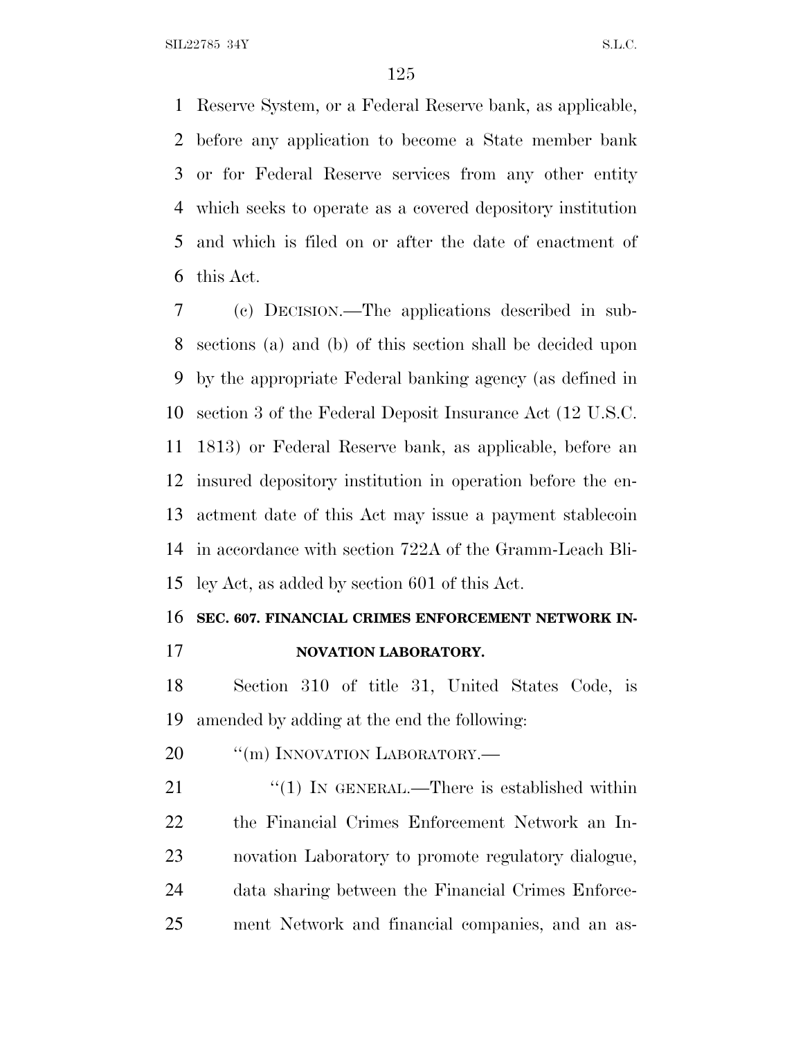Reserve System, or a Federal Reserve bank, as applicable, before any application to become a State member bank or for Federal Reserve services from any other entity which seeks to operate as a covered depository institution and which is filed on or after the date of enactment of this Act.

(c) DECISION.—The applications described in subsections (a) and (b) of this section shall be decided upon by the appropriate Federal banking agency (as defined in section 3 of the Federal Deposit Insurance Act (12 U.S.C. 1813) or Federal Reserve bank, as applicable, before an insured depository institution in operation before the enactment date of this Act may issue a payment stablecoin in accordance with section 722A of the Gramm-Leach Bliley Act, as added by section 601 of this Act.

**SEC. 607. FINANCIAL CRIMES ENFORCEMENT NETWORK INNOVATION LABORATORY.**

Section 310 of title 31, United States Code, is amended by adding at the end the following:

"(m) INNOVATION LABORATORY.—

"(1) IN GENERAL.—There is established within the Financial Crimes Enforcement Network an Innovation Laboratory to promote regulatory dialogue, data sharing between the Financial Crimes Enforcement Network and financial companies, and an as-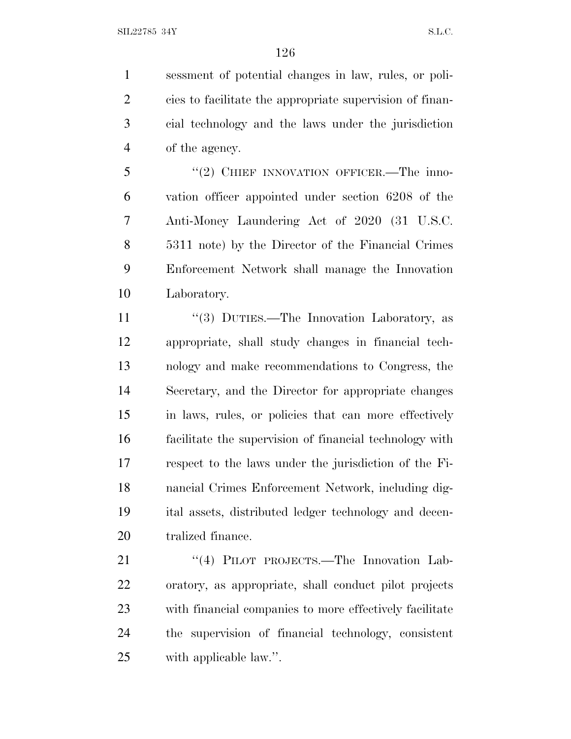sessment of potential changes in law, rules, or policies to facilitate the appropriate supervision of financial technology and the laws under the jurisdiction of the agency.

"(2) CHIEF INNOVATION OFFICER.—The innovation officer appointed under section 6208 of the Anti-Money Laundering Act of 2020 (31 U.S.C. 5311 note) by the Director of the Financial Crimes Enforcement Network shall manage the Innovation Laboratory.

"(3) DUTIES.—The Innovation Laboratory, as appropriate, shall study changes in financial technology and make recommendations to Congress, the Secretary, and the Director for appropriate changes in laws, rules, or policies that can more effectively facilitate the supervision of financial technology with respect to the laws under the jurisdiction of the Financial Crimes Enforcement Network, including digital assets, distributed ledger technology and decentralized finance.

"(4) PILOT PROJECTS.—The Innovation Laboratory, as appropriate, shall conduct pilot projects with financial companies to more effectively facilitate the supervision of financial technology, consistent with applicable law.".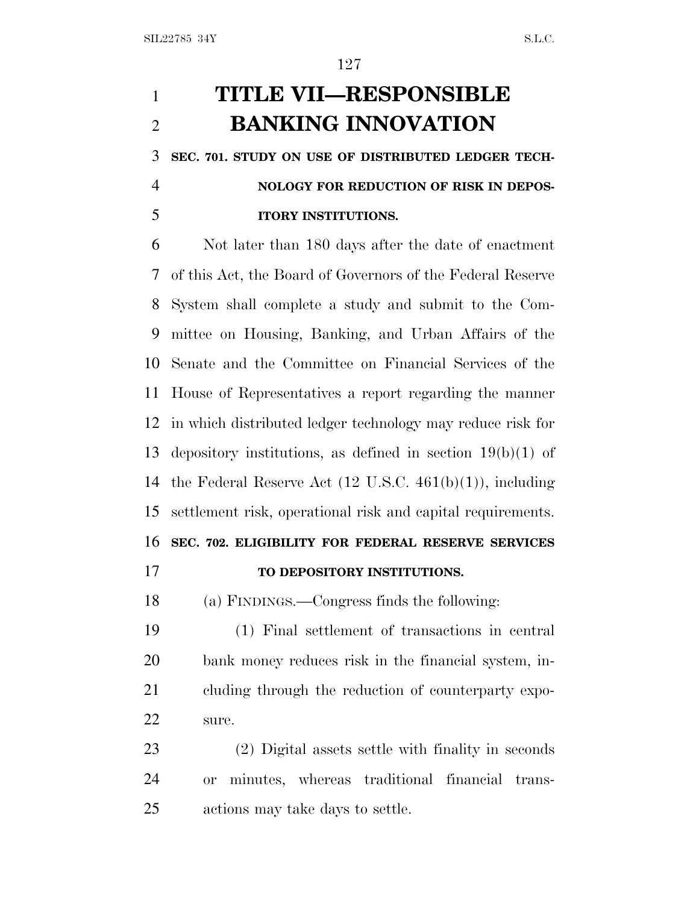# TITLE VII—RESPONSIBLE BANKING INNOVATION

## SEC. 701. STUDY ON USE OF DISTRIBUTED LEDGER TECHNOLOGY FOR REDUCTION OF RISK IN DEPOSITORY INSTITUTIONS.

Not later than 180 days after the date of enactment of this Act, the Board of Governors of the Federal Reserve System shall complete a study and submit to the Committee on Housing, Banking, and Urban Affairs of the Senate and the Committee on Financial Services of the House of Representatives a report regarding the manner in which distributed ledger technology may reduce risk for depository institutions, as defined in section 19(b)(1) of the Federal Reserve Act (12 U.S.C. 461(b)(1)), including settlement risk, operational risk and capital requirements.

## SEC. 702. ELIGIBILITY FOR FEDERAL RESERVE SERVICES TO DEPOSITORY INSTITUTIONS.

(a) FINDINGS.—Congress finds the following:

(1) Final settlement of transactions in central bank money reduces risk in the financial system, including through the reduction of counterparty exposure.

(2) Digital assets settle with finality in seconds or minutes, whereas traditional financial transactions may take days to settle.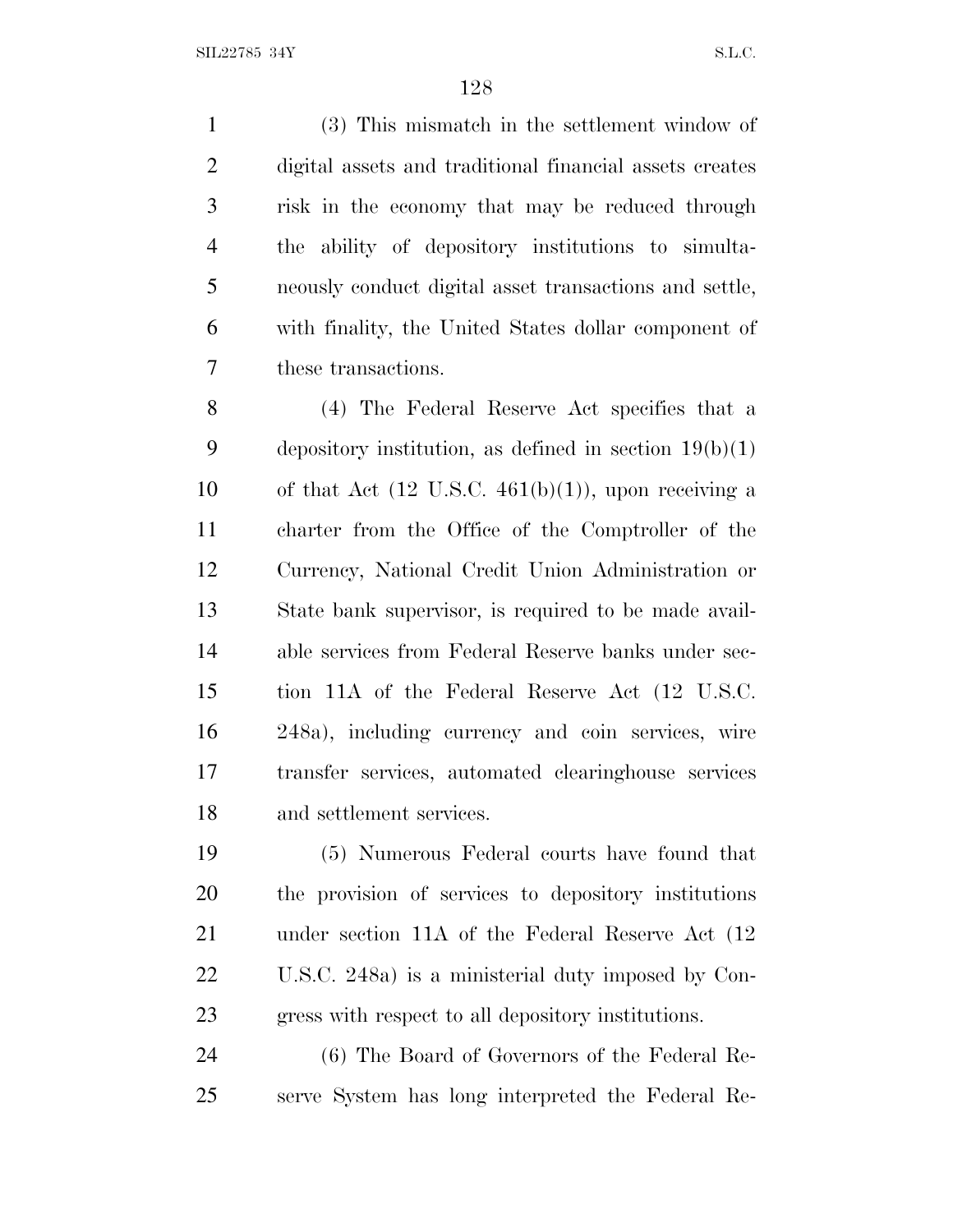(3) This mismatch in the settlement window of digital assets and traditional financial assets creates risk in the economy that may be reduced through the ability of depository institutions to simultaneously conduct digital asset transactions and settle, with finality, the United States dollar component of these transactions.

(4) The Federal Reserve Act specifies that a depository institution, as defined in section 19(b)(1) of that Act (12 U.S.C. 461(b)(1)), upon receiving a charter from the Office of the Comptroller of the Currency, National Credit Union Administration or State bank supervisor, is required to be made available services from Federal Reserve banks under section 11A of the Federal Reserve Act (12 U.S.C. 248a), including currency and coin services, wire transfer services, automated clearinghouse services and settlement services.

(5) Numerous Federal courts have found that the provision of services to depository institutions under section 11A of the Federal Reserve Act (12 U.S.C. 248a) is a ministerial duty imposed by Congress with respect to all depository institutions.

(6) The Board of Governors of the Federal Reserve System has long interpreted the Federal Re-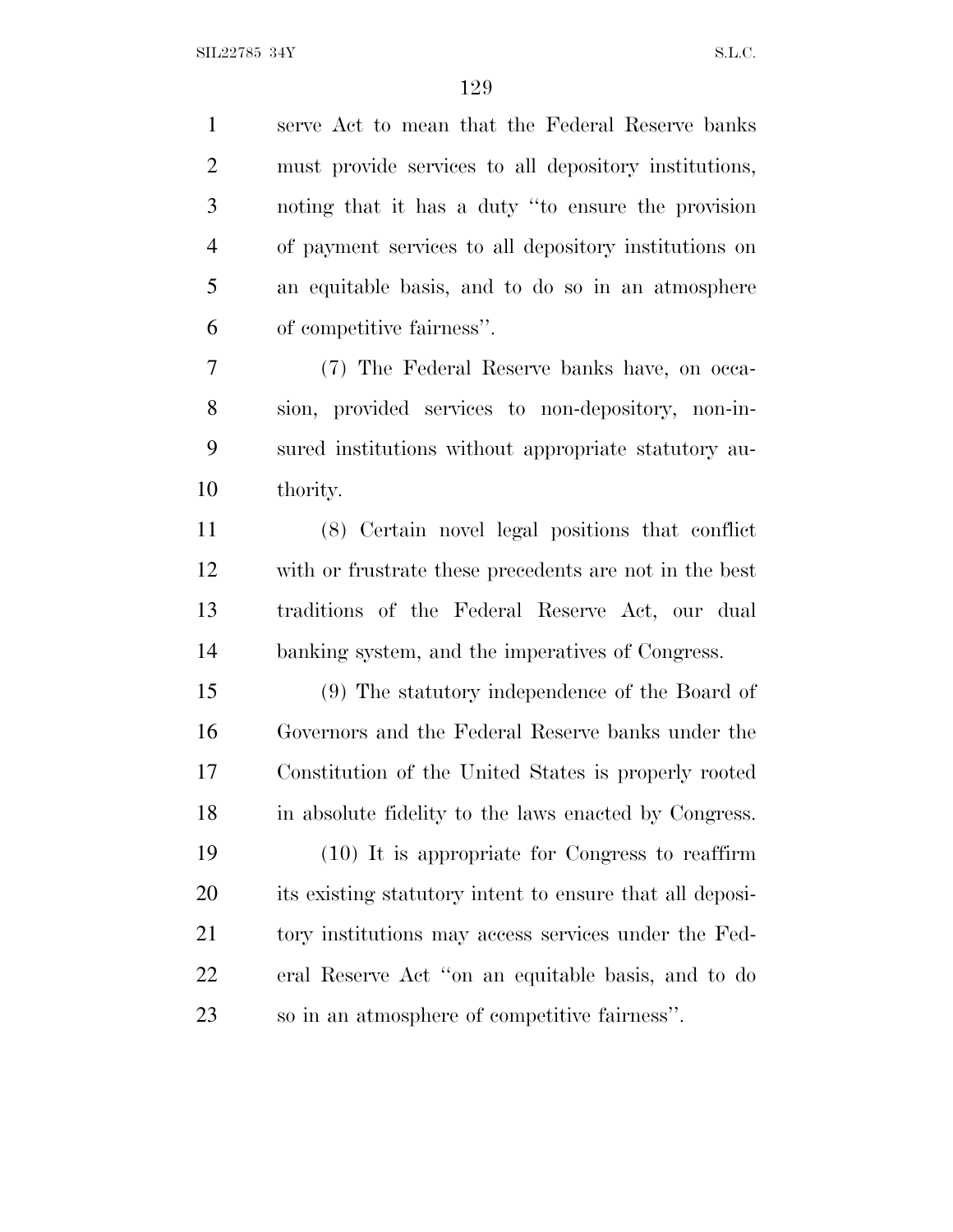serve Act to mean that the Federal Reserve banks must provide services to all depository institutions, noting that it has a duty "to ensure the provision of payment services to all depository institutions on an equitable basis, and to do so in an atmosphere of competitive fairness".

(7) The Federal Reserve banks have, on occasion, provided services to non-depository, non-insured institutions without appropriate statutory authority.

(8) Certain novel legal positions that conflict with or frustrate these precedents are not in the best traditions of the Federal Reserve Act, our dual banking system, and the imperatives of Congress.

(9) The statutory independence of the Board of Governors and the Federal Reserve banks under the Constitution of the United States is properly rooted in absolute fidelity to the laws enacted by Congress.

(10) It is appropriate for Congress to reaffirm its existing statutory intent to ensure that all depository institutions may access services under the Federal Reserve Act "on an equitable basis, and to do so in an atmosphere of competitive fairness".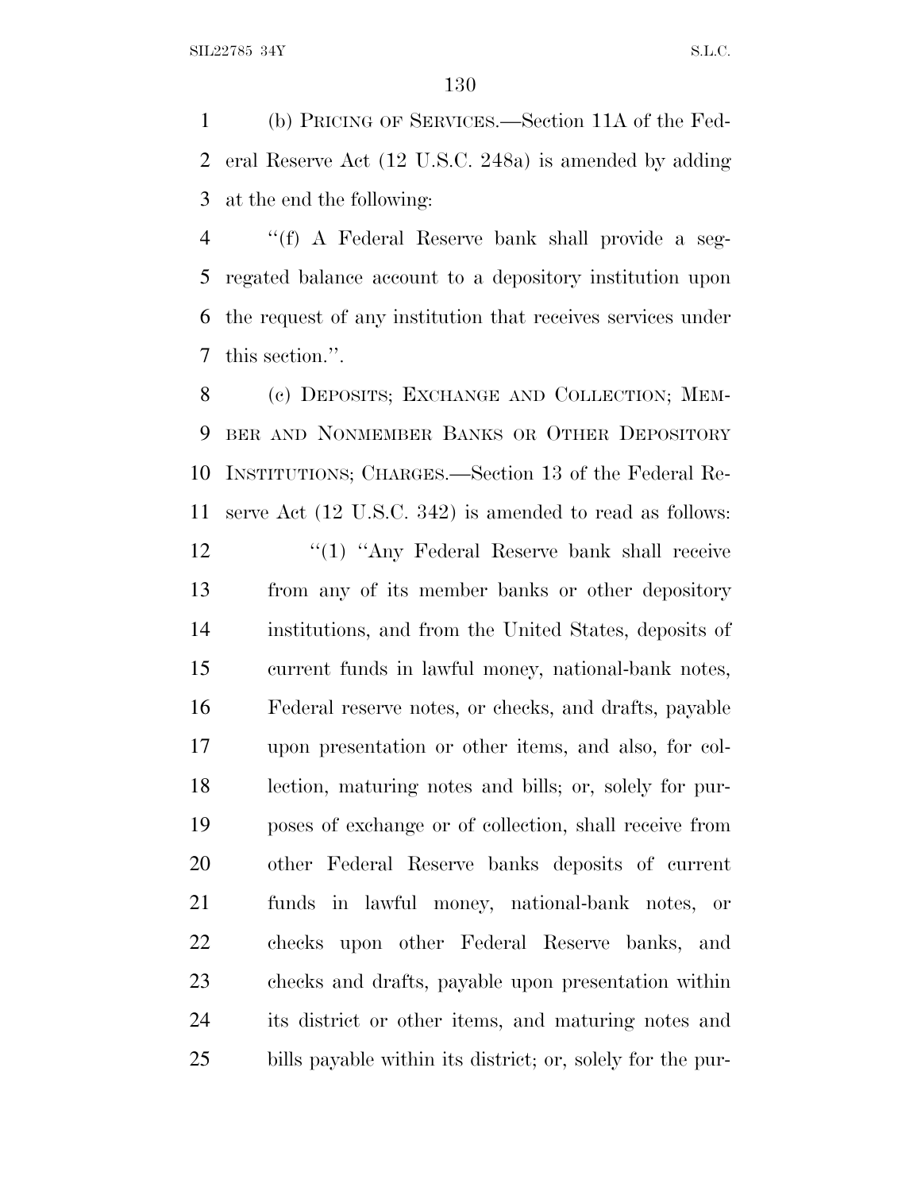(b) PRICING OF SERVICES.—Section 11A of the Federal Reserve Act (12 U.S.C. 248a) is amended by adding at the end the following:

"(f) A Federal Reserve bank shall provide a segregated balance account to a depository institution upon the request of any institution that receives services under this section.".

(c) DEPOSITS; EXCHANGE AND COLLECTION; MEMBER AND NONMEMBER BANKS OR OTHER DEPOSITORY INSTITUTIONS; CHARGES.—Section 13 of the Federal Reserve Act (12 U.S.C. 342) is amended to read as follows:

"(1) "Any Federal Reserve bank shall receive from any of its member banks or other depository institutions, and from the United States, deposits of current funds in lawful money, national-bank notes, Federal reserve notes, or checks, and drafts, payable upon presentation or other items, and also, for collection, maturing notes and bills; or, solely for purposes of exchange or of collection, shall receive from other Federal Reserve banks deposits of current funds in lawful money, national-bank notes, or checks upon other Federal Reserve banks, and checks and drafts, payable upon presentation within its district or other items, and maturing notes and bills payable within its district; or, solely for the pur-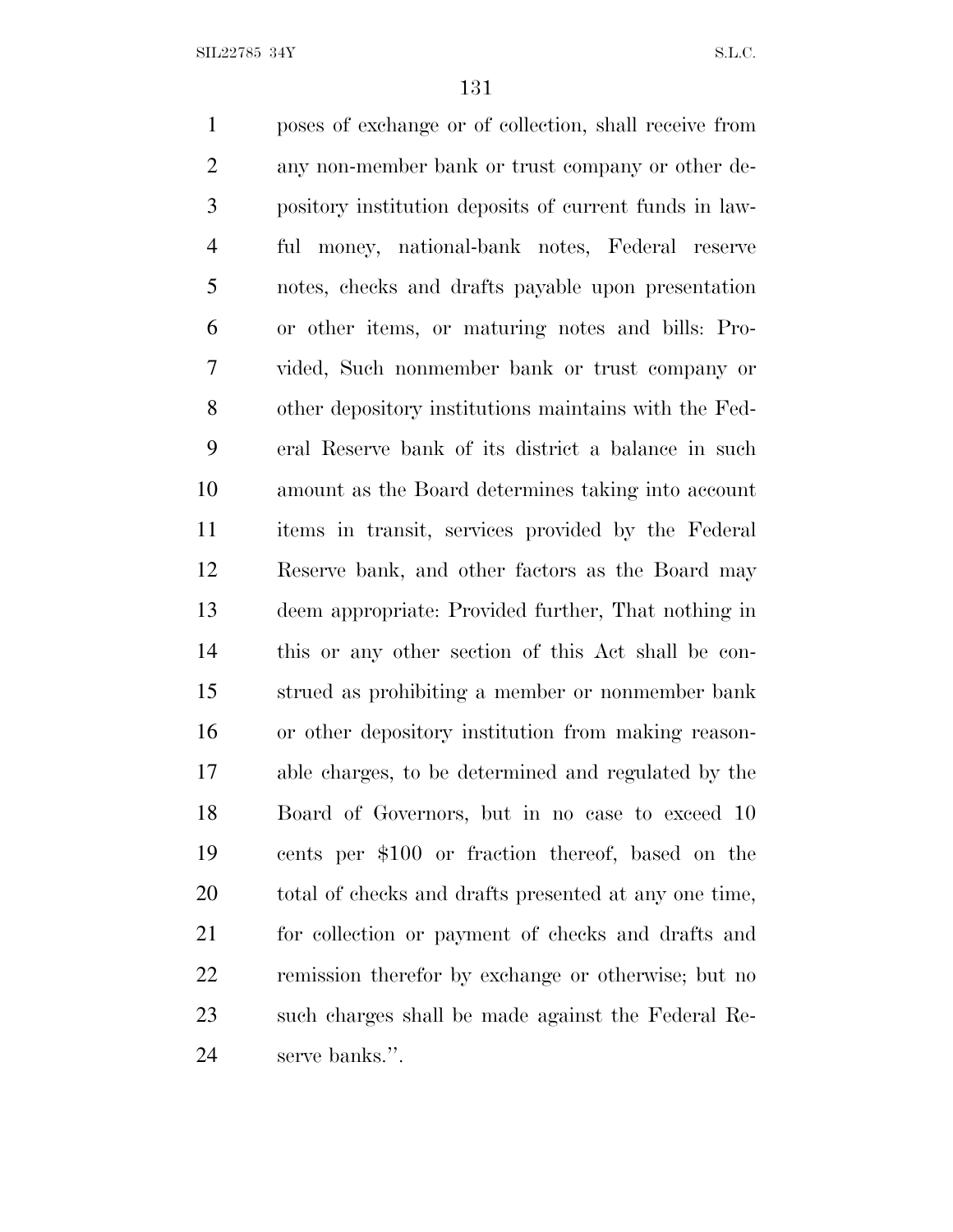poses of exchange or of collection, shall receive from any non-member bank or trust company or other depository institution deposits of current funds in lawful money, national-bank notes, Federal reserve notes, checks and drafts payable upon presentation or other items, or maturing notes and bills: Provided, Such nonmember bank or trust company or other depository institutions maintains with the Federal Reserve bank of its district a balance in such amount as the Board determines taking into account items in transit, services provided by the Federal Reserve bank, and other factors as the Board may deem appropriate: Provided further, That nothing in this or any other section of this Act shall be construed as prohibiting a member or nonmember bank or other depository institution from making reasonable charges, to be determined and regulated by the Board of Governors, but in no case to exceed 10 cents per $100 or fraction thereof, based on the total of checks and drafts presented at any one time, for collection or payment of checks and drafts and remission therefor by exchange or otherwise; but no such charges shall be made against the Federal Reserve banks.''.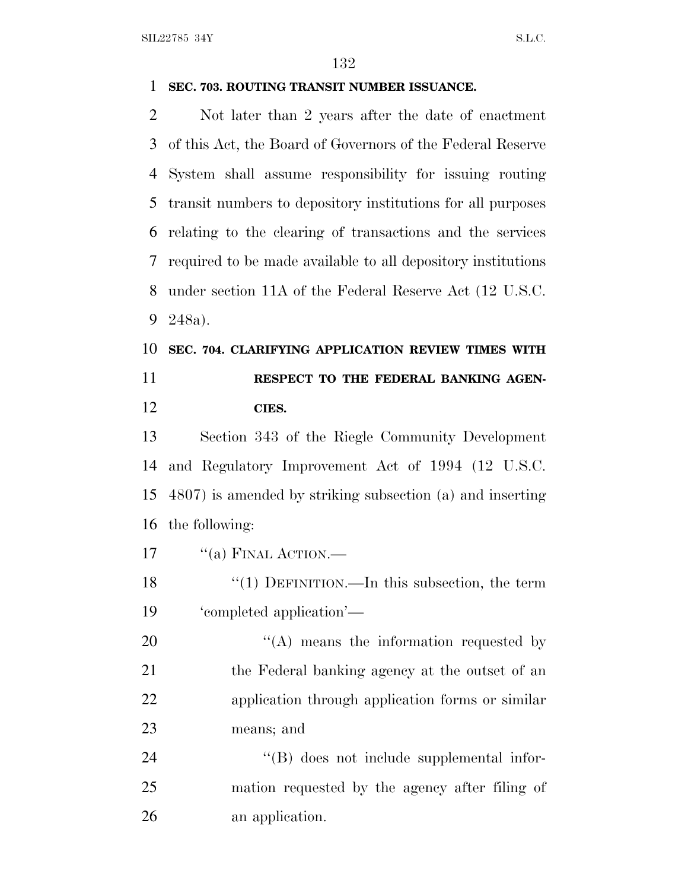**SEC. 703. ROUTING TRANSIT NUMBER ISSUANCE.**

Not later than 2 years after the date of enactment of this Act, the Board of Governors of the Federal Reserve System shall assume responsibility for issuing routing transit numbers to depository institutions for all purposes relating to the clearing of transactions and the services required to be made available to all depository institutions under section 11A of the Federal Reserve Act (12 U.S.C. 248a).

**SEC. 704. CLARIFYING APPLICATION REVIEW TIMES WITH RESPECT TO THE FEDERAL BANKING AGENCIES.**

Section 343 of the Riegle Community Development and Regulatory Improvement Act of 1994 (12 U.S.C. 4807) is amended by striking subsection (a) and inserting the following:

"(a) FINAL ACTION.—

"(1) DEFINITION.—In this subsection, the term 'completed application'—

"(A) means the information requested by the Federal banking agency at the outset of an application through application forms or similar means; and

"(B) does not include supplemental information requested by the agency after filing of an application.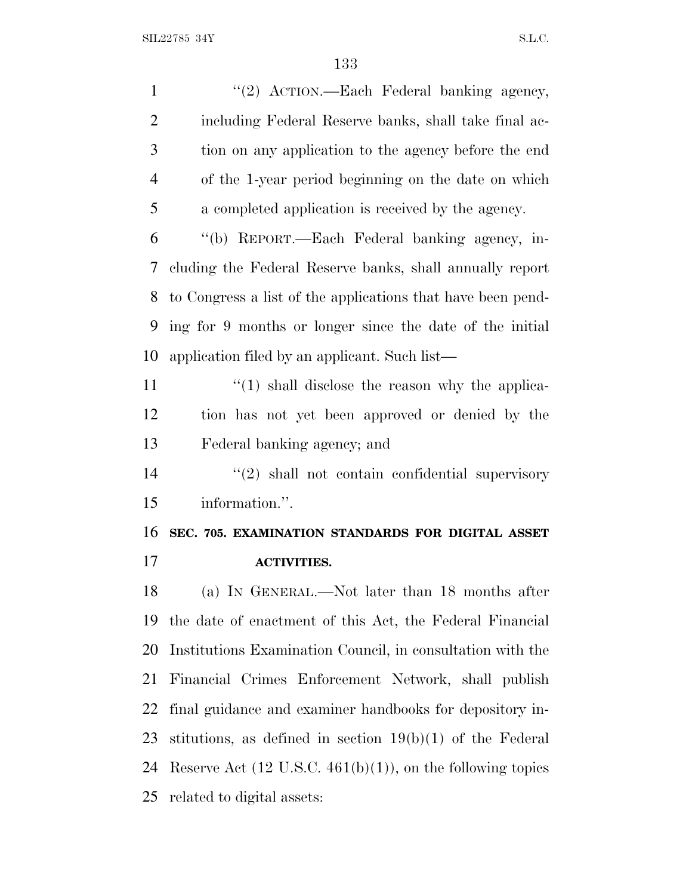''(2) ACTION.—Each Federal banking agency, including Federal Reserve banks, shall take final action on any application to the agency before the end of the 1-year period beginning on the date on which a completed application is received by the agency.

''(b) REPORT.—Each Federal banking agency, including the Federal Reserve banks, shall annually report to Congress a list of the applications that have been pending for 9 months or longer since the date of the initial application filed by an applicant. Such list—

''(1) shall disclose the reason why the application has not yet been approved or denied by the Federal banking agency; and

''(2) shall not contain confidential supervisory information.''.

**SEC. 705. EXAMINATION STANDARDS FOR DIGITAL ASSET ACTIVITIES.**

(a) IN GENERAL.—Not later than 18 months after the date of enactment of this Act, the Federal Financial Institutions Examination Council, in consultation with the Financial Crimes Enforcement Network, shall publish final guidance and examiner handbooks for depository institutions, as defined in section 19(b)(1) of the Federal Reserve Act (12 U.S.C. 461(b)(1)), on the following topics related to digital assets: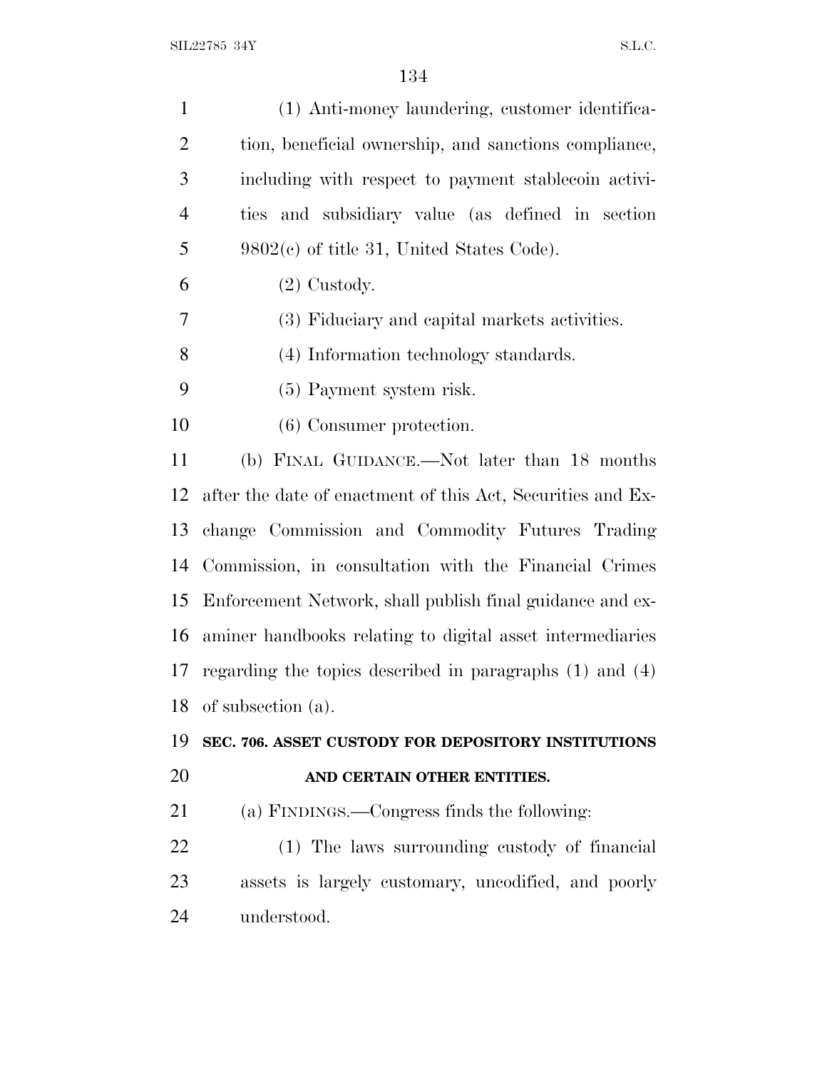(1) Anti-money laundering, customer identification, beneficial ownership, and sanctions compliance, including with respect to payment stablecoin activities and subsidiary value (as defined in section 9802(c) of title 31, United States Code).

(2) Custody.

(3) Fiduciary and capital markets activities.

(4) Information technology standards.

(5) Payment system risk.

(6) Consumer protection.

(b) FINAL GUIDANCE.—Not later than 18 months after the date of enactment of this Act, Securities and Exchange Commission and Commodity Futures Trading Commission, in consultation with the Financial Crimes Enforcement Network, shall publish final guidance and examiner handbooks relating to digital asset intermediaries regarding the topics described in paragraphs (1) and (4) of subsection (a).

**SEC. 706. ASSET CUSTODY FOR DEPOSITORY INSTITUTIONS AND CERTAIN OTHER ENTITIES.**

(a) FINDINGS.—Congress finds the following:

(1) The laws surrounding custody of financial assets is largely customary, uncodified, and poorly understood.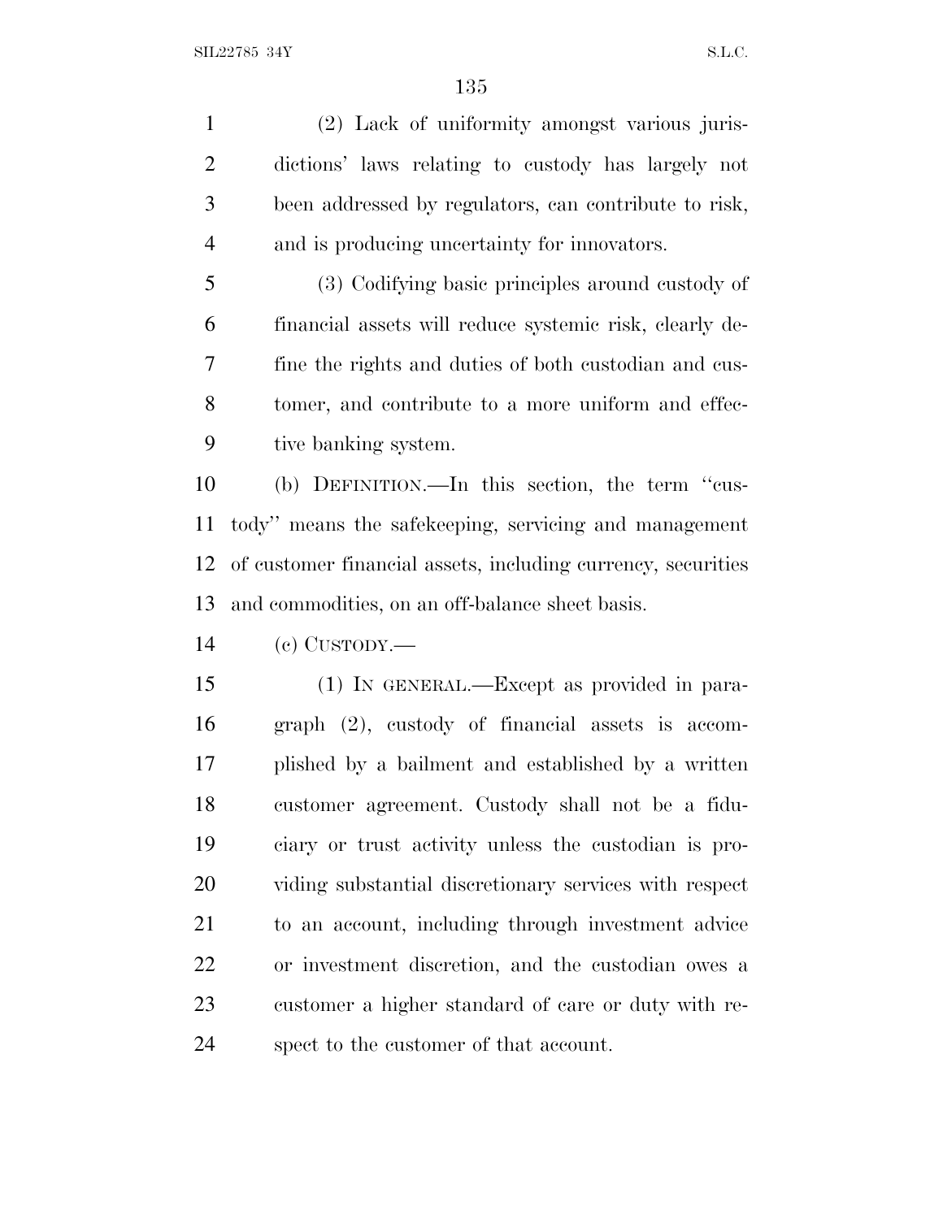(2) Lack of uniformity amongst various jurisdictions' laws relating to custody has largely not been addressed by regulators, can contribute to risk, and is producing uncertainty for innovators.

(3) Codifying basic principles around custody of financial assets will reduce systemic risk, clearly define the rights and duties of both custodian and customer, and contribute to a more uniform and effective banking system.

(b) DEFINITION.—In this section, the term ''custody'' means the safekeeping, servicing and management of customer financial assets, including currency, securities and commodities, on an off-balance sheet basis.

(c) CUSTODY.—

(1) IN GENERAL.—Except as provided in paragraph (2), custody of financial assets is accomplished by a bailment and established by a written customer agreement. Custody shall not be a fiduciary or trust activity unless the custodian is providing substantial discretionary services with respect to an account, including through investment advice or investment discretion, and the custodian owes a customer a higher standard of care or duty with respect to the customer of that account.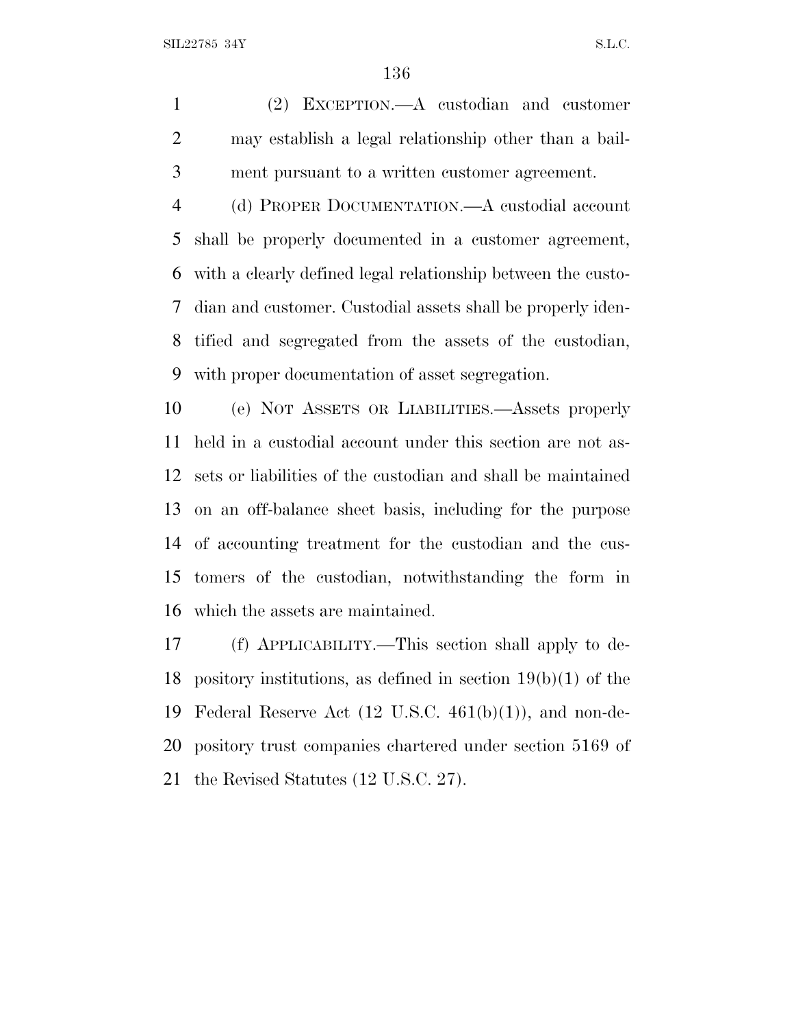(2) EXCEPTION.—A custodian and customer may establish a legal relationship other than a bailment pursuant to a written customer agreement.

(d) PROPER DOCUMENTATION.—A custodial account shall be properly documented in a customer agreement, with a clearly defined legal relationship between the custodian and customer. Custodial assets shall be properly identified and segregated from the assets of the custodian, with proper documentation of asset segregation.

(e) NOT ASSETS OR LIABILITIES.—Assets properly held in a custodial account under this section are not assets or liabilities of the custodian and shall be maintained on an off-balance sheet basis, including for the purpose of accounting treatment for the custodian and the customers of the custodian, notwithstanding the form in which the assets are maintained.

(f) APPLICABILITY.—This section shall apply to depository institutions, as defined in section 19(b)(1) of the Federal Reserve Act (12 U.S.C. 461(b)(1)), and non-depository trust companies chartered under section 5169 of the Revised Statutes (12 U.S.C. 27).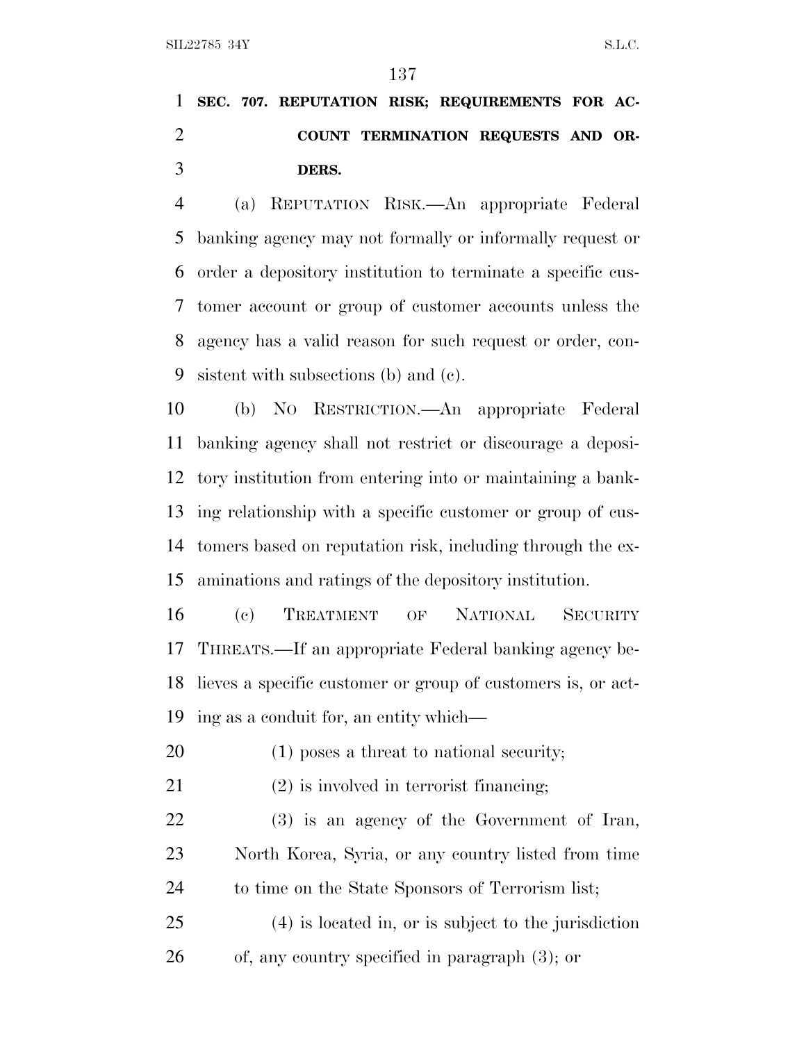**SEC. 707. REPUTATION RISK; REQUIREMENTS FOR ACCOUNT TERMINATION REQUESTS AND ORDERS.**

(a) REPUTATION RISK.—An appropriate Federal banking agency may not formally or informally request or order a depository institution to terminate a specific customer account or group of customer accounts unless the agency has a valid reason for such request or order, consistent with subsections (b) and (c).

(b) NO RESTRICTION.—An appropriate Federal banking agency shall not restrict or discourage a depository institution from entering into or maintaining a banking relationship with a specific customer or group of customers based on reputation risk, including through the examinations and ratings of the depository institution.

(c) TREATMENT OF NATIONAL SECURITY THREATS.—If an appropriate Federal banking agency believes a specific customer or group of customers is, or acting as a conduit for, an entity which—

(1) poses a threat to national security;

(2) is involved in terrorist financing;

(3) is an agency of the Government of Iran, North Korea, Syria, or any country listed from time to time on the State Sponsors of Terrorism list;

(4) is located in, or is subject to the jurisdiction of, any country specified in paragraph (3); or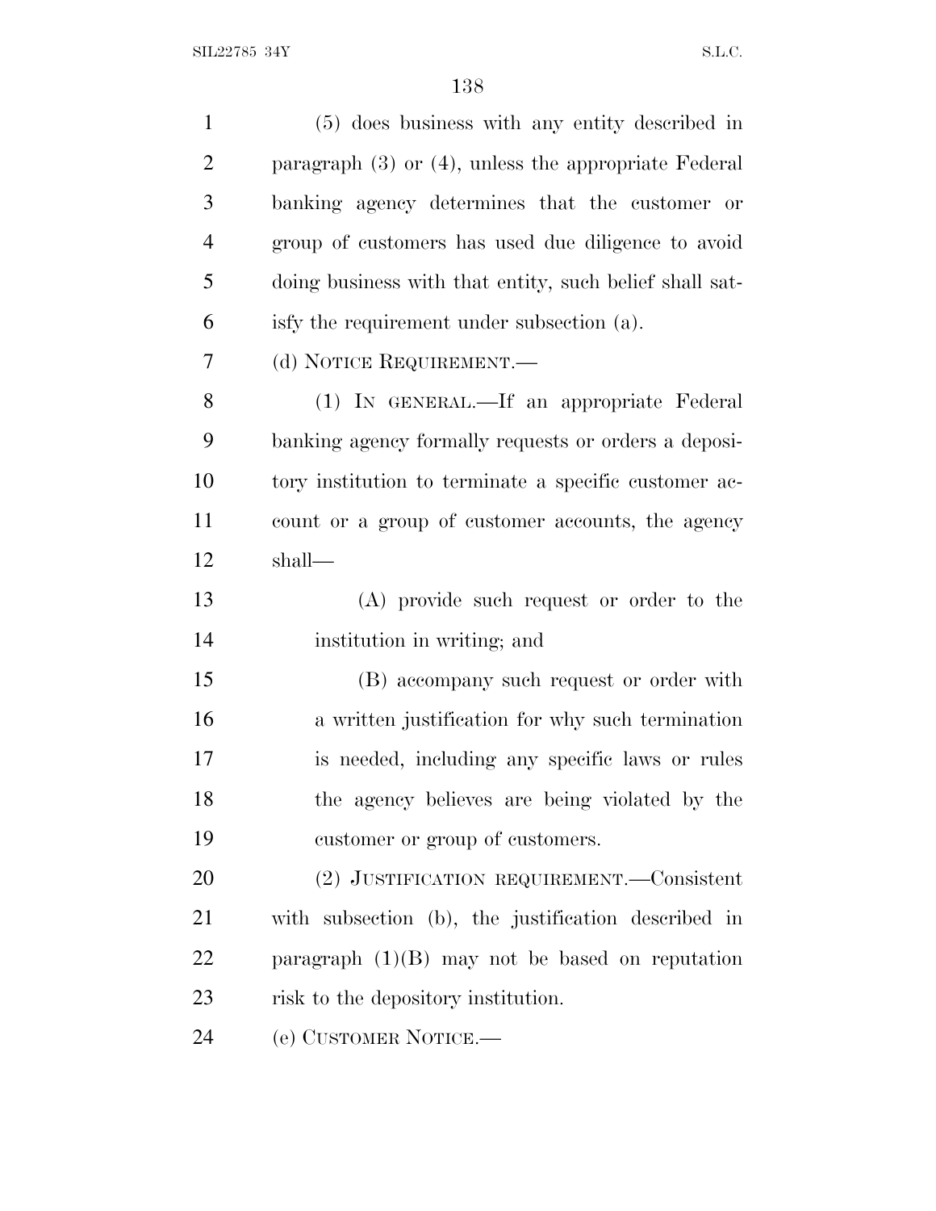(5) does business with any entity described in paragraph (3) or (4), unless the appropriate Federal banking agency determines that the customer or group of customers has used due diligence to avoid doing business with that entity, such belief shall satisfy the requirement under subsection (a).

(d) NOTICE REQUIREMENT.—

(1) IN GENERAL.—If an appropriate Federal banking agency formally requests or orders a depository institution to terminate a specific customer account or a group of customer accounts, the agency shall—

(A) provide such request or order to the institution in writing; and

(B) accompany such request or order with a written justification for why such termination is needed, including any specific laws or rules the agency believes are being violated by the customer or group of customers.

(2) JUSTIFICATION REQUIREMENT.—Consistent with subsection (b), the justification described in paragraph (1)(B) may not be based on reputation risk to the depository institution.

(e) CUSTOMER NOTICE.—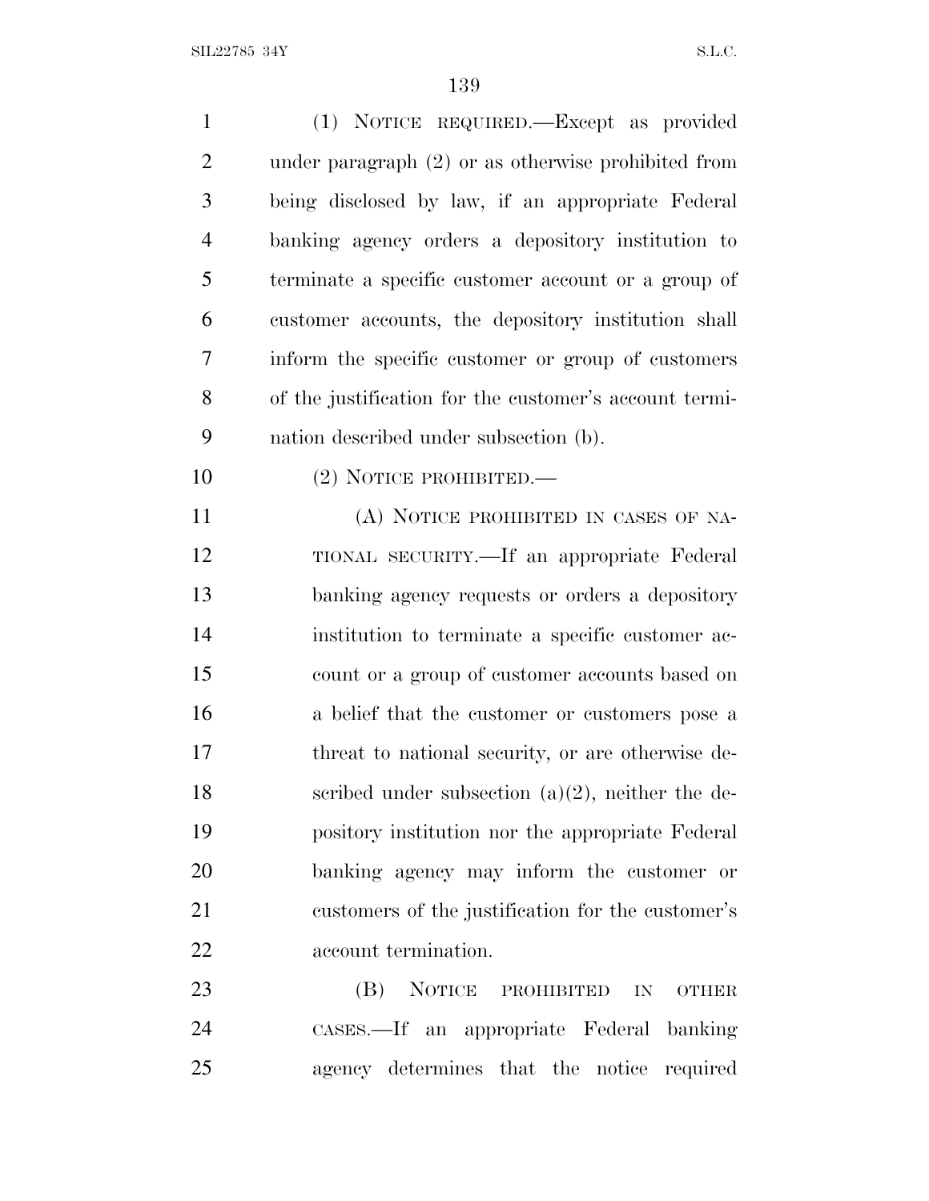(1) NOTICE REQUIRED.—Except as provided under paragraph (2) or as otherwise prohibited from being disclosed by law, if an appropriate Federal banking agency orders a depository institution to terminate a specific customer account or a group of customer accounts, the depository institution shall inform the specific customer or group of customers of the justification for the customer's account termination described under subsection (b).

(2) NOTICE PROHIBITED.—

(A) NOTICE PROHIBITED IN CASES OF NATIONAL SECURITY.—If an appropriate Federal banking agency requests or orders a depository institution to terminate a specific customer account or a group of customer accounts based on a belief that the customer or customers pose a threat to national security, or are otherwise described under subsection (a)(2), neither the depository institution nor the appropriate Federal banking agency may inform the customer or customers of the justification for the customer's account termination.

(B) NOTICE PROHIBITED IN OTHER CASES.—If an appropriate Federal banking agency determines that the notice required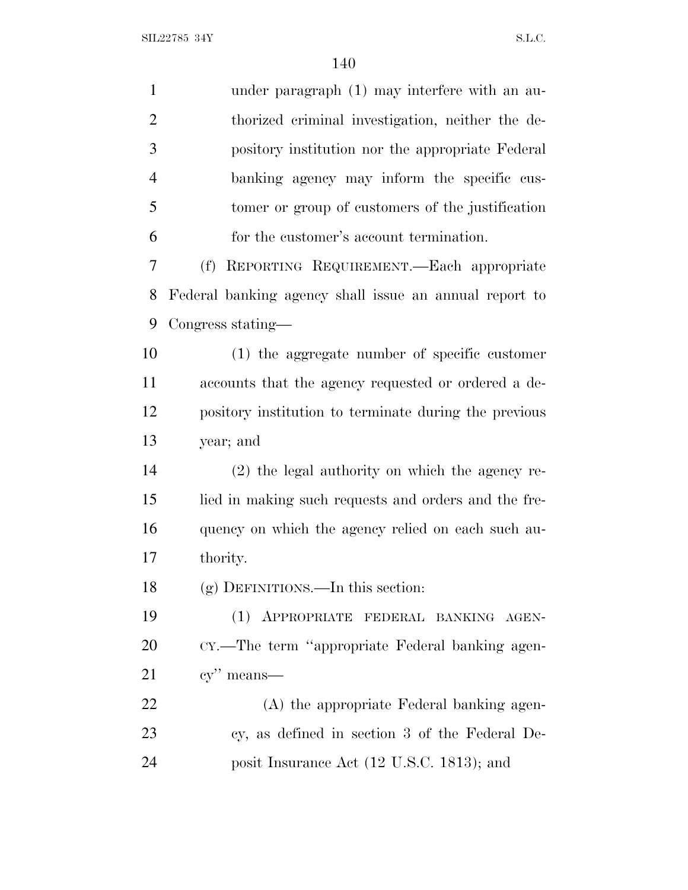under paragraph (1) may interfere with an authorized criminal investigation, neither the depository institution nor the appropriate Federal banking agency may inform the specific customer or group of customers of the justification for the customer's account termination.

(f) REPORTING REQUIREMENT.—Each appropriate Federal banking agency shall issue an annual report to Congress stating—

(1) the aggregate number of specific customer accounts that the agency requested or ordered a depository institution to terminate during the previous year; and

(2) the legal authority on which the agency relied in making such requests and orders and the frequency on which the agency relied on each such authority.

(g) DEFINITIONS.—In this section:

(1) APPROPRIATE FEDERAL BANKING AGENCY.—The term "appropriate Federal banking agency" means—

(A) the appropriate Federal banking agency, as defined in section 3 of the Federal Deposit Insurance Act (12 U.S.C. 1813); and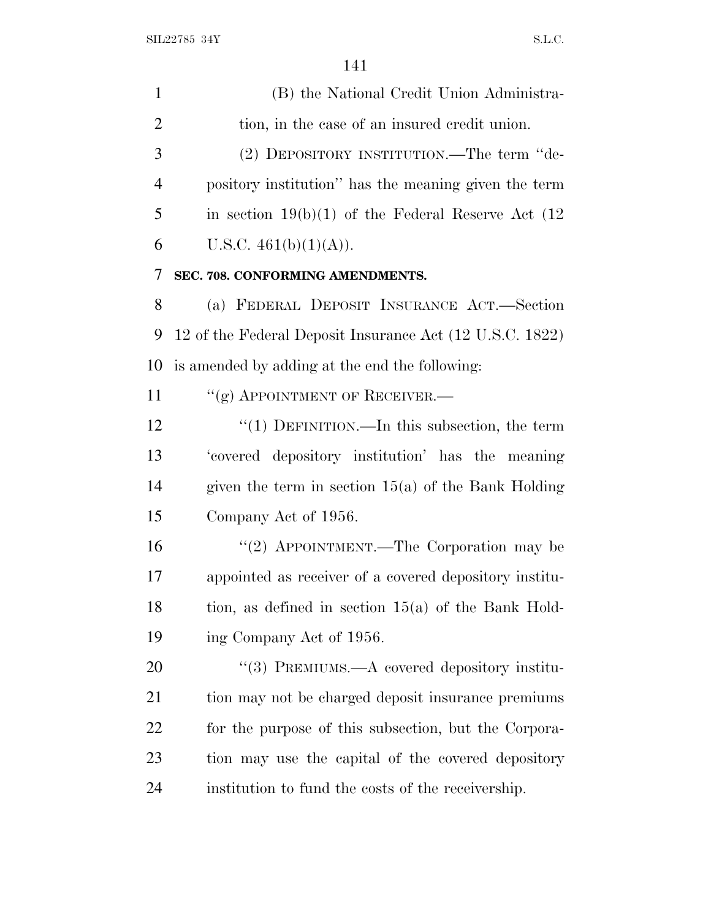(B) the National Credit Union Administration, in the case of an insured credit union.

(2) DEPOSITORY INSTITUTION.—The term ''depository institution'' has the meaning given the term in section 19(b)(1) of the Federal Reserve Act (12 U.S.C. 461(b)(1)(A)).

**SEC. 708. CONFORMING AMENDMENTS.**

(a) FEDERAL DEPOSIT INSURANCE ACT.—Section 12 of the Federal Deposit Insurance Act (12 U.S.C. 1822) is amended by adding at the end the following:

''(g) APPOINTMENT OF RECEIVER.—

''(1) DEFINITION.—In this subsection, the term 'covered depository institution' has the meaning given the term in section 15(a) of the Bank Holding Company Act of 1956.

''(2) APPOINTMENT.—The Corporation may be appointed as receiver of a covered depository institution, as defined in section 15(a) of the Bank Holding Company Act of 1956.

''(3) PREMIUMS.—A covered depository institution may not be charged deposit insurance premiums for the purpose of this subsection, but the Corporation may use the capital of the covered depository institution to fund the costs of the receivership.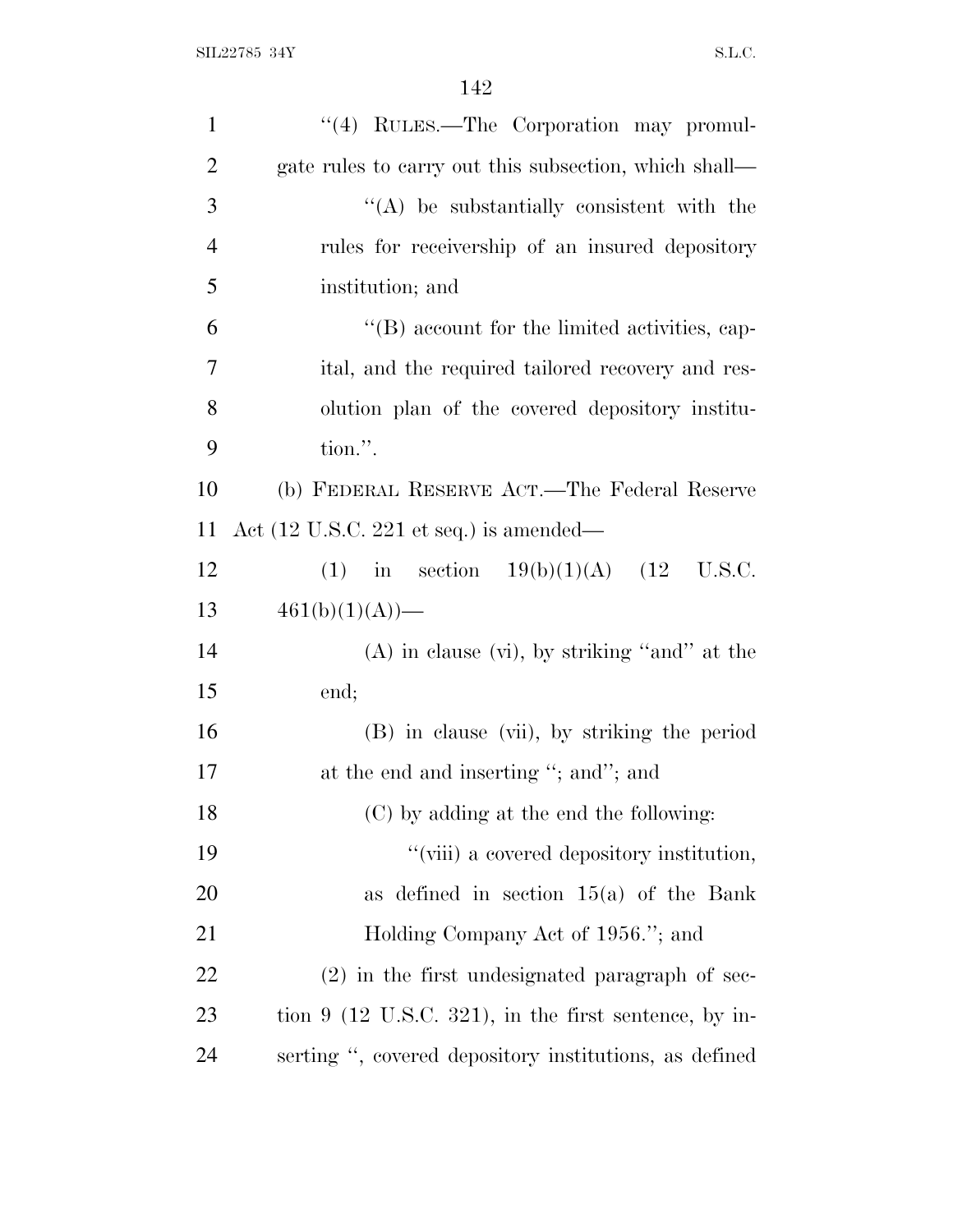"(4) RULES.—The Corporation may promulgate rules to carry out this subsection, which shall—

"(A) be substantially consistent with the rules for receivership of an insured depository institution; and

"(B) account for the limited activities, capital, and the required tailored recovery and resolution plan of the covered depository institution.".

(b) FEDERAL RESERVE ACT.—The Federal Reserve Act (12 U.S.C. 221 et seq.) is amended—

(1) in section 19(b)(1)(A) (12 U.S.C. 461(b)(1)(A))—

(A) in clause (vi), by striking "and" at the end;

(B) in clause (vii), by striking the period at the end and inserting "; and"; and

(C) by adding at the end the following:

"(viii) a covered depository institution, as defined in section 15(a) of the Bank Holding Company Act of 1956."; and

(2) in the first undesignated paragraph of section 9 (12 U.S.C. 321), in the first sentence, by inserting ", covered depository institutions, as defined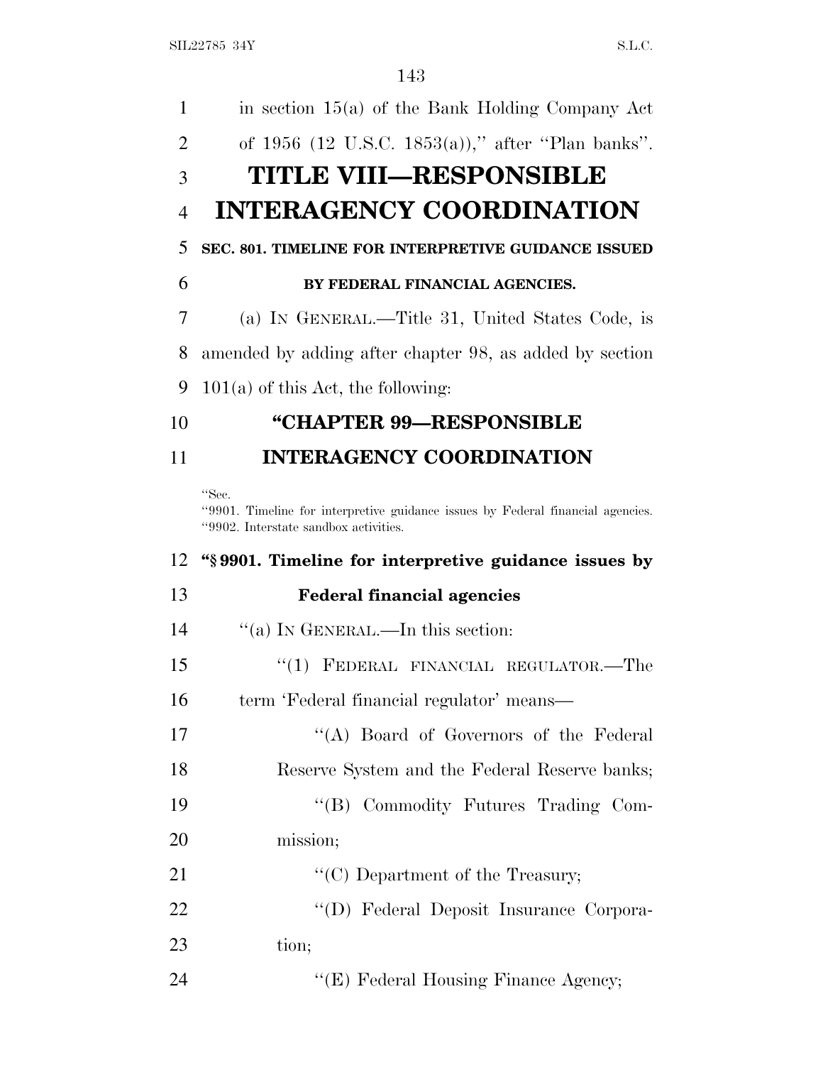in section 15(a) of the Bank Holding Company Act of 1956 (12 U.S.C. 1853(a)),'' after ''Plan banks''.

# TITLE VIII—RESPONSIBLE INTERAGENCY COORDINATION

## SEC. 801. TIMELINE FOR INTERPRETIVE GUIDANCE ISSUED BY FEDERAL FINANCIAL AGENCIES.

(a) IN GENERAL.—Title 31, United States Code, is amended by adding after chapter 98, as added by section 101(a) of this Act, the following:

## ''CHAPTER 99—RESPONSIBLE INTERAGENCY COORDINATION

''Sec.
''9901. Timeline for interpretive guidance issues by Federal financial agencies.
''9902. Interstate sandbox activities.

### ''§ 9901. Timeline for interpretive guidance issues by Federal financial agencies

''(a) IN GENERAL.—In this section:

''(1) FEDERAL FINANCIAL REGULATOR.—The term 'Federal financial regulator' means—

''(A) Board of Governors of the Federal Reserve System and the Federal Reserve banks;

''(B) Commodity Futures Trading Commission;

''(C) Department of the Treasury;

''(D) Federal Deposit Insurance Corporation;

''(E) Federal Housing Finance Agency;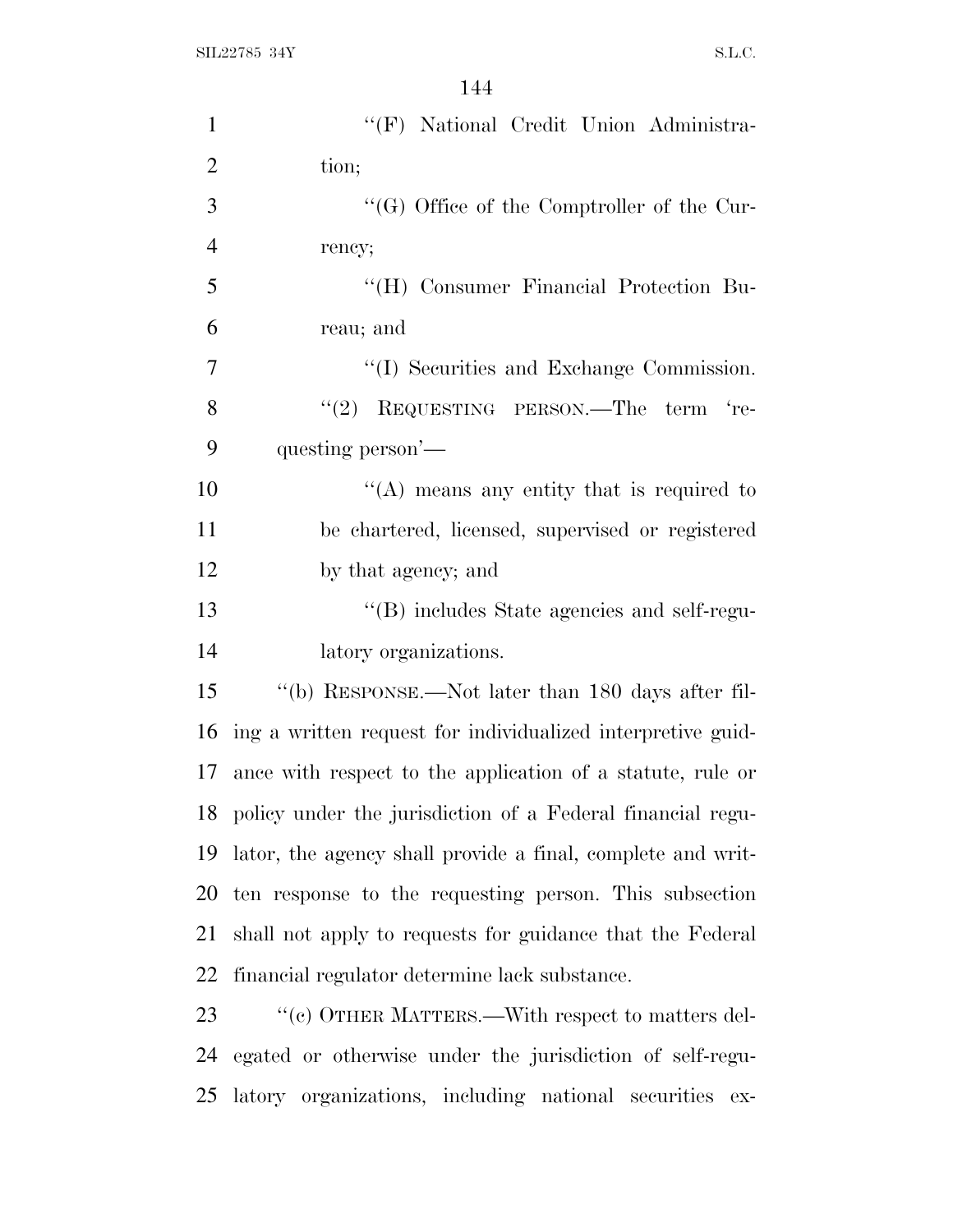"(F) National Credit Union Administration;

"(G) Office of the Comptroller of the Currency;

"(H) Consumer Financial Protection Bureau; and

"(I) Securities and Exchange Commission.

"(2) REQUESTING PERSON.—The term 'requesting person'—

"(A) means any entity that is required to be chartered, licensed, supervised or registered by that agency; and

"(B) includes State agencies and self-regulatory organizations.

"(b) RESPONSE.—Not later than 180 days after filing a written request for individualized interpretive guidance with respect to the application of a statute, rule or policy under the jurisdiction of a Federal financial regulator, the agency shall provide a final, complete and written response to the requesting person. This subsection shall not apply to requests for guidance that the Federal financial regulator determine lack substance.

"(c) OTHER MATTERS.—With respect to matters delegated or otherwise under the jurisdiction of self-regulatory organizations, including national securities ex-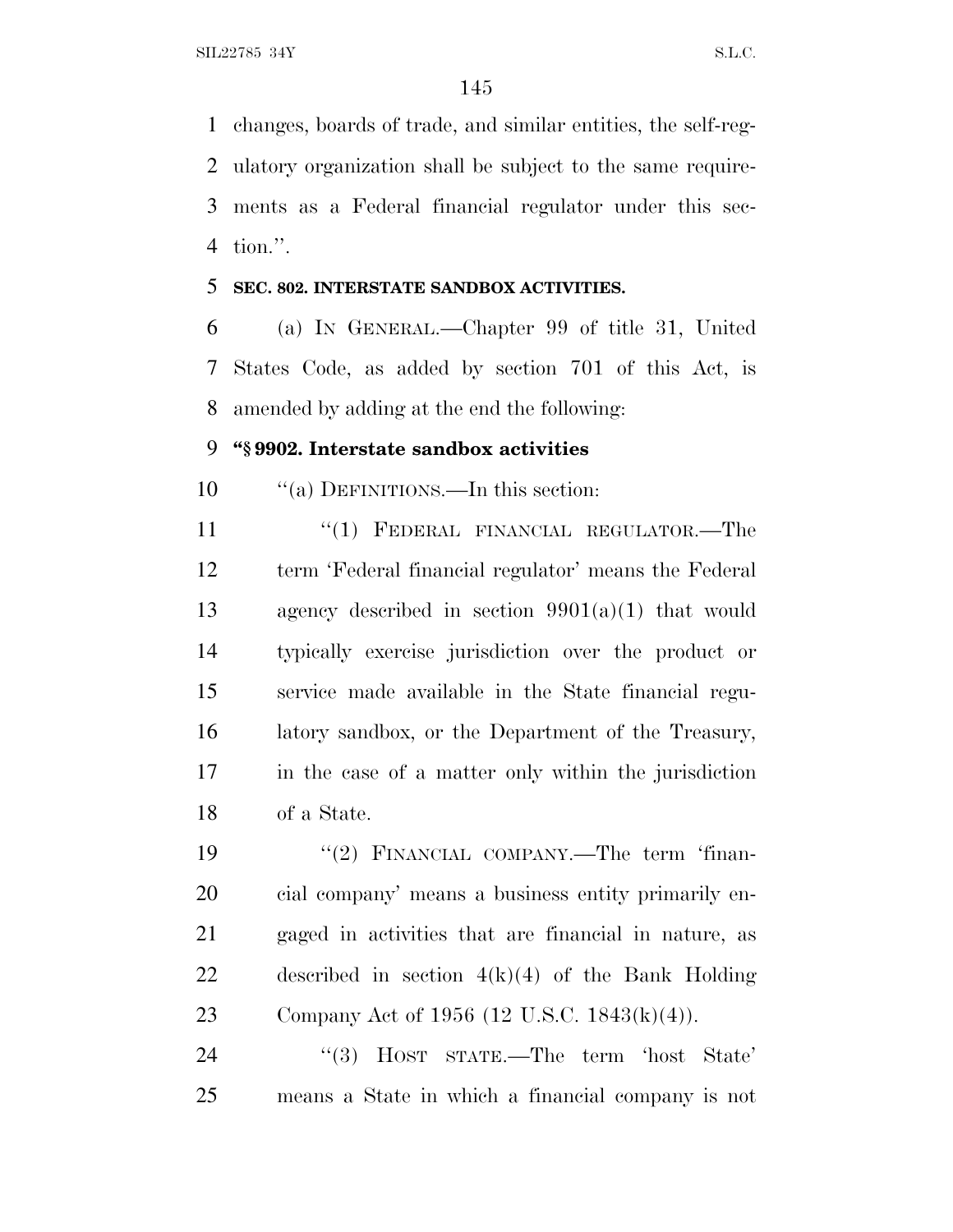changes, boards of trade, and similar entities, the self-regulatory organization shall be subject to the same requirements as a Federal financial regulator under this section.''.

**SEC. 802. INTERSTATE SANDBOX ACTIVITIES.**

(a) IN GENERAL.—Chapter 99 of title 31, United States Code, as added by section 701 of this Act, is amended by adding at the end the following:

**''§ 9902. Interstate sandbox activities**

''(a) DEFINITIONS.—In this section:

''(1) FEDERAL FINANCIAL REGULATOR.—The term 'Federal financial regulator' means the Federal agency described in section 9901(a)(1) that would typically exercise jurisdiction over the product or service made available in the State financial regulatory sandbox, or the Department of the Treasury, in the case of a matter only within the jurisdiction of a State.

''(2) FINANCIAL COMPANY.—The term 'financial company' means a business entity primarily engaged in activities that are financial in nature, as described in section 4(k)(4) of the Bank Holding Company Act of 1956 (12 U.S.C. 1843(k)(4)).

''(3) HOST STATE.—The term 'host State' means a State in which a financial company is not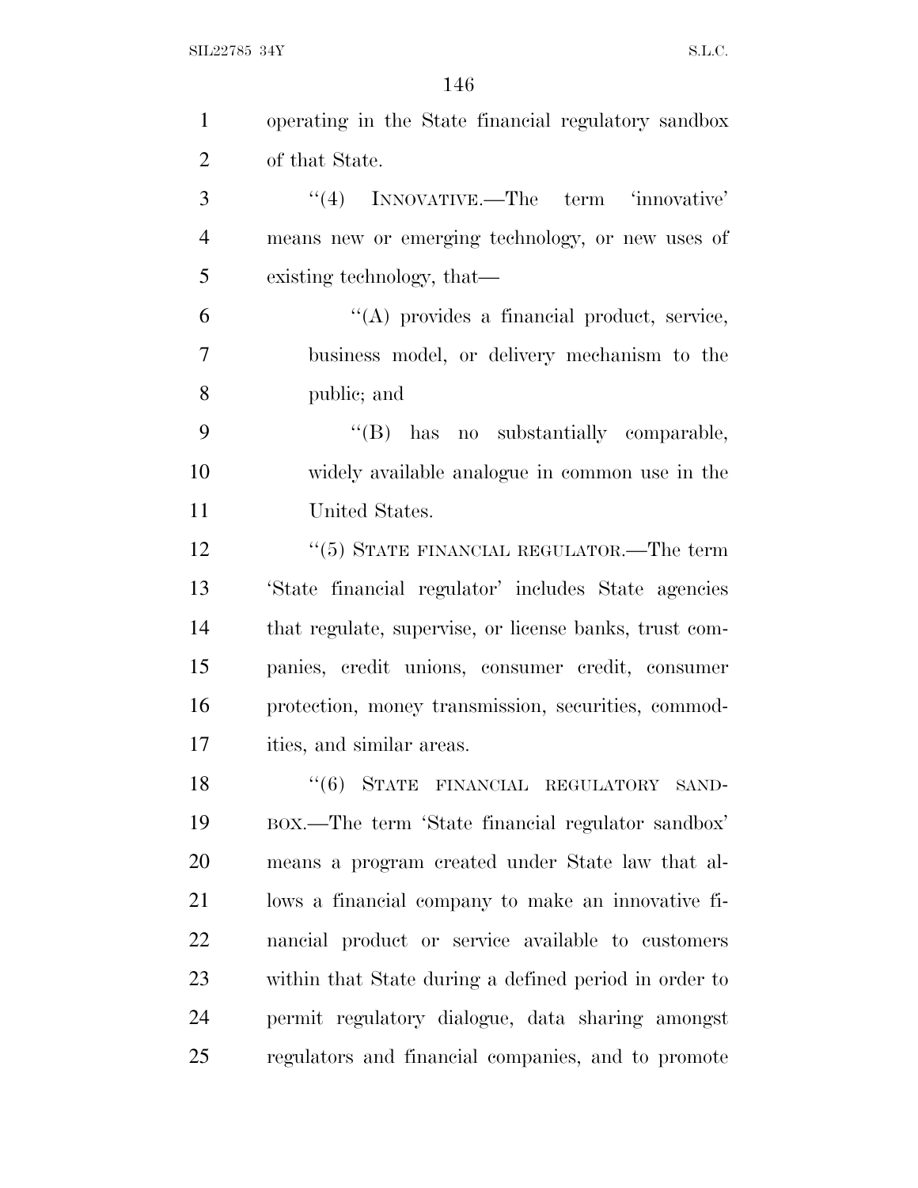operating in the State financial regulatory sandbox of that State.

"(4) INNOVATIVE.—The term 'innovative' means new or emerging technology, or new uses of existing technology, that—

"(A) provides a financial product, service, business model, or delivery mechanism to the public; and

"(B) has no substantially comparable, widely available analogue in common use in the United States.

"(5) STATE FINANCIAL REGULATOR.—The term 'State financial regulator' includes State agencies that regulate, supervise, or license banks, trust companies, credit unions, consumer credit, consumer protection, money transmission, securities, commodities, and similar areas.

"(6) STATE FINANCIAL REGULATORY SANDBOX.—The term 'State financial regulator sandbox' means a program created under State law that allows a financial company to make an innovative financial product or service available to customers within that State during a defined period in order to permit regulatory dialogue, data sharing amongst regulators and financial companies, and to promote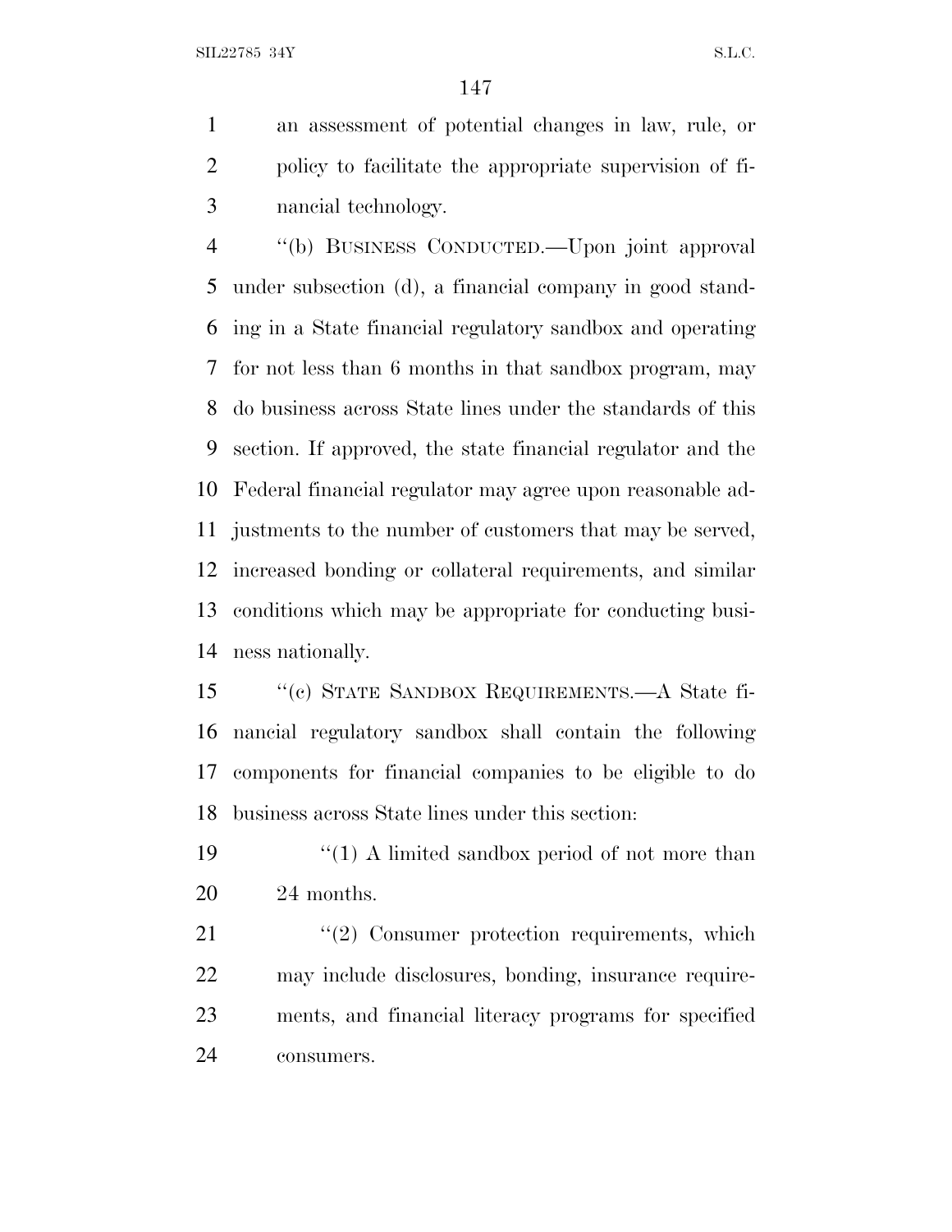an assessment of potential changes in law, rule, or policy to facilitate the appropriate supervision of financial technology.

"(b) BUSINESS CONDUCTED.—Upon joint approval under subsection (d), a financial company in good standing in a State financial regulatory sandbox and operating for not less than 6 months in that sandbox program, may do business across State lines under the standards of this section. If approved, the state financial regulator and the Federal financial regulator may agree upon reasonable adjustments to the number of customers that may be served, increased bonding or collateral requirements, and similar conditions which may be appropriate for conducting business nationally.

"(c) STATE SANDBOX REQUIREMENTS.—A State financial regulatory sandbox shall contain the following components for financial companies to be eligible to do business across State lines under this section:

"(1) A limited sandbox period of not more than 24 months.

"(2) Consumer protection requirements, which may include disclosures, bonding, insurance requirements, and financial literacy programs for specified consumers.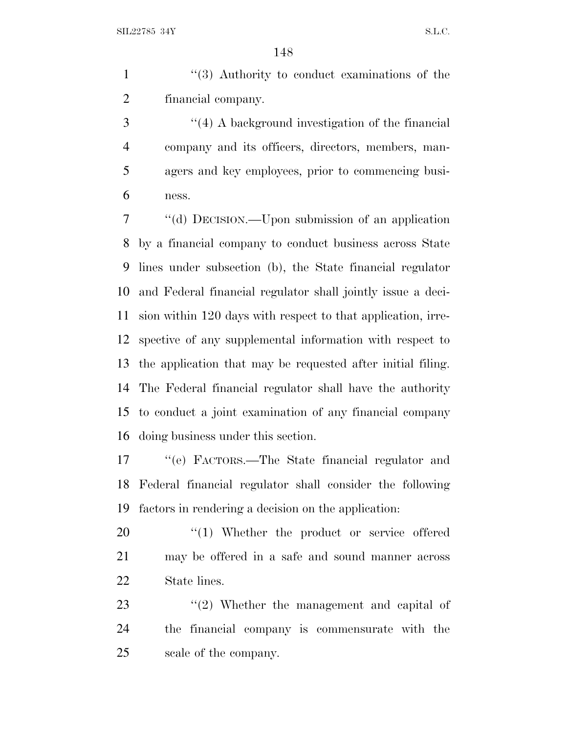''(3) Authority to conduct examinations of the financial company.

''(4) A background investigation of the financial company and its officers, directors, members, managers and key employees, prior to commencing business.

''(d) DECISION.—Upon submission of an application by a financial company to conduct business across State lines under subsection (b), the State financial regulator and Federal financial regulator shall jointly issue a decision within 120 days with respect to that application, irrespective of any supplemental information with respect to the application that may be requested after initial filing. The Federal financial regulator shall have the authority to conduct a joint examination of any financial company doing business under this section.

''(e) FACTORS.—The State financial regulator and Federal financial regulator shall consider the following factors in rendering a decision on the application:

''(1) Whether the product or service offered may be offered in a safe and sound manner across State lines.

''(2) Whether the management and capital of the financial company is commensurate with the scale of the company.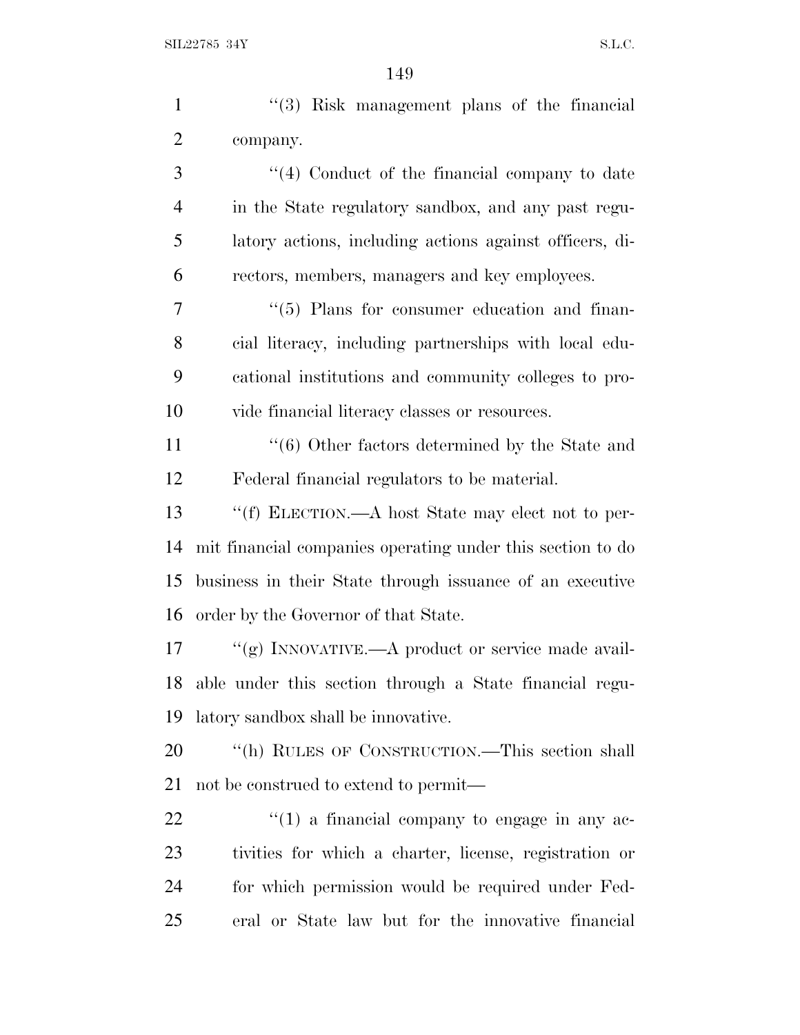"(3) Risk management plans of the financial company.

"(4) Conduct of the financial company to date in the State regulatory sandbox, and any past regulatory actions, including actions against officers, directors, members, managers and key employees.

"(5) Plans for consumer education and financial literacy, including partnerships with local educational institutions and community colleges to provide financial literacy classes or resources.

"(6) Other factors determined by the State and Federal financial regulators to be material.

"(f) ELECTION.—A host State may elect not to permit financial companies operating under this section to do business in their State through issuance of an executive order by the Governor of that State.

"(g) INNOVATIVE.—A product or service made available under this section through a State financial regulatory sandbox shall be innovative.

"(h) RULES OF CONSTRUCTION.—This section shall not be construed to extend to permit—

"(1) a financial company to engage in any activities for which a charter, license, registration or for which permission would be required under Federal or State law but for the innovative financial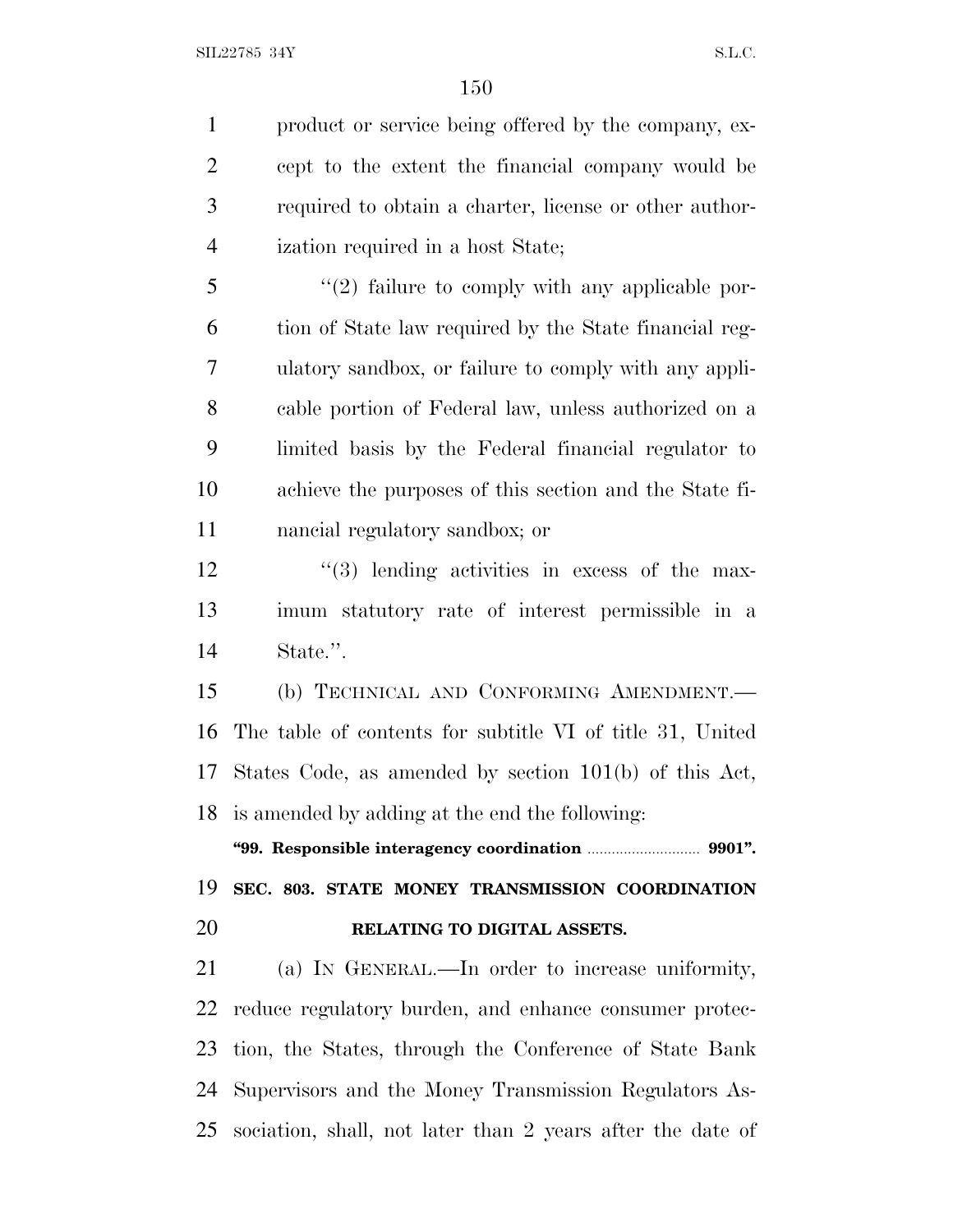product or service being offered by the company, except to the extent the financial company would be required to obtain a charter, license or other authorization required in a host State;

"(2) failure to comply with any applicable portion of State law required by the State financial regulatory sandbox, or failure to comply with any applicable portion of Federal law, unless authorized on a limited basis by the Federal financial regulator to achieve the purposes of this section and the State financial regulatory sandbox; or

"(3) lending activities in excess of the maximum statutory rate of interest permissible in a State.".

(b) TECHNICAL AND CONFORMING AMENDMENT.—The table of contents for subtitle VI of title 31, United States Code, as amended by section 101(b) of this Act, is amended by adding at the end the following:

**"99. Responsible interagency coordination ............................ 9901".**

**SEC. 803. STATE MONEY TRANSMISSION COORDINATION RELATING TO DIGITAL ASSETS.**

(a) IN GENERAL.—In order to increase uniformity, reduce regulatory burden, and enhance consumer protection, the States, through the Conference of State Bank Supervisors and the Money Transmission Regulators Association, shall, not later than 2 years after the date of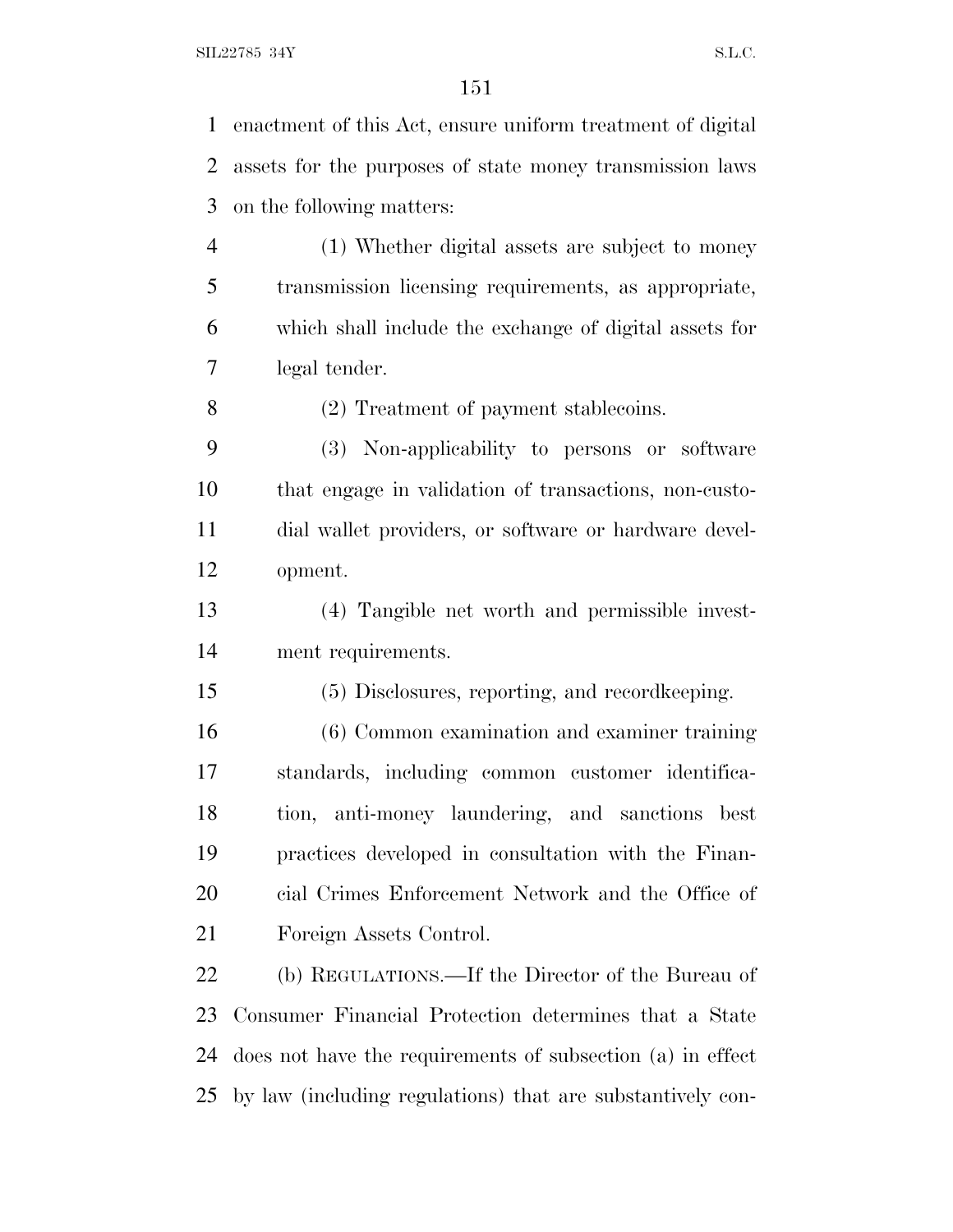enactment of this Act, ensure uniform treatment of digital assets for the purposes of state money transmission laws on the following matters:

(1) Whether digital assets are subject to money transmission licensing requirements, as appropriate, which shall include the exchange of digital assets for legal tender.

(2) Treatment of payment stablecoins.

(3) Non-applicability to persons or software that engage in validation of transactions, non-custodial wallet providers, or software or hardware development.

(4) Tangible net worth and permissible investment requirements.

(5) Disclosures, reporting, and recordkeeping.

(6) Common examination and examiner training standards, including common customer identification, anti-money laundering, and sanctions best practices developed in consultation with the Financial Crimes Enforcement Network and the Office of Foreign Assets Control.

(b) REGULATIONS.—If the Director of the Bureau of Consumer Financial Protection determines that a State does not have the requirements of subsection (a) in effect by law (including regulations) that are substantively con-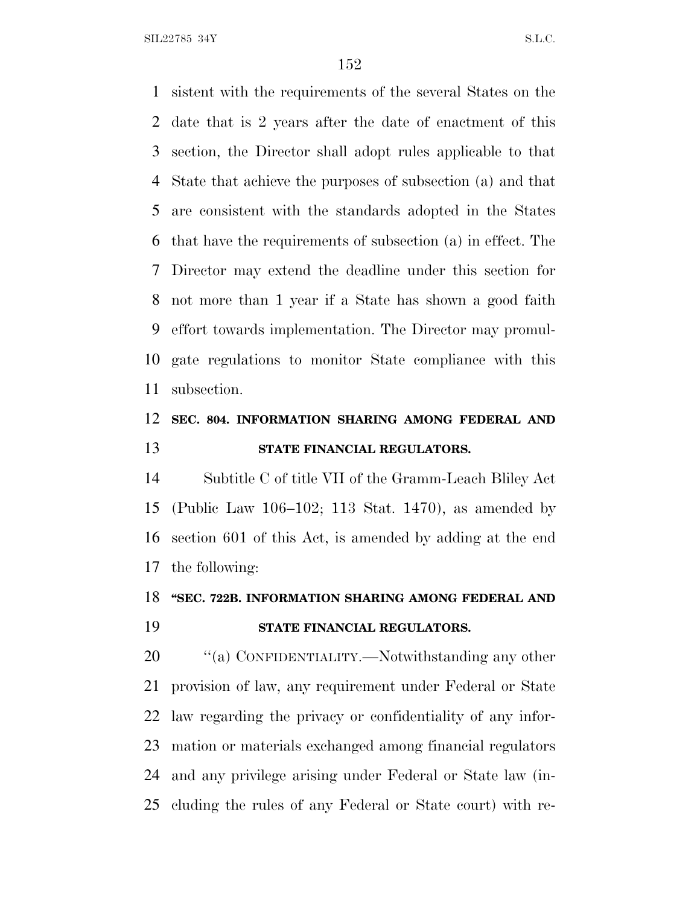sistent with the requirements of the several States on the date that is 2 years after the date of enactment of this section, the Director shall adopt rules applicable to that State that achieve the purposes of subsection (a) and that are consistent with the standards adopted in the States that have the requirements of subsection (a) in effect. The Director may extend the deadline under this section for not more than 1 year if a State has shown a good faith effort towards implementation. The Director may promulgate regulations to monitor State compliance with this subsection.

## SEC. 804. INFORMATION SHARING AMONG FEDERAL AND STATE FINANCIAL REGULATORS.

Subtitle C of title VII of the Gramm-Leach Bliley Act (Public Law 106–102; 113 Stat. 1470), as amended by section 601 of this Act, is amended by adding at the end the following:

## "SEC. 722B. INFORMATION SHARING AMONG FEDERAL AND STATE FINANCIAL REGULATORS.

"(a) CONFIDENTIALITY.—Notwithstanding any other provision of law, any requirement under Federal or State law regarding the privacy or confidentiality of any information or materials exchanged among financial regulators and any privilege arising under Federal or State law (including the rules of any Federal or State court) with re-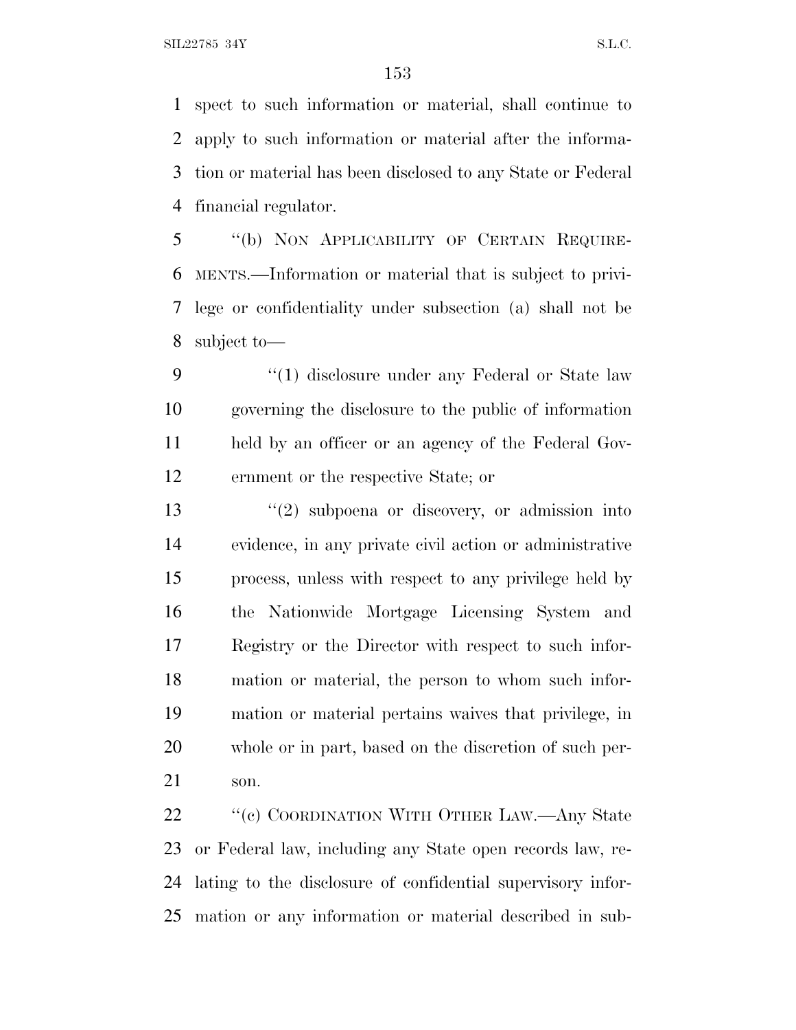spect to such information or material, shall continue to apply to such information or material after the information or material has been disclosed to any State or Federal financial regulator.

"(b) NON APPLICABILITY OF CERTAIN REQUIREMENTS.—Information or material that is subject to privilege or confidentiality under subsection (a) shall not be subject to—

"(1) disclosure under any Federal or State law governing the disclosure to the public of information held by an officer or an agency of the Federal Government or the respective State; or

"(2) subpoena or discovery, or admission into evidence, in any private civil action or administrative process, unless with respect to any privilege held by the Nationwide Mortgage Licensing System and Registry or the Director with respect to such information or material, the person to whom such information or material pertains waives that privilege, in whole or in part, based on the discretion of such person.

"(c) COORDINATION WITH OTHER LAW.—Any State or Federal law, including any State open records law, relating to the disclosure of confidential supervisory information or any information or material described in sub-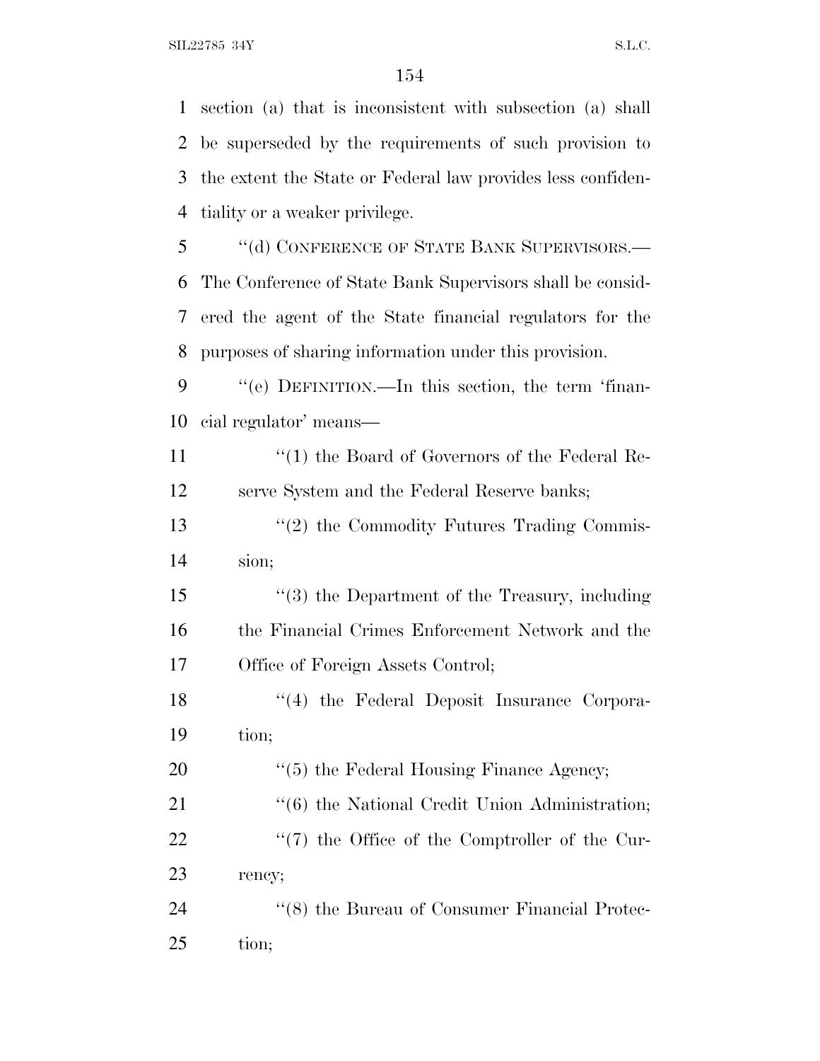section (a) that is inconsistent with subsection (a) shall be superseded by the requirements of such provision to the extent the State or Federal law provides less confidentiality or a weaker privilege.

"(d) CONFERENCE OF STATE BANK SUPERVISORS.—The Conference of State Bank Supervisors shall be considered the agent of the State financial regulators for the purposes of sharing information under this provision.

"(e) DEFINITION.—In this section, the term 'financial regulator' means—

"(1) the Board of Governors of the Federal Reserve System and the Federal Reserve banks;

"(2) the Commodity Futures Trading Commission;

"(3) the Department of the Treasury, including the Financial Crimes Enforcement Network and the Office of Foreign Assets Control;

"(4) the Federal Deposit Insurance Corporation;

"(5) the Federal Housing Finance Agency;

"(6) the National Credit Union Administration;

"(7) the Office of the Comptroller of the Currency;

"(8) the Bureau of Consumer Financial Protection;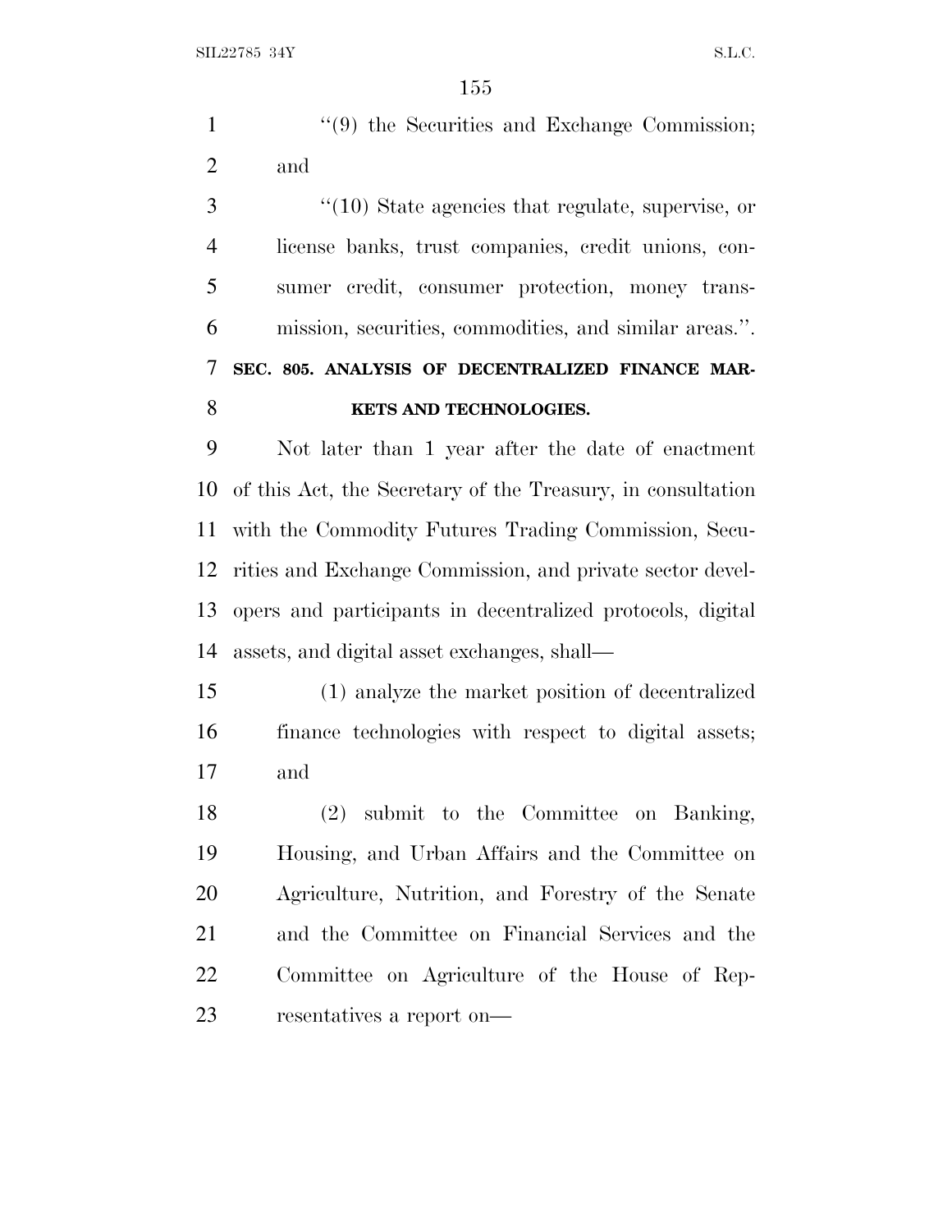"(9) the Securities and Exchange Commission; and

"(10) State agencies that regulate, supervise, or license banks, trust companies, credit unions, consumer credit, consumer protection, money transmission, securities, commodities, and similar areas.".

**SEC. 805. ANALYSIS OF DECENTRALIZED FINANCE MARKETS AND TECHNOLOGIES.**

Not later than 1 year after the date of enactment of this Act, the Secretary of the Treasury, in consultation with the Commodity Futures Trading Commission, Securities and Exchange Commission, and private sector developers and participants in decentralized protocols, digital assets, and digital asset exchanges, shall—

(1) analyze the market position of decentralized finance technologies with respect to digital assets; and

(2) submit to the Committee on Banking, Housing, and Urban Affairs and the Committee on Agriculture, Nutrition, and Forestry of the Senate and the Committee on Financial Services and the Committee on Agriculture of the House of Representatives a report on—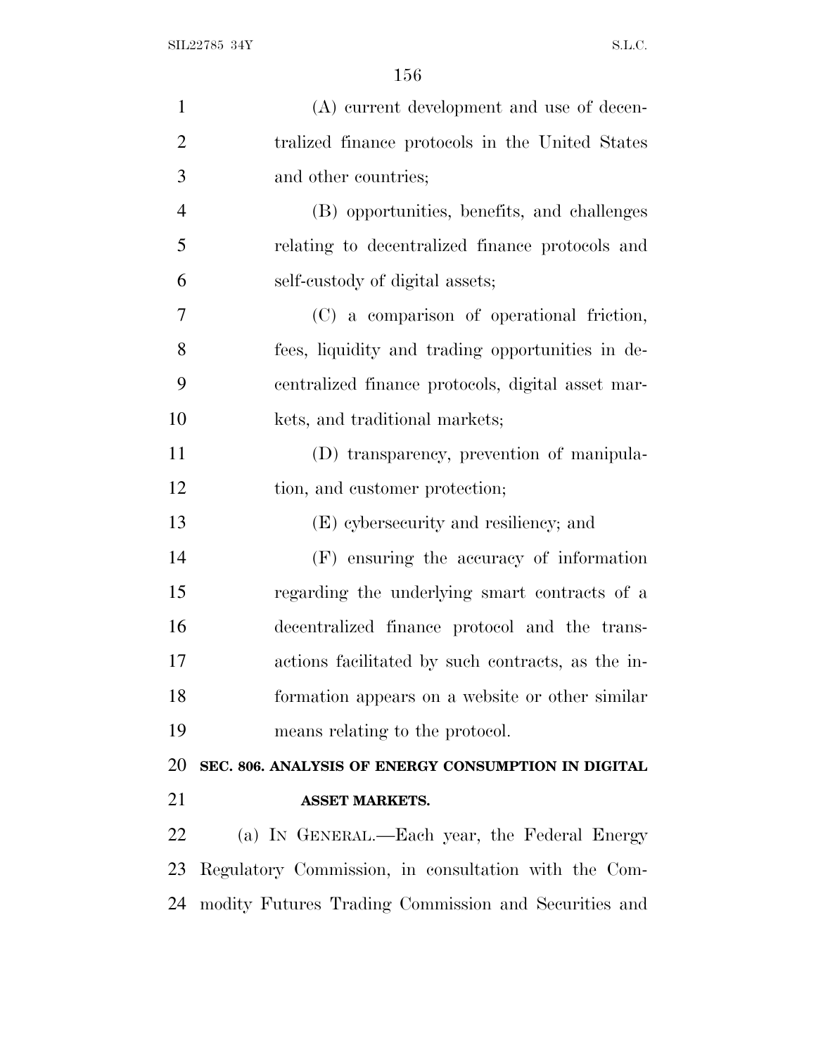(A) current development and use of decentralized finance protocols in the United States and other countries;

(B) opportunities, benefits, and challenges relating to decentralized finance protocols and self-custody of digital assets;

(C) a comparison of operational friction, fees, liquidity and trading opportunities in decentralized finance protocols, digital asset markets, and traditional markets;

(D) transparency, prevention of manipulation, and customer protection;

(E) cybersecurity and resiliency; and

(F) ensuring the accuracy of information regarding the underlying smart contracts of a decentralized finance protocol and the transactions facilitated by such contracts, as the information appears on a website or other similar means relating to the protocol.

**SEC. 806. ANALYSIS OF ENERGY CONSUMPTION IN DIGITAL ASSET MARKETS.**

(a) IN GENERAL.—Each year, the Federal Energy Regulatory Commission, in consultation with the Commodity Futures Trading Commission and Securities and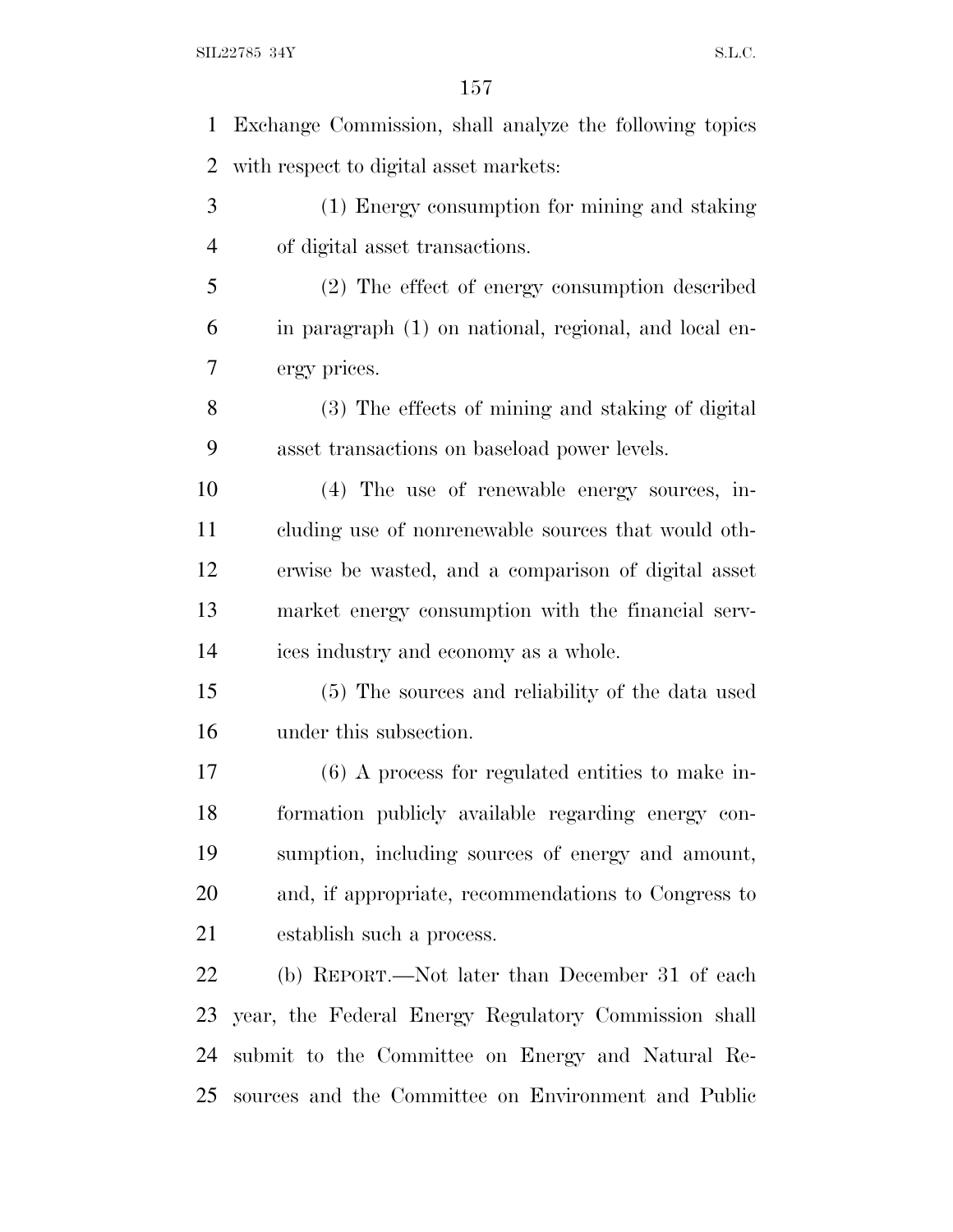Exchange Commission, shall analyze the following topics with respect to digital asset markets:

(1) Energy consumption for mining and staking of digital asset transactions.

(2) The effect of energy consumption described in paragraph (1) on national, regional, and local energy prices.

(3) The effects of mining and staking of digital asset transactions on baseload power levels.

(4) The use of renewable energy sources, including use of nonrenewable sources that would otherwise be wasted, and a comparison of digital asset market energy consumption with the financial services industry and economy as a whole.

(5) The sources and reliability of the data used under this subsection.

(6) A process for regulated entities to make information publicly available regarding energy consumption, including sources of energy and amount, and, if appropriate, recommendations to Congress to establish such a process.

(b) REPORT.—Not later than December 31 of each year, the Federal Energy Regulatory Commission shall submit to the Committee on Energy and Natural Resources and the Committee on Environment and Public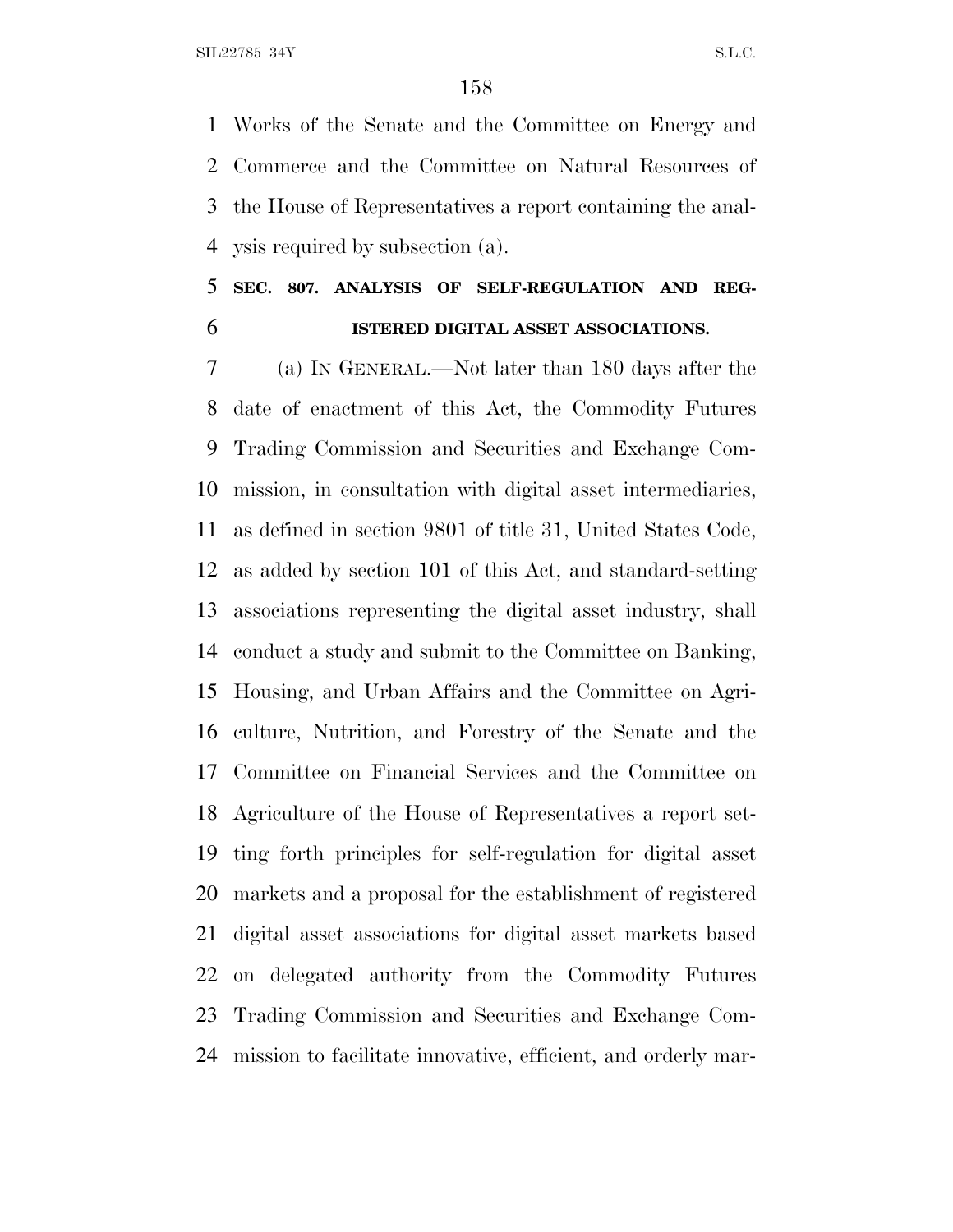Works of the Senate and the Committee on Energy and Commerce and the Committee on Natural Resources of the House of Representatives a report containing the analysis required by subsection (a).

### SEC. 807. ANALYSIS OF SELF-REGULATION AND REGISTERED DIGITAL ASSET ASSOCIATIONS.

(a) IN GENERAL.—Not later than 180 days after the date of enactment of this Act, the Commodity Futures Trading Commission and Securities and Exchange Commission, in consultation with digital asset intermediaries, as defined in section 9801 of title 31, United States Code, as added by section 101 of this Act, and standard-setting associations representing the digital asset industry, shall conduct a study and submit to the Committee on Banking, Housing, and Urban Affairs and the Committee on Agriculture, Nutrition, and Forestry of the Senate and the Committee on Financial Services and the Committee on Agriculture of the House of Representatives a report setting forth principles for self-regulation for digital asset markets and a proposal for the establishment of registered digital asset associations for digital asset markets based on delegated authority from the Commodity Futures Trading Commission and Securities and Exchange Commission to facilitate innovative, efficient, and orderly mar-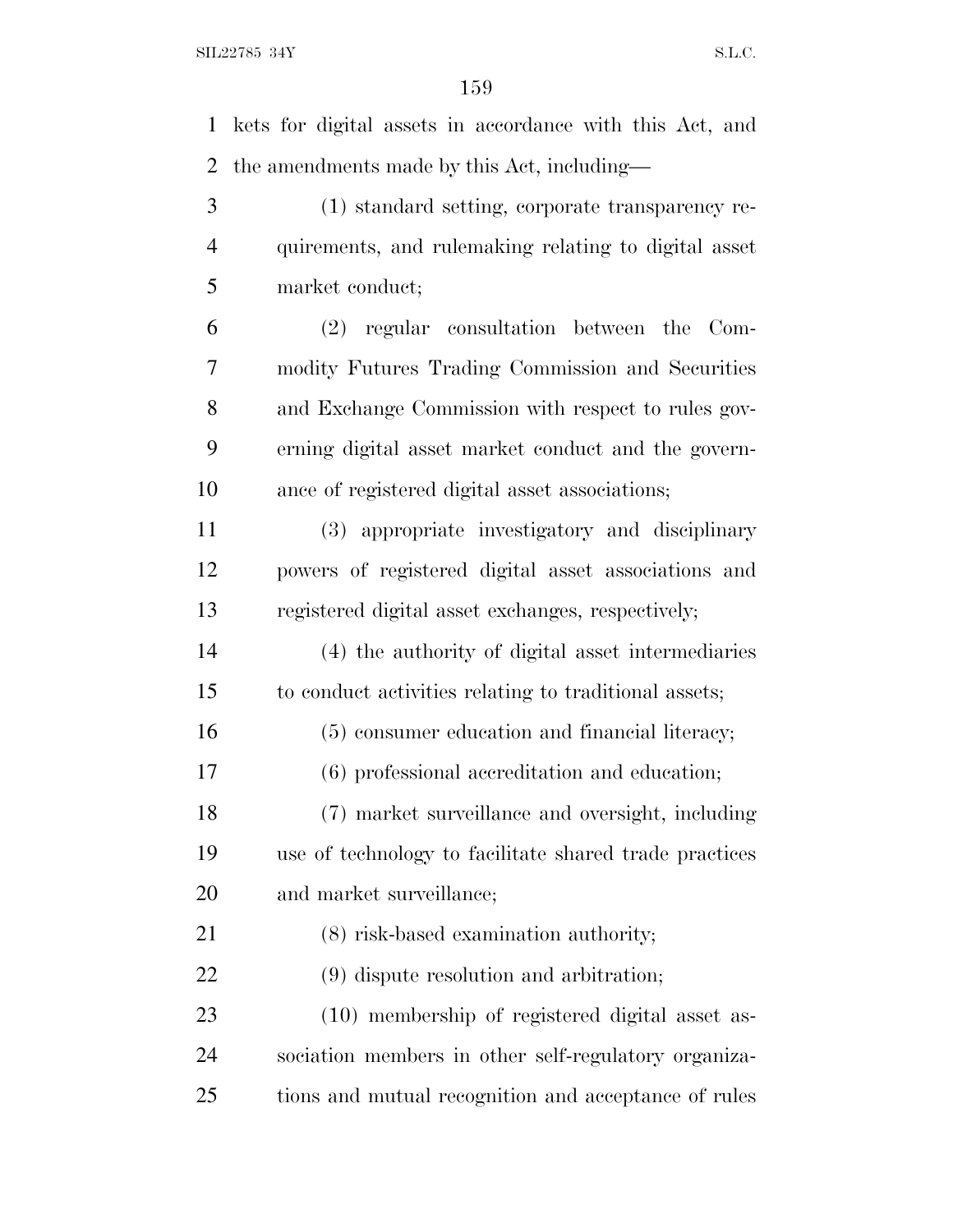kets for digital assets in accordance with this Act, and the amendments made by this Act, including—

(1) standard setting, corporate transparency requirements, and rulemaking relating to digital asset market conduct;

(2) regular consultation between the Commodity Futures Trading Commission and Securities and Exchange Commission with respect to rules governing digital asset market conduct and the governance of registered digital asset associations;

(3) appropriate investigatory and disciplinary powers of registered digital asset associations and registered digital asset exchanges, respectively;

(4) the authority of digital asset intermediaries to conduct activities relating to traditional assets;

(5) consumer education and financial literacy;

(6) professional accreditation and education;

(7) market surveillance and oversight, including use of technology to facilitate shared trade practices and market surveillance;

(8) risk-based examination authority;

(9) dispute resolution and arbitration;

(10) membership of registered digital asset association members in other self-regulatory organizations and mutual recognition and acceptance of rules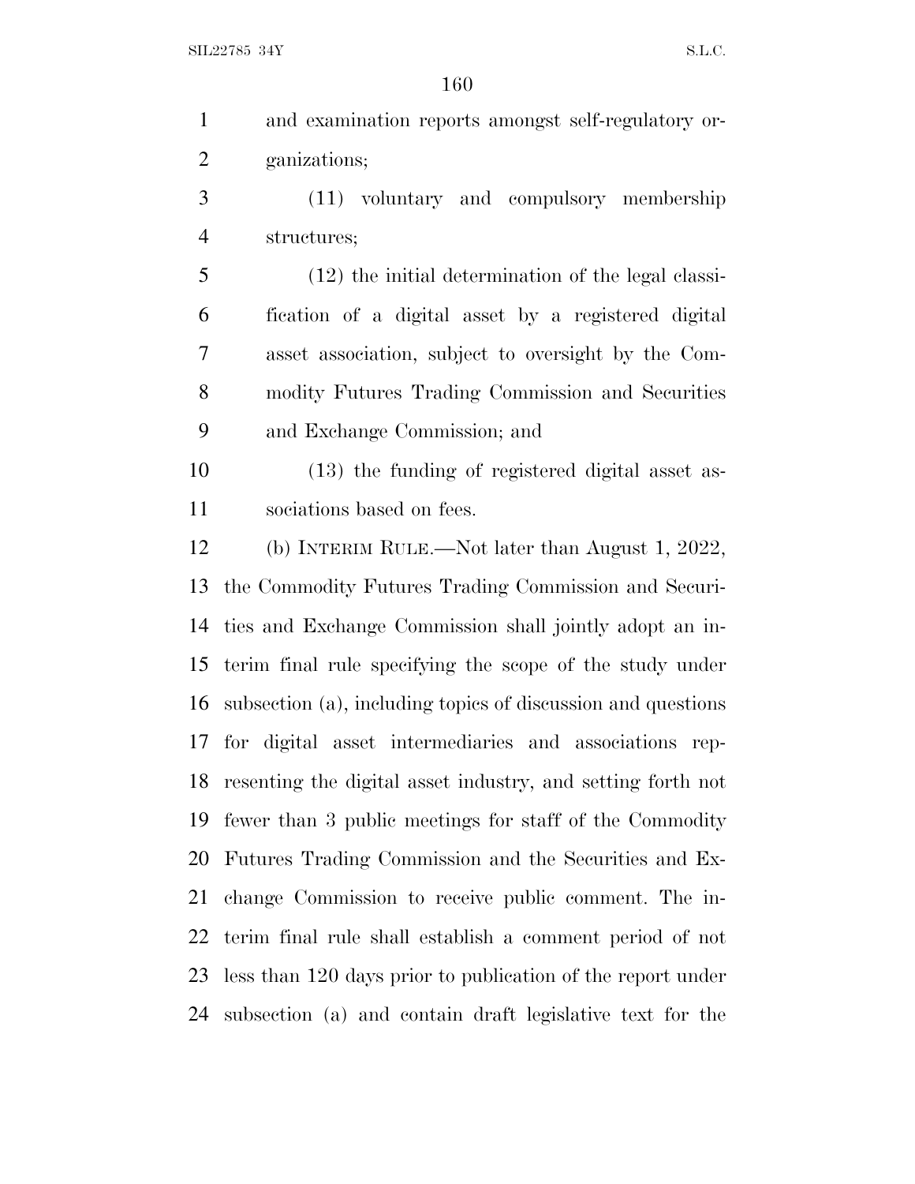and examination reports amongst self-regulatory organizations;

(11) voluntary and compulsory membership structures;

(12) the initial determination of the legal classification of a digital asset by a registered digital asset association, subject to oversight by the Commodity Futures Trading Commission and Securities and Exchange Commission; and

(13) the funding of registered digital asset associations based on fees.

(b) INTERIM RULE.—Not later than August 1, 2022, the Commodity Futures Trading Commission and Securities and Exchange Commission shall jointly adopt an interim final rule specifying the scope of the study under subsection (a), including topics of discussion and questions for digital asset intermediaries and associations representing the digital asset industry, and setting forth not fewer than 3 public meetings for staff of the Commodity Futures Trading Commission and the Securities and Exchange Commission to receive public comment. The interim final rule shall establish a comment period of not less than 120 days prior to publication of the report under subsection (a) and contain draft legislative text for the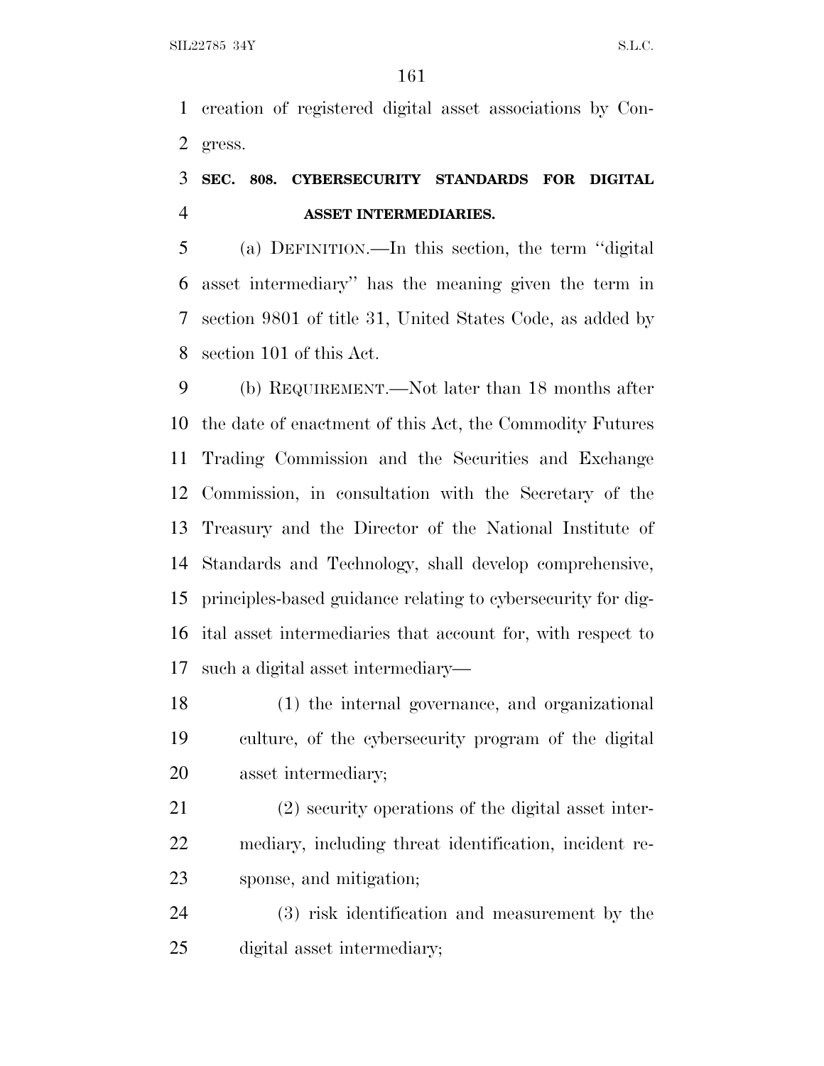creation of registered digital asset associations by Congress.

### SEC. 808. CYBERSECURITY STANDARDS FOR DIGITAL ASSET INTERMEDIARIES.

(a) DEFINITION.—In this section, the term ''digital asset intermediary'' has the meaning given the term in section 9801 of title 31, United States Code, as added by section 101 of this Act.

(b) REQUIREMENT.—Not later than 18 months after the date of enactment of this Act, the Commodity Futures Trading Commission and the Securities and Exchange Commission, in consultation with the Secretary of the Treasury and the Director of the National Institute of Standards and Technology, shall develop comprehensive, principles-based guidance relating to cybersecurity for digital asset intermediaries that account for, with respect to such a digital asset intermediary—

(1) the internal governance, and organizational culture, of the cybersecurity program of the digital asset intermediary;

(2) security operations of the digital asset intermediary, including threat identification, incident response, and mitigation;

(3) risk identification and measurement by the digital asset intermediary;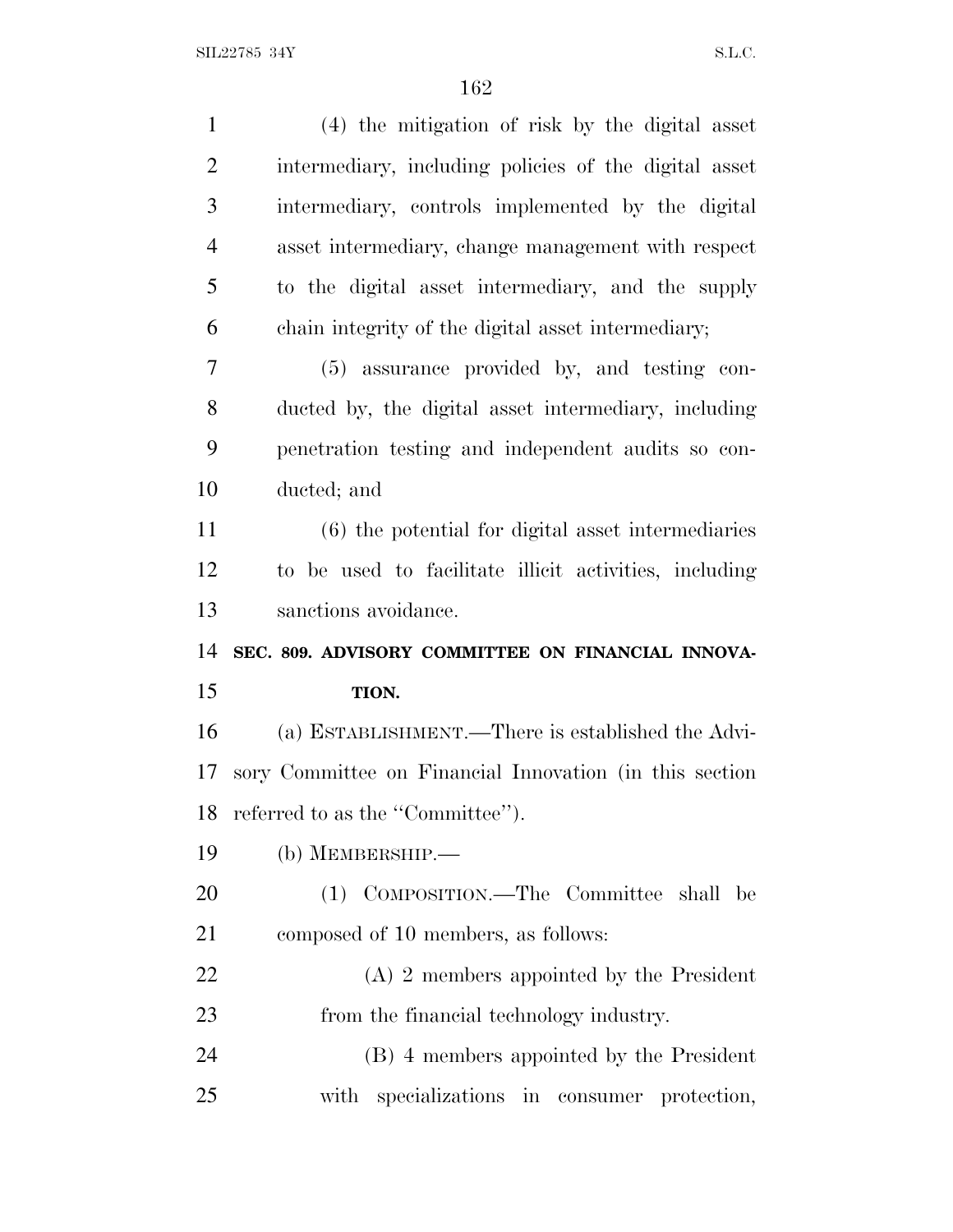(4) the mitigation of risk by the digital asset intermediary, including policies of the digital asset intermediary, controls implemented by the digital asset intermediary, change management with respect to the digital asset intermediary, and the supply chain integrity of the digital asset intermediary;

(5) assurance provided by, and testing conducted by, the digital asset intermediary, including penetration testing and independent audits so conducted; and

(6) the potential for digital asset intermediaries to be used to facilitate illicit activities, including sanctions avoidance.

**SEC. 809. ADVISORY COMMITTEE ON FINANCIAL INNOVATION.**

(a) ESTABLISHMENT.—There is established the Advisory Committee on Financial Innovation (in this section referred to as the ''Committee'').

(b) MEMBERSHIP.—

(1) COMPOSITION.—The Committee shall be composed of 10 members, as follows:

(A) 2 members appointed by the President from the financial technology industry.

(B) 4 members appointed by the President with specializations in consumer protection,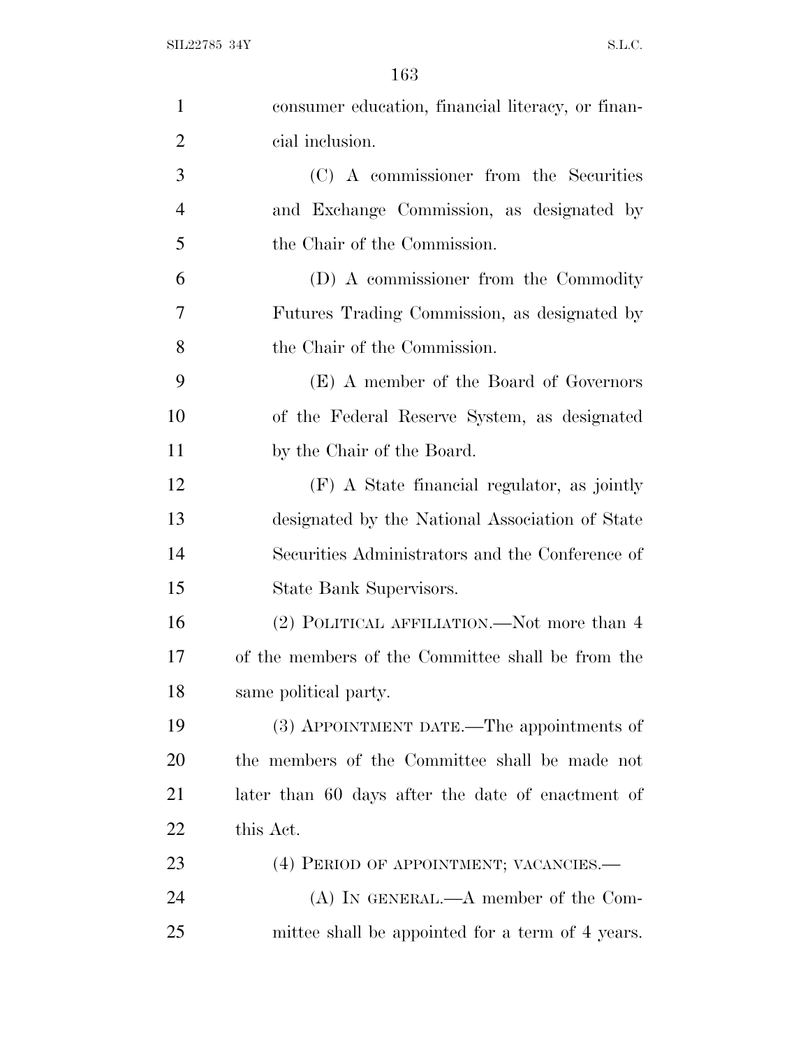consumer education, financial literacy, or financial inclusion.

(C) A commissioner from the Securities and Exchange Commission, as designated by the Chair of the Commission.

(D) A commissioner from the Commodity Futures Trading Commission, as designated by the Chair of the Commission.

(E) A member of the Board of Governors of the Federal Reserve System, as designated by the Chair of the Board.

(F) A State financial regulator, as jointly designated by the National Association of State Securities Administrators and the Conference of State Bank Supervisors.

(2) POLITICAL AFFILIATION.—Not more than 4 of the members of the Committee shall be from the same political party.

(3) APPOINTMENT DATE.—The appointments of the members of the Committee shall be made not later than 60 days after the date of enactment of this Act.

(4) PERIOD OF APPOINTMENT; VACANCIES.—

(A) IN GENERAL.—A member of the Committee shall be appointed for a term of 4 years.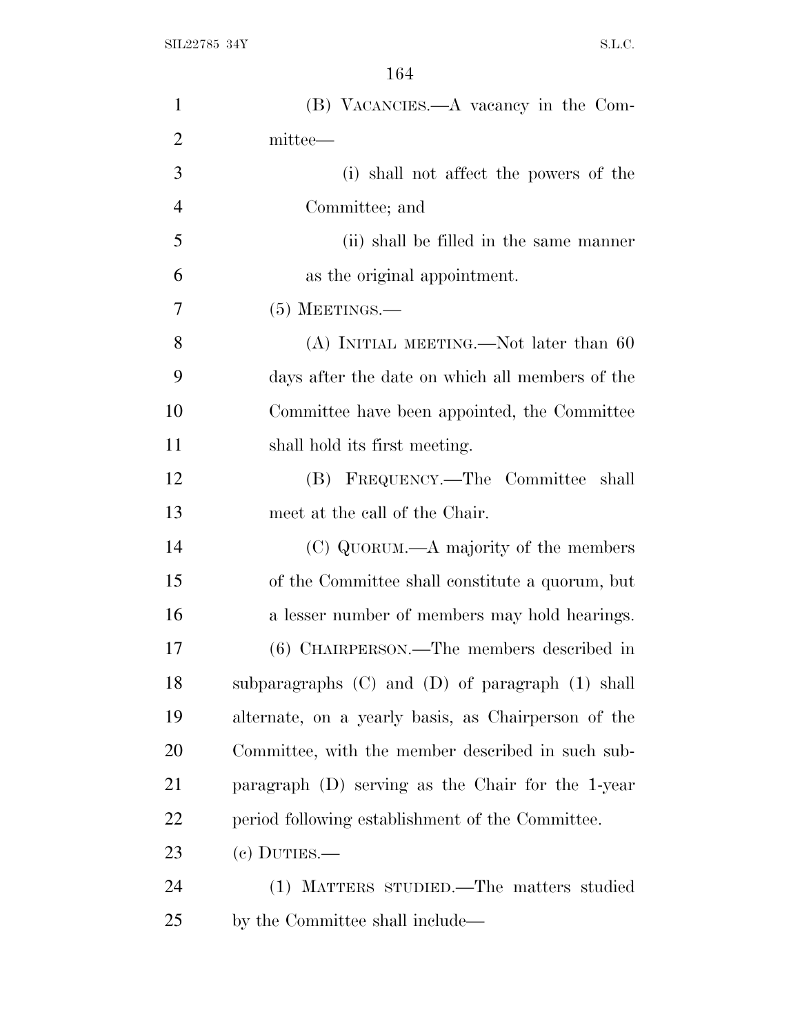(B) VACANCIES.—A vacancy in the Committee—

(i) shall not affect the powers of the Committee; and

(ii) shall be filled in the same manner as the original appointment.

(5) MEETINGS.—

(A) INITIAL MEETING.—Not later than 60 days after the date on which all members of the Committee have been appointed, the Committee shall hold its first meeting.

(B) FREQUENCY.—The Committee shall meet at the call of the Chair.

(C) QUORUM.—A majority of the members of the Committee shall constitute a quorum, but a lesser number of members may hold hearings.

(6) CHAIRPERSON.—The members described in subparagraphs (C) and (D) of paragraph (1) shall alternate, on a yearly basis, as Chairperson of the Committee, with the member described in such subparagraph (D) serving as the Chair for the 1-year period following establishment of the Committee.

(c) DUTIES.—

(1) MATTERS STUDIED.—The matters studied by the Committee shall include—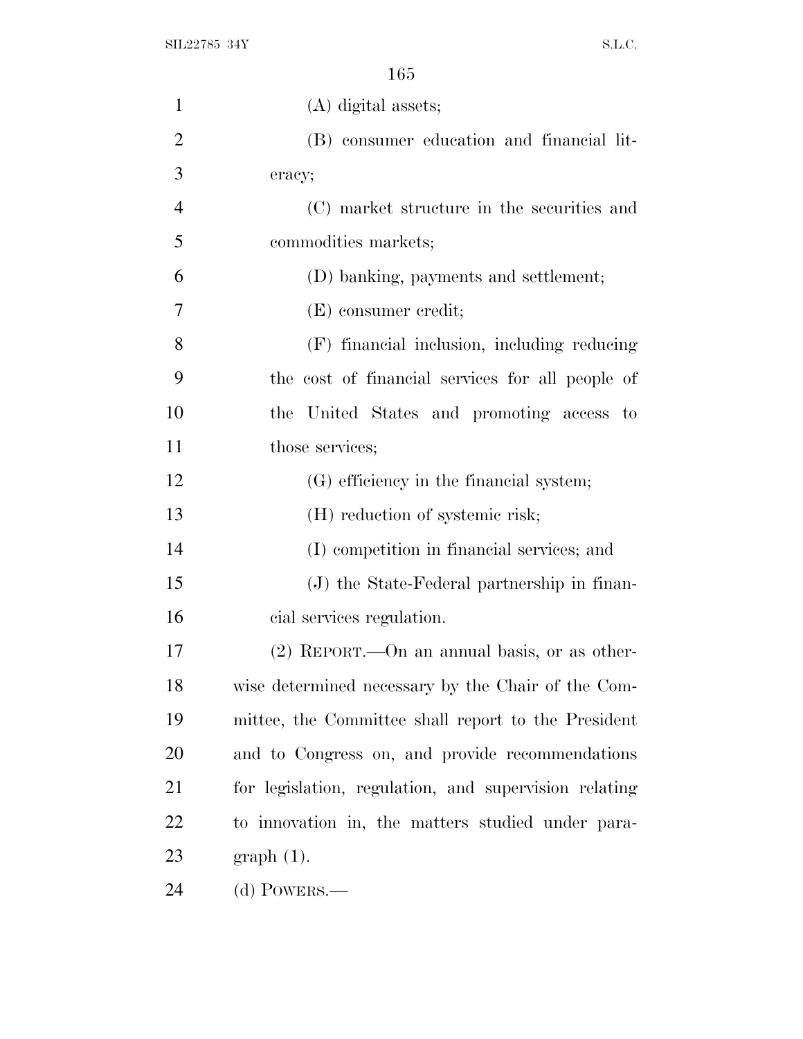(A) digital assets;

(B) consumer education and financial literacy;

(C) market structure in the securities and commodities markets;

(D) banking, payments and settlement;

(E) consumer credit;

(F) financial inclusion, including reducing the cost of financial services for all people of the United States and promoting access to those services;

(G) efficiency in the financial system;

(H) reduction of systemic risk;

(I) competition in financial services; and

(J) the State-Federal partnership in financial services regulation.

(2) REPORT.—On an annual basis, or as otherwise determined necessary by the Chair of the Committee, the Committee shall report to the President and to Congress on, and provide recommendations for legislation, regulation, and supervision relating to innovation in, the matters studied under paragraph (1).

(d) POWERS.—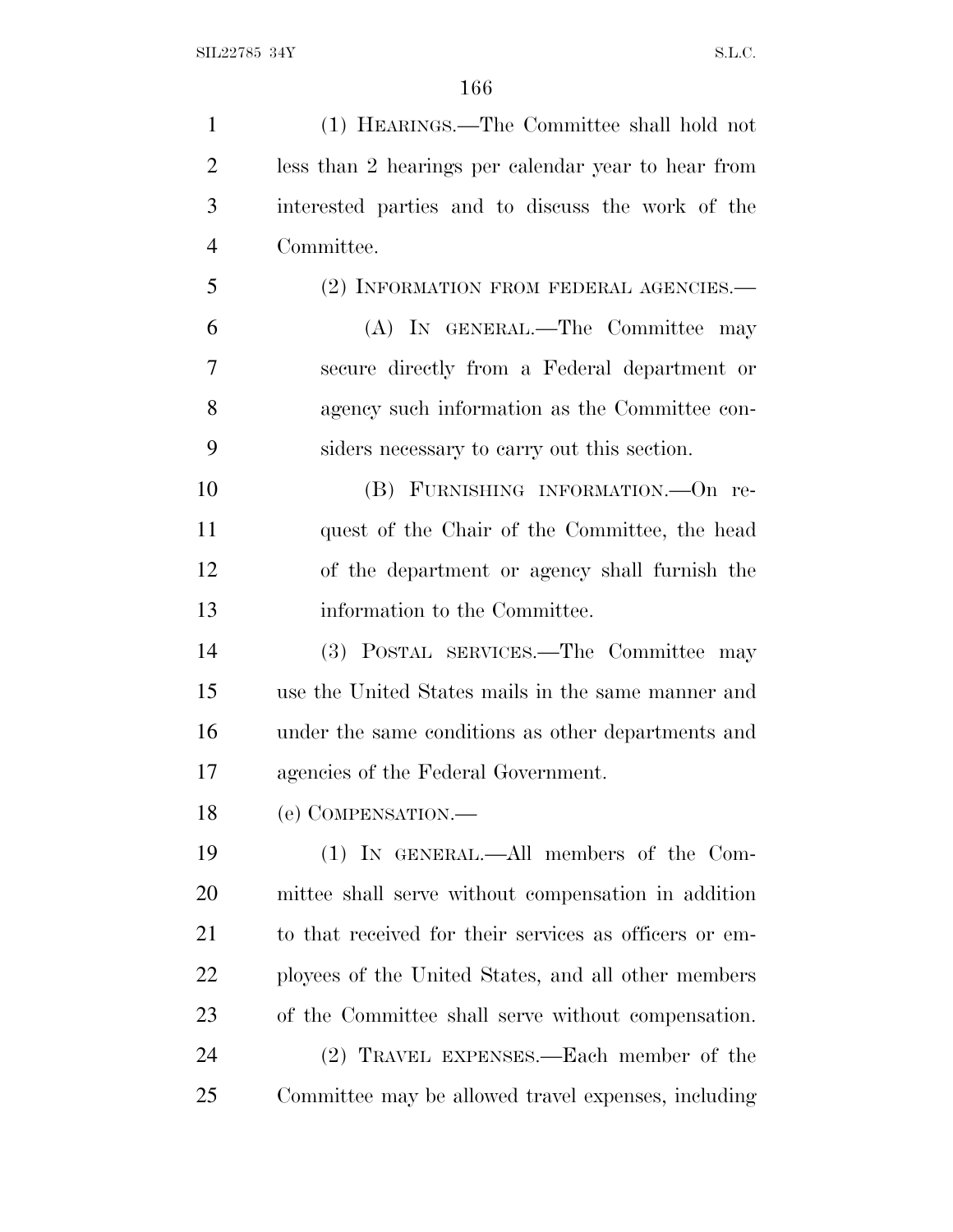(1) HEARINGS.—The Committee shall hold not less than 2 hearings per calendar year to hear from interested parties and to discuss the work of the Committee.

(2) INFORMATION FROM FEDERAL AGENCIES.—

(A) IN GENERAL.—The Committee may secure directly from a Federal department or agency such information as the Committee considers necessary to carry out this section.

(B) FURNISHING INFORMATION.—On request of the Chair of the Committee, the head of the department or agency shall furnish the information to the Committee.

(3) POSTAL SERVICES.—The Committee may use the United States mails in the same manner and under the same conditions as other departments and agencies of the Federal Government.

(e) COMPENSATION.—

(1) IN GENERAL.—All members of the Committee shall serve without compensation in addition to that received for their services as officers or employees of the United States, and all other members of the Committee shall serve without compensation.

(2) TRAVEL EXPENSES.—Each member of the Committee may be allowed travel expenses, including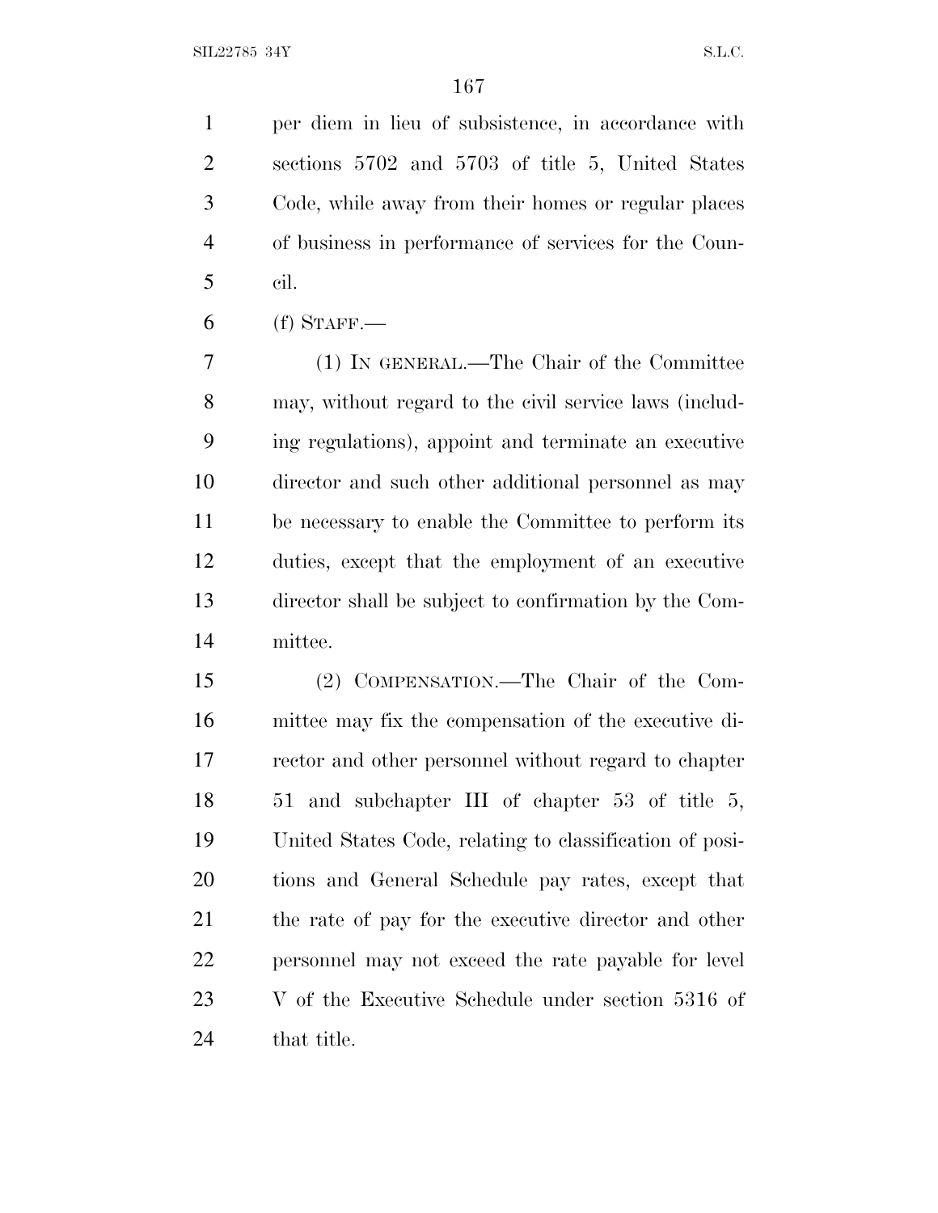per diem in lieu of subsistence, in accordance with sections 5702 and 5703 of title 5, United States Code, while away from their homes or regular places of business in performance of services for the Council.

(f) STAFF.—

(1) IN GENERAL.—The Chair of the Committee may, without regard to the civil service laws (including regulations), appoint and terminate an executive director and such other additional personnel as may be necessary to enable the Committee to perform its duties, except that the employment of an executive director shall be subject to confirmation by the Committee.

(2) COMPENSATION.—The Chair of the Committee may fix the compensation of the executive director and other personnel without regard to chapter 51 and subchapter III of chapter 53 of title 5, United States Code, relating to classification of positions and General Schedule pay rates, except that the rate of pay for the executive director and other personnel may not exceed the rate payable for level V of the Executive Schedule under section 5316 of that title.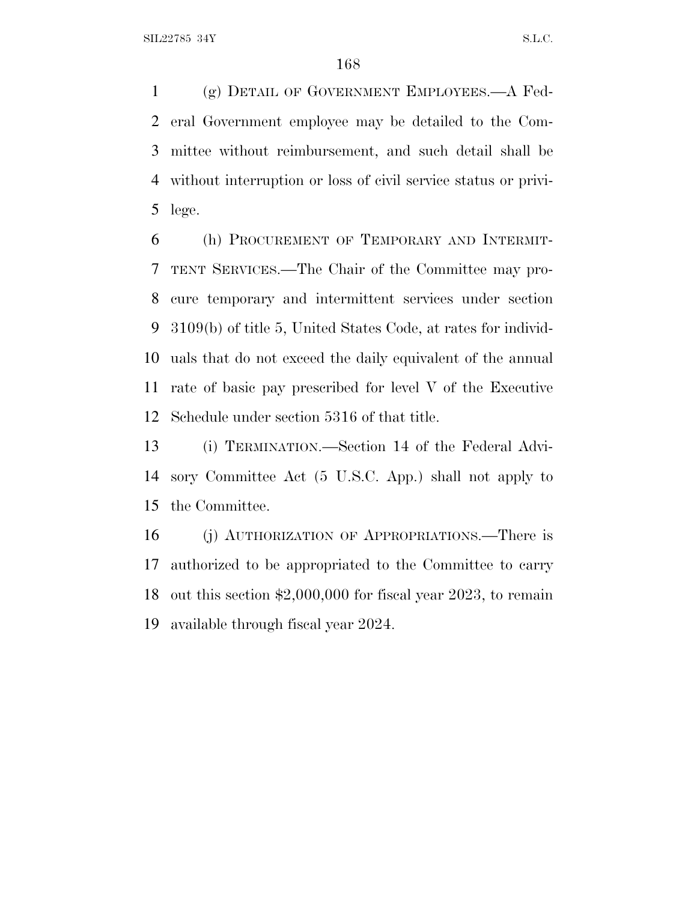(g) DETAIL OF GOVERNMENT EMPLOYEES.—A Federal Government employee may be detailed to the Committee without reimbursement, and such detail shall be without interruption or loss of civil service status or privilege.

(h) PROCUREMENT OF TEMPORARY AND INTERMITTENT SERVICES.—The Chair of the Committee may procure temporary and intermittent services under section 3109(b) of title 5, United States Code, at rates for individuals that do not exceed the daily equivalent of the annual rate of basic pay prescribed for level V of the Executive Schedule under section 5316 of that title.

(i) TERMINATION.—Section 14 of the Federal Advisory Committee Act (5 U.S.C. App.) shall not apply to the Committee.

(j) AUTHORIZATION OF APPROPRIATIONS.—There is authorized to be appropriated to the Committee to carry out this section $2,000,000 for fiscal year 2023, to remain available through fiscal year 2024.